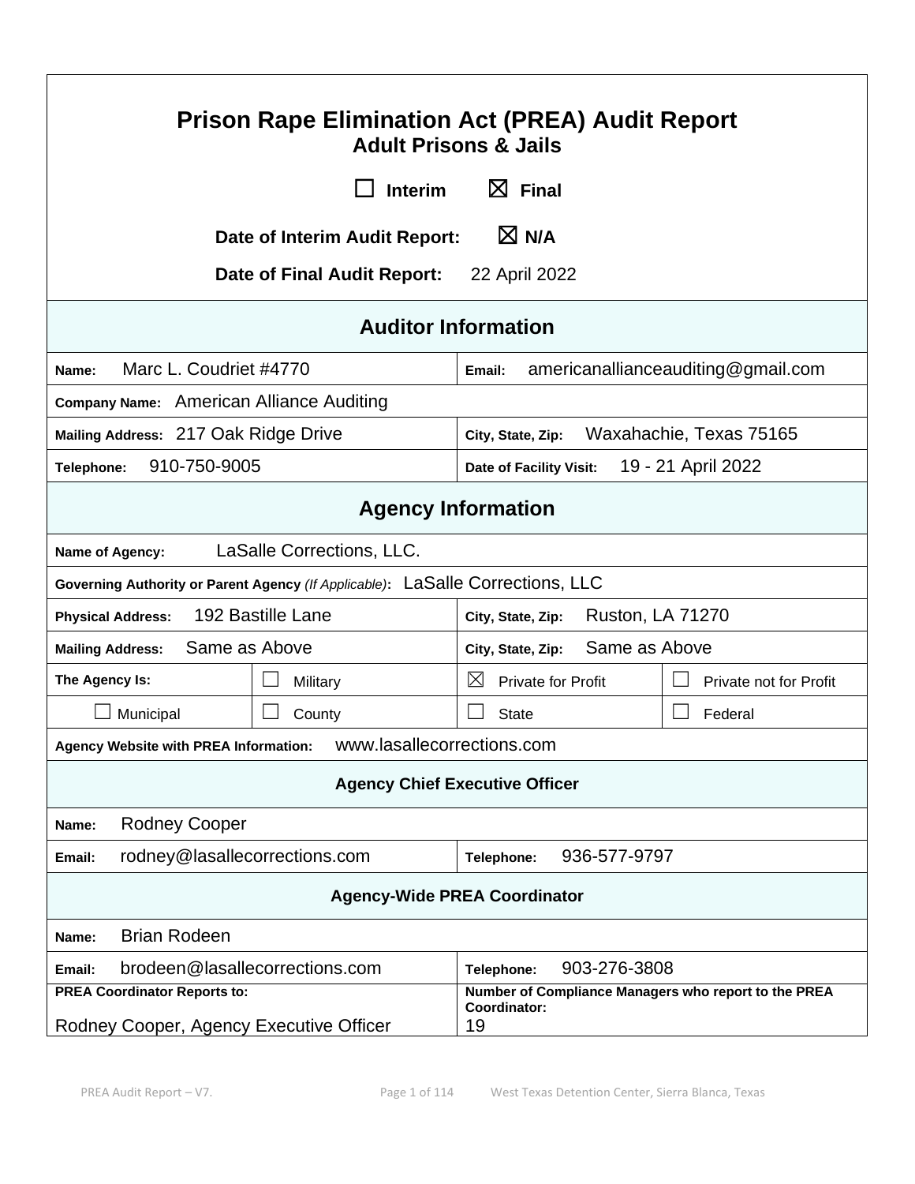# Prison Rape Elimination Act (PREA) Audit Report

## Adult Prisons & Jails

☐ Interim ☒ Final

**Date of Interim Audit Report:** ☒ N/A

**Date of Final Audit Report:** 22 April 2022

## Auditor Information

| | |
|---|---|
| **Name:** Marc L. Coudriet #4770 | **Email:** americanallianceauditing@gmail.com |
| **Company Name:** American Alliance Auditing | |
| **Mailing Address:** 217 Oak Ridge Drive | **City, State, Zip:** Waxahachie, Texas 75165 |
| **Telephone:** 910-750-9005 | **Date of Facility Visit:** 19 - 21 April 2022 |

## Agency Information

| | | | |
|---|---|---|---|
| **Name of Agency:** LaSalle Corrections, LLC. | | | |
| **Governing Authority or Parent Agency** *(If Applicable)*: LaSalle Corrections, LLC | | | |
| **Physical Address:** 192 Bastille Lane | | **City, State, Zip:** Ruston, LA 71270 | |
| **Mailing Address:** Same as Above | | **City, State, Zip:** Same as Above | |
| **The Agency Is:** | ☐ Military | ☒ Private for Profit | ☐ Private not for Profit |
| ☐ Municipal | ☐ County | ☐ State | ☐ Federal |
| **Agency Website with PREA Information:** www.lasallecorrections.com | | | |

### Agency Chief Executive Officer

| | |
|---|---|
| **Name:** Rodney Cooper | |
| **Email:** rodney@lasallecorrections.com | **Telephone:** 936-577-9797 |

### Agency-Wide PREA Coordinator

| | |
|---|---|
| **Name:** Brian Rodeen | |
| **Email:** brodeen@lasallecorrections.com | **Telephone:** 903-276-3808 |
| **PREA Coordinator Reports to:** Rodney Cooper, Agency Executive Officer | **Number of Compliance Managers who report to the PREA Coordinator:** 19 |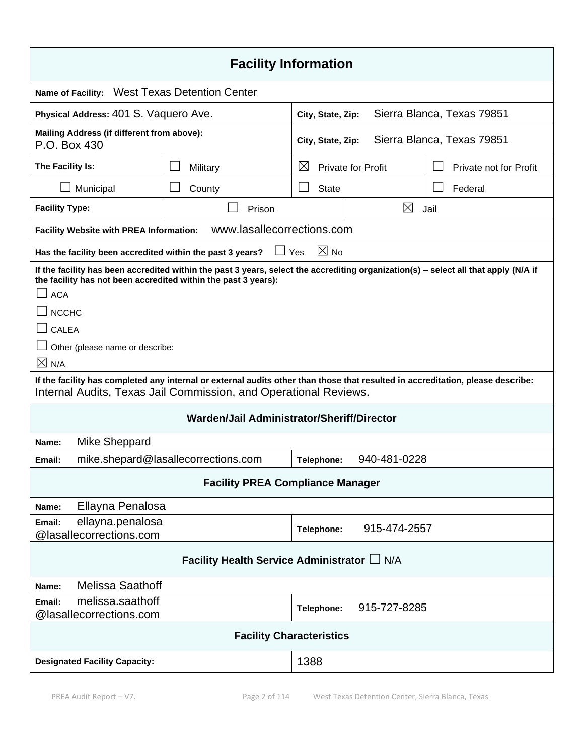## Facility Information

**Name of Facility:** West Texas Detention Center

| | |
|---|---|
| **Physical Address:** 401 S. Vaquero Ave. | **City, State, Zip:** Sierra Blanca, Texas 79851 |
| **Mailing Address (if different from above):** P.O. Box 430 | **City, State, Zip:** Sierra Blanca, Texas 79851 |

| **The Facility Is:** | ☐ Military | ☒ Private for Profit | ☐ Private not for Profit |
|---|---|---|---|
| ☐ Municipal | ☐ County | ☐ State | ☐ Federal |

| **Facility Type:** | ☐ Prison | ☒ Jail |
|---|---|---|

**Facility Website with PREA Information:** www.lasallecorrections.com

**Has the facility been accredited within the past 3 years?** ☐ Yes ☒ No

**If the facility has been accredited within the past 3 years, select the accrediting organization(s) – select all that apply (N/A if the facility has not been accredited within the past 3 years):**

☐ ACA

☐ NCCHC

☐ CALEA

☐ Other (please name or describe:

☒ N/A

**If the facility has completed any internal or external audits other than those that resulted in accreditation, please describe:**
Internal Audits, Texas Jail Commission, and Operational Reviews.

### Warden/Jail Administrator/Sheriff/Director

| | |
|---|---|
| **Name:** Mike Sheppard | |
| **Email:** mike.shepard@lasallecorrections.com | **Telephone:** 940-481-0228 |

### Facility PREA Compliance Manager

| | |
|---|---|
| **Name:** Ellayna Penalosa | |
| **Email:** ellayna.penalosa@lasallecorrections.com | **Telephone:** 915-474-2557 |

### Facility Health Service Administrator ☐ N/A

| | |
|---|---|
| **Name:** Melissa Saathoff | |
| **Email:** melissa.saathoff@lasallecorrections.com | **Telephone:** 915-727-8285 |

### Facility Characteristics

| | |
|---|---|
| **Designated Facility Capacity:** | 1388 |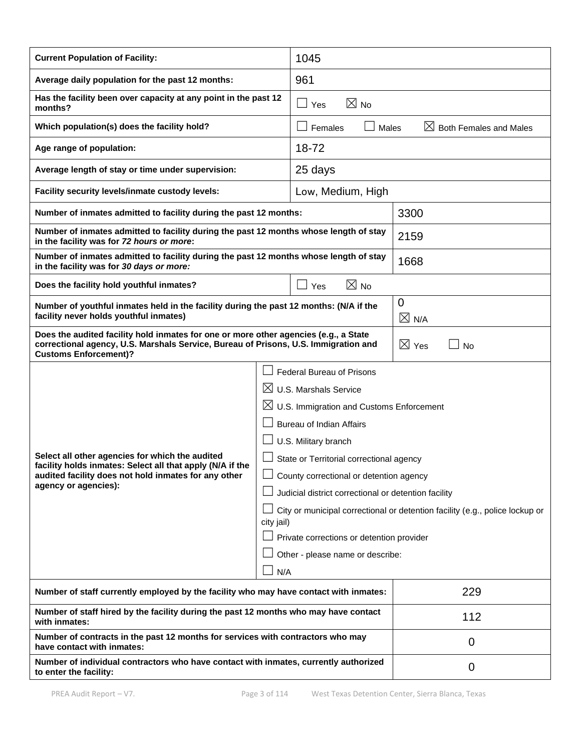| | |
|---|---|
| **Current Population of Facility:** | 1045 |
| **Average daily population for the past 12 months:** | 961 |
| **Has the facility been over capacity at any point in the past 12 months?** | ☐ Yes ☒ No |
| **Which population(s) does the facility hold?** | ☐ Females ☐ Males ☒ Both Females and Males |
| **Age range of population:** | 18-72 |
| **Average length of stay or time under supervision:** | 25 days |
| **Facility security levels/inmate custody levels:** | Low, Medium, High |
| **Number of inmates admitted to facility during the past 12 months:** | 3300 |
| **Number of inmates admitted to facility during the past 12 months whose length of stay in the facility was for *72 hours or more*:** | 2159 |
| **Number of inmates admitted to facility during the past 12 months whose length of stay in the facility was for *30 days or more:*** | 1668 |
| **Does the facility hold youthful inmates?** | ☐ Yes ☒ No |
| **Number of youthful inmates held in the facility during the past 12 months: (N/A if the facility never holds youthful inmates)** | 0 ☒ N/A |
| **Does the audited facility hold inmates for one or more other agencies (e.g., a State correctional agency, U.S. Marshals Service, Bureau of Prisons, U.S. Immigration and Customs Enforcement)?** | ☒ Yes ☐ No |
| **Select all other agencies for which the audited facility holds inmates: Select all that apply (N/A if the audited facility does not hold inmates for any other agency or agencies):** | ☐ Federal Bureau of Prisons<br>☒ U.S. Marshals Service<br>☒ U.S. Immigration and Customs Enforcement<br>☐ Bureau of Indian Affairs<br>☐ U.S. Military branch<br>☐ State or Territorial correctional agency<br>☐ County correctional or detention agency<br>☐ Judicial district correctional or detention facility<br>☐ City or municipal correctional or detention facility (e.g., police lockup or city jail)<br>☐ Private corrections or detention provider<br>☐ Other - please name or describe:<br>☐ N/A |
| **Number of staff currently employed by the facility who may have contact with inmates:** | 229 |
| **Number of staff hired by the facility during the past 12 months who may have contact with inmates:** | 112 |
| **Number of contracts in the past 12 months for services with contractors who may have contact with inmates:** | 0 |
| **Number of individual contractors who have contact with inmates, currently authorized to enter the facility:** | 0 |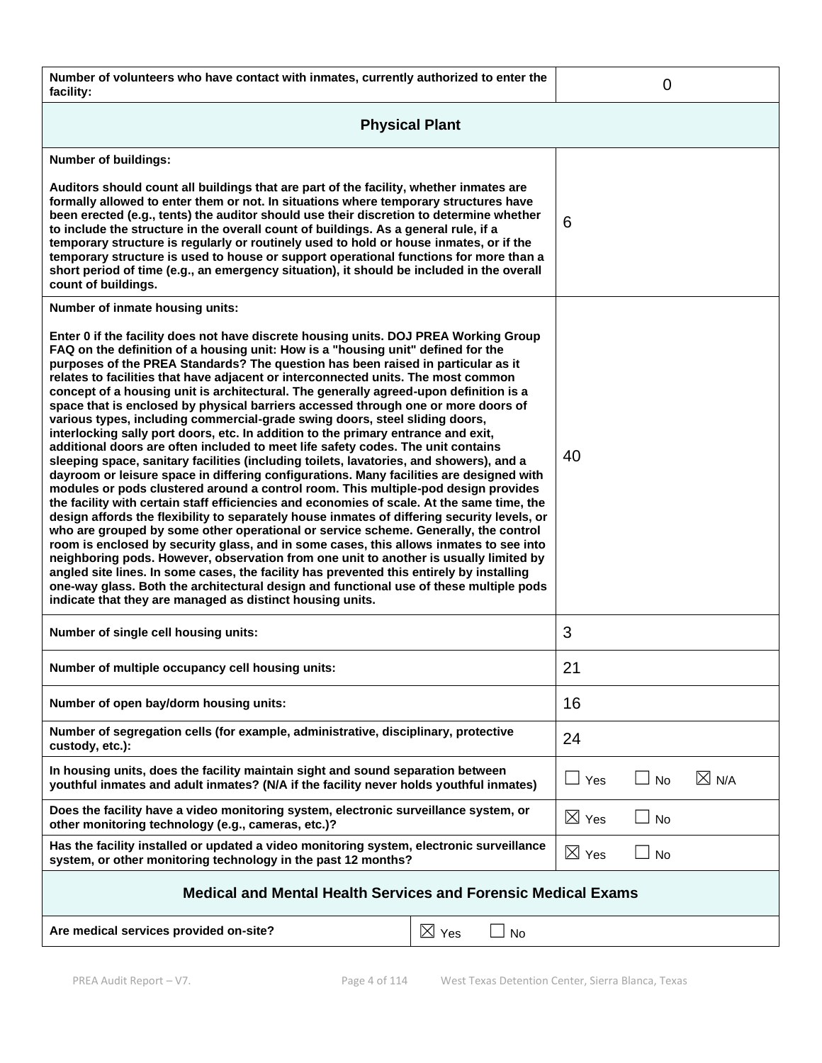| | |
|---|---|
| **Number of volunteers who have contact with inmates, currently authorized to enter the facility:** | 0 |

## Physical Plant

| | |
|---|---|
| **Number of buildings:**<br><br>**Auditors should count all buildings that are part of the facility, whether inmates are formally allowed to enter them or not. In situations where temporary structures have been erected (e.g., tents) the auditor should use their discretion to determine whether to include the structure in the overall count of buildings. As a general rule, if a temporary structure is regularly or routinely used to hold or house inmates, or if the temporary structure is used to house or support operational functions for more than a short period of time (e.g., an emergency situation), it should be included in the overall count of buildings.** | 6 |
| **Number of inmate housing units:**<br><br>**Enter 0 if the facility does not have discrete housing units. DOJ PREA Working Group FAQ on the definition of a housing unit: How is a "housing unit" defined for the purposes of the PREA Standards? The question has been raised in particular as it relates to facilities that have adjacent or interconnected units. The most common concept of a housing unit is architectural. The generally agreed-upon definition is a space that is enclosed by physical barriers accessed through one or more doors of various types, including commercial-grade swing doors, steel sliding doors, interlocking sally port doors, etc. In addition to the primary entrance and exit, additional doors are often included to meet life safety codes. The unit contains sleeping space, sanitary facilities (including toilets, lavatories, and showers), and a dayroom or leisure space in differing configurations. Many facilities are designed with modules or pods clustered around a control room. This multiple-pod design provides the facility with certain staff efficiencies and economies of scale. At the same time, the design affords the flexibility to separately house inmates of differing security levels, or who are grouped by some other operational or service scheme. Generally, the control room is enclosed by security glass, and in some cases, this allows inmates to see into neighboring pods. However, observation from one unit to another is usually limited by angled site lines. In some cases, the facility has prevented this entirely by installing one-way glass. Both the architectural design and functional use of these multiple pods indicate that they are managed as distinct housing units.** | 40 |
| **Number of single cell housing units:** | 3 |
| **Number of multiple occupancy cell housing units:** | 21 |
| **Number of open bay/dorm housing units:** | 16 |
| **Number of segregation cells (for example, administrative, disciplinary, protective custody, etc.):** | 24 |
| **In housing units, does the facility maintain sight and sound separation between youthful inmates and adult inmates? (N/A if the facility never holds youthful inmates)** | ☐ Yes ☐ No ☒ N/A |
| **Does the facility have a video monitoring system, electronic surveillance system, or other monitoring technology (e.g., cameras, etc.)?** | ☒ Yes ☐ No |
| **Has the facility installed or updated a video monitoring system, electronic surveillance system, or other monitoring technology in the past 12 months?** | ☒ Yes ☐ No |

## Medical and Mental Health Services and Forensic Medical Exams

| | |
|---|---|
| **Are medical services provided on-site?** | ☒ Yes ☐ No |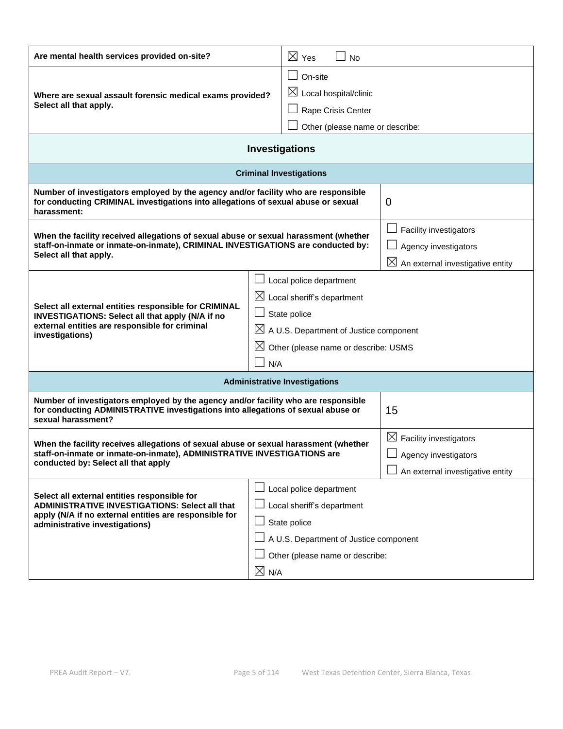| Are mental health services provided on-site? | ☒ Yes ☐ No |
|---|---|
| Where are sexual assault forensic medical exams provided? Select all that apply. | ☐ On-site<br>☒ Local hospital/clinic<br>☐ Rape Crisis Center<br>☐ Other (please name or describe: |

## Investigations

### Criminal Investigations

| | |
|---|---|
| **Number of investigators employed by the agency and/or facility who are responsible for conducting CRIMINAL investigations into allegations of sexual abuse or sexual harassment:** | 0 |
| **When the facility received allegations of sexual abuse or sexual harassment (whether staff-on-inmate or inmate-on-inmate), CRIMINAL INVESTIGATIONS are conducted by: Select all that apply.** | ☐ Facility investigators<br>☐ Agency investigators<br>☒ An external investigative entity |
| **Select all external entities responsible for CRIMINAL INVESTIGATIONS: Select all that apply (N/A if no external entities are responsible for criminal investigations)** | ☐ Local police department<br>☒ Local sheriff's department<br>☐ State police<br>☒ A U.S. Department of Justice component<br>☒ Other (please name or describe: USMS<br>☐ N/A |

### Administrative Investigations

| | |
|---|---|
| **Number of investigators employed by the agency and/or facility who are responsible for conducting ADMINISTRATIVE investigations into allegations of sexual abuse or sexual harassment?** | 15 |
| **When the facility receives allegations of sexual abuse or sexual harassment (whether staff-on-inmate or inmate-on-inmate), ADMINISTRATIVE INVESTIGATIONS are conducted by: Select all that apply** | ☒ Facility investigators<br>☐ Agency investigators<br>☐ An external investigative entity |
| **Select all external entities responsible for ADMINISTRATIVE INVESTIGATIONS: Select all that apply (N/A if no external entities are responsible for administrative investigations)** | ☐ Local police department<br>☐ Local sheriff's department<br>☐ State police<br>☐ A U.S. Department of Justice component<br>☐ Other (please name or describe:<br>☒ N/A |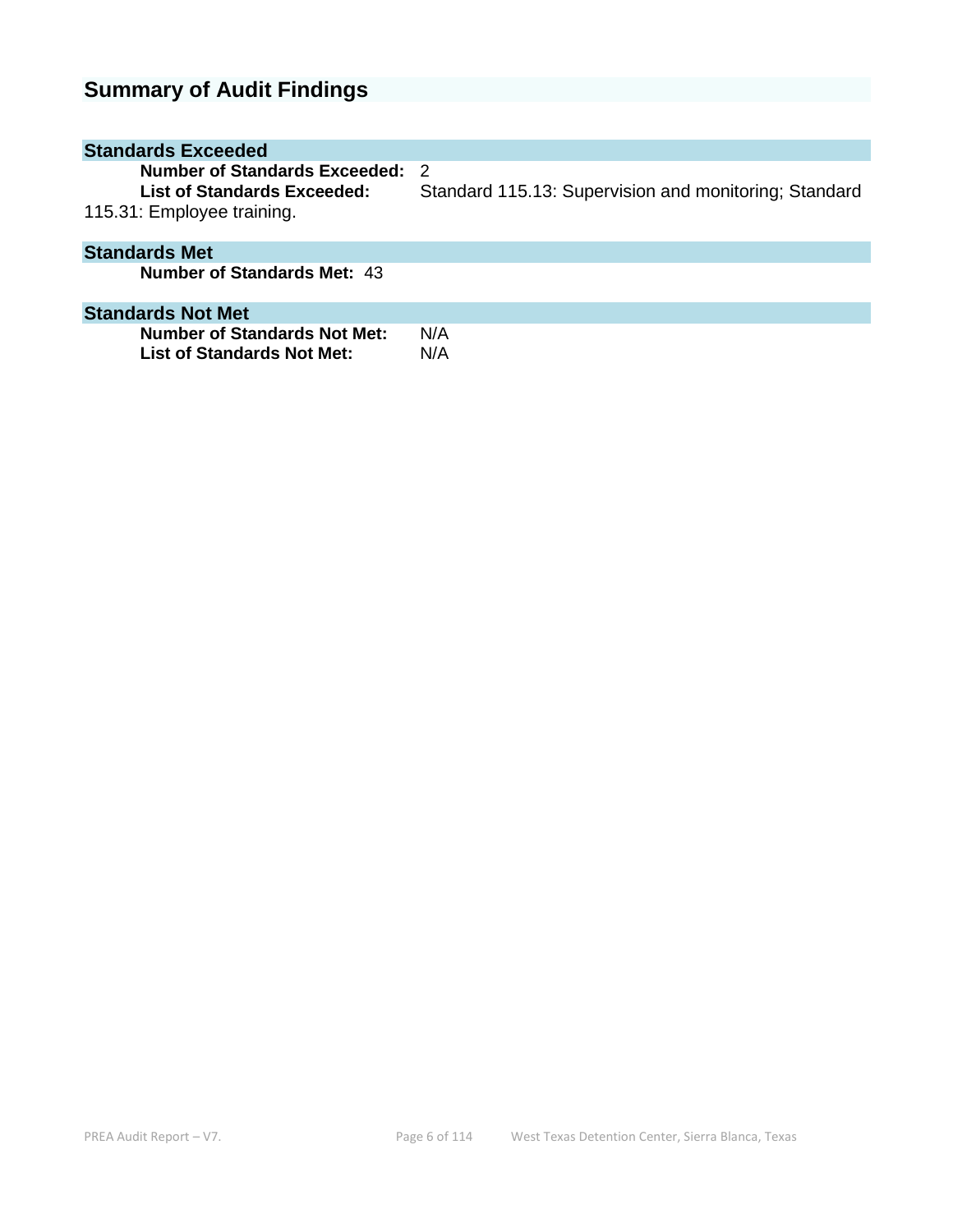## Summary of Audit Findings

### Standards Exceeded

**Number of Standards Exceeded:** 2
**List of Standards Exceeded:** Standard 115.13: Supervision and monitoring; Standard 115.31: Employee training.

### Standards Met

**Number of Standards Met:** 43

### Standards Not Met

**Number of Standards Not Met:** N/A
**List of Standards Not Met:** N/A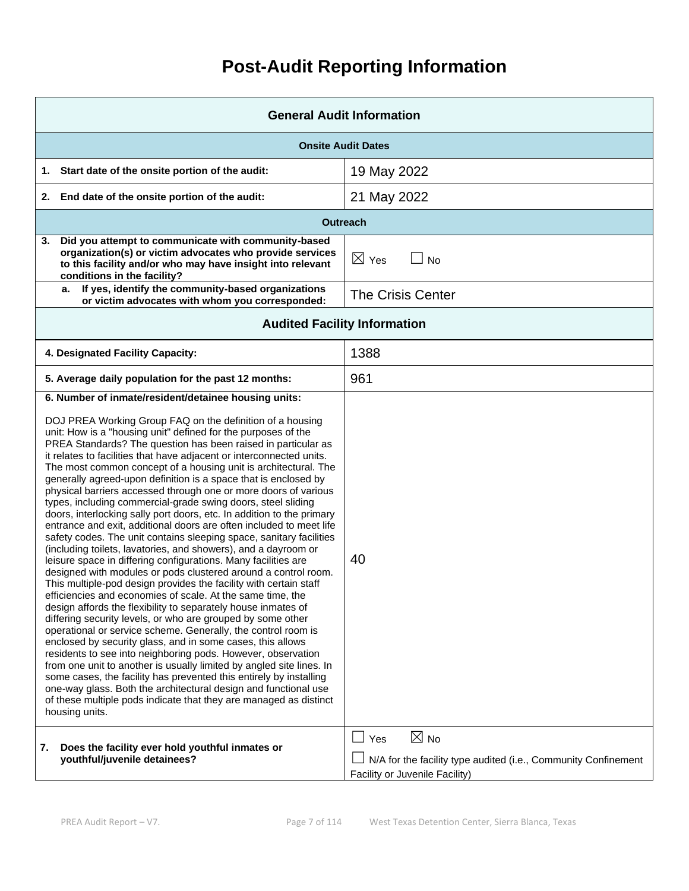# Post-Audit Reporting Information

| General Audit Information | |
|---|---|
| **Onsite Audit Dates** | |
| **1. Start date of the onsite portion of the audit:** | 19 May 2022 |
| **2. End date of the onsite portion of the audit:** | 21 May 2022 |
| **Outreach** | |
| **3. Did you attempt to communicate with community-based organization(s) or victim advocates who provide services to this facility and/or who may have insight into relevant conditions in the facility?** | ☒ Yes ☐ No |
| **a. If yes, identify the community-based organizations or victim advocates with whom you corresponded:** | The Crisis Center |
| **Audited Facility Information** | |
| **4. Designated Facility Capacity:** | 1388 |
| **5. Average daily population for the past 12 months:** | 961 |
| **6. Number of inmate/resident/detainee housing units:** DOJ PREA Working Group FAQ on the definition of a housing unit: How is a "housing unit" defined for the purposes of the PREA Standards? The question has been raised in particular as it relates to facilities that have adjacent or interconnected units. The most common concept of a housing unit is architectural. The generally agreed-upon definition is a space that is enclosed by physical barriers accessed through one or more doors of various types, including commercial-grade swing doors, steel sliding doors, interlocking sally port doors, etc. In addition to the primary entrance and exit, additional doors are often included to meet life safety codes. The unit contains sleeping space, sanitary facilities (including toilets, lavatories, and showers), and a dayroom or leisure space in differing configurations. Many facilities are designed with modules or pods clustered around a control room. This multiple-pod design provides the facility with certain staff efficiencies and economies of scale. At the same time, the design affords the flexibility to separately house inmates of differing security levels, or who are grouped by some other operational or service scheme. Generally, the control room is enclosed by security glass, and in some cases, this allows residents to see into neighboring pods. However, observation from one unit to another is usually limited by angled site lines. In some cases, the facility has prevented this entirely by installing one-way glass. Both the architectural design and functional use of these multiple pods indicate that they are managed as distinct housing units. | 40 |
| **7. Does the facility ever hold youthful inmates or youthful/juvenile detainees?** | ☐ Yes ☒ No<br>☐ N/A for the facility type audited (i.e., Community Confinement Facility or Juvenile Facility) |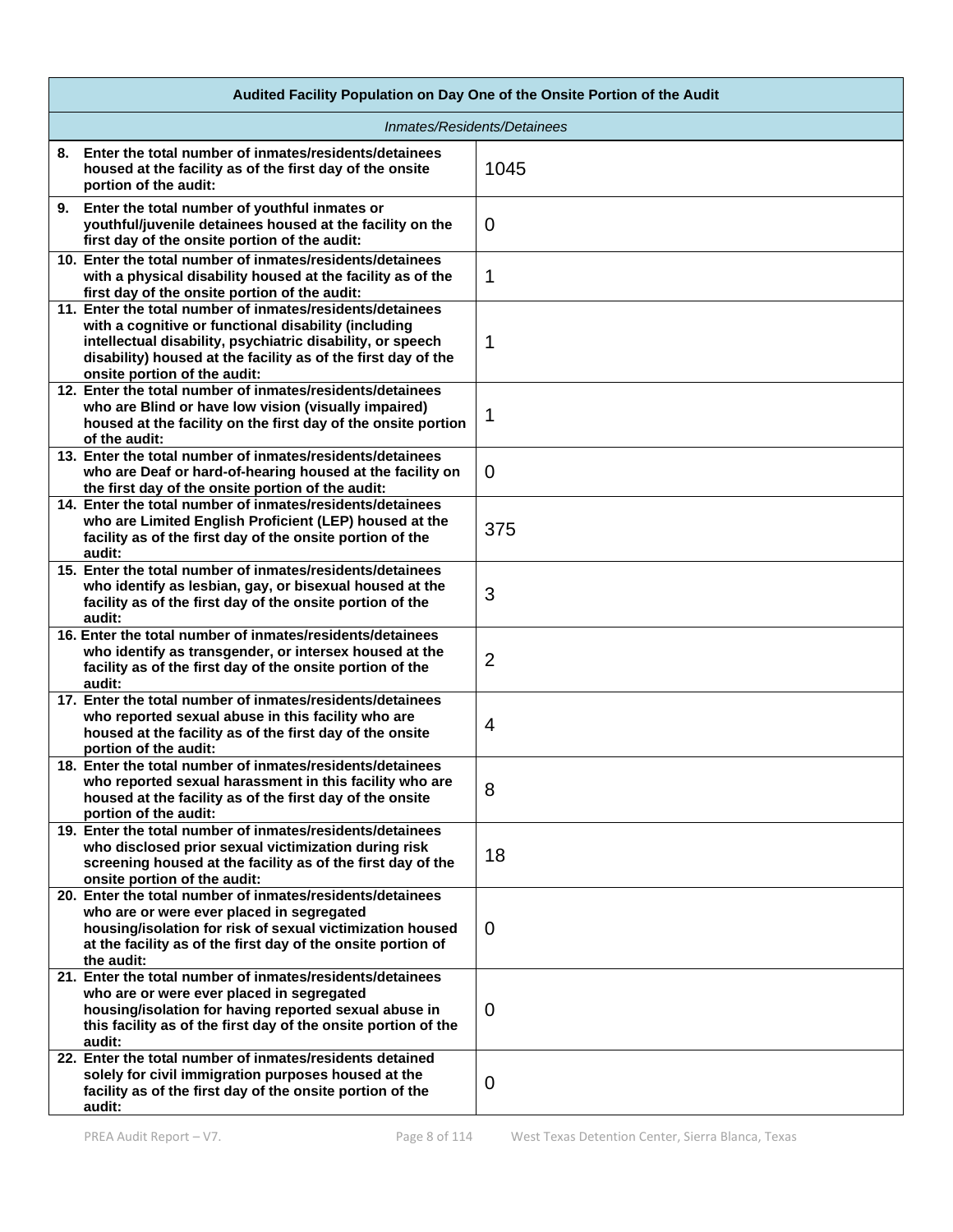| Audited Facility Population on Day One of the Onsite Portion of the Audit | |
|---|---|
| *Inmates/Residents/Detainees* | |
| **8. Enter the total number of inmates/residents/detainees housed at the facility as of the first day of the onsite portion of the audit:** | 1045 |
| **9. Enter the total number of youthful inmates or youthful/juvenile detainees housed at the facility on the first day of the onsite portion of the audit:** | 0 |
| **10. Enter the total number of inmates/residents/detainees with a physical disability housed at the facility as of the first day of the onsite portion of the audit:** | 1 |
| **11. Enter the total number of inmates/residents/detainees with a cognitive or functional disability (including intellectual disability, psychiatric disability, or speech disability) housed at the facility as of the first day of the onsite portion of the audit:** | 1 |
| **12. Enter the total number of inmates/residents/detainees who are Blind or have low vision (visually impaired) housed at the facility on the first day of the onsite portion of the audit:** | 1 |
| **13. Enter the total number of inmates/residents/detainees who are Deaf or hard-of-hearing housed at the facility on the first day of the onsite portion of the audit:** | 0 |
| **14. Enter the total number of inmates/residents/detainees who are Limited English Proficient (LEP) housed at the facility as of the first day of the onsite portion of the audit:** | 375 |
| **15. Enter the total number of inmates/residents/detainees who identify as lesbian, gay, or bisexual housed at the facility as of the first day of the onsite portion of the audit:** | 3 |
| **16. Enter the total number of inmates/residents/detainees who identify as transgender, or intersex housed at the facility as of the first day of the onsite portion of the audit:** | 2 |
| **17. Enter the total number of inmates/residents/detainees who reported sexual abuse in this facility who are housed at the facility as of the first day of the onsite portion of the audit:** | 4 |
| **18. Enter the total number of inmates/residents/detainees who reported sexual harassment in this facility who are housed at the facility as of the first day of the onsite portion of the audit:** | 8 |
| **19. Enter the total number of inmates/residents/detainees who disclosed prior sexual victimization during risk screening housed at the facility as of the first day of the onsite portion of the audit:** | 18 |
| **20. Enter the total number of inmates/residents/detainees who are or were ever placed in segregated housing/isolation for risk of sexual victimization housed at the facility as of the first day of the onsite portion of the audit:** | 0 |
| **21. Enter the total number of inmates/residents/detainees who are or were ever placed in segregated housing/isolation for having reported sexual abuse in this facility as of the first day of the onsite portion of the audit:** | 0 |
| **22. Enter the total number of inmates/residents detained solely for civil immigration purposes housed at the facility as of the first day of the onsite portion of the audit:** | 0 |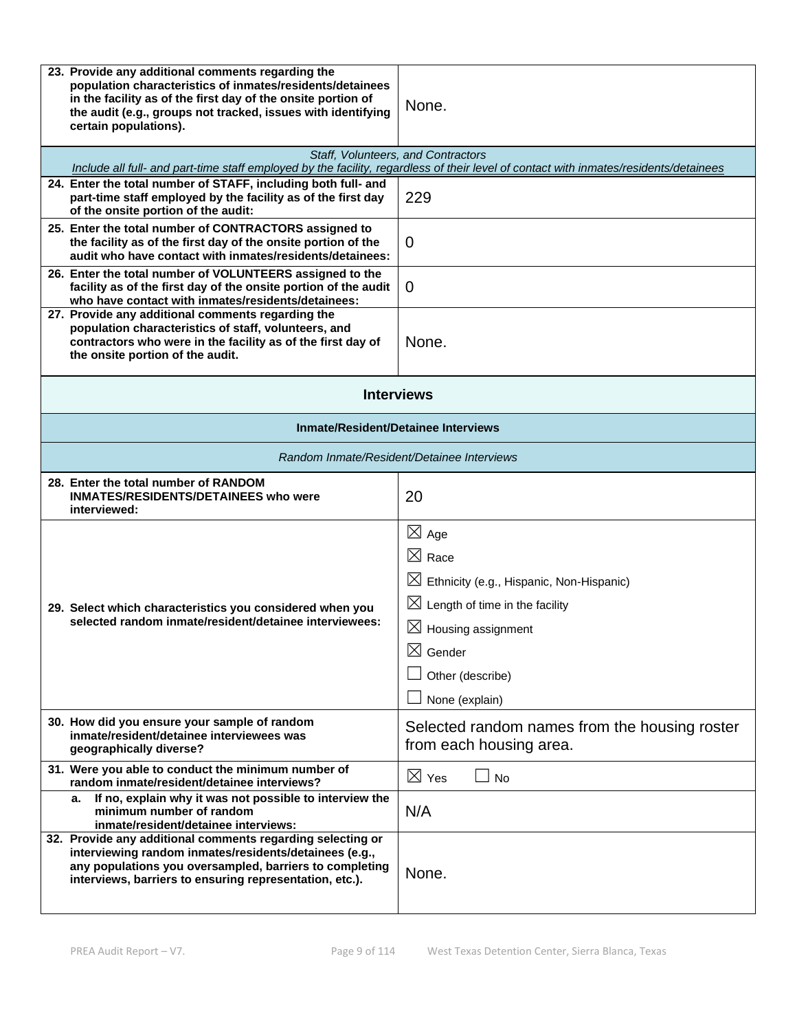| | |
|---|---|
| **23. Provide any additional comments regarding the population characteristics of inmates/residents/detainees in the facility as of the first day of the onsite portion of the audit (e.g., groups not tracked, issues with identifying certain populations).** | None. |

| | |
|---|---|
| *Staff, Volunteers, and Contractors* *Include all full- and part-time staff employed by the facility, regardless of their level of contact with inmates/residents/detainees* | |
| **24. Enter the total number of STAFF, including both full- and part-time staff employed by the facility as of the first day of the onsite portion of the audit:** | 229 |
| **25. Enter the total number of CONTRACTORS assigned to the facility as of the first day of the onsite portion of the audit who have contact with inmates/residents/detainees:** | 0 |
| **26. Enter the total number of VOLUNTEERS assigned to the facility as of the first day of the onsite portion of the audit who have contact with inmates/residents/detainees:** | 0 |
| **27. Provide any additional comments regarding the population characteristics of staff, volunteers, and contractors who were in the facility as of the first day of the onsite portion of the audit.** | None. |

## Interviews

### Inmate/Resident/Detainee Interviews

*Random Inmate/Resident/Detainee Interviews*

| | |
|---|---|
| **28. Enter the total number of RANDOM INMATES/RESIDENTS/DETAINEES who were interviewed:** | 20 |
| **29. Select which characteristics you considered when you selected random inmate/resident/detainee interviewees:** | ☒ Age<br>☒ Race<br>☒ Ethnicity (e.g., Hispanic, Non-Hispanic)<br>☒ Length of time in the facility<br>☒ Housing assignment<br>☒ Gender<br>☐ Other (describe)<br>☐ None (explain) |
| **30. How did you ensure your sample of random inmate/resident/detainee interviewees was geographically diverse?** | Selected random names from the housing roster from each housing area. |
| **31. Were you able to conduct the minimum number of random inmate/resident/detainee interviews?** | ☒ Yes ☐ No |
| **a. If no, explain why it was not possible to interview the minimum number of random inmate/resident/detainee interviews:** | N/A |
| **32. Provide any additional comments regarding selecting or interviewing random inmates/residents/detainees (e.g., any populations you oversampled, barriers to completing interviews, barriers to ensuring representation, etc.).** | None. |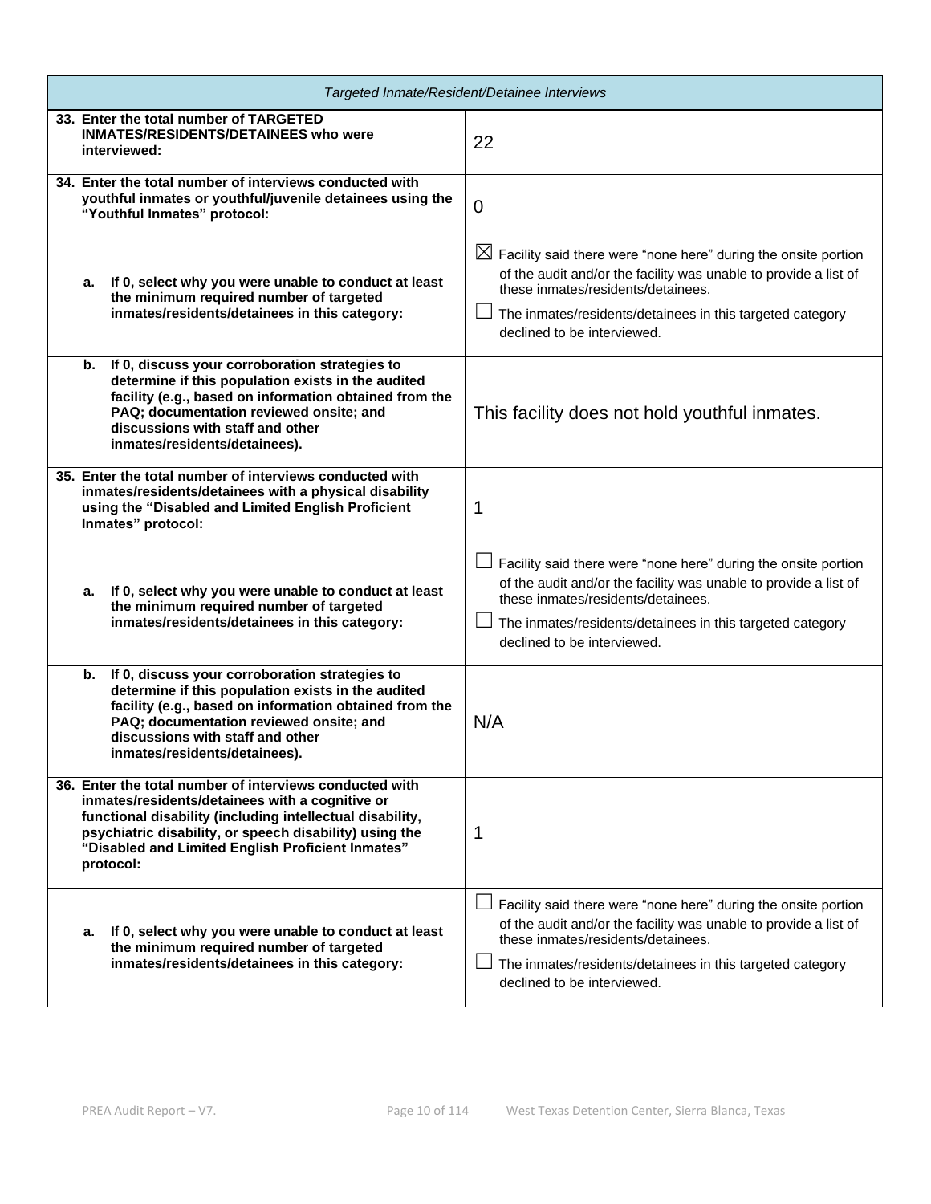| *Targeted Inmate/Resident/Detainee Interviews* | |
|---|---|
| **33. Enter the total number of TARGETED INMATES/RESIDENTS/DETAINEES who were interviewed:** | 22 |
| **34. Enter the total number of interviews conducted with youthful inmates or youthful/juvenile detainees using the "Youthful Inmates" protocol:** | 0 |
| **a. If 0, select why you were unable to conduct at least the minimum required number of targeted inmates/residents/detainees in this category:** | ☒ Facility said there were "none here" during the onsite portion of the audit and/or the facility was unable to provide a list of these inmates/residents/detainees.<br>☐ The inmates/residents/detainees in this targeted category declined to be interviewed. |
| **b. If 0, discuss your corroboration strategies to determine if this population exists in the audited facility (e.g., based on information obtained from the PAQ; documentation reviewed onsite; and discussions with staff and other inmates/residents/detainees).** | This facility does not hold youthful inmates. |
| **35. Enter the total number of interviews conducted with inmates/residents/detainees with a physical disability using the "Disabled and Limited English Proficient Inmates" protocol:** | 1 |
| **a. If 0, select why you were unable to conduct at least the minimum required number of targeted inmates/residents/detainees in this category:** | ☐ Facility said there were "none here" during the onsite portion of the audit and/or the facility was unable to provide a list of these inmates/residents/detainees.<br>☐ The inmates/residents/detainees in this targeted category declined to be interviewed. |
| **b. If 0, discuss your corroboration strategies to determine if this population exists in the audited facility (e.g., based on information obtained from the PAQ; documentation reviewed onsite; and discussions with staff and other inmates/residents/detainees).** | N/A |
| **36. Enter the total number of interviews conducted with inmates/residents/detainees with a cognitive or functional disability (including intellectual disability, psychiatric disability, or speech disability) using the "Disabled and Limited English Proficient Inmates" protocol:** | 1 |
| **a. If 0, select why you were unable to conduct at least the minimum required number of targeted inmates/residents/detainees in this category:** | ☐ Facility said there were "none here" during the onsite portion of the audit and/or the facility was unable to provide a list of these inmates/residents/detainees.<br>☐ The inmates/residents/detainees in this targeted category declined to be interviewed. |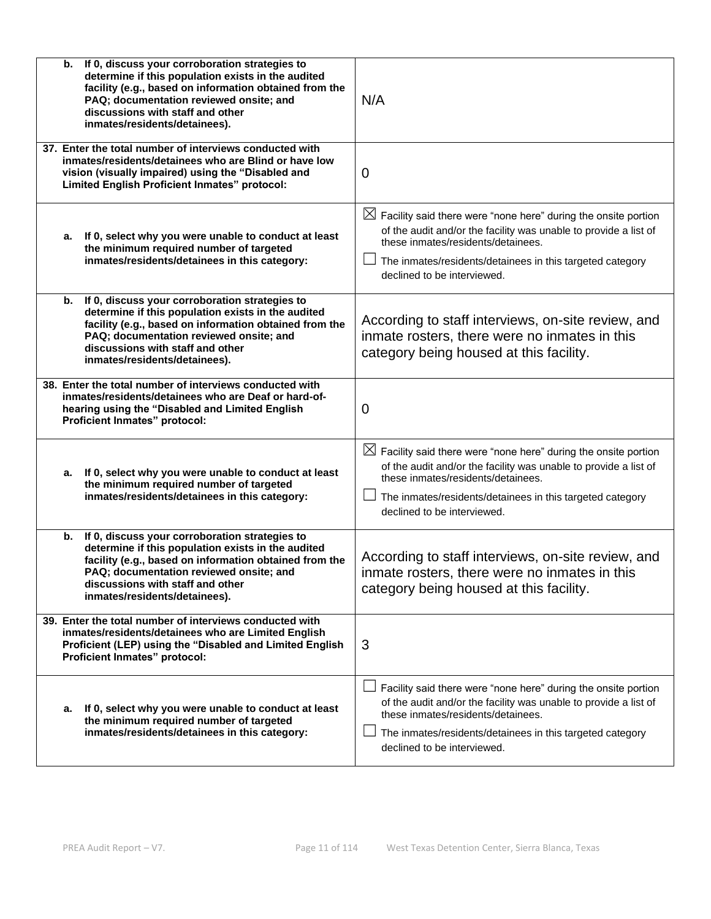| | |
|---|---|
| **b. If 0, discuss your corroboration strategies to determine if this population exists in the audited facility (e.g., based on information obtained from the PAQ; documentation reviewed onsite; and discussions with staff and other inmates/residents/detainees).** | N/A |
| **37. Enter the total number of interviews conducted with inmates/residents/detainees who are Blind or have low vision (visually impaired) using the "Disabled and Limited English Proficient Inmates" protocol:** | 0 |
| **a. If 0, select why you were unable to conduct at least the minimum required number of targeted inmates/residents/detainees in this category:** | ☒ Facility said there were "none here" during the onsite portion of the audit and/or the facility was unable to provide a list of these inmates/residents/detainees.<br>☐ The inmates/residents/detainees in this targeted category declined to be interviewed. |
| **b. If 0, discuss your corroboration strategies to determine if this population exists in the audited facility (e.g., based on information obtained from the PAQ; documentation reviewed onsite; and discussions with staff and other inmates/residents/detainees).** | According to staff interviews, on-site review, and inmate rosters, there were no inmates in this category being housed at this facility. |
| **38. Enter the total number of interviews conducted with inmates/residents/detainees who are Deaf or hard-of-hearing using the "Disabled and Limited English Proficient Inmates" protocol:** | 0 |
| **a. If 0, select why you were unable to conduct at least the minimum required number of targeted inmates/residents/detainees in this category:** | ☒ Facility said there were "none here" during the onsite portion of the audit and/or the facility was unable to provide a list of these inmates/residents/detainees.<br>☐ The inmates/residents/detainees in this targeted category declined to be interviewed. |
| **b. If 0, discuss your corroboration strategies to determine if this population exists in the audited facility (e.g., based on information obtained from the PAQ; documentation reviewed onsite; and discussions with staff and other inmates/residents/detainees).** | According to staff interviews, on-site review, and inmate rosters, there were no inmates in this category being housed at this facility. |
| **39. Enter the total number of interviews conducted with inmates/residents/detainees who are Limited English Proficient (LEP) using the "Disabled and Limited English Proficient Inmates" protocol:** | 3 |
| **a. If 0, select why you were unable to conduct at least the minimum required number of targeted inmates/residents/detainees in this category:** | ☐ Facility said there were "none here" during the onsite portion of the audit and/or the facility was unable to provide a list of these inmates/residents/detainees.<br>☐ The inmates/residents/detainees in this targeted category declined to be interviewed. |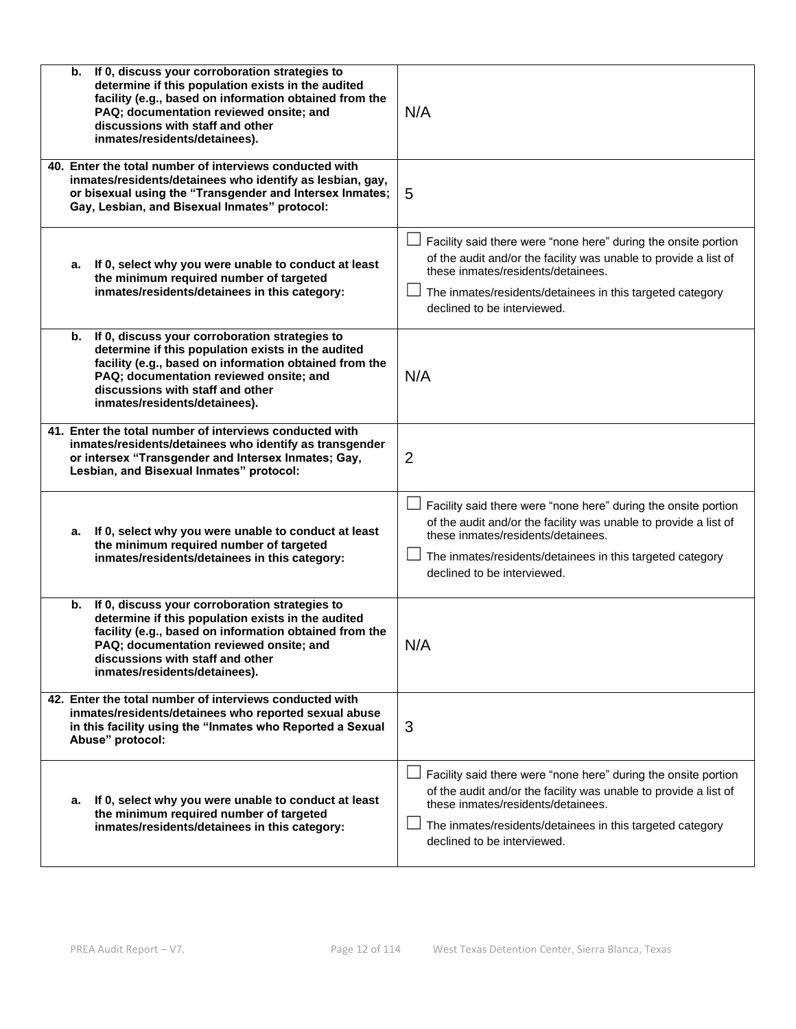| | |
|---|---|
| b. If 0, discuss your corroboration strategies to determine if this population exists in the audited facility (e.g., based on information obtained from the PAQ; documentation reviewed onsite; and discussions with staff and other inmates/residents/detainees). | N/A |
| **40. Enter the total number of interviews conducted with inmates/residents/detainees who identify as lesbian, gay, or bisexual using the "Transgender and Intersex Inmates; Gay, Lesbian, and Bisexual Inmates" protocol:** | 5 |
| a. If 0, select why you were unable to conduct at least the minimum required number of targeted inmates/residents/detainees in this category: | ☐ Facility said there were "none here" during the onsite portion of the audit and/or the facility was unable to provide a list of these inmates/residents/detainees.<br>☐ The inmates/residents/detainees in this targeted category declined to be interviewed. |
| b. If 0, discuss your corroboration strategies to determine if this population exists in the audited facility (e.g., based on information obtained from the PAQ; documentation reviewed onsite; and discussions with staff and other inmates/residents/detainees). | N/A |
| **41. Enter the total number of interviews conducted with inmates/residents/detainees who identify as transgender or intersex "Transgender and Intersex Inmates; Gay, Lesbian, and Bisexual Inmates" protocol:** | 2 |
| a. If 0, select why you were unable to conduct at least the minimum required number of targeted inmates/residents/detainees in this category: | ☐ Facility said there were "none here" during the onsite portion of the audit and/or the facility was unable to provide a list of these inmates/residents/detainees.<br>☐ The inmates/residents/detainees in this targeted category declined to be interviewed. |
| b. If 0, discuss your corroboration strategies to determine if this population exists in the audited facility (e.g., based on information obtained from the PAQ; documentation reviewed onsite; and discussions with staff and other inmates/residents/detainees). | N/A |
| **42. Enter the total number of interviews conducted with inmates/residents/detainees who reported sexual abuse in this facility using the "Inmates who Reported a Sexual Abuse" protocol:** | 3 |
| a. If 0, select why you were unable to conduct at least the minimum required number of targeted inmates/residents/detainees in this category: | ☐ Facility said there were "none here" during the onsite portion of the audit and/or the facility was unable to provide a list of these inmates/residents/detainees.<br>☐ The inmates/residents/detainees in this targeted category declined to be interviewed. |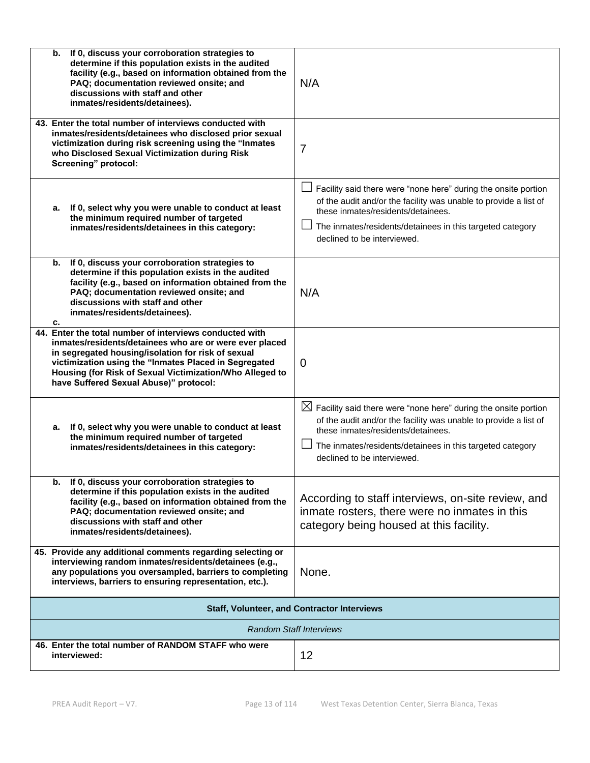| | |
|---|---|
| **b. If 0, discuss your corroboration strategies to determine if this population exists in the audited facility (e.g., based on information obtained from the PAQ; documentation reviewed onsite; and discussions with staff and other inmates/residents/detainees).** | N/A |
| **43. Enter the total number of interviews conducted with inmates/residents/detainees who disclosed prior sexual victimization during risk screening using the "Inmates who Disclosed Sexual Victimization during Risk Screening" protocol:** | 7 |
| **a. If 0, select why you were unable to conduct at least the minimum required number of targeted inmates/residents/detainees in this category:** | ☐ Facility said there were "none here" during the onsite portion of the audit and/or the facility was unable to provide a list of these inmates/residents/detainees.<br>☐ The inmates/residents/detainees in this targeted category declined to be interviewed. |
| **b. If 0, discuss your corroboration strategies to determine if this population exists in the audited facility (e.g., based on information obtained from the PAQ; documentation reviewed onsite; and discussions with staff and other inmates/residents/detainees).**<br>**c.** | N/A |
| **44. Enter the total number of interviews conducted with inmates/residents/detainees who are or were ever placed in segregated housing/isolation for risk of sexual victimization using the "Inmates Placed in Segregated Housing (for Risk of Sexual Victimization/Who Alleged to have Suffered Sexual Abuse)" protocol:** | 0 |
| **a. If 0, select why you were unable to conduct at least the minimum required number of targeted inmates/residents/detainees in this category:** | ☒ Facility said there were "none here" during the onsite portion of the audit and/or the facility was unable to provide a list of these inmates/residents/detainees.<br>☐ The inmates/residents/detainees in this targeted category declined to be interviewed. |
| **b. If 0, discuss your corroboration strategies to determine if this population exists in the audited facility (e.g., based on information obtained from the PAQ; documentation reviewed onsite; and discussions with staff and other inmates/residents/detainees).** | According to staff interviews, on-site review, and inmate rosters, there were no inmates in this category being housed at this facility. |
| **45. Provide any additional comments regarding selecting or interviewing random inmates/residents/detainees (e.g., any populations you oversampled, barriers to completing interviews, barriers to ensuring representation, etc.).** | None. |
| **Staff, Volunteer, and Contractor Interviews** | |
| *Random Staff Interviews* | |
| **46. Enter the total number of RANDOM STAFF who were interviewed:** | 12 |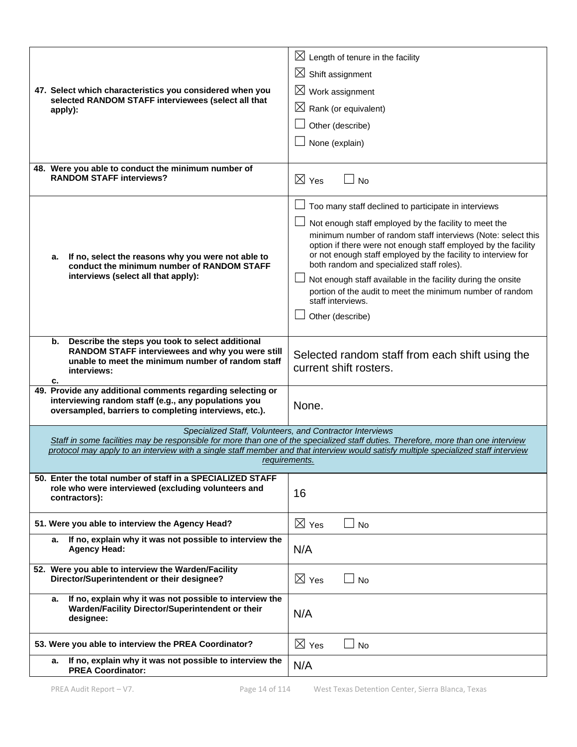| | |
|---|---|
| **47. Select which characteristics you considered when you selected RANDOM STAFF interviewees (select all that apply):** | ☒ Length of tenure in the facility<br>☒ Shift assignment<br>☒ Work assignment<br>☒ Rank (or equivalent)<br>☐ Other (describe)<br>☐ None (explain) |
| **48. Were you able to conduct the minimum number of RANDOM STAFF interviews?** | ☒ Yes ☐ No |
| **a. If no, select the reasons why you were not able to conduct the minimum number of RANDOM STAFF interviews (select all that apply):** | ☐ Too many staff declined to participate in interviews<br>☐ Not enough staff employed by the facility to meet the minimum number of random staff interviews (Note: select this option if there were not enough staff employed by the facility or not enough staff employed by the facility to interview for both random and specialized staff roles).<br>☐ Not enough staff available in the facility during the onsite portion of the audit to meet the minimum number of random staff interviews.<br>☐ Other (describe) |
| **b. Describe the steps you took to select additional RANDOM STAFF interviewees and why you were still unable to meet the minimum number of random staff interviews:**<br>**c.** | Selected random staff from each shift using the current shift rosters. |
| **49. Provide any additional comments regarding selecting or interviewing random staff (e.g., any populations you oversampled, barriers to completing interviews, etc.).** | None. |

*Specialized Staff, Volunteers, and Contractor Interviews*

*Staff in some facilities may be responsible for more than one of the specialized staff duties. Therefore, more than one interview protocol may apply to an interview with a single staff member and that interview would satisfy multiple specialized staff interview requirements.*

| | |
|---|---|
| **50. Enter the total number of staff in a SPECIALIZED STAFF role who were interviewed (excluding volunteers and contractors):** | 16 |
| **51. Were you able to interview the Agency Head?** | ☒ Yes ☐ No |
| **a. If no, explain why it was not possible to interview the Agency Head:** | N/A |
| **52. Were you able to interview the Warden/Facility Director/Superintendent or their designee?** | ☒ Yes ☐ No |
| **a. If no, explain why it was not possible to interview the Warden/Facility Director/Superintendent or their designee:** | N/A |
| **53. Were you able to interview the PREA Coordinator?** | ☒ Yes ☐ No |
| **a. If no, explain why it was not possible to interview the PREA Coordinator:** | N/A |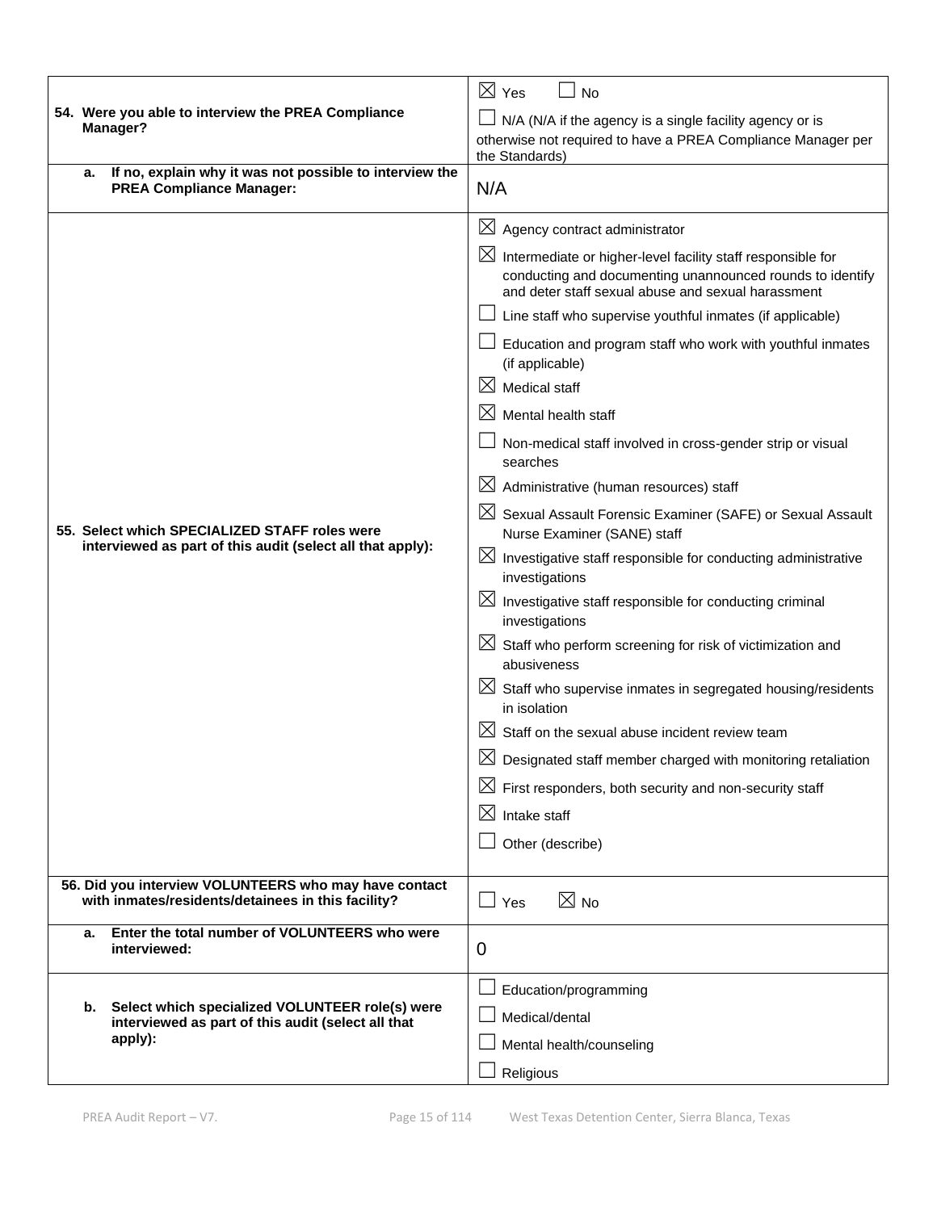| | |
|---|---|
| **54. Were you able to interview the PREA Compliance Manager?** | ☒ Yes ☐ No<br>☐ N/A (N/A if the agency is a single facility agency or is otherwise not required to have a PREA Compliance Manager per the Standards) |
| **a. If no, explain why it was not possible to interview the PREA Compliance Manager:** | N/A |
| **55. Select which SPECIALIZED STAFF roles were interviewed as part of this audit (select all that apply):** | ☒ Agency contract administrator<br>☒ Intermediate or higher-level facility staff responsible for conducting and documenting unannounced rounds to identify and deter staff sexual abuse and sexual harassment<br>☐ Line staff who supervise youthful inmates (if applicable)<br>☐ Education and program staff who work with youthful inmates (if applicable)<br>☒ Medical staff<br>☒ Mental health staff<br>☐ Non-medical staff involved in cross-gender strip or visual searches<br>☒ Administrative (human resources) staff<br>☒ Sexual Assault Forensic Examiner (SAFE) or Sexual Assault Nurse Examiner (SANE) staff<br>☒ Investigative staff responsible for conducting administrative investigations<br>☒ Investigative staff responsible for conducting criminal investigations<br>☒ Staff who perform screening for risk of victimization and abusiveness<br>☒ Staff who supervise inmates in segregated housing/residents in isolation<br>☒ Staff on the sexual abuse incident review team<br>☒ Designated staff member charged with monitoring retaliation<br>☒ First responders, both security and non-security staff<br>☒ Intake staff<br>☐ Other (describe) |
| **56. Did you interview VOLUNTEERS who may have contact with inmates/residents/detainees in this facility?** | ☐ Yes ☒ No |
| **a. Enter the total number of VOLUNTEERS who were interviewed:** | 0 |
| **b. Select which specialized VOLUNTEER role(s) were interviewed as part of this audit (select all that apply):** | ☐ Education/programming<br>☐ Medical/dental<br>☐ Mental health/counseling<br>☐ Religious |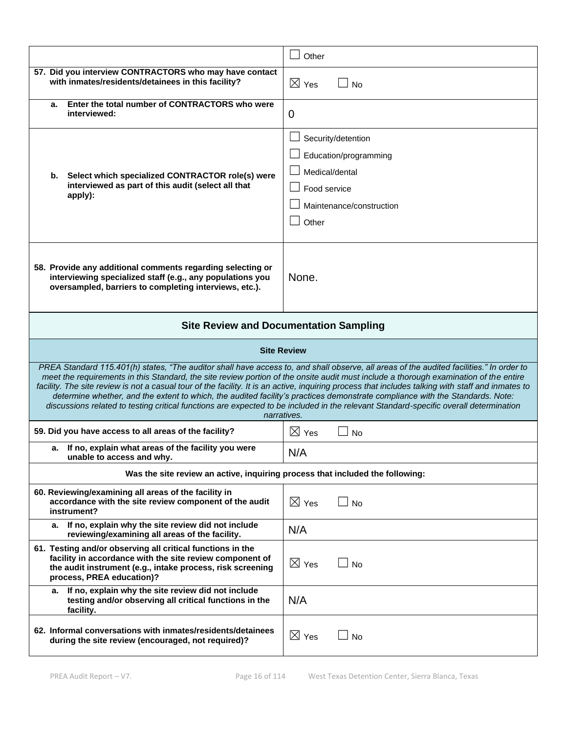| | |
|---|---|
| | ☐ Other |
| **57. Did you interview CONTRACTORS who may have contact with inmates/residents/detainees in this facility?** | ☒ Yes ☐ No |
| **a. Enter the total number of CONTRACTORS who were interviewed:** | 0 |
| **b. Select which specialized CONTRACTOR role(s) were interviewed as part of this audit (select all that apply):** | ☐ Security/detention<br>☐ Education/programming<br>☐ Medical/dental<br>☐ Food service<br>☐ Maintenance/construction<br>☐ Other |
| **58. Provide any additional comments regarding selecting or interviewing specialized staff (e.g., any populations you oversampled, barriers to completing interviews, etc.).** | None. |

## Site Review and Documentation Sampling

### Site Review

*PREA Standard 115.401(h) states, "The auditor shall have access to, and shall observe, all areas of the audited facilities." In order to meet the requirements in this Standard, the site review portion of the onsite audit must include a thorough examination of the entire facility. The site review is not a casual tour of the facility. It is an active, inquiring process that includes talking with staff and inmates to determine whether, and the extent to which, the audited facility's practices demonstrate compliance with the Standards. Note: discussions related to testing critical functions are expected to be included in the relevant Standard-specific overall determination narratives.*

| | |
|---|---|
| **59. Did you have access to all areas of the facility?** | ☒ Yes ☐ No |
| **a. If no, explain what areas of the facility you were unable to access and why.** | N/A |
| **Was the site review an active, inquiring process that included the following:** | |
| **60. Reviewing/examining all areas of the facility in accordance with the site review component of the audit instrument?** | ☒ Yes ☐ No |
| **a. If no, explain why the site review did not include reviewing/examining all areas of the facility.** | N/A |
| **61. Testing and/or observing all critical functions in the facility in accordance with the site review component of the audit instrument (e.g., intake process, risk screening process, PREA education)?** | ☒ Yes ☐ No |
| **a. If no, explain why the site review did not include testing and/or observing all critical functions in the facility.** | N/A |
| **62. Informal conversations with inmates/residents/detainees during the site review (encouraged, not required)?** | ☒ Yes ☐ No |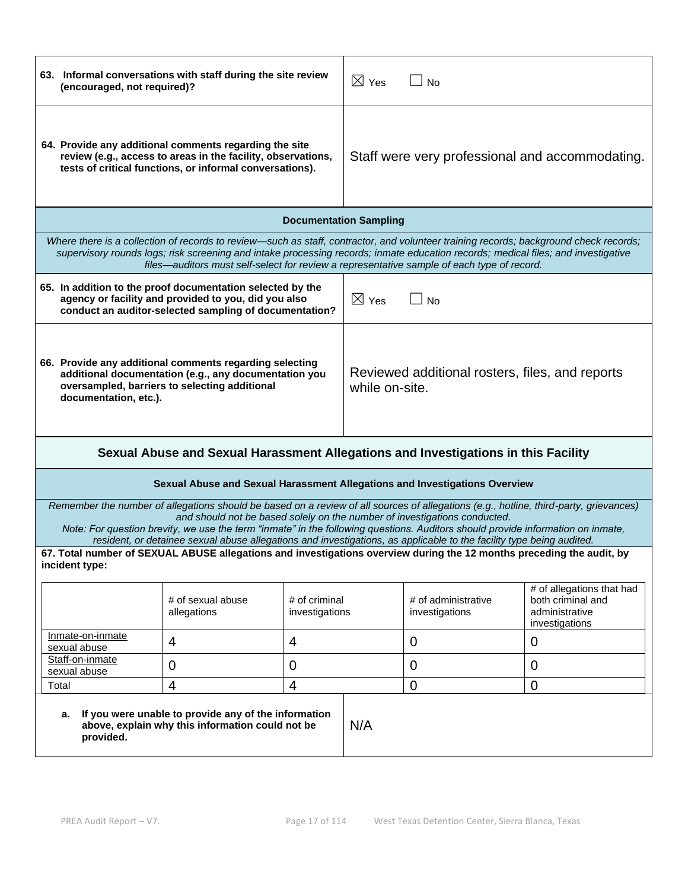| | |
|---|---|
| **63. Informal conversations with staff during the site review (encouraged, not required)?** | ☒ Yes ☐ No |
| **64. Provide any additional comments regarding the site review (e.g., access to areas in the facility, observations, tests of critical functions, or informal conversations).** | Staff were very professional and accommodating. |

### Documentation Sampling

*Where there is a collection of records to review—such as staff, contractor, and volunteer training records; background check records; supervisory rounds logs; risk screening and intake processing records; inmate education records; medical files; and investigative files—auditors must self-select for review a representative sample of each type of record.*

| | |
|---|---|
| **65. In addition to the proof documentation selected by the agency or facility and provided to you, did you also conduct an auditor-selected sampling of documentation?** | ☒ Yes ☐ No |
| **66. Provide any additional comments regarding selecting additional documentation (e.g., any documentation you oversampled, barriers to selecting additional documentation, etc.).** | Reviewed additional rosters, files, and reports while on-site. |

## Sexual Abuse and Sexual Harassment Allegations and Investigations in this Facility

### Sexual Abuse and Sexual Harassment Allegations and Investigations Overview

*Remember the number of allegations should be based on a review of all sources of allegations (e.g., hotline, third-party, grievances) and should not be based solely on the number of investigations conducted.*
*Note: For question brevity, we use the term "inmate" in the following questions. Auditors should provide information on inmate, resident, or detainee sexual abuse allegations and investigations, as applicable to the facility type being audited.*

**67. Total number of SEXUAL ABUSE allegations and investigations overview during the 12 months preceding the audit, by incident type:**

| | # of sexual abuse allegations | # of criminal investigations | # of administrative investigations | # of allegations that had both criminal and administrative investigations |
|---|---|---|---|---|
| Inmate-on-inmate sexual abuse | 4 | 4 | 0 | 0 |
| Staff-on-inmate sexual abuse | 0 | 0 | 0 | 0 |
| Total | 4 | 4 | 0 | 0 |

| | |
|---|---|
| **a. If you were unable to provide any of the information above, explain why this information could not be provided.** | N/A |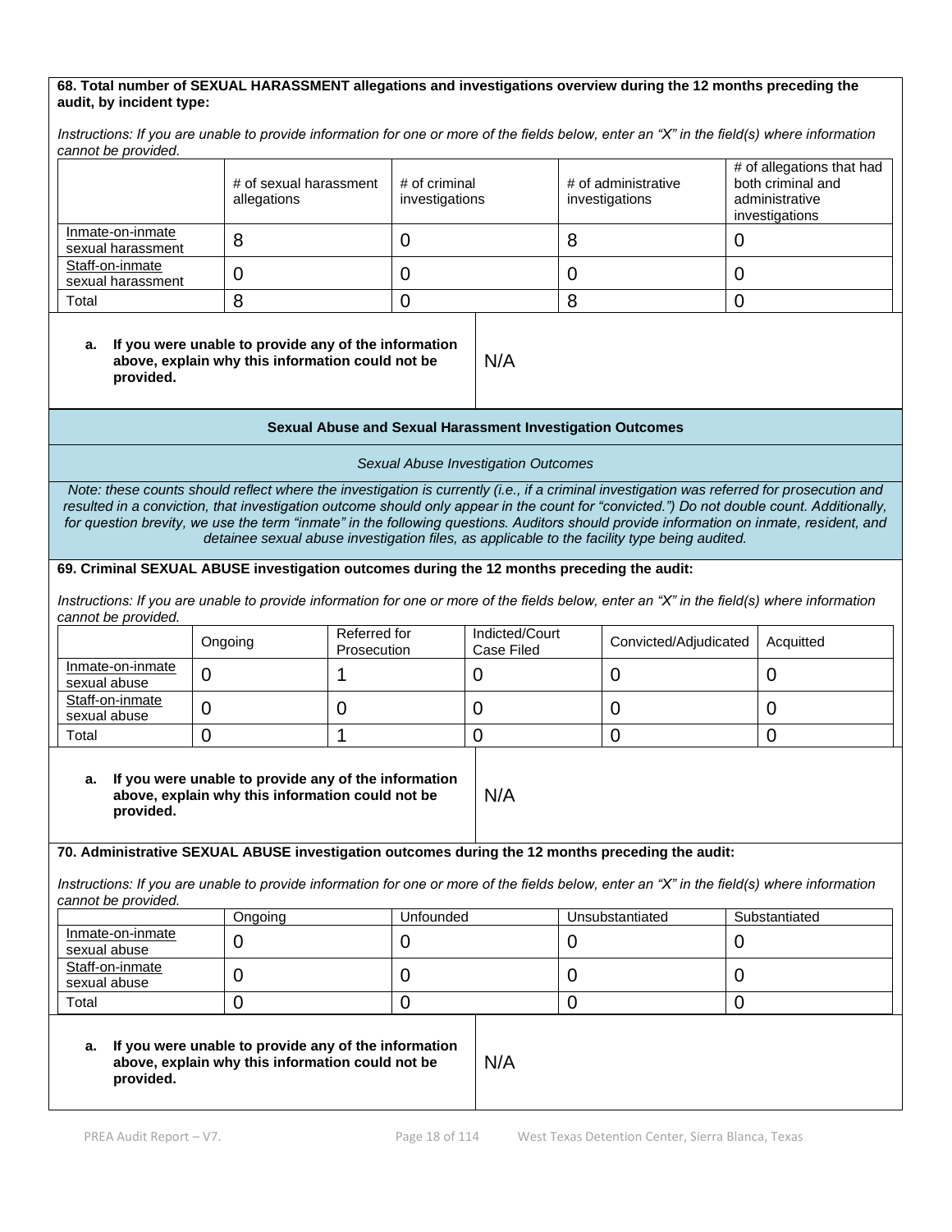**68. Total number of SEXUAL HARASSMENT allegations and investigations overview during the 12 months preceding the audit, by incident type:**

*Instructions: If you are unable to provide information for one or more of the fields below, enter an "X" in the field(s) where information cannot be provided.*

| | # of sexual harassment allegations | # of criminal investigations | # of administrative investigations | # of allegations that had both criminal and administrative investigations |
|---|---|---|---|---|
| Inmate-on-inmate sexual harassment | 8 | 0 | 8 | 0 |
| Staff-on-inmate sexual harassment | 0 | 0 | 0 | 0 |
| Total | 8 | 0 | 8 | 0 |

**a. If you were unable to provide any of the information above, explain why this information could not be provided.**

N/A

## Sexual Abuse and Sexual Harassment Investigation Outcomes

*Sexual Abuse Investigation Outcomes*

*Note: these counts should reflect where the investigation is currently (i.e., if a criminal investigation was referred for prosecution and resulted in a conviction, that investigation outcome should only appear in the count for "convicted.") Do not double count. Additionally, for question brevity, we use the term "inmate" in the following questions. Auditors should provide information on inmate, resident, and detainee sexual abuse investigation files, as applicable to the facility type being audited.*

**69. Criminal SEXUAL ABUSE investigation outcomes during the 12 months preceding the audit:**

*Instructions: If you are unable to provide information for one or more of the fields below, enter an "X" in the field(s) where information cannot be provided.*

| | Ongoing | Referred for Prosecution | Indicted/Court Case Filed | Convicted/Adjudicated | Acquitted |
|---|---|---|---|---|---|
| Inmate-on-inmate sexual abuse | 0 | 1 | 0 | 0 | 0 |
| Staff-on-inmate sexual abuse | 0 | 0 | 0 | 0 | 0 |
| Total | 0 | 1 | 0 | 0 | 0 |

**a. If you were unable to provide any of the information above, explain why this information could not be provided.**

N/A

**70. Administrative SEXUAL ABUSE investigation outcomes during the 12 months preceding the audit:**

*Instructions: If you are unable to provide information for one or more of the fields below, enter an "X" in the field(s) where information cannot be provided.*

| | Ongoing | Unfounded | Unsubstantiated | Substantiated |
|---|---|---|---|---|
| Inmate-on-inmate sexual abuse | 0 | 0 | 0 | 0 |
| Staff-on-inmate sexual abuse | 0 | 0 | 0 | 0 |
| Total | 0 | 0 | 0 | 0 |

**a. If you were unable to provide any of the information above, explain why this information could not be provided.**

N/A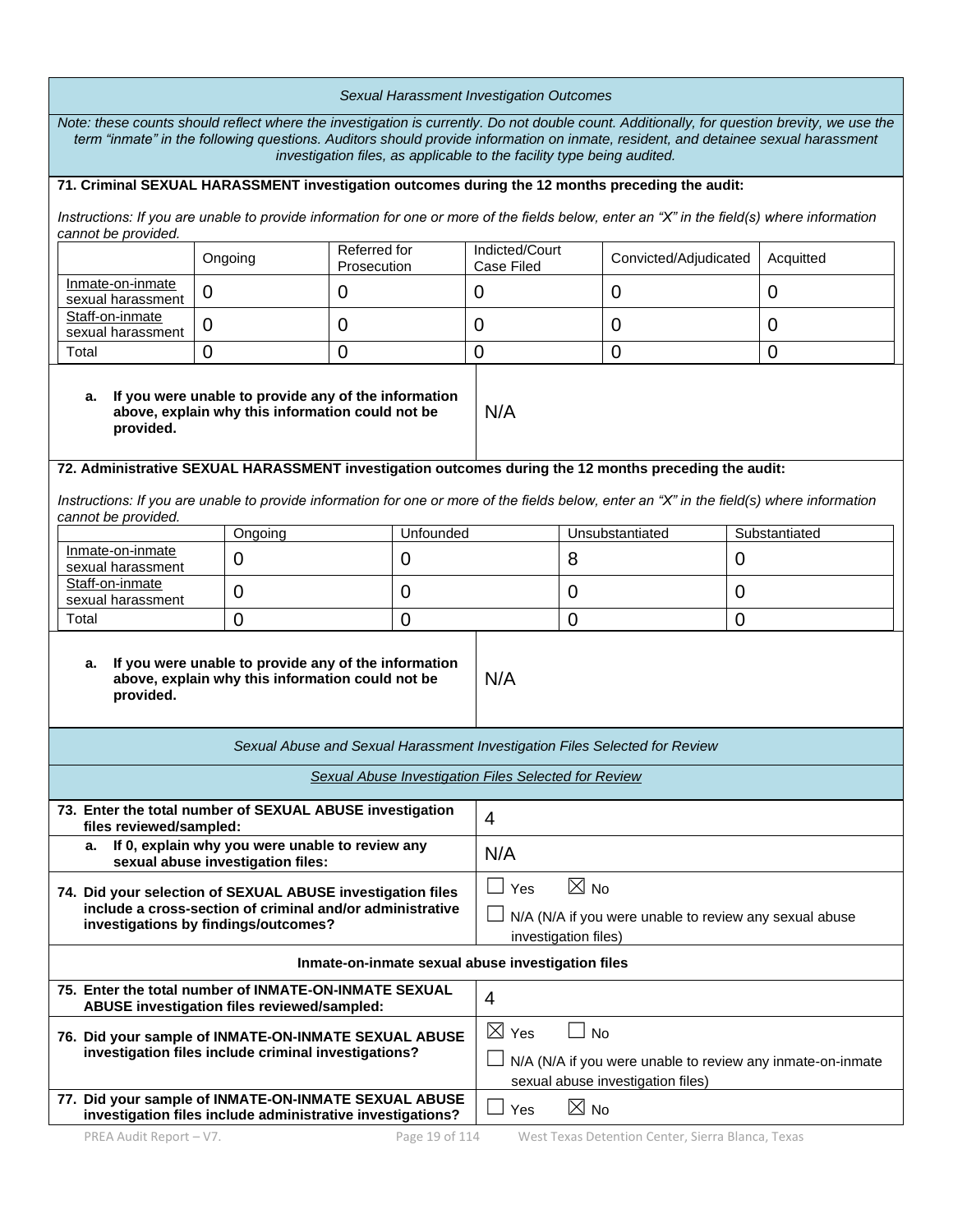*Sexual Harassment Investigation Outcomes*

*Note: these counts should reflect where the investigation is currently. Do not double count. Additionally, for question brevity, we use the term "inmate" in the following questions. Auditors should provide information on inmate, resident, and detainee sexual harassment investigation files, as applicable to the facility type being audited.*

**71. Criminal SEXUAL HARASSMENT investigation outcomes during the 12 months preceding the audit:**

*Instructions: If you are unable to provide information for one or more of the fields below, enter an "X" in the field(s) where information cannot be provided.*

| | Ongoing | Referred for Prosecution | Indicted/Court Case Filed | Convicted/Adjudicated | Acquitted |
|---|---|---|---|---|---|
| Inmate-on-inmate sexual harassment | 0 | 0 | 0 | 0 | 0 |
| Staff-on-inmate sexual harassment | 0 | 0 | 0 | 0 | 0 |
| Total | 0 | 0 | 0 | 0 | 0 |

| | |
|---|---|
| **a. If you were unable to provide any of the information above, explain why this information could not be provided.** | N/A |

**72. Administrative SEXUAL HARASSMENT investigation outcomes during the 12 months preceding the audit:**

*Instructions: If you are unable to provide information for one or more of the fields below, enter an "X" in the field(s) where information cannot be provided.*

| | Ongoing | Unfounded | Unsubstantiated | Substantiated |
|---|---|---|---|---|
| Inmate-on-inmate sexual harassment | 0 | 0 | 8 | 0 |
| Staff-on-inmate sexual harassment | 0 | 0 | 0 | 0 |
| Total | 0 | 0 | 0 | 0 |

| | |
|---|---|
| **a. If you were unable to provide any of the information above, explain why this information could not be provided.** | N/A |

*Sexual Abuse and Sexual Harassment Investigation Files Selected for Review*

*Sexual Abuse Investigation Files Selected for Review*

| | |
|---|---|
| **73. Enter the total number of SEXUAL ABUSE investigation files reviewed/sampled:** | 4 |
| **a. If 0, explain why you were unable to review any sexual abuse investigation files:** | N/A |
| **74. Did your selection of SEXUAL ABUSE investigation files include a cross-section of criminal and/or administrative investigations by findings/outcomes?** | ☐ Yes ☒ No<br>☐ N/A (N/A if you were unable to review any sexual abuse investigation files) |

**Inmate-on-inmate sexual abuse investigation files**

| | |
|---|---|
| **75. Enter the total number of INMATE-ON-INMATE SEXUAL ABUSE investigation files reviewed/sampled:** | 4 |
| **76. Did your sample of INMATE-ON-INMATE SEXUAL ABUSE investigation files include criminal investigations?** | ☒ Yes ☐ No<br>☐ N/A (N/A if you were unable to review any inmate-on-inmate sexual abuse investigation files) |
| **77. Did your sample of INMATE-ON-INMATE SEXUAL ABUSE investigation files include administrative investigations?** | ☐ Yes ☒ No |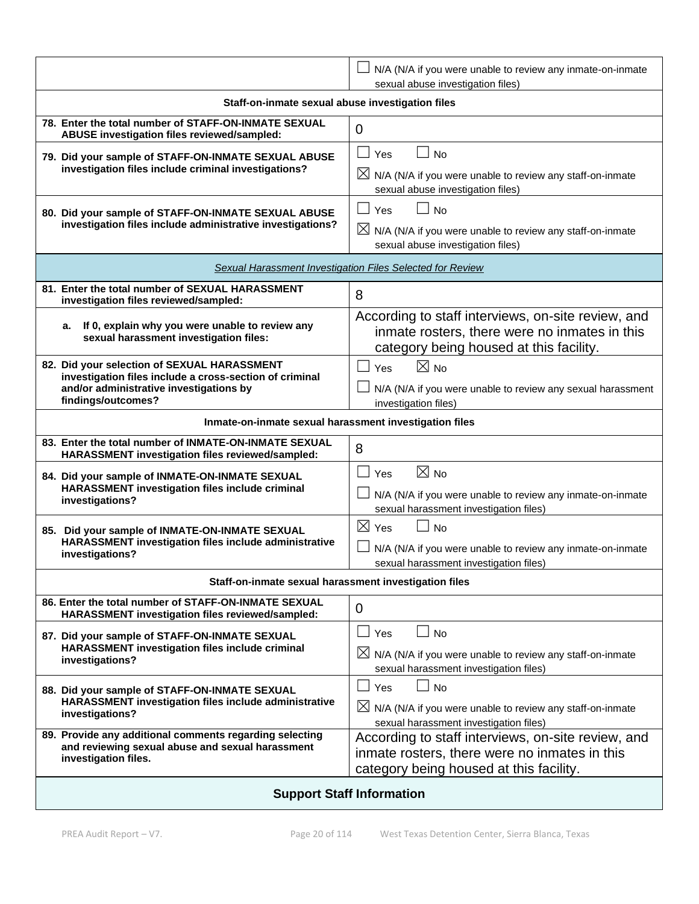| | |
|---|---|
| | ☐ N/A (N/A if you were unable to review any inmate-on-inmate sexual abuse investigation files) |
| **Staff-on-inmate sexual abuse investigation files** | |
| **78. Enter the total number of STAFF-ON-INMATE SEXUAL ABUSE investigation files reviewed/sampled:** | 0 |
| **79. Did your sample of STAFF-ON-INMATE SEXUAL ABUSE investigation files include criminal investigations?** | ☐ Yes ☐ No<br>☒ N/A (N/A if you were unable to review any staff-on-inmate sexual abuse investigation files) |
| **80. Did your sample of STAFF-ON-INMATE SEXUAL ABUSE investigation files include administrative investigations?** | ☐ Yes ☐ No<br>☒ N/A (N/A if you were unable to review any staff-on-inmate sexual abuse investigation files) |
| *Sexual Harassment Investigation Files Selected for Review* | |
| **81. Enter the total number of SEXUAL HARASSMENT investigation files reviewed/sampled:** | 8 |
| **a. If 0, explain why you were unable to review any sexual harassment investigation files:** | According to staff interviews, on-site review, and inmate rosters, there were no inmates in this category being housed at this facility. |
| **82. Did your selection of SEXUAL HARASSMENT investigation files include a cross-section of criminal and/or administrative investigations by findings/outcomes?** | ☐ Yes ☒ No<br>☐ N/A (N/A if you were unable to review any sexual harassment investigation files) |
| **Inmate-on-inmate sexual harassment investigation files** | |
| **83. Enter the total number of INMATE-ON-INMATE SEXUAL HARASSMENT investigation files reviewed/sampled:** | 8 |
| **84. Did your sample of INMATE-ON-INMATE SEXUAL HARASSMENT investigation files include criminal investigations?** | ☐ Yes ☒ No<br>☐ N/A (N/A if you were unable to review any inmate-on-inmate sexual harassment investigation files) |
| **85. Did your sample of INMATE-ON-INMATE SEXUAL HARASSMENT investigation files include administrative investigations?** | ☒ Yes ☐ No<br>☐ N/A (N/A if you were unable to review any inmate-on-inmate sexual harassment investigation files) |
| **Staff-on-inmate sexual harassment investigation files** | |
| **86. Enter the total number of STAFF-ON-INMATE SEXUAL HARASSMENT investigation files reviewed/sampled:** | 0 |
| **87. Did your sample of STAFF-ON-INMATE SEXUAL HARASSMENT investigation files include criminal investigations?** | ☐ Yes ☐ No<br>☒ N/A (N/A if you were unable to review any staff-on-inmate sexual harassment investigation files) |
| **88. Did your sample of STAFF-ON-INMATE SEXUAL HARASSMENT investigation files include administrative investigations?** | ☐ Yes ☐ No<br>☒ N/A (N/A if you were unable to review any staff-on-inmate sexual harassment investigation files) |
| **89. Provide any additional comments regarding selecting and reviewing sexual abuse and sexual harassment investigation files.** | According to staff interviews, on-site review, and inmate rosters, there were no inmates in this category being housed at this facility. |

## Support Staff Information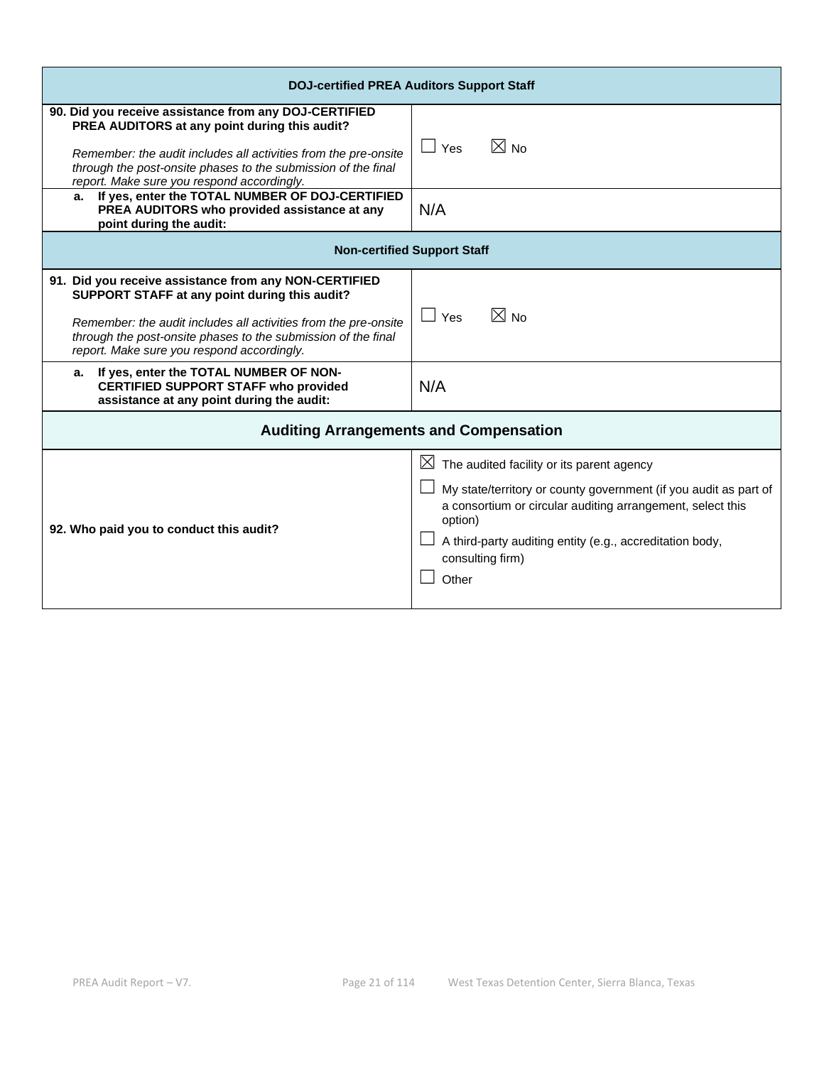| DOJ-certified PREA Auditors Support Staff | |
|---|---|
| **90. Did you receive assistance from any DOJ-CERTIFIED PREA AUDITORS at any point during this audit?**<br><br>*Remember: the audit includes all activities from the pre-onsite through the post-onsite phases to the submission of the final report. Make sure you respond accordingly.* | ☐ Yes ☒ No |
| **a. If yes, enter the TOTAL NUMBER OF DOJ-CERTIFIED PREA AUDITORS who provided assistance at any point during the audit:** | N/A |

| Non-certified Support Staff | |
|---|---|
| **91. Did you receive assistance from any NON-CERTIFIED SUPPORT STAFF at any point during this audit?**<br><br>*Remember: the audit includes all activities from the pre-onsite through the post-onsite phases to the submission of the final report. Make sure you respond accordingly.* | ☐ Yes ☒ No |
| **a. If yes, enter the TOTAL NUMBER OF NON-CERTIFIED SUPPORT STAFF who provided assistance at any point during the audit:** | N/A |

## Auditing Arrangements and Compensation

| | |
|---|---|
| **92. Who paid you to conduct this audit?** | ☒ The audited facility or its parent agency<br>☐ My state/territory or county government (if you audit as part of a consortium or circular auditing arrangement, select this option)<br>☐ A third-party auditing entity (e.g., accreditation body, consulting firm)<br>☐ Other |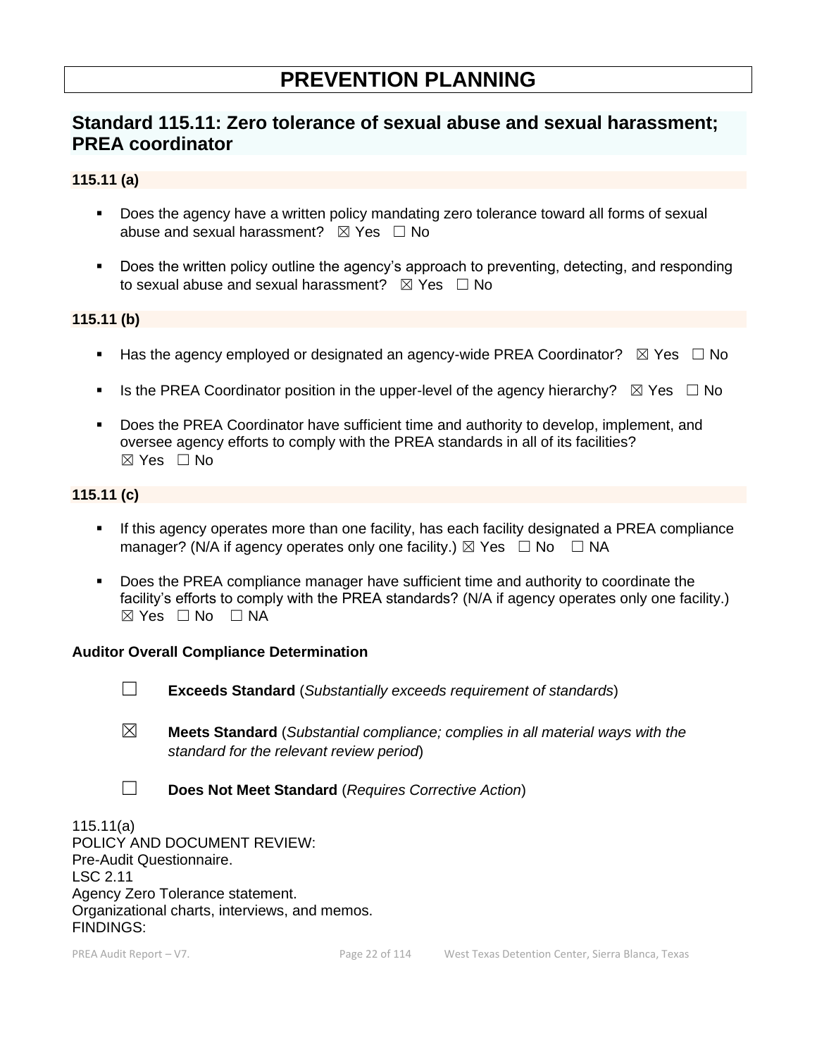# PREVENTION PLANNING

## Standard 115.11: Zero tolerance of sexual abuse and sexual harassment; PREA coordinator

### 115.11 (a)

- Does the agency have a written policy mandating zero tolerance toward all forms of sexual abuse and sexual harassment? ☒ Yes ☐ No
- Does the written policy outline the agency's approach to preventing, detecting, and responding to sexual abuse and sexual harassment? ☒ Yes ☐ No

### 115.11 (b)

- Has the agency employed or designated an agency-wide PREA Coordinator? ☒ Yes ☐ No
- Is the PREA Coordinator position in the upper-level of the agency hierarchy? ☒ Yes ☐ No
- Does the PREA Coordinator have sufficient time and authority to develop, implement, and oversee agency efforts to comply with the PREA standards in all of its facilities? ☒ Yes ☐ No

### 115.11 (c)

- If this agency operates more than one facility, has each facility designated a PREA compliance manager? (N/A if agency operates only one facility.) ☒ Yes ☐ No ☐ NA
- Does the PREA compliance manager have sufficient time and authority to coordinate the facility's efforts to comply with the PREA standards? (N/A if agency operates only one facility.) ☒ Yes ☐ No ☐ NA

**Auditor Overall Compliance Determination**

☐ **Exceeds Standard** (*Substantially exceeds requirement of standards*)

☒ **Meets Standard** (*Substantial compliance; complies in all material ways with the standard for the relevant review period*)

☐ **Does Not Meet Standard** (*Requires Corrective Action*)

115.11(a)
POLICY AND DOCUMENT REVIEW:
Pre-Audit Questionnaire.
LSC 2.11
Agency Zero Tolerance statement.
Organizational charts, interviews, and memos.
FINDINGS: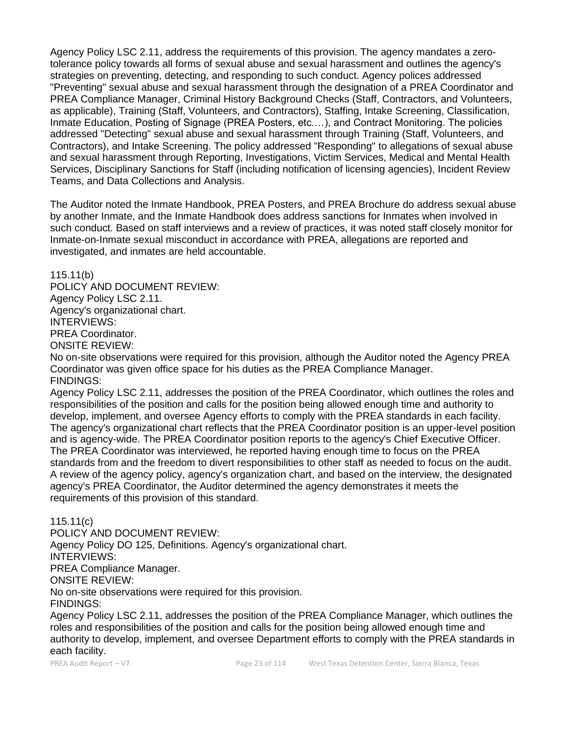Agency Policy LSC 2.11, address the requirements of this provision. The agency mandates a zero-tolerance policy towards all forms of sexual abuse and sexual harassment and outlines the agency's strategies on preventing, detecting, and responding to such conduct. Agency polices addressed "Preventing" sexual abuse and sexual harassment through the designation of a PREA Coordinator and PREA Compliance Manager, Criminal History Background Checks (Staff, Contractors, and Volunteers, as applicable), Training (Staff, Volunteers, and Contractors), Staffing, Intake Screening, Classification, Inmate Education, Posting of Signage (PREA Posters, etc.…), and Contract Monitoring. The policies addressed "Detecting" sexual abuse and sexual harassment through Training (Staff, Volunteers, and Contractors), and Intake Screening. The policy addressed "Responding" to allegations of sexual abuse and sexual harassment through Reporting, Investigations, Victim Services, Medical and Mental Health Services, Disciplinary Sanctions for Staff (including notification of licensing agencies), Incident Review Teams, and Data Collections and Analysis.

The Auditor noted the Inmate Handbook, PREA Posters, and PREA Brochure do address sexual abuse by another Inmate, and the Inmate Handbook does address sanctions for Inmates when involved in such conduct. Based on staff interviews and a review of practices, it was noted staff closely monitor for Inmate-on-Inmate sexual misconduct in accordance with PREA, allegations are reported and investigated, and inmates are held accountable.

115.11(b)
POLICY AND DOCUMENT REVIEW:
Agency Policy LSC 2.11.
Agency's organizational chart.
INTERVIEWS:
PREA Coordinator.
ONSITE REVIEW:
No on-site observations were required for this provision, although the Auditor noted the Agency PREA Coordinator was given office space for his duties as the PREA Compliance Manager.
FINDINGS:
Agency Policy LSC 2.11, addresses the position of the PREA Coordinator, which outlines the roles and responsibilities of the position and calls for the position being allowed enough time and authority to develop, implement, and oversee Agency efforts to comply with the PREA standards in each facility. The agency's organizational chart reflects that the PREA Coordinator position is an upper-level position and is agency-wide. The PREA Coordinator position reports to the agency's Chief Executive Officer. The PREA Coordinator was interviewed, he reported having enough time to focus on the PREA standards from and the freedom to divert responsibilities to other staff as needed to focus on the audit. A review of the agency policy, agency's organization chart, and based on the interview, the designated agency's PREA Coordinator, the Auditor determined the agency demonstrates it meets the requirements of this provision of this standard.

115.11(c)
POLICY AND DOCUMENT REVIEW:
Agency Policy DO 125, Definitions. Agency's organizational chart.
INTERVIEWS:
PREA Compliance Manager.
ONSITE REVIEW:
No on-site observations were required for this provision.
FINDINGS:
Agency Policy LSC 2.11, addresses the position of the PREA Compliance Manager, which outlines the roles and responsibilities of the position and calls for the position being allowed enough time and authority to develop, implement, and oversee Department efforts to comply with the PREA standards in each facility.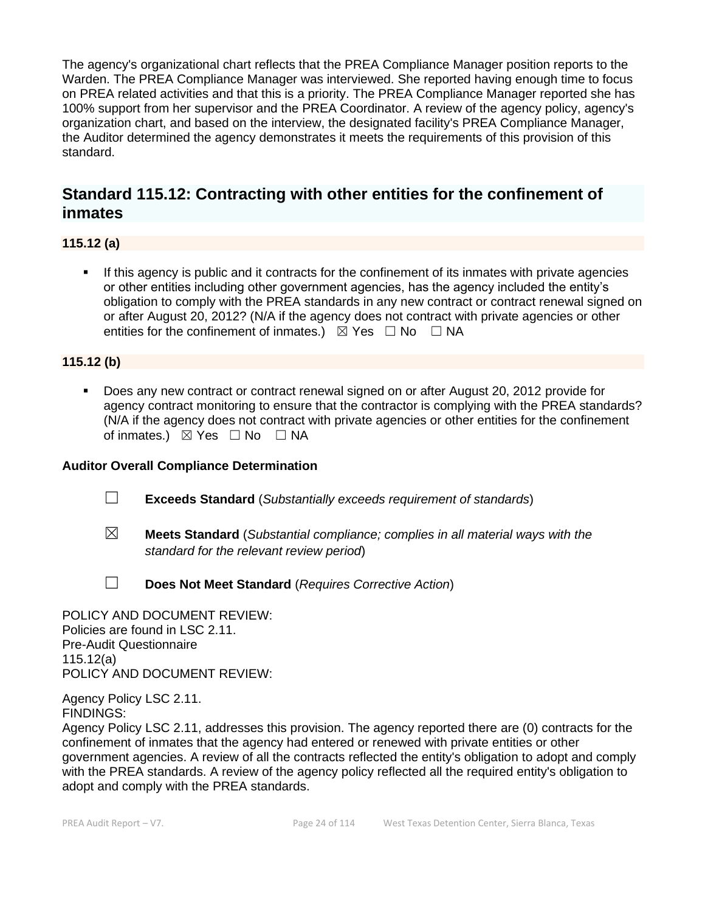The agency's organizational chart reflects that the PREA Compliance Manager position reports to the Warden. The PREA Compliance Manager was interviewed. She reported having enough time to focus on PREA related activities and that this is a priority. The PREA Compliance Manager reported she has 100% support from her supervisor and the PREA Coordinator. A review of the agency policy, agency's organization chart, and based on the interview, the designated facility's PREA Compliance Manager, the Auditor determined the agency demonstrates it meets the requirements of this provision of this standard.

## Standard 115.12: Contracting with other entities for the confinement of inmates

### 115.12 (a)

- If this agency is public and it contracts for the confinement of its inmates with private agencies or other entities including other government agencies, has the agency included the entity's obligation to comply with the PREA standards in any new contract or contract renewal signed on or after August 20, 2012? (N/A if the agency does not contract with private agencies or other entities for the confinement of inmates.) ☒ Yes ☐ No ☐ NA

### 115.12 (b)

- Does any new contract or contract renewal signed on or after August 20, 2012 provide for agency contract monitoring to ensure that the contractor is complying with the PREA standards? (N/A if the agency does not contract with private agencies or other entities for the confinement of inmates.) ☒ Yes ☐ No ☐ NA

**Auditor Overall Compliance Determination**

☐ **Exceeds Standard** (*Substantially exceeds requirement of standards*)

☒ **Meets Standard** (*Substantial compliance; complies in all material ways with the standard for the relevant review period*)

☐ **Does Not Meet Standard** (*Requires Corrective Action*)

POLICY AND DOCUMENT REVIEW:
Policies are found in LSC 2.11.
Pre-Audit Questionnaire
115.12(a)
POLICY AND DOCUMENT REVIEW:

Agency Policy LSC 2.11.
FINDINGS:
Agency Policy LSC 2.11, addresses this provision. The agency reported there are (0) contracts for the confinement of inmates that the agency had entered or renewed with private entities or other government agencies. A review of all the contracts reflected the entity's obligation to adopt and comply with the PREA standards. A review of the agency policy reflected all the required entity's obligation to adopt and comply with the PREA standards.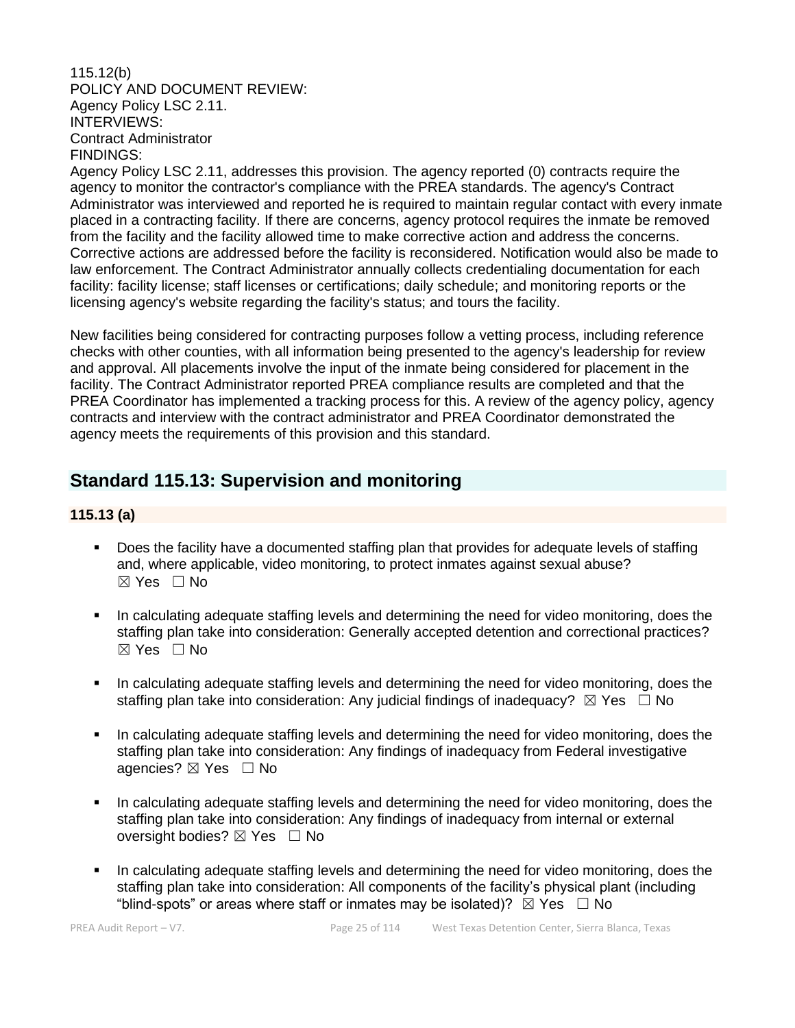115.12(b)
POLICY AND DOCUMENT REVIEW:
Agency Policy LSC 2.11.
INTERVIEWS:
Contract Administrator
FINDINGS:
Agency Policy LSC 2.11, addresses this provision. The agency reported (0) contracts require the agency to monitor the contractor's compliance with the PREA standards. The agency's Contract Administrator was interviewed and reported he is required to maintain regular contact with every inmate placed in a contracting facility. If there are concerns, agency protocol requires the inmate be removed from the facility and the facility allowed time to make corrective action and address the concerns. Corrective actions are addressed before the facility is reconsidered. Notification would also be made to law enforcement. The Contract Administrator annually collects credentialing documentation for each facility: facility license; staff licenses or certifications; daily schedule; and monitoring reports or the licensing agency's website regarding the facility's status; and tours the facility.

New facilities being considered for contracting purposes follow a vetting process, including reference checks with other counties, with all information being presented to the agency's leadership for review and approval. All placements involve the input of the inmate being considered for placement in the facility. The Contract Administrator reported PREA compliance results are completed and that the PREA Coordinator has implemented a tracking process for this. A review of the agency policy, agency contracts and interview with the contract administrator and PREA Coordinator demonstrated the agency meets the requirements of this provision and this standard.

## Standard 115.13: Supervision and monitoring

### 115.13 (a)

- Does the facility have a documented staffing plan that provides for adequate levels of staffing and, where applicable, video monitoring, to protect inmates against sexual abuse? ☒ Yes ☐ No

- In calculating adequate staffing levels and determining the need for video monitoring, does the staffing plan take into consideration: Generally accepted detention and correctional practices? ☒ Yes ☐ No

- In calculating adequate staffing levels and determining the need for video monitoring, does the staffing plan take into consideration: Any judicial findings of inadequacy? ☒ Yes ☐ No

- In calculating adequate staffing levels and determining the need for video monitoring, does the staffing plan take into consideration: Any findings of inadequacy from Federal investigative agencies? ☒ Yes ☐ No

- In calculating adequate staffing levels and determining the need for video monitoring, does the staffing plan take into consideration: Any findings of inadequacy from internal or external oversight bodies? ☒ Yes ☐ No

- In calculating adequate staffing levels and determining the need for video monitoring, does the staffing plan take into consideration: All components of the facility's physical plant (including "blind-spots" or areas where staff or inmates may be isolated)? ☒ Yes ☐ No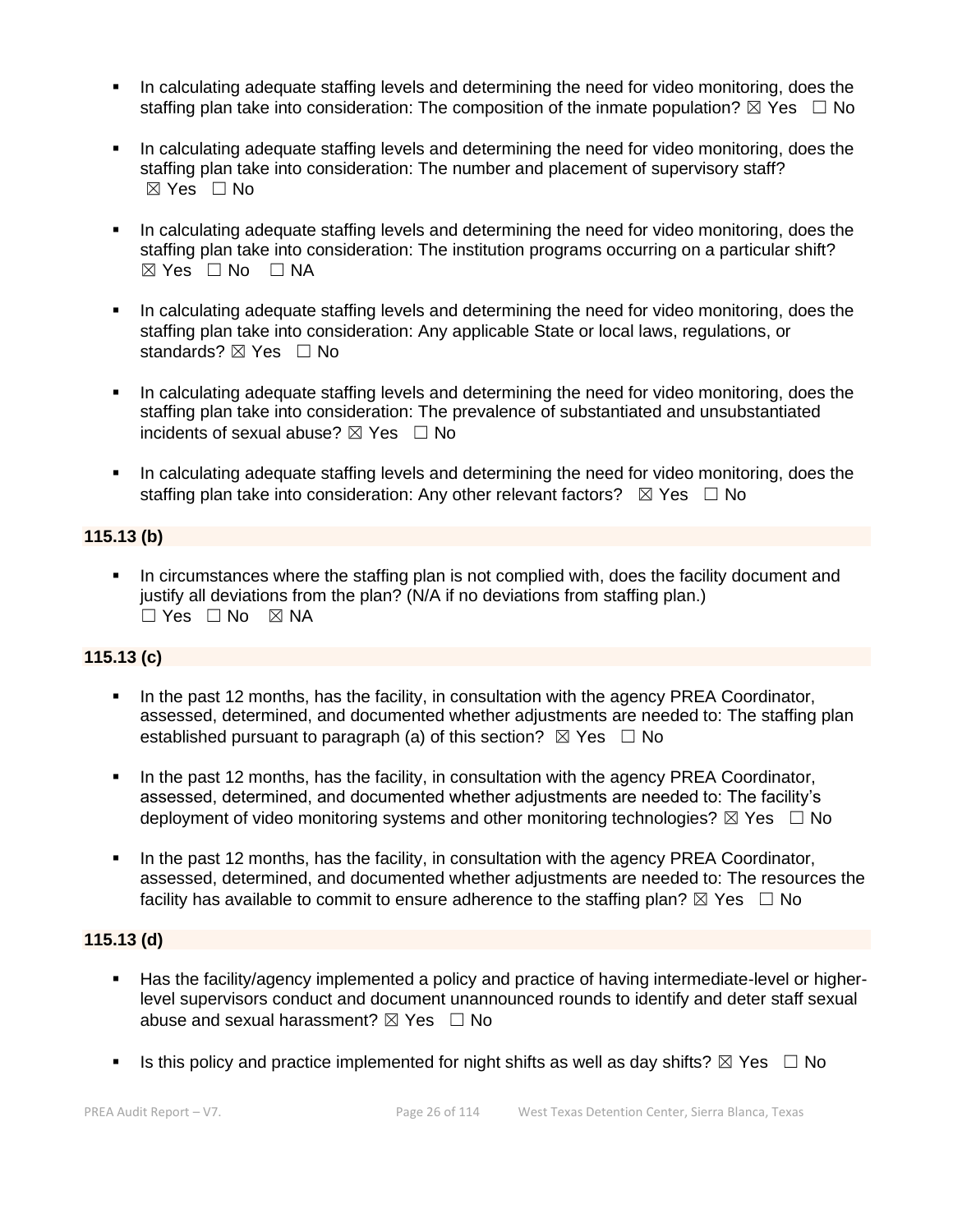- In calculating adequate staffing levels and determining the need for video monitoring, does the staffing plan take into consideration: The composition of the inmate population? ☒ Yes ☐ No

- In calculating adequate staffing levels and determining the need for video monitoring, does the staffing plan take into consideration: The number and placement of supervisory staff? ☒ Yes ☐ No

- In calculating adequate staffing levels and determining the need for video monitoring, does the staffing plan take into consideration: The institution programs occurring on a particular shift? ☒ Yes ☐ No ☐ NA

- In calculating adequate staffing levels and determining the need for video monitoring, does the staffing plan take into consideration: Any applicable State or local laws, regulations, or standards? ☒ Yes ☐ No

- In calculating adequate staffing levels and determining the need for video monitoring, does the staffing plan take into consideration: The prevalence of substantiated and unsubstantiated incidents of sexual abuse? ☒ Yes ☐ No

- In calculating adequate staffing levels and determining the need for video monitoring, does the staffing plan take into consideration: Any other relevant factors? ☒ Yes ☐ No

**115.13 (b)**

- In circumstances where the staffing plan is not complied with, does the facility document and justify all deviations from the plan? (N/A if no deviations from staffing plan.) ☐ Yes ☐ No ☒ NA

**115.13 (c)**

- In the past 12 months, has the facility, in consultation with the agency PREA Coordinator, assessed, determined, and documented whether adjustments are needed to: The staffing plan established pursuant to paragraph (a) of this section? ☒ Yes ☐ No

- In the past 12 months, has the facility, in consultation with the agency PREA Coordinator, assessed, determined, and documented whether adjustments are needed to: The facility's deployment of video monitoring systems and other monitoring technologies? ☒ Yes ☐ No

- In the past 12 months, has the facility, in consultation with the agency PREA Coordinator, assessed, determined, and documented whether adjustments are needed to: The resources the facility has available to commit to ensure adherence to the staffing plan? ☒ Yes ☐ No

**115.13 (d)**

- Has the facility/agency implemented a policy and practice of having intermediate-level or higher-level supervisors conduct and document unannounced rounds to identify and deter staff sexual abuse and sexual harassment? ☒ Yes ☐ No

- Is this policy and practice implemented for night shifts as well as day shifts? ☒ Yes ☐ No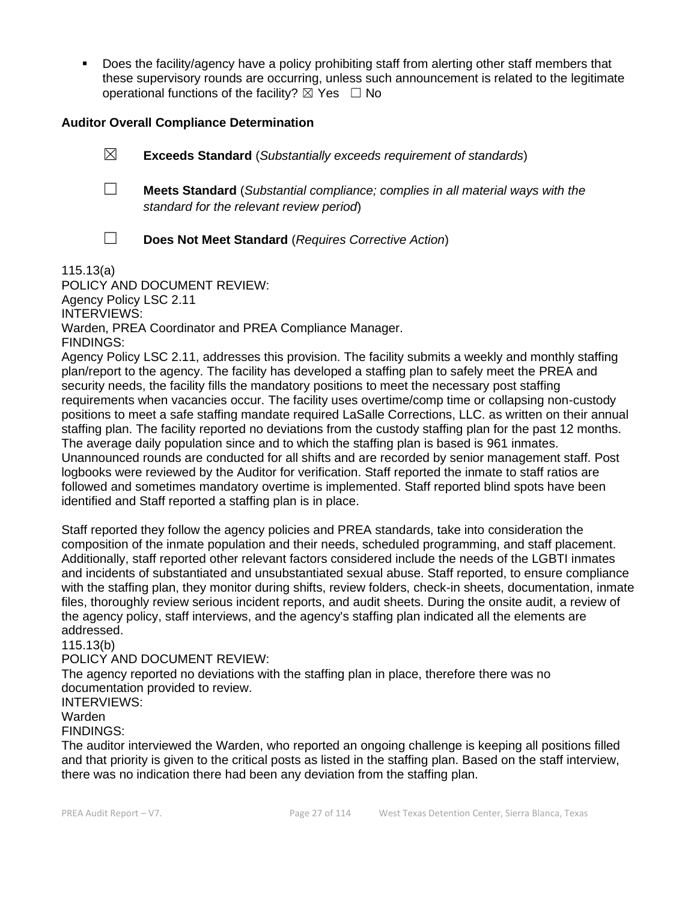- Does the facility/agency have a policy prohibiting staff from alerting other staff members that these supervisory rounds are occurring, unless such announcement is related to the legitimate operational functions of the facility? ☒ Yes ☐ No

**Auditor Overall Compliance Determination**

☒ **Exceeds Standard** (*Substantially exceeds requirement of standards*)

☐ **Meets Standard** (*Substantial compliance; complies in all material ways with the standard for the relevant review period*)

☐ **Does Not Meet Standard** (*Requires Corrective Action*)

115.13(a)
POLICY AND DOCUMENT REVIEW:
Agency Policy LSC 2.11
INTERVIEWS:
Warden, PREA Coordinator and PREA Compliance Manager.
FINDINGS:
Agency Policy LSC 2.11, addresses this provision. The facility submits a weekly and monthly staffing plan/report to the agency. The facility has developed a staffing plan to safely meet the PREA and security needs, the facility fills the mandatory positions to meet the necessary post staffing requirements when vacancies occur. The facility uses overtime/comp time or collapsing non-custody positions to meet a safe staffing mandate required LaSalle Corrections, LLC. as written on their annual staffing plan. The facility reported no deviations from the custody staffing plan for the past 12 months. The average daily population since and to which the staffing plan is based is 961 inmates. Unannounced rounds are conducted for all shifts and are recorded by senior management staff. Post logbooks were reviewed by the Auditor for verification. Staff reported the inmate to staff ratios are followed and sometimes mandatory overtime is implemented. Staff reported blind spots have been identified and Staff reported a staffing plan is in place.

Staff reported they follow the agency policies and PREA standards, take into consideration the composition of the inmate population and their needs, scheduled programming, and staff placement. Additionally, staff reported other relevant factors considered include the needs of the LGBTI inmates and incidents of substantiated and unsubstantiated sexual abuse. Staff reported, to ensure compliance with the staffing plan, they monitor during shifts, review folders, check-in sheets, documentation, inmate files, thoroughly review serious incident reports, and audit sheets. During the onsite audit, a review of the agency policy, staff interviews, and the agency's staffing plan indicated all the elements are addressed.
115.13(b)
POLICY AND DOCUMENT REVIEW:
The agency reported no deviations with the staffing plan in place, therefore there was no documentation provided to review.
INTERVIEWS:
Warden
FINDINGS:
The auditor interviewed the Warden, who reported an ongoing challenge is keeping all positions filled and that priority is given to the critical posts as listed in the staffing plan. Based on the staff interview, there was no indication there had been any deviation from the staffing plan.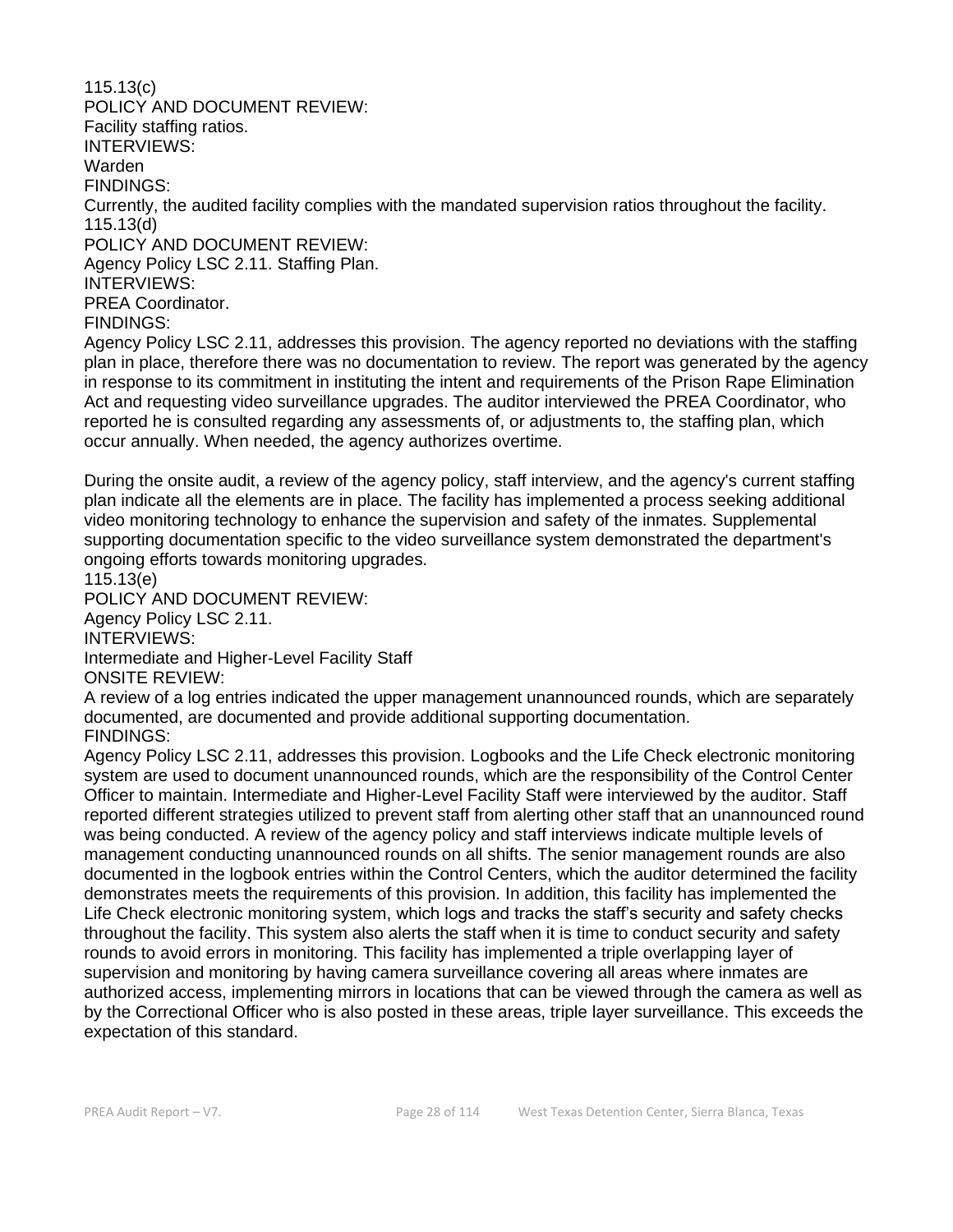115.13(c)
POLICY AND DOCUMENT REVIEW:
Facility staffing ratios.
INTERVIEWS:
Warden
FINDINGS:
Currently, the audited facility complies with the mandated supervision ratios throughout the facility.
115.13(d)
POLICY AND DOCUMENT REVIEW:
Agency Policy LSC 2.11. Staffing Plan.
INTERVIEWS:
PREA Coordinator.
FINDINGS:
Agency Policy LSC 2.11, addresses this provision. The agency reported no deviations with the staffing plan in place, therefore there was no documentation to review. The report was generated by the agency in response to its commitment in instituting the intent and requirements of the Prison Rape Elimination Act and requesting video surveillance upgrades. The auditor interviewed the PREA Coordinator, who reported he is consulted regarding any assessments of, or adjustments to, the staffing plan, which occur annually. When needed, the agency authorizes overtime.

During the onsite audit, a review of the agency policy, staff interview, and the agency's current staffing plan indicate all the elements are in place. The facility has implemented a process seeking additional video monitoring technology to enhance the supervision and safety of the inmates. Supplemental supporting documentation specific to the video surveillance system demonstrated the department's ongoing efforts towards monitoring upgrades.
115.13(e)
POLICY AND DOCUMENT REVIEW:
Agency Policy LSC 2.11.
INTERVIEWS:
Intermediate and Higher-Level Facility Staff
ONSITE REVIEW:
A review of a log entries indicated the upper management unannounced rounds, which are separately documented, are documented and provide additional supporting documentation.
FINDINGS:
Agency Policy LSC 2.11, addresses this provision. Logbooks and the Life Check electronic monitoring system are used to document unannounced rounds, which are the responsibility of the Control Center Officer to maintain. Intermediate and Higher-Level Facility Staff were interviewed by the auditor. Staff reported different strategies utilized to prevent staff from alerting other staff that an unannounced round was being conducted. A review of the agency policy and staff interviews indicate multiple levels of management conducting unannounced rounds on all shifts. The senior management rounds are also documented in the logbook entries within the Control Centers, which the auditor determined the facility demonstrates meets the requirements of this provision. In addition, this facility has implemented the Life Check electronic monitoring system, which logs and tracks the staff's security and safety checks throughout the facility. This system also alerts the staff when it is time to conduct security and safety rounds to avoid errors in monitoring. This facility has implemented a triple overlapping layer of supervision and monitoring by having camera surveillance covering all areas where inmates are authorized access, implementing mirrors in locations that can be viewed through the camera as well as by the Correctional Officer who is also posted in these areas, triple layer surveillance. This exceeds the expectation of this standard.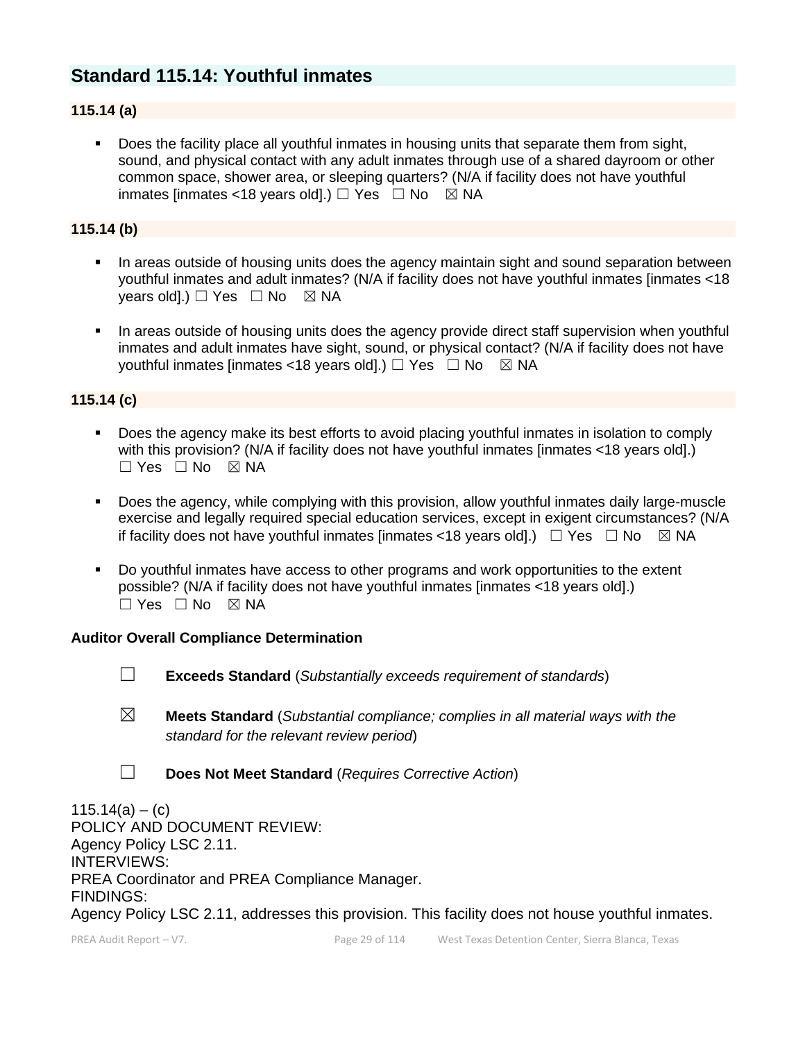## Standard 115.14: Youthful inmates

### 115.14 (a)

- Does the facility place all youthful inmates in housing units that separate them from sight, sound, and physical contact with any adult inmates through use of a shared dayroom or other common space, shower area, or sleeping quarters? (N/A if facility does not have youthful inmates [inmates <18 years old].) ☐ Yes ☐ No ☒ NA

### 115.14 (b)

- In areas outside of housing units does the agency maintain sight and sound separation between youthful inmates and adult inmates? (N/A if facility does not have youthful inmates [inmates <18 years old].) ☐ Yes ☐ No ☒ NA
- In areas outside of housing units does the agency provide direct staff supervision when youthful inmates and adult inmates have sight, sound, or physical contact? (N/A if facility does not have youthful inmates [inmates <18 years old].) ☐ Yes ☐ No ☒ NA

### 115.14 (c)

- Does the agency make its best efforts to avoid placing youthful inmates in isolation to comply with this provision? (N/A if facility does not have youthful inmates [inmates <18 years old].) ☐ Yes ☐ No ☒ NA
- Does the agency, while complying with this provision, allow youthful inmates daily large-muscle exercise and legally required special education services, except in exigent circumstances? (N/A if facility does not have youthful inmates [inmates <18 years old].) ☐ Yes ☐ No ☒ NA
- Do youthful inmates have access to other programs and work opportunities to the extent possible? (N/A if facility does not have youthful inmates [inmates <18 years old].) ☐ Yes ☐ No ☒ NA

**Auditor Overall Compliance Determination**

☐ **Exceeds Standard** (*Substantially exceeds requirement of standards*)

☒ **Meets Standard** (*Substantial compliance; complies in all material ways with the standard for the relevant review period*)

☐ **Does Not Meet Standard** (*Requires Corrective Action*)

115.14(a) – (c)
POLICY AND DOCUMENT REVIEW:
Agency Policy LSC 2.11.
INTERVIEWS:
PREA Coordinator and PREA Compliance Manager.
FINDINGS:
Agency Policy LSC 2.11, addresses this provision. This facility does not house youthful inmates.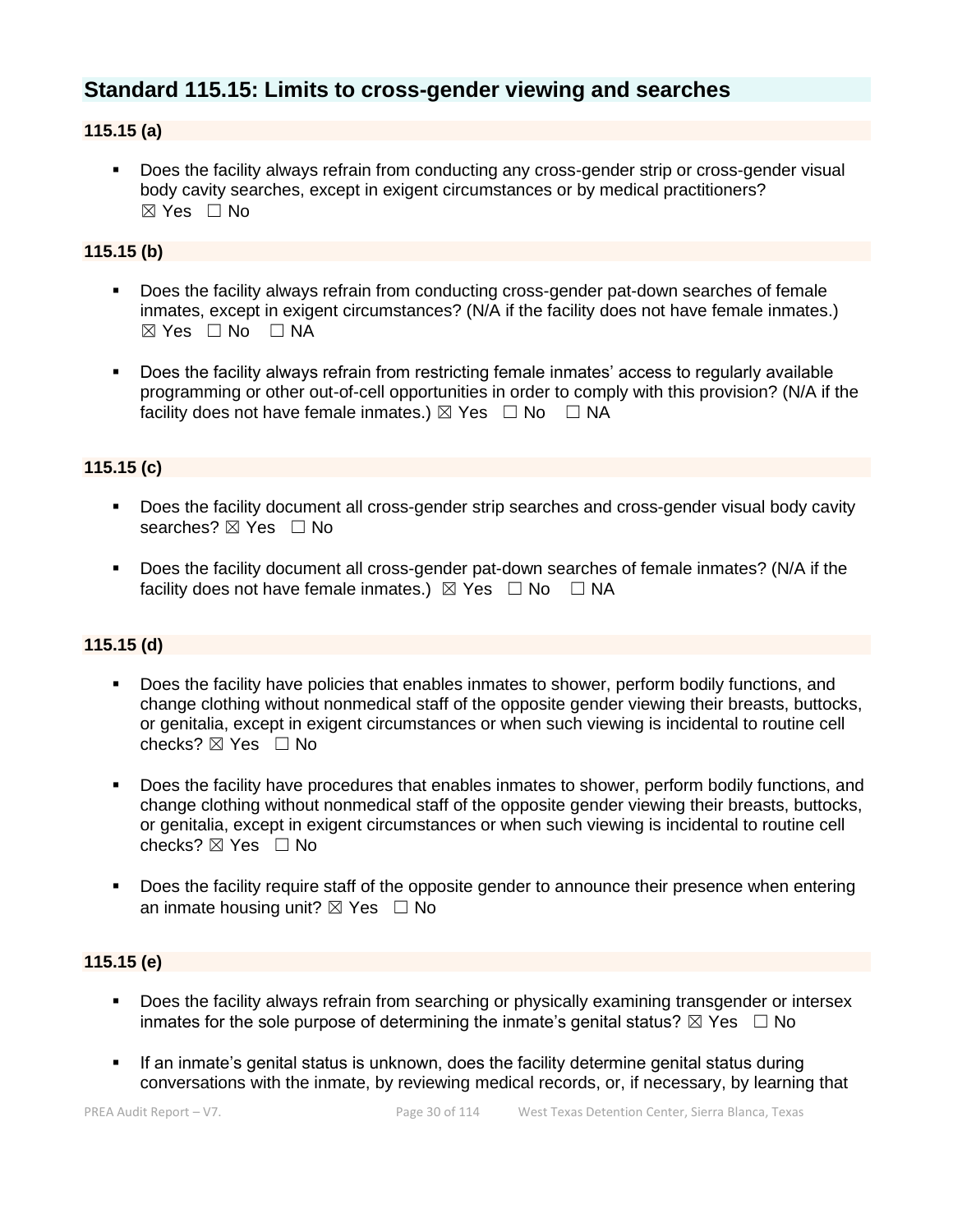## Standard 115.15: Limits to cross-gender viewing and searches

### 115.15 (a)

- Does the facility always refrain from conducting any cross-gender strip or cross-gender visual body cavity searches, except in exigent circumstances or by medical practitioners?
☒ Yes ☐ No

### 115.15 (b)

- Does the facility always refrain from conducting cross-gender pat-down searches of female inmates, except in exigent circumstances? (N/A if the facility does not have female inmates.)
☒ Yes ☐ No ☐ NA

- Does the facility always refrain from restricting female inmates' access to regularly available programming or other out-of-cell opportunities in order to comply with this provision? (N/A if the facility does not have female inmates.) ☒ Yes ☐ No ☐ NA

### 115.15 (c)

- Does the facility document all cross-gender strip searches and cross-gender visual body cavity searches? ☒ Yes ☐ No

- Does the facility document all cross-gender pat-down searches of female inmates? (N/A if the facility does not have female inmates.) ☒ Yes ☐ No ☐ NA

### 115.15 (d)

- Does the facility have policies that enables inmates to shower, perform bodily functions, and change clothing without nonmedical staff of the opposite gender viewing their breasts, buttocks, or genitalia, except in exigent circumstances or when such viewing is incidental to routine cell checks? ☒ Yes ☐ No

- Does the facility have procedures that enables inmates to shower, perform bodily functions, and change clothing without nonmedical staff of the opposite gender viewing their breasts, buttocks, or genitalia, except in exigent circumstances or when such viewing is incidental to routine cell checks? ☒ Yes ☐ No

- Does the facility require staff of the opposite gender to announce their presence when entering an inmate housing unit? ☒ Yes ☐ No

### 115.15 (e)

- Does the facility always refrain from searching or physically examining transgender or intersex inmates for the sole purpose of determining the inmate's genital status? ☒ Yes ☐ No

- If an inmate's genital status is unknown, does the facility determine genital status during conversations with the inmate, by reviewing medical records, or, if necessary, by learning that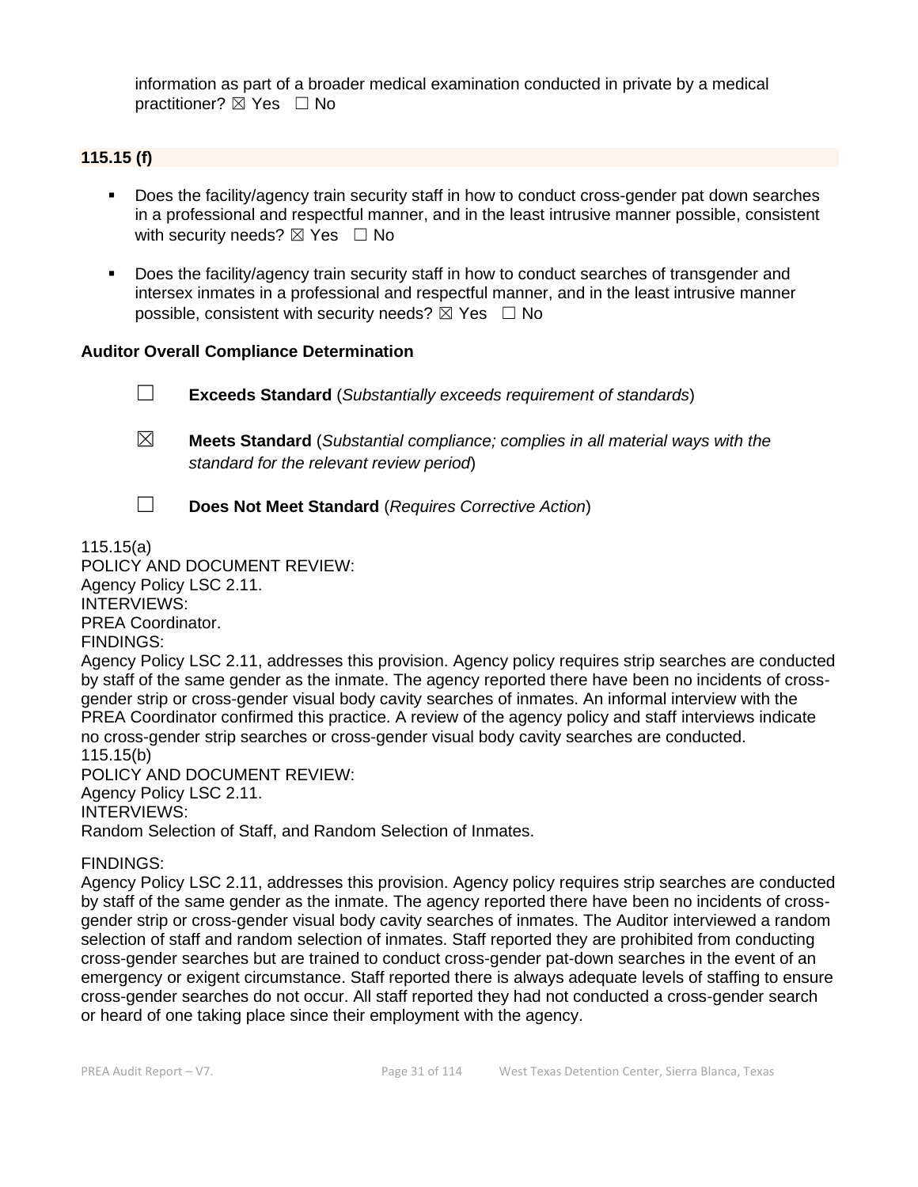information as part of a broader medical examination conducted in private by a medical practitioner? ☒ Yes ☐ No

**115.15 (f)**

- Does the facility/agency train security staff in how to conduct cross-gender pat down searches in a professional and respectful manner, and in the least intrusive manner possible, consistent with security needs? ☒ Yes ☐ No
- Does the facility/agency train security staff in how to conduct searches of transgender and intersex inmates in a professional and respectful manner, and in the least intrusive manner possible, consistent with security needs? ☒ Yes ☐ No

**Auditor Overall Compliance Determination**

☐ **Exceeds Standard** (*Substantially exceeds requirement of standards*)

☒ **Meets Standard** (*Substantial compliance; complies in all material ways with the standard for the relevant review period*)

☐ **Does Not Meet Standard** (*Requires Corrective Action*)

115.15(a)
POLICY AND DOCUMENT REVIEW:
Agency Policy LSC 2.11.
INTERVIEWS:
PREA Coordinator.
FINDINGS:
Agency Policy LSC 2.11, addresses this provision. Agency policy requires strip searches are conducted by staff of the same gender as the inmate. The agency reported there have been no incidents of cross-gender strip or cross-gender visual body cavity searches of inmates. An informal interview with the PREA Coordinator confirmed this practice. A review of the agency policy and staff interviews indicate no cross-gender strip searches or cross-gender visual body cavity searches are conducted.
115.15(b)
POLICY AND DOCUMENT REVIEW:
Agency Policy LSC 2.11.
INTERVIEWS:
Random Selection of Staff, and Random Selection of Inmates.

FINDINGS:
Agency Policy LSC 2.11, addresses this provision. Agency policy requires strip searches are conducted by staff of the same gender as the inmate. The agency reported there have been no incidents of cross-gender strip or cross-gender visual body cavity searches of inmates. The Auditor interviewed a random selection of staff and random selection of inmates. Staff reported they are prohibited from conducting cross-gender searches but are trained to conduct cross-gender pat-down searches in the event of an emergency or exigent circumstance. Staff reported there is always adequate levels of staffing to ensure cross-gender searches do not occur. All staff reported they had not conducted a cross-gender search or heard of one taking place since their employment with the agency.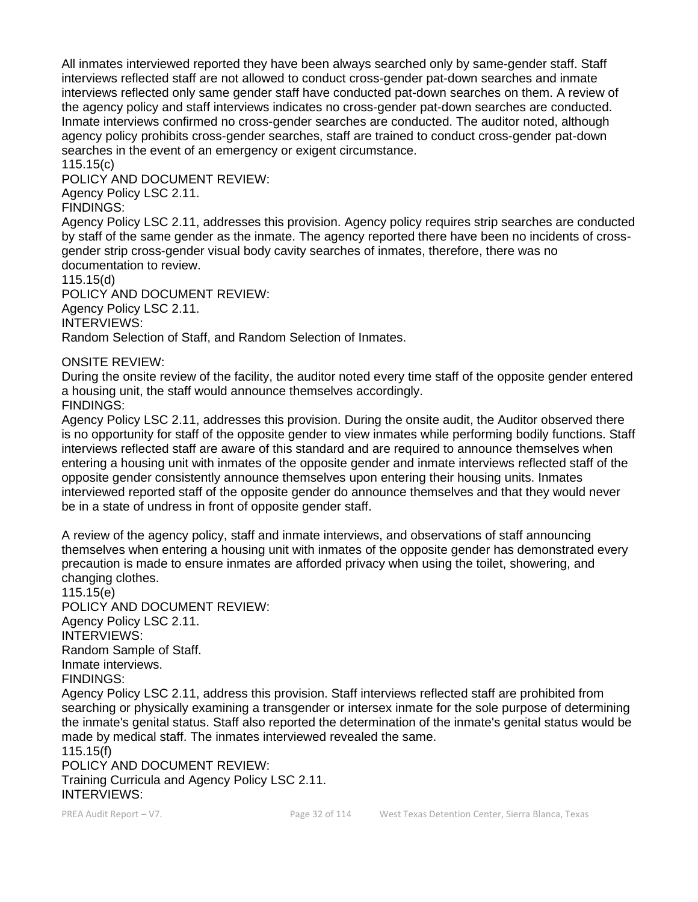All inmates interviewed reported they have been always searched only by same-gender staff. Staff interviews reflected staff are not allowed to conduct cross-gender pat-down searches and inmate interviews reflected only same gender staff have conducted pat-down searches on them. A review of the agency policy and staff interviews indicates no cross-gender pat-down searches are conducted. Inmate interviews confirmed no cross-gender searches are conducted. The auditor noted, although agency policy prohibits cross-gender searches, staff are trained to conduct cross-gender pat-down searches in the event of an emergency or exigent circumstance.

115.15(c)

POLICY AND DOCUMENT REVIEW:

Agency Policy LSC 2.11.

FINDINGS:

Agency Policy LSC 2.11, addresses this provision. Agency policy requires strip searches are conducted by staff of the same gender as the inmate. The agency reported there have been no incidents of cross-gender strip cross-gender visual body cavity searches of inmates, therefore, there was no documentation to review.

115.15(d)

POLICY AND DOCUMENT REVIEW:

Agency Policy LSC 2.11.

INTERVIEWS:

Random Selection of Staff, and Random Selection of Inmates.

ONSITE REVIEW:

During the onsite review of the facility, the auditor noted every time staff of the opposite gender entered a housing unit, the staff would announce themselves accordingly.

FINDINGS:

Agency Policy LSC 2.11, addresses this provision. During the onsite audit, the Auditor observed there is no opportunity for staff of the opposite gender to view inmates while performing bodily functions. Staff interviews reflected staff are aware of this standard and are required to announce themselves when entering a housing unit with inmates of the opposite gender and inmate interviews reflected staff of the opposite gender consistently announce themselves upon entering their housing units. Inmates interviewed reported staff of the opposite gender do announce themselves and that they would never be in a state of undress in front of opposite gender staff.

A review of the agency policy, staff and inmate interviews, and observations of staff announcing themselves when entering a housing unit with inmates of the opposite gender has demonstrated every precaution is made to ensure inmates are afforded privacy when using the toilet, showering, and changing clothes.

115.15(e)

POLICY AND DOCUMENT REVIEW:

Agency Policy LSC 2.11.

INTERVIEWS:

Random Sample of Staff.

Inmate interviews.

FINDINGS:

Agency Policy LSC 2.11, address this provision. Staff interviews reflected staff are prohibited from searching or physically examining a transgender or intersex inmate for the sole purpose of determining the inmate's genital status. Staff also reported the determination of the inmate's genital status would be made by medical staff. The inmates interviewed revealed the same.

115.15(f)

POLICY AND DOCUMENT REVIEW:

Training Curricula and Agency Policy LSC 2.11.

INTERVIEWS: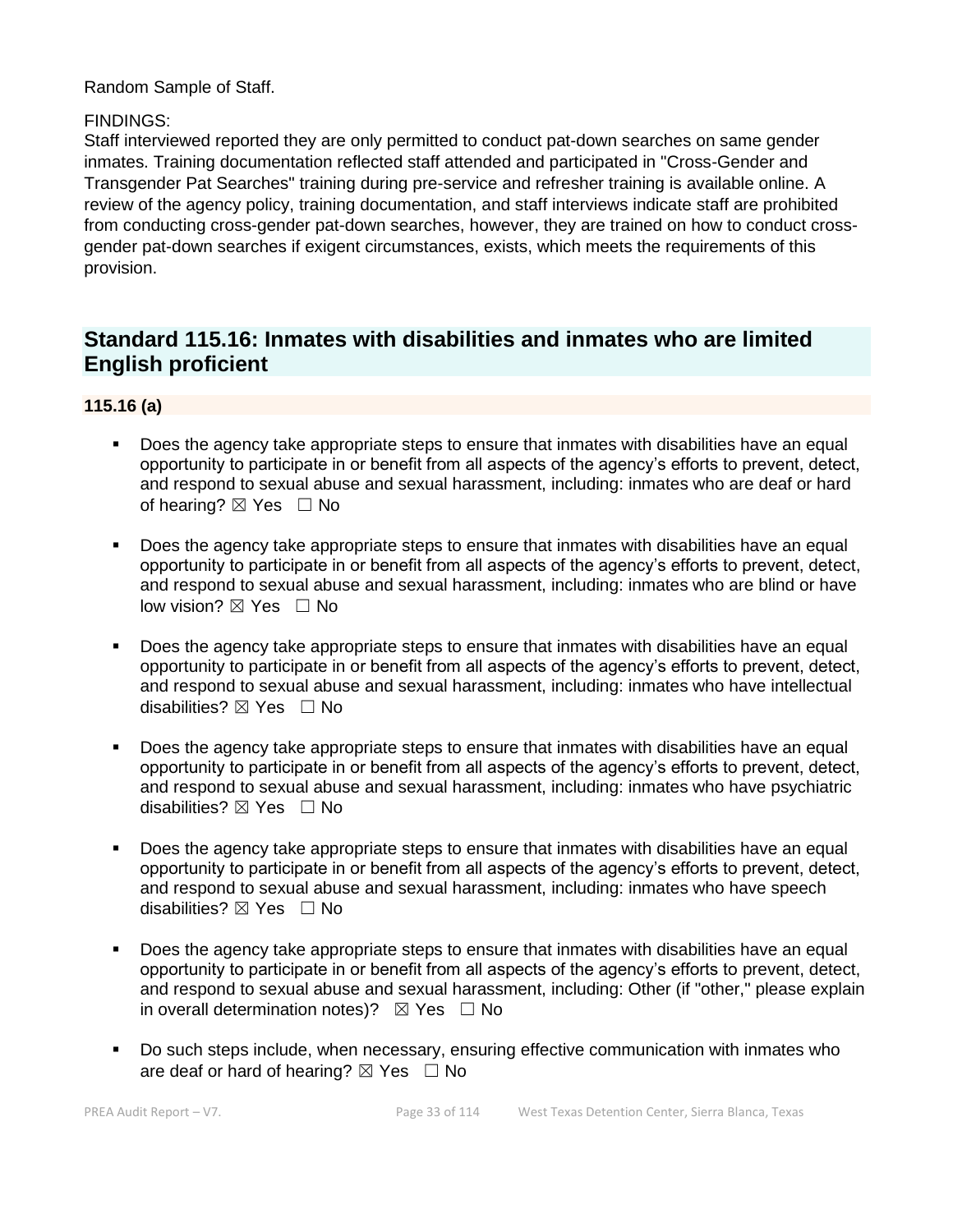Random Sample of Staff.

FINDINGS:
Staff interviewed reported they are only permitted to conduct pat-down searches on same gender inmates. Training documentation reflected staff attended and participated in "Cross-Gender and Transgender Pat Searches" training during pre-service and refresher training is available online. A review of the agency policy, training documentation, and staff interviews indicate staff are prohibited from conducting cross-gender pat-down searches, however, they are trained on how to conduct cross-gender pat-down searches if exigent circumstances, exists, which meets the requirements of this provision.

## Standard 115.16: Inmates with disabilities and inmates who are limited English proficient

### 115.16 (a)

- Does the agency take appropriate steps to ensure that inmates with disabilities have an equal opportunity to participate in or benefit from all aspects of the agency's efforts to prevent, detect, and respond to sexual abuse and sexual harassment, including: inmates who are deaf or hard of hearing? ☒ Yes ☐ No

- Does the agency take appropriate steps to ensure that inmates with disabilities have an equal opportunity to participate in or benefit from all aspects of the agency's efforts to prevent, detect, and respond to sexual abuse and sexual harassment, including: inmates who are blind or have low vision? ☒ Yes ☐ No

- Does the agency take appropriate steps to ensure that inmates with disabilities have an equal opportunity to participate in or benefit from all aspects of the agency's efforts to prevent, detect, and respond to sexual abuse and sexual harassment, including: inmates who have intellectual disabilities? ☒ Yes ☐ No

- Does the agency take appropriate steps to ensure that inmates with disabilities have an equal opportunity to participate in or benefit from all aspects of the agency's efforts to prevent, detect, and respond to sexual abuse and sexual harassment, including: inmates who have psychiatric disabilities? ☒ Yes ☐ No

- Does the agency take appropriate steps to ensure that inmates with disabilities have an equal opportunity to participate in or benefit from all aspects of the agency's efforts to prevent, detect, and respond to sexual abuse and sexual harassment, including: inmates who have speech disabilities? ☒ Yes ☐ No

- Does the agency take appropriate steps to ensure that inmates with disabilities have an equal opportunity to participate in or benefit from all aspects of the agency's efforts to prevent, detect, and respond to sexual abuse and sexual harassment, including: Other (if "other," please explain in overall determination notes)? ☒ Yes ☐ No

- Do such steps include, when necessary, ensuring effective communication with inmates who are deaf or hard of hearing? ☒ Yes ☐ No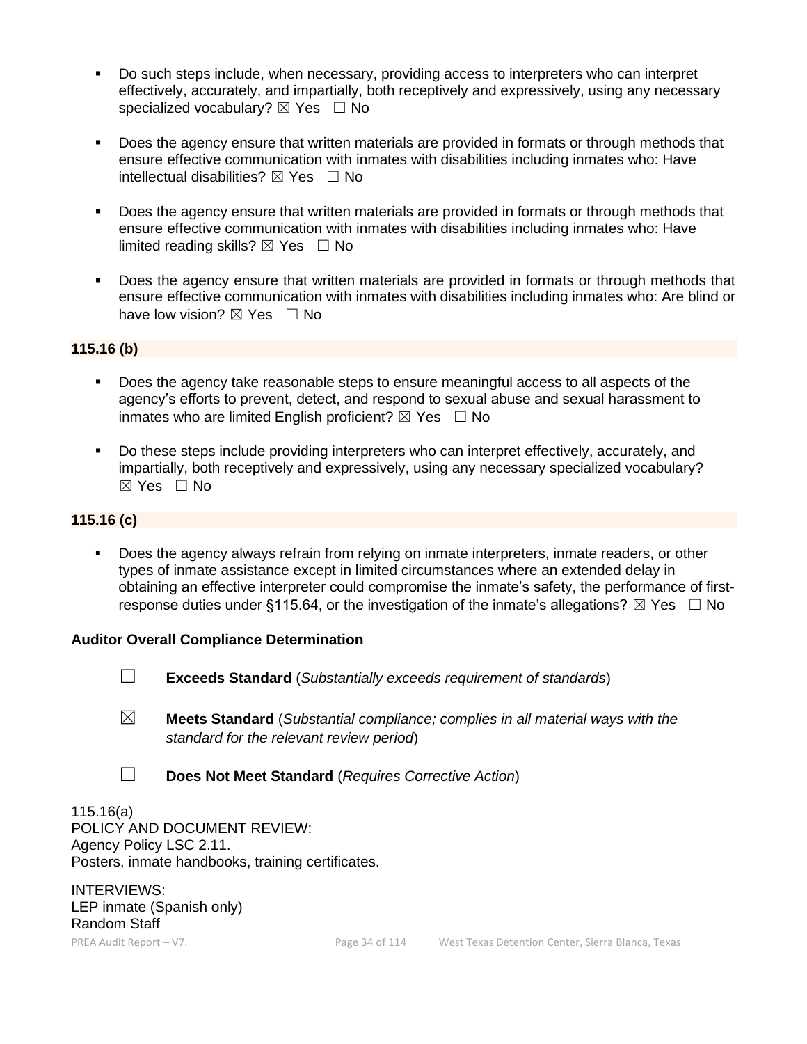- Do such steps include, when necessary, providing access to interpreters who can interpret effectively, accurately, and impartially, both receptively and expressively, using any necessary specialized vocabulary? ☒ Yes ☐ No

- Does the agency ensure that written materials are provided in formats or through methods that ensure effective communication with inmates with disabilities including inmates who: Have intellectual disabilities? ☒ Yes ☐ No

- Does the agency ensure that written materials are provided in formats or through methods that ensure effective communication with inmates with disabilities including inmates who: Have limited reading skills? ☒ Yes ☐ No

- Does the agency ensure that written materials are provided in formats or through methods that ensure effective communication with inmates with disabilities including inmates who: Are blind or have low vision? ☒ Yes ☐ No

**115.16 (b)**

- Does the agency take reasonable steps to ensure meaningful access to all aspects of the agency's efforts to prevent, detect, and respond to sexual abuse and sexual harassment to inmates who are limited English proficient? ☒ Yes ☐ No

- Do these steps include providing interpreters who can interpret effectively, accurately, and impartially, both receptively and expressively, using any necessary specialized vocabulary? ☒ Yes ☐ No

**115.16 (c)**

- Does the agency always refrain from relying on inmate interpreters, inmate readers, or other types of inmate assistance except in limited circumstances where an extended delay in obtaining an effective interpreter could compromise the inmate's safety, the performance of first-response duties under §115.64, or the investigation of the inmate's allegations? ☒ Yes ☐ No

**Auditor Overall Compliance Determination**

☐ **Exceeds Standard** (*Substantially exceeds requirement of standards*)

☒ **Meets Standard** (*Substantial compliance; complies in all material ways with the standard for the relevant review period*)

☐ **Does Not Meet Standard** (*Requires Corrective Action*)

115.16(a)
POLICY AND DOCUMENT REVIEW:
Agency Policy LSC 2.11.
Posters, inmate handbooks, training certificates.

INTERVIEWS:
LEP inmate (Spanish only)
Random Staff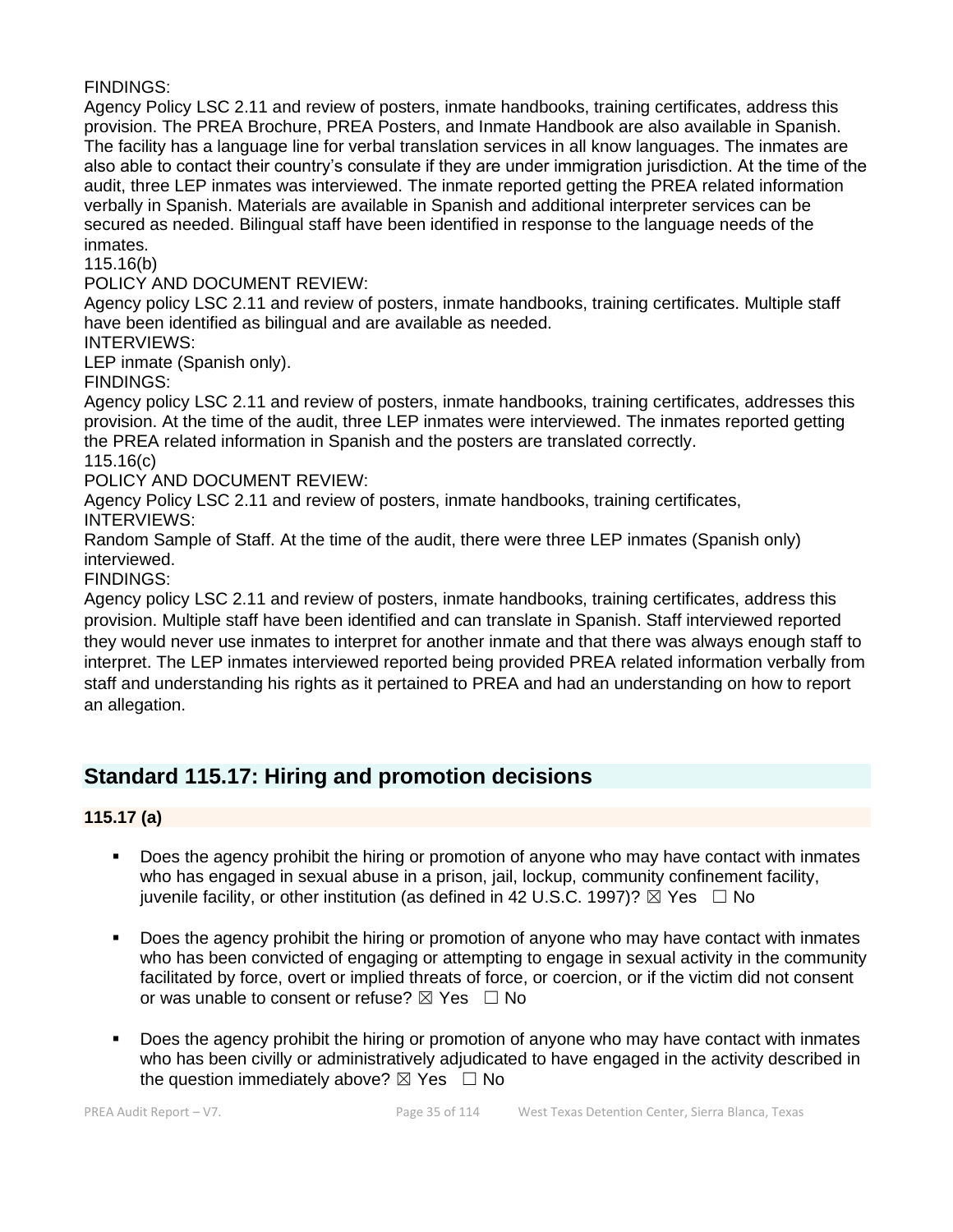FINDINGS:
Agency Policy LSC 2.11 and review of posters, inmate handbooks, training certificates, address this provision. The PREA Brochure, PREA Posters, and Inmate Handbook are also available in Spanish. The facility has a language line for verbal translation services in all know languages. The inmates are also able to contact their country's consulate if they are under immigration jurisdiction. At the time of the audit, three LEP inmates was interviewed. The inmate reported getting the PREA related information verbally in Spanish. Materials are available in Spanish and additional interpreter services can be secured as needed. Bilingual staff have been identified in response to the language needs of the inmates.

115.16(b)

POLICY AND DOCUMENT REVIEW:
Agency policy LSC 2.11 and review of posters, inmate handbooks, training certificates. Multiple staff have been identified as bilingual and are available as needed.

INTERVIEWS:
LEP inmate (Spanish only).

FINDINGS:
Agency policy LSC 2.11 and review of posters, inmate handbooks, training certificates, addresses this provision. At the time of the audit, three LEP inmates were interviewed. The inmates reported getting the PREA related information in Spanish and the posters are translated correctly.

115.16(c)

POLICY AND DOCUMENT REVIEW:
Agency Policy LSC 2.11 and review of posters, inmate handbooks, training certificates,

INTERVIEWS:
Random Sample of Staff. At the time of the audit, there were three LEP inmates (Spanish only) interviewed.

FINDINGS:
Agency policy LSC 2.11 and review of posters, inmate handbooks, training certificates, address this provision. Multiple staff have been identified and can translate in Spanish. Staff interviewed reported they would never use inmates to interpret for another inmate and that there was always enough staff to interpret. The LEP inmates interviewed reported being provided PREA related information verbally from staff and understanding his rights as it pertained to PREA and had an understanding on how to report an allegation.

## Standard 115.17: Hiring and promotion decisions

### 115.17 (a)

- Does the agency prohibit the hiring or promotion of anyone who may have contact with inmates who has engaged in sexual abuse in a prison, jail, lockup, community confinement facility, juvenile facility, or other institution (as defined in 42 U.S.C. 1997)? ☒ Yes ☐ No

- Does the agency prohibit the hiring or promotion of anyone who may have contact with inmates who has been convicted of engaging or attempting to engage in sexual activity in the community facilitated by force, overt or implied threats of force, or coercion, or if the victim did not consent or was unable to consent or refuse? ☒ Yes ☐ No

- Does the agency prohibit the hiring or promotion of anyone who may have contact with inmates who has been civilly or administratively adjudicated to have engaged in the activity described in the question immediately above? ☒ Yes ☐ No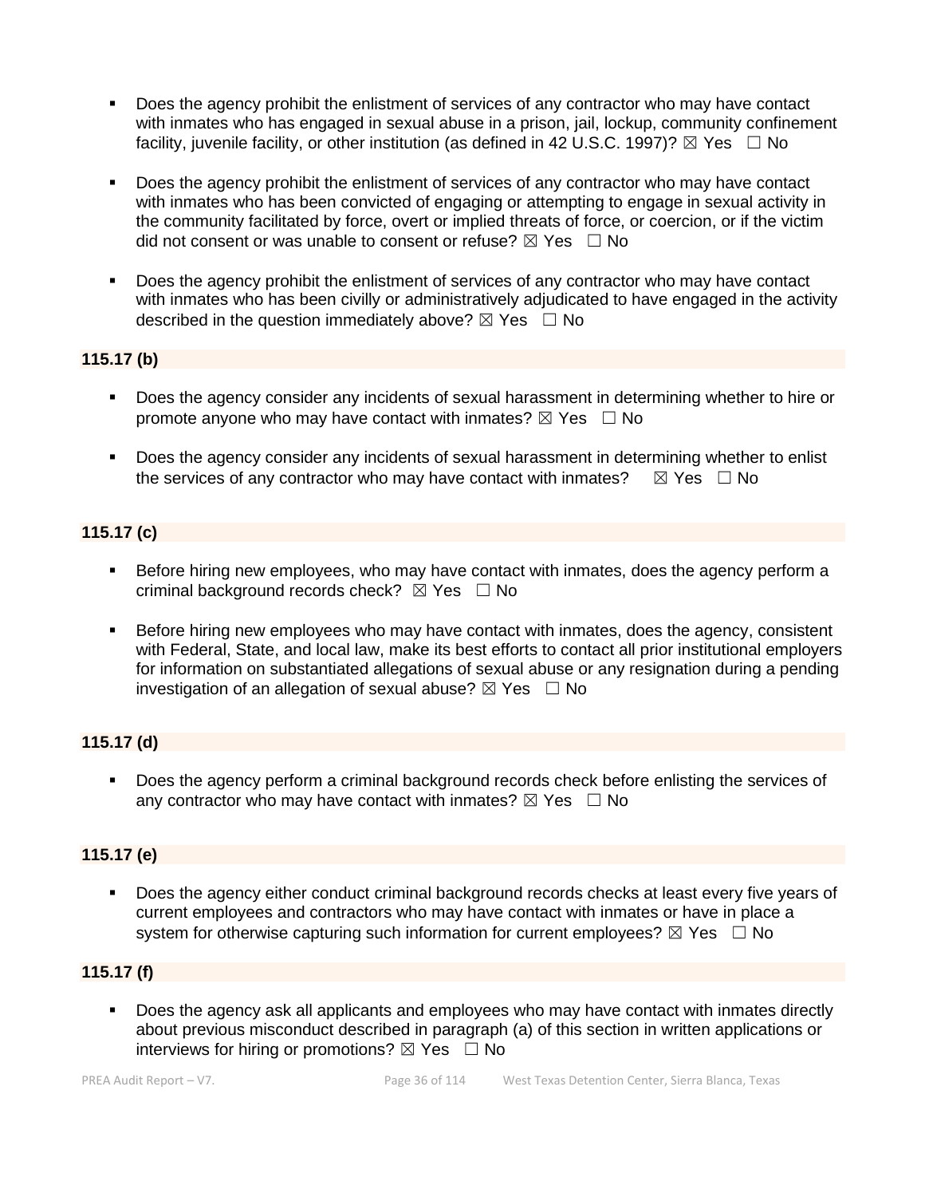- Does the agency prohibit the enlistment of services of any contractor who may have contact with inmates who has engaged in sexual abuse in a prison, jail, lockup, community confinement facility, juvenile facility, or other institution (as defined in 42 U.S.C. 1997)? ☒ Yes ☐ No

- Does the agency prohibit the enlistment of services of any contractor who may have contact with inmates who has been convicted of engaging or attempting to engage in sexual activity in the community facilitated by force, overt or implied threats of force, or coercion, or if the victim did not consent or was unable to consent or refuse? ☒ Yes ☐ No

- Does the agency prohibit the enlistment of services of any contractor who may have contact with inmates who has been civilly or administratively adjudicated to have engaged in the activity described in the question immediately above? ☒ Yes ☐ No

**115.17 (b)**

- Does the agency consider any incidents of sexual harassment in determining whether to hire or promote anyone who may have contact with inmates? ☒ Yes ☐ No

- Does the agency consider any incidents of sexual harassment in determining whether to enlist the services of any contractor who may have contact with inmates? ☒ Yes ☐ No

**115.17 (c)**

- Before hiring new employees, who may have contact with inmates, does the agency perform a criminal background records check? ☒ Yes ☐ No

- Before hiring new employees who may have contact with inmates, does the agency, consistent with Federal, State, and local law, make its best efforts to contact all prior institutional employers for information on substantiated allegations of sexual abuse or any resignation during a pending investigation of an allegation of sexual abuse? ☒ Yes ☐ No

**115.17 (d)**

- Does the agency perform a criminal background records check before enlisting the services of any contractor who may have contact with inmates? ☒ Yes ☐ No

**115.17 (e)**

- Does the agency either conduct criminal background records checks at least every five years of current employees and contractors who may have contact with inmates or have in place a system for otherwise capturing such information for current employees? ☒ Yes ☐ No

**115.17 (f)**

- Does the agency ask all applicants and employees who may have contact with inmates directly about previous misconduct described in paragraph (a) of this section in written applications or interviews for hiring or promotions? ☒ Yes ☐ No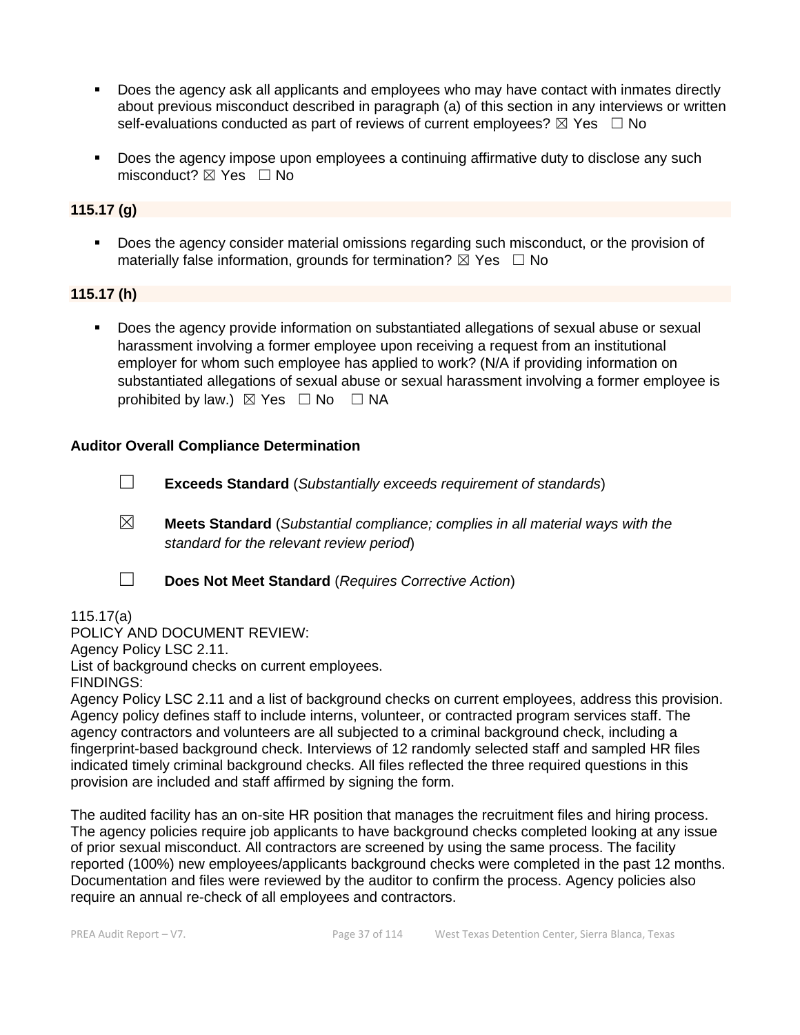- Does the agency ask all applicants and employees who may have contact with inmates directly about previous misconduct described in paragraph (a) of this section in any interviews or written self-evaluations conducted as part of reviews of current employees? ☒ Yes ☐ No

- Does the agency impose upon employees a continuing affirmative duty to disclose any such misconduct? ☒ Yes ☐ No

**115.17 (g)**

- Does the agency consider material omissions regarding such misconduct, or the provision of materially false information, grounds for termination? ☒ Yes ☐ No

**115.17 (h)**

- Does the agency provide information on substantiated allegations of sexual abuse or sexual harassment involving a former employee upon receiving a request from an institutional employer for whom such employee has applied to work? (N/A if providing information on substantiated allegations of sexual abuse or sexual harassment involving a former employee is prohibited by law.) ☒ Yes ☐ No ☐ NA

**Auditor Overall Compliance Determination**

☐ **Exceeds Standard** (*Substantially exceeds requirement of standards*)

☒ **Meets Standard** (*Substantial compliance; complies in all material ways with the standard for the relevant review period*)

☐ **Does Not Meet Standard** (*Requires Corrective Action*)

115.17(a)
POLICY AND DOCUMENT REVIEW:
Agency Policy LSC 2.11.
List of background checks on current employees.
FINDINGS:
Agency Policy LSC 2.11 and a list of background checks on current employees, address this provision. Agency policy defines staff to include interns, volunteer, or contracted program services staff. The agency contractors and volunteers are all subjected to a criminal background check, including a fingerprint-based background check. Interviews of 12 randomly selected staff and sampled HR files indicated timely criminal background checks. All files reflected the three required questions in this provision are included and staff affirmed by signing the form.

The audited facility has an on-site HR position that manages the recruitment files and hiring process. The agency policies require job applicants to have background checks completed looking at any issue of prior sexual misconduct. All contractors are screened by using the same process. The facility reported (100%) new employees/applicants background checks were completed in the past 12 months. Documentation and files were reviewed by the auditor to confirm the process. Agency policies also require an annual re-check of all employees and contractors.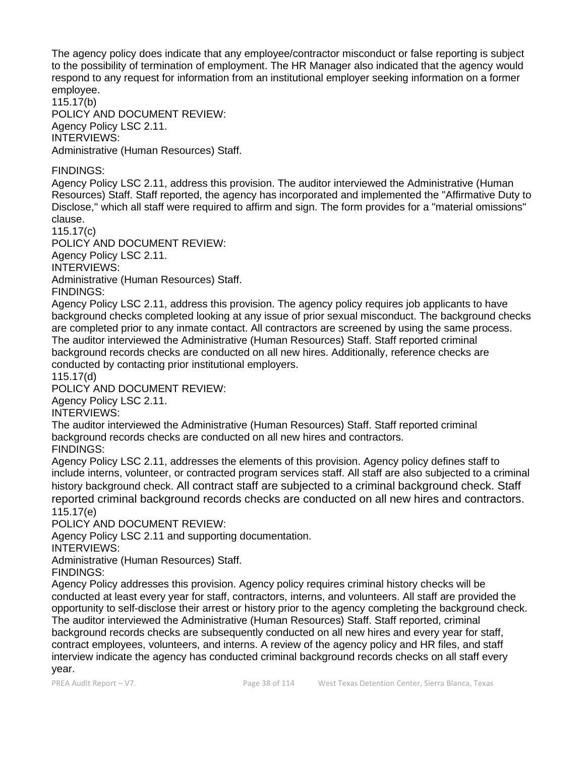The agency policy does indicate that any employee/contractor misconduct or false reporting is subject to the possibility of termination of employment. The HR Manager also indicated that the agency would respond to any request for information from an institutional employer seeking information on a former employee.

115.17(b)

POLICY AND DOCUMENT REVIEW:

Agency Policy LSC 2.11.

INTERVIEWS:

Administrative (Human Resources) Staff.

FINDINGS:

Agency Policy LSC 2.11, address this provision. The auditor interviewed the Administrative (Human Resources) Staff. Staff reported, the agency has incorporated and implemented the "Affirmative Duty to Disclose," which all staff were required to affirm and sign. The form provides for a "material omissions" clause.

115.17(c)

POLICY AND DOCUMENT REVIEW:

Agency Policy LSC 2.11.

INTERVIEWS:

Administrative (Human Resources) Staff.

FINDINGS:

Agency Policy LSC 2.11, address this provision. The agency policy requires job applicants to have background checks completed looking at any issue of prior sexual misconduct. The background checks are completed prior to any inmate contact. All contractors are screened by using the same process. The auditor interviewed the Administrative (Human Resources) Staff. Staff reported criminal background records checks are conducted on all new hires. Additionally, reference checks are conducted by contacting prior institutional employers.

115.17(d)

POLICY AND DOCUMENT REVIEW:

Agency Policy LSC 2.11.

INTERVIEWS:

The auditor interviewed the Administrative (Human Resources) Staff. Staff reported criminal background records checks are conducted on all new hires and contractors.

FINDINGS:

Agency Policy LSC 2.11, addresses the elements of this provision. Agency policy defines staff to include interns, volunteer, or contracted program services staff. All staff are also subjected to a criminal history background check. All contract staff are subjected to a criminal background check. Staff reported criminal background records checks are conducted on all new hires and contractors.

115.17(e)

POLICY AND DOCUMENT REVIEW:

Agency Policy LSC 2.11 and supporting documentation.

INTERVIEWS:

Administrative (Human Resources) Staff.

FINDINGS:

Agency Policy addresses this provision. Agency policy requires criminal history checks will be conducted at least every year for staff, contractors, interns, and volunteers. All staff are provided the opportunity to self-disclose their arrest or history prior to the agency completing the background check. The auditor interviewed the Administrative (Human Resources) Staff. Staff reported, criminal background records checks are subsequently conducted on all new hires and every year for staff, contract employees, volunteers, and interns. A review of the agency policy and HR files, and staff interview indicate the agency has conducted criminal background records checks on all staff every year.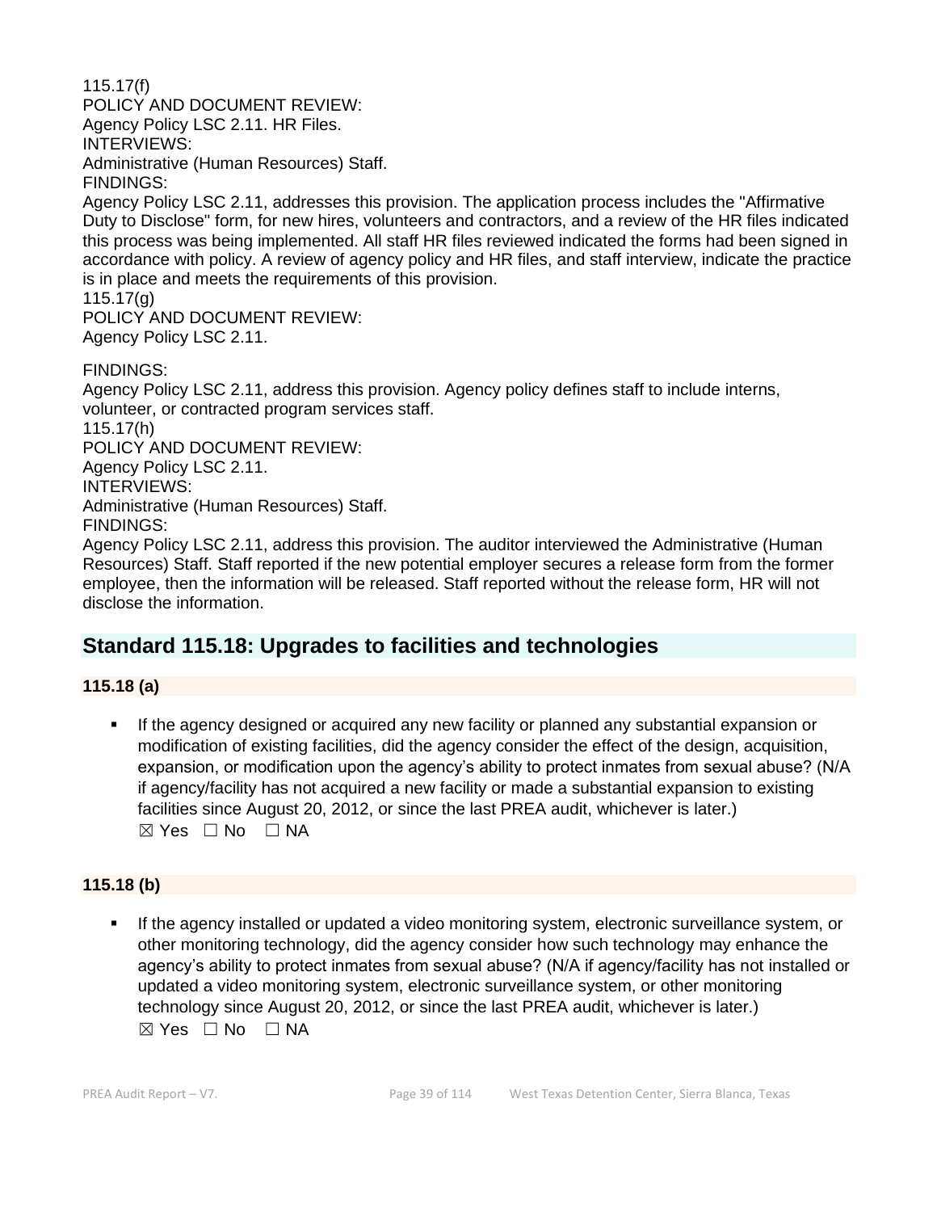115.17(f)
POLICY AND DOCUMENT REVIEW:
Agency Policy LSC 2.11. HR Files.
INTERVIEWS:
Administrative (Human Resources) Staff.
FINDINGS:
Agency Policy LSC 2.11, addresses this provision. The application process includes the "Affirmative Duty to Disclose" form, for new hires, volunteers and contractors, and a review of the HR files indicated this process was being implemented. All staff HR files reviewed indicated the forms had been signed in accordance with policy. A review of agency policy and HR files, and staff interview, indicate the practice is in place and meets the requirements of this provision.
115.17(g)
POLICY AND DOCUMENT REVIEW:
Agency Policy LSC 2.11.

FINDINGS:
Agency Policy LSC 2.11, address this provision. Agency policy defines staff to include interns, volunteer, or contracted program services staff.
115.17(h)
POLICY AND DOCUMENT REVIEW:
Agency Policy LSC 2.11.
INTERVIEWS:
Administrative (Human Resources) Staff.
FINDINGS:
Agency Policy LSC 2.11, address this provision. The auditor interviewed the Administrative (Human Resources) Staff. Staff reported if the new potential employer secures a release form from the former employee, then the information will be released. Staff reported without the release form, HR will not disclose the information.

## Standard 115.18: Upgrades to facilities and technologies

### 115.18 (a)

- If the agency designed or acquired any new facility or planned any substantial expansion or modification of existing facilities, did the agency consider the effect of the design, acquisition, expansion, or modification upon the agency's ability to protect inmates from sexual abuse? (N/A if agency/facility has not acquired a new facility or made a substantial expansion to existing facilities since August 20, 2012, or since the last PREA audit, whichever is later.)
  ☒ Yes ☐ No ☐ NA

### 115.18 (b)

- If the agency installed or updated a video monitoring system, electronic surveillance system, or other monitoring technology, did the agency consider how such technology may enhance the agency's ability to protect inmates from sexual abuse? (N/A if agency/facility has not installed or updated a video monitoring system, electronic surveillance system, or other monitoring technology since August 20, 2012, or since the last PREA audit, whichever is later.)
  ☒ Yes ☐ No ☐ NA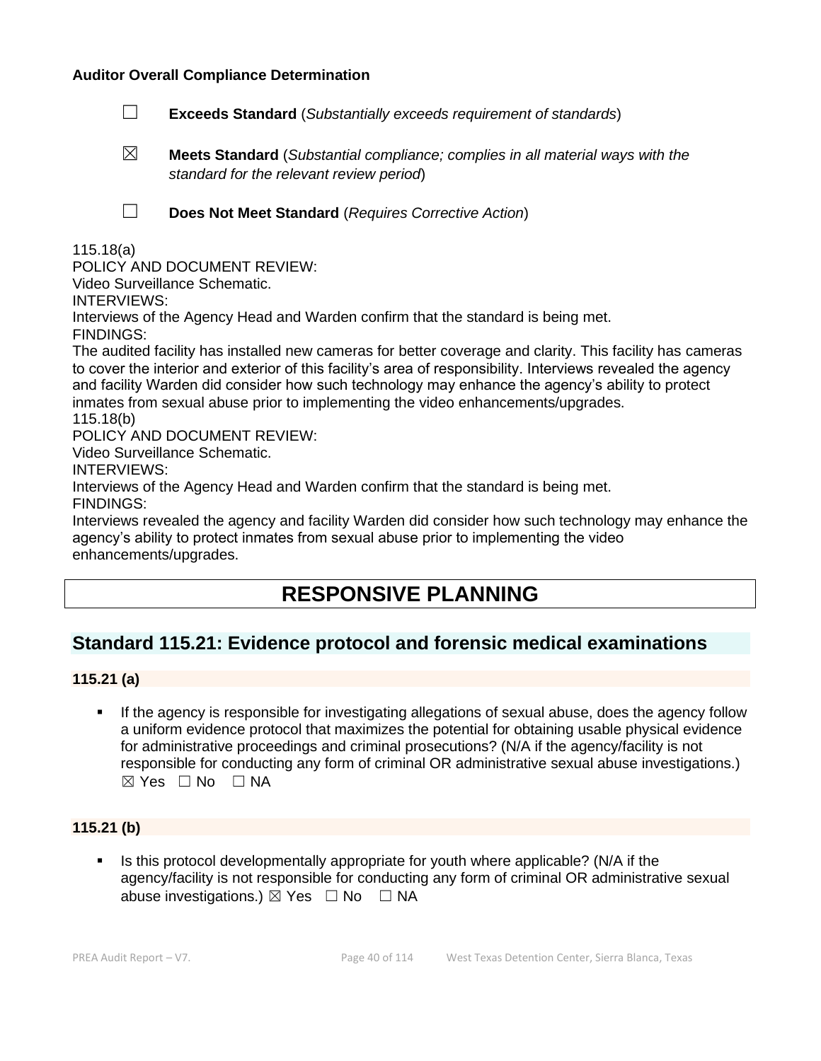**Auditor Overall Compliance Determination**

☐ **Exceeds Standard** (*Substantially exceeds requirement of standards*)

☒ **Meets Standard** (*Substantial compliance; complies in all material ways with the standard for the relevant review period*)

☐ **Does Not Meet Standard** (*Requires Corrective Action*)

115.18(a)
POLICY AND DOCUMENT REVIEW:
Video Surveillance Schematic.
INTERVIEWS:
Interviews of the Agency Head and Warden confirm that the standard is being met.
FINDINGS:
The audited facility has installed new cameras for better coverage and clarity. This facility has cameras to cover the interior and exterior of this facility's area of responsibility. Interviews revealed the agency and facility Warden did consider how such technology may enhance the agency's ability to protect inmates from sexual abuse prior to implementing the video enhancements/upgrades.
115.18(b)
POLICY AND DOCUMENT REVIEW:
Video Surveillance Schematic.
INTERVIEWS:
Interviews of the Agency Head and Warden confirm that the standard is being met.
FINDINGS:
Interviews revealed the agency and facility Warden did consider how such technology may enhance the agency's ability to protect inmates from sexual abuse prior to implementing the video enhancements/upgrades.

# RESPONSIVE PLANNING

## Standard 115.21: Evidence protocol and forensic medical examinations

### 115.21 (a)

- If the agency is responsible for investigating allegations of sexual abuse, does the agency follow a uniform evidence protocol that maximizes the potential for obtaining usable physical evidence for administrative proceedings and criminal prosecutions? (N/A if the agency/facility is not responsible for conducting any form of criminal OR administrative sexual abuse investigations.) ☒ Yes ☐ No ☐ NA

### 115.21 (b)

- Is this protocol developmentally appropriate for youth where applicable? (N/A if the agency/facility is not responsible for conducting any form of criminal OR administrative sexual abuse investigations.) ☒ Yes ☐ No ☐ NA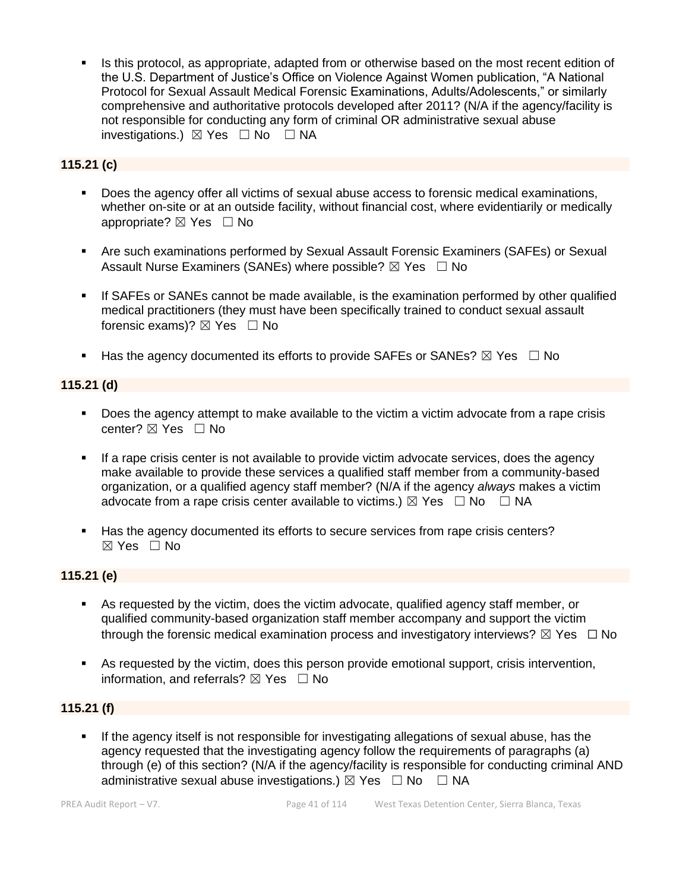- Is this protocol, as appropriate, adapted from or otherwise based on the most recent edition of the U.S. Department of Justice's Office on Violence Against Women publication, "A National Protocol for Sexual Assault Medical Forensic Examinations, Adults/Adolescents," or similarly comprehensive and authoritative protocols developed after 2011? (N/A if the agency/facility is not responsible for conducting any form of criminal OR administrative sexual abuse investigations.) ☒ Yes ☐ No ☐ NA

**115.21 (c)**

- Does the agency offer all victims of sexual abuse access to forensic medical examinations, whether on-site or at an outside facility, without financial cost, where evidentiarily or medically appropriate? ☒ Yes ☐ No
- Are such examinations performed by Sexual Assault Forensic Examiners (SAFEs) or Sexual Assault Nurse Examiners (SANEs) where possible? ☒ Yes ☐ No
- If SAFEs or SANEs cannot be made available, is the examination performed by other qualified medical practitioners (they must have been specifically trained to conduct sexual assault forensic exams)? ☒ Yes ☐ No
- Has the agency documented its efforts to provide SAFEs or SANEs? ☒ Yes ☐ No

**115.21 (d)**

- Does the agency attempt to make available to the victim a victim advocate from a rape crisis center? ☒ Yes ☐ No
- If a rape crisis center is not available to provide victim advocate services, does the agency make available to provide these services a qualified staff member from a community-based organization, or a qualified agency staff member? (N/A if the agency *always* makes a victim advocate from a rape crisis center available to victims.) ☒ Yes ☐ No ☐ NA
- Has the agency documented its efforts to secure services from rape crisis centers? ☒ Yes ☐ No

**115.21 (e)**

- As requested by the victim, does the victim advocate, qualified agency staff member, or qualified community-based organization staff member accompany and support the victim through the forensic medical examination process and investigatory interviews? ☒ Yes ☐ No
- As requested by the victim, does this person provide emotional support, crisis intervention, information, and referrals? ☒ Yes ☐ No

**115.21 (f)**

- If the agency itself is not responsible for investigating allegations of sexual abuse, has the agency requested that the investigating agency follow the requirements of paragraphs (a) through (e) of this section? (N/A if the agency/facility is responsible for conducting criminal AND administrative sexual abuse investigations.) ☒ Yes ☐ No ☐ NA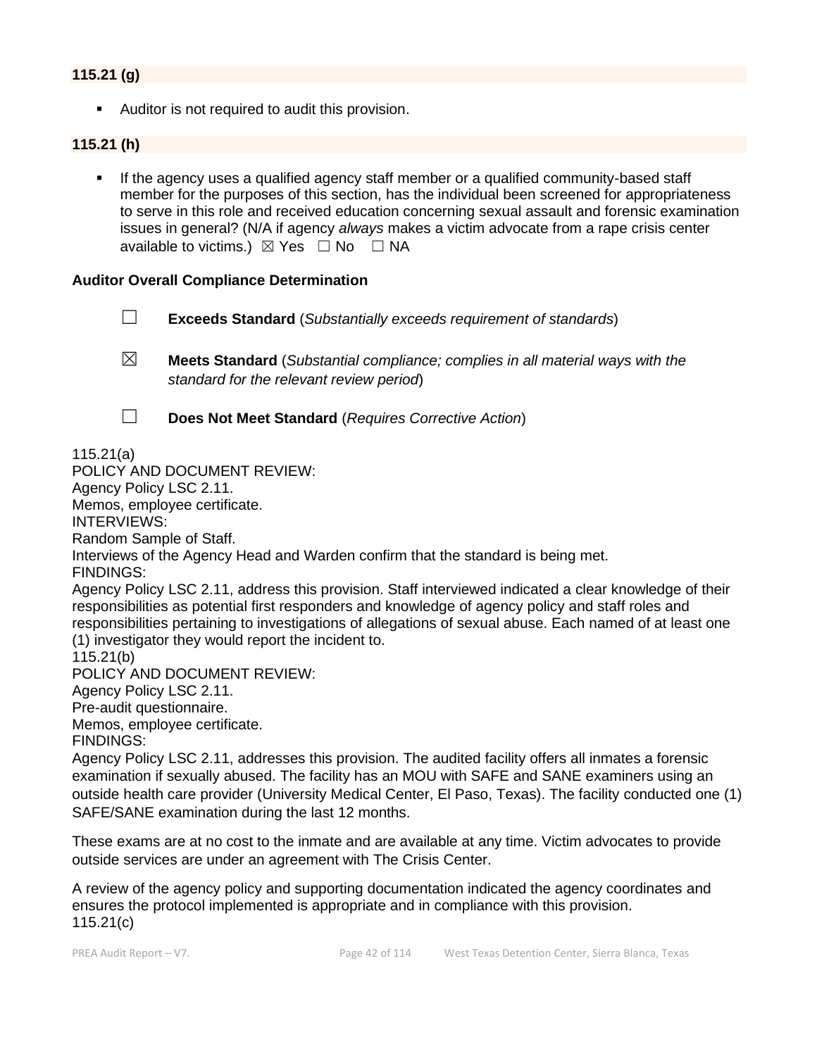**115.21 (g)**

- Auditor is not required to audit this provision.

**115.21 (h)**

- If the agency uses a qualified agency staff member or a qualified community-based staff member for the purposes of this section, has the individual been screened for appropriateness to serve in this role and received education concerning sexual assault and forensic examination issues in general? (N/A if agency *always* makes a victim advocate from a rape crisis center available to victims.) ☒ Yes ☐ No ☐ NA

**Auditor Overall Compliance Determination**

☐ **Exceeds Standard** (*Substantially exceeds requirement of standards*)

☒ **Meets Standard** (*Substantial compliance; complies in all material ways with the standard for the relevant review period*)

☐ **Does Not Meet Standard** (*Requires Corrective Action*)

115.21(a)
POLICY AND DOCUMENT REVIEW:
Agency Policy LSC 2.11.
Memos, employee certificate.
INTERVIEWS:
Random Sample of Staff.
Interviews of the Agency Head and Warden confirm that the standard is being met.
FINDINGS:
Agency Policy LSC 2.11, address this provision. Staff interviewed indicated a clear knowledge of their responsibilities as potential first responders and knowledge of agency policy and staff roles and responsibilities pertaining to investigations of allegations of sexual abuse. Each named of at least one (1) investigator they would report the incident to.
115.21(b)
POLICY AND DOCUMENT REVIEW:
Agency Policy LSC 2.11.
Pre-audit questionnaire.
Memos, employee certificate.
FINDINGS:
Agency Policy LSC 2.11, addresses this provision. The audited facility offers all inmates a forensic examination if sexually abused. The facility has an MOU with SAFE and SANE examiners using an outside health care provider (University Medical Center, El Paso, Texas). The facility conducted one (1) SAFE/SANE examination during the last 12 months.

These exams are at no cost to the inmate and are available at any time. Victim advocates to provide outside services are under an agreement with The Crisis Center.

A review of the agency policy and supporting documentation indicated the agency coordinates and ensures the protocol implemented is appropriate and in compliance with this provision.
115.21(c)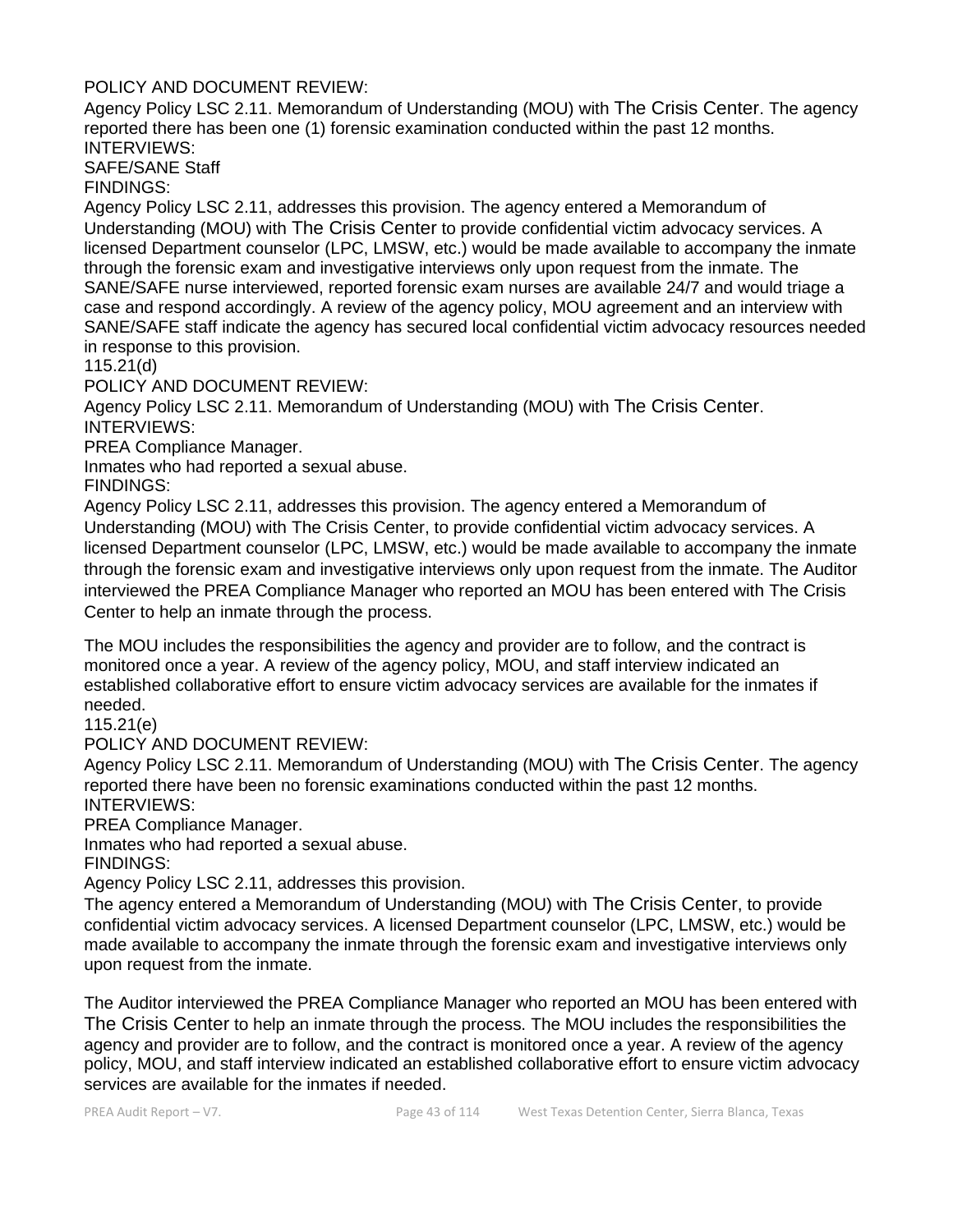POLICY AND DOCUMENT REVIEW:

Agency Policy LSC 2.11. Memorandum of Understanding (MOU) with The Crisis Center. The agency reported there has been one (1) forensic examination conducted within the past 12 months.

INTERVIEWS:

SAFE/SANE Staff

FINDINGS:

Agency Policy LSC 2.11, addresses this provision. The agency entered a Memorandum of Understanding (MOU) with The Crisis Center to provide confidential victim advocacy services. A licensed Department counselor (LPC, LMSW, etc.) would be made available to accompany the inmate through the forensic exam and investigative interviews only upon request from the inmate. The SANE/SAFE nurse interviewed, reported forensic exam nurses are available 24/7 and would triage a case and respond accordingly. A review of the agency policy, MOU agreement and an interview with SANE/SAFE staff indicate the agency has secured local confidential victim advocacy resources needed in response to this provision.

115.21(d)

POLICY AND DOCUMENT REVIEW:

Agency Policy LSC 2.11. Memorandum of Understanding (MOU) with The Crisis Center.

INTERVIEWS:

PREA Compliance Manager.

Inmates who had reported a sexual abuse.

FINDINGS:

Agency Policy LSC 2.11, addresses this provision. The agency entered a Memorandum of Understanding (MOU) with The Crisis Center, to provide confidential victim advocacy services. A licensed Department counselor (LPC, LMSW, etc.) would be made available to accompany the inmate through the forensic exam and investigative interviews only upon request from the inmate. The Auditor interviewed the PREA Compliance Manager who reported an MOU has been entered with The Crisis Center to help an inmate through the process.

The MOU includes the responsibilities the agency and provider are to follow, and the contract is monitored once a year. A review of the agency policy, MOU, and staff interview indicated an established collaborative effort to ensure victim advocacy services are available for the inmates if needed.

115.21(e)

POLICY AND DOCUMENT REVIEW:

Agency Policy LSC 2.11. Memorandum of Understanding (MOU) with The Crisis Center. The agency reported there have been no forensic examinations conducted within the past 12 months.

INTERVIEWS:

PREA Compliance Manager.

Inmates who had reported a sexual abuse.

FINDINGS:

Agency Policy LSC 2.11, addresses this provision.

The agency entered a Memorandum of Understanding (MOU) with The Crisis Center, to provide confidential victim advocacy services. A licensed Department counselor (LPC, LMSW, etc.) would be made available to accompany the inmate through the forensic exam and investigative interviews only upon request from the inmate.

The Auditor interviewed the PREA Compliance Manager who reported an MOU has been entered with The Crisis Center to help an inmate through the process. The MOU includes the responsibilities the agency and provider are to follow, and the contract is monitored once a year. A review of the agency policy, MOU, and staff interview indicated an established collaborative effort to ensure victim advocacy services are available for the inmates if needed.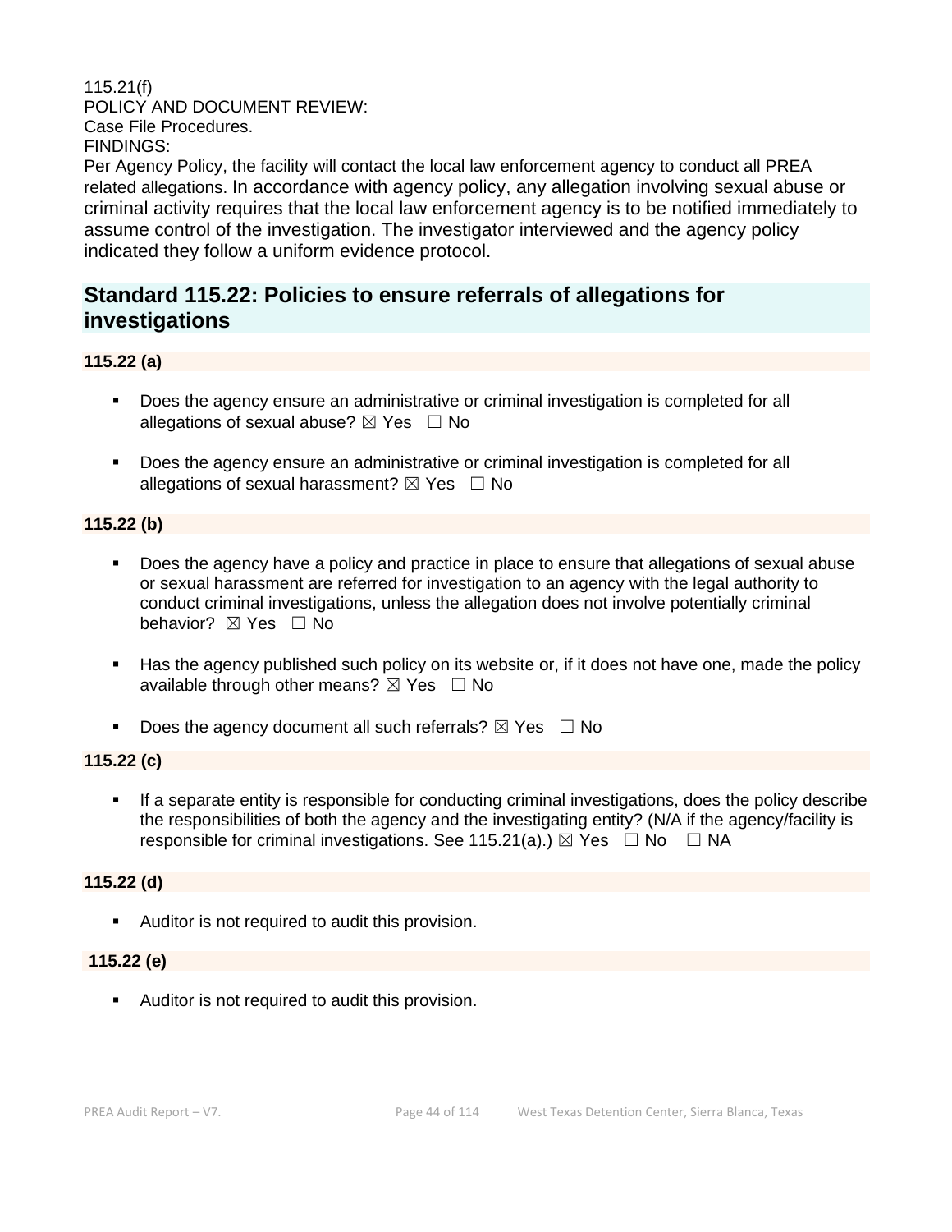115.21(f)
POLICY AND DOCUMENT REVIEW:
Case File Procedures.
FINDINGS:
Per Agency Policy, the facility will contact the local law enforcement agency to conduct all PREA related allegations. In accordance with agency policy, any allegation involving sexual abuse or criminal activity requires that the local law enforcement agency is to be notified immediately to assume control of the investigation. The investigator interviewed and the agency policy indicated they follow a uniform evidence protocol.

## Standard 115.22: Policies to ensure referrals of allegations for investigations

**115.22 (a)**

- Does the agency ensure an administrative or criminal investigation is completed for all allegations of sexual abuse? ☒ Yes ☐ No
- Does the agency ensure an administrative or criminal investigation is completed for all allegations of sexual harassment? ☒ Yes ☐ No

**115.22 (b)**

- Does the agency have a policy and practice in place to ensure that allegations of sexual abuse or sexual harassment are referred for investigation to an agency with the legal authority to conduct criminal investigations, unless the allegation does not involve potentially criminal behavior? ☒ Yes ☐ No
- Has the agency published such policy on its website or, if it does not have one, made the policy available through other means? ☒ Yes ☐ No
- Does the agency document all such referrals? ☒ Yes ☐ No

**115.22 (c)**

- If a separate entity is responsible for conducting criminal investigations, does the policy describe the responsibilities of both the agency and the investigating entity? (N/A if the agency/facility is responsible for criminal investigations. See 115.21(a).) ☒ Yes ☐ No ☐ NA

**115.22 (d)**

- Auditor is not required to audit this provision.

**115.22 (e)**

- Auditor is not required to audit this provision.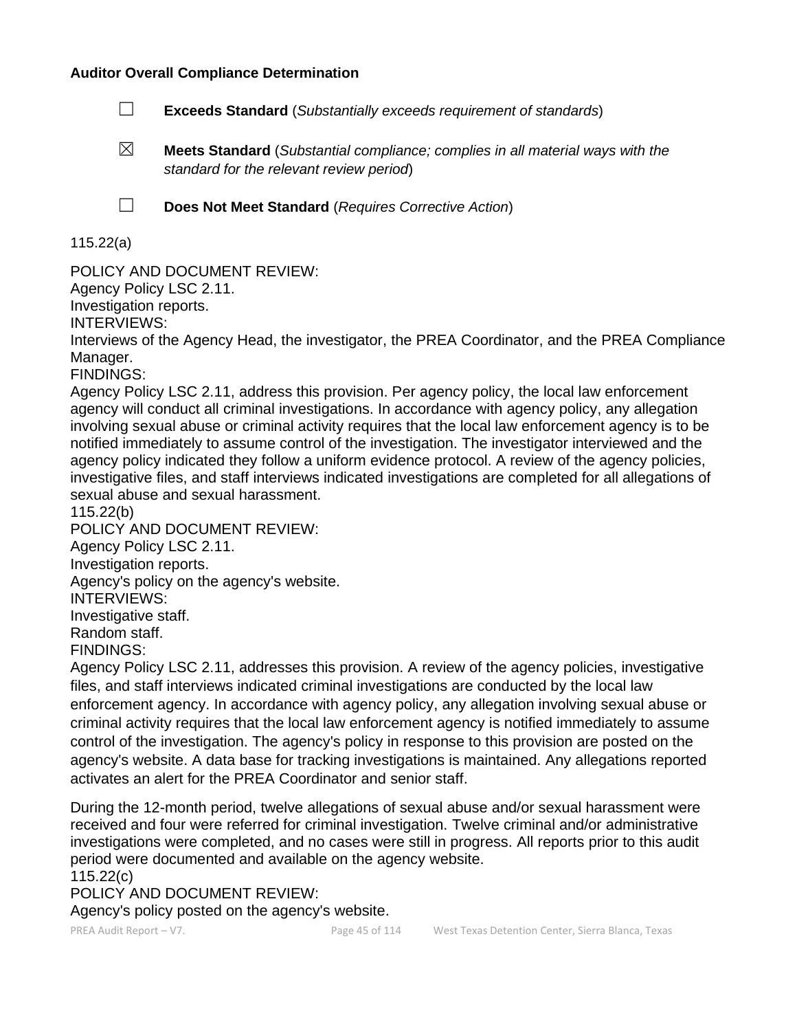**Auditor Overall Compliance Determination**

☐ **Exceeds Standard** (*Substantially exceeds requirement of standards*)

☒ **Meets Standard** (*Substantial compliance; complies in all material ways with the standard for the relevant review period*)

☐ **Does Not Meet Standard** (*Requires Corrective Action*)

115.22(a)

POLICY AND DOCUMENT REVIEW:
Agency Policy LSC 2.11.
Investigation reports.
INTERVIEWS:
Interviews of the Agency Head, the investigator, the PREA Coordinator, and the PREA Compliance Manager.
FINDINGS:
Agency Policy LSC 2.11, address this provision. Per agency policy, the local law enforcement agency will conduct all criminal investigations. In accordance with agency policy, any allegation involving sexual abuse or criminal activity requires that the local law enforcement agency is to be notified immediately to assume control of the investigation. The investigator interviewed and the agency policy indicated they follow a uniform evidence protocol. A review of the agency policies, investigative files, and staff interviews indicated investigations are completed for all allegations of sexual abuse and sexual harassment.
115.22(b)
POLICY AND DOCUMENT REVIEW:
Agency Policy LSC 2.11.
Investigation reports.
Agency's policy on the agency's website.
INTERVIEWS:
Investigative staff.
Random staff.
FINDINGS:
Agency Policy LSC 2.11, addresses this provision. A review of the agency policies, investigative files, and staff interviews indicated criminal investigations are conducted by the local law enforcement agency. In accordance with agency policy, any allegation involving sexual abuse or criminal activity requires that the local law enforcement agency is notified immediately to assume control of the investigation. The agency's policy in response to this provision are posted on the agency's website. A data base for tracking investigations is maintained. Any allegations reported activates an alert for the PREA Coordinator and senior staff.

During the 12-month period, twelve allegations of sexual abuse and/or sexual harassment were received and four were referred for criminal investigation. Twelve criminal and/or administrative investigations were completed, and no cases were still in progress. All reports prior to this audit period were documented and available on the agency website.
115.22(c)
POLICY AND DOCUMENT REVIEW:
Agency's policy posted on the agency's website.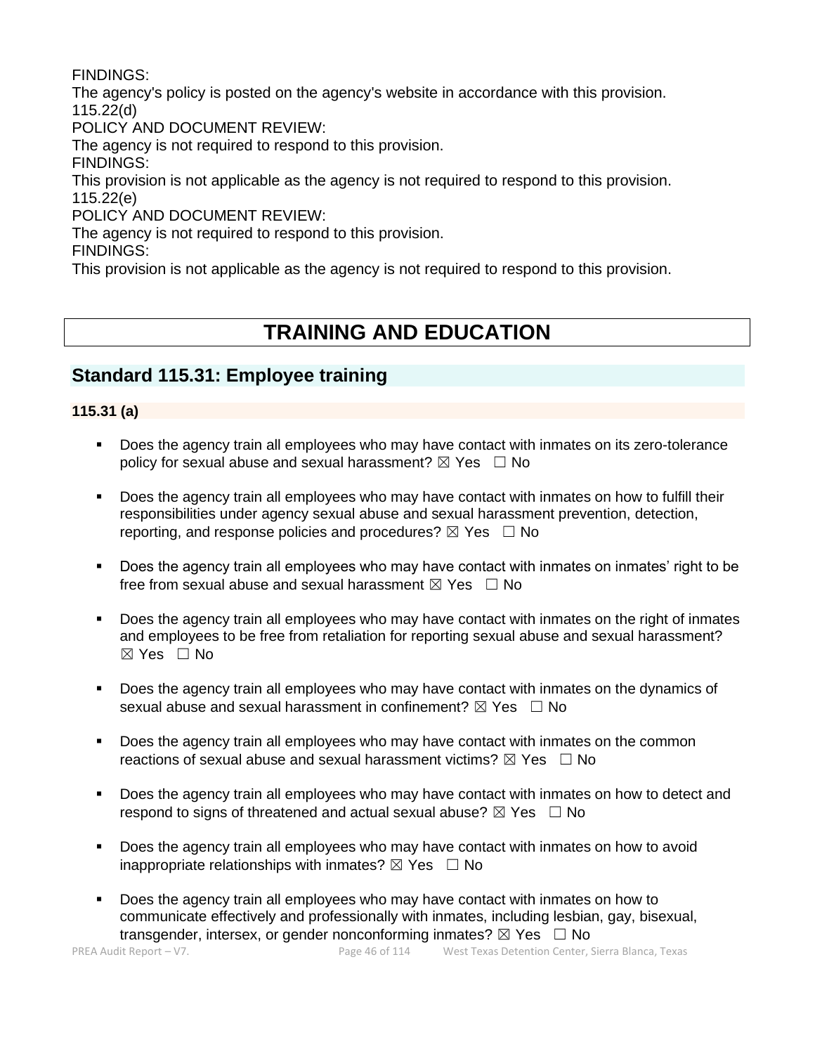FINDINGS:

The agency's policy is posted on the agency's website in accordance with this provision.

115.22(d)

POLICY AND DOCUMENT REVIEW:

The agency is not required to respond to this provision.

FINDINGS:

This provision is not applicable as the agency is not required to respond to this provision.

115.22(e)

POLICY AND DOCUMENT REVIEW:

The agency is not required to respond to this provision.

FINDINGS:

This provision is not applicable as the agency is not required to respond to this provision.

# TRAINING AND EDUCATION

## Standard 115.31: Employee training

### 115.31 (a)

- Does the agency train all employees who may have contact with inmates on its zero-tolerance policy for sexual abuse and sexual harassment? ☒ Yes ☐ No
- Does the agency train all employees who may have contact with inmates on how to fulfill their responsibilities under agency sexual abuse and sexual harassment prevention, detection, reporting, and response policies and procedures? ☒ Yes ☐ No
- Does the agency train all employees who may have contact with inmates on inmates' right to be free from sexual abuse and sexual harassment ☒ Yes ☐ No
- Does the agency train all employees who may have contact with inmates on the right of inmates and employees to be free from retaliation for reporting sexual abuse and sexual harassment? ☒ Yes ☐ No
- Does the agency train all employees who may have contact with inmates on the dynamics of sexual abuse and sexual harassment in confinement? ☒ Yes ☐ No
- Does the agency train all employees who may have contact with inmates on the common reactions of sexual abuse and sexual harassment victims? ☒ Yes ☐ No
- Does the agency train all employees who may have contact with inmates on how to detect and respond to signs of threatened and actual sexual abuse? ☒ Yes ☐ No
- Does the agency train all employees who may have contact with inmates on how to avoid inappropriate relationships with inmates? ☒ Yes ☐ No
- Does the agency train all employees who may have contact with inmates on how to communicate effectively and professionally with inmates, including lesbian, gay, bisexual, transgender, intersex, or gender nonconforming inmates? ☒ Yes ☐ No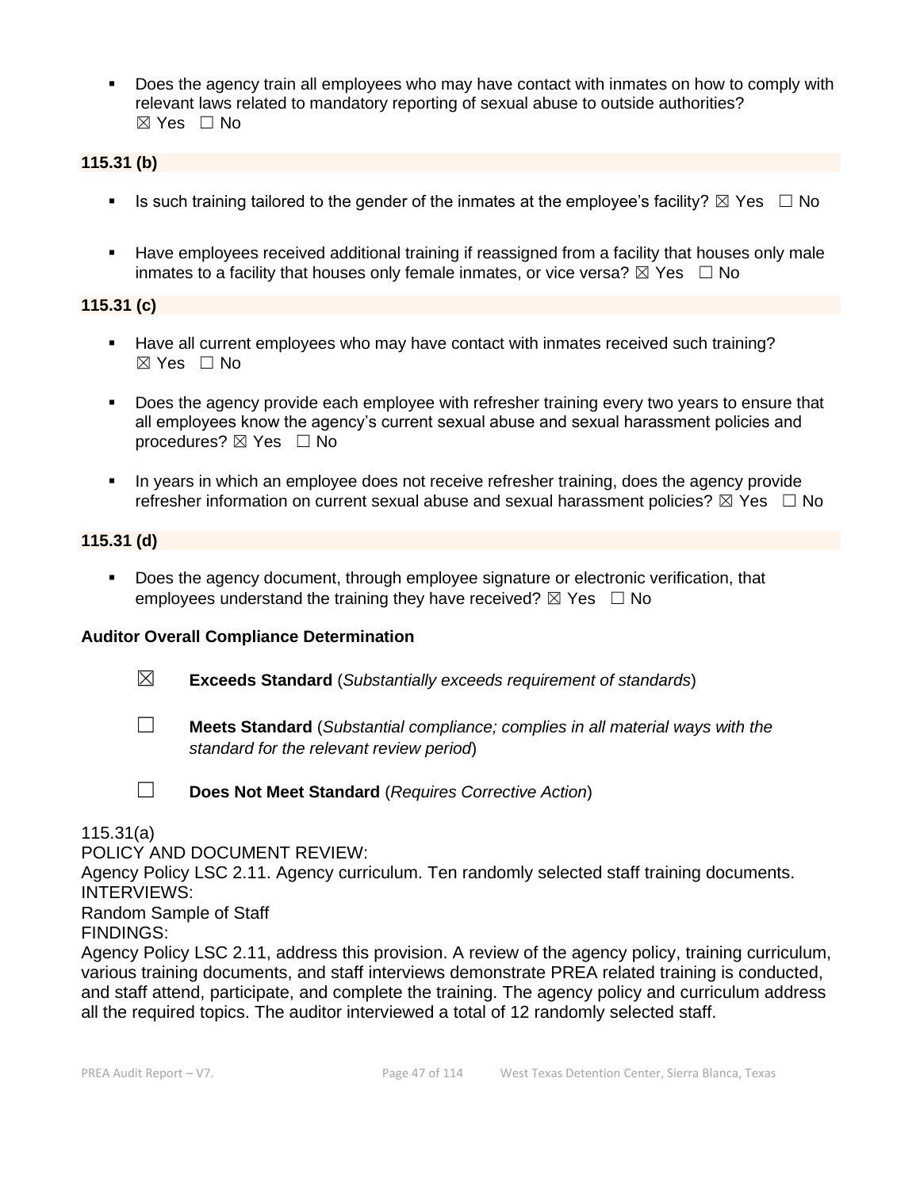- Does the agency train all employees who may have contact with inmates on how to comply with relevant laws related to mandatory reporting of sexual abuse to outside authorities? ☒ Yes ☐ No

**115.31 (b)**

- Is such training tailored to the gender of the inmates at the employee's facility? ☒ Yes ☐ No
- Have employees received additional training if reassigned from a facility that houses only male inmates to a facility that houses only female inmates, or vice versa? ☒ Yes ☐ No

**115.31 (c)**

- Have all current employees who may have contact with inmates received such training? ☒ Yes ☐ No
- Does the agency provide each employee with refresher training every two years to ensure that all employees know the agency's current sexual abuse and sexual harassment policies and procedures? ☒ Yes ☐ No
- In years in which an employee does not receive refresher training, does the agency provide refresher information on current sexual abuse and sexual harassment policies? ☒ Yes ☐ No

**115.31 (d)**

- Does the agency document, through employee signature or electronic verification, that employees understand the training they have received? ☒ Yes ☐ No

**Auditor Overall Compliance Determination**

☒ **Exceeds Standard** (*Substantially exceeds requirement of standards*)

☐ **Meets Standard** (*Substantial compliance; complies in all material ways with the standard for the relevant review period*)

☐ **Does Not Meet Standard** (*Requires Corrective Action*)

115.31(a)
POLICY AND DOCUMENT REVIEW:
Agency Policy LSC 2.11. Agency curriculum. Ten randomly selected staff training documents.
INTERVIEWS:
Random Sample of Staff
FINDINGS:
Agency Policy LSC 2.11, address this provision. A review of the agency policy, training curriculum, various training documents, and staff interviews demonstrate PREA related training is conducted, and staff attend, participate, and complete the training. The agency policy and curriculum address all the required topics. The auditor interviewed a total of 12 randomly selected staff.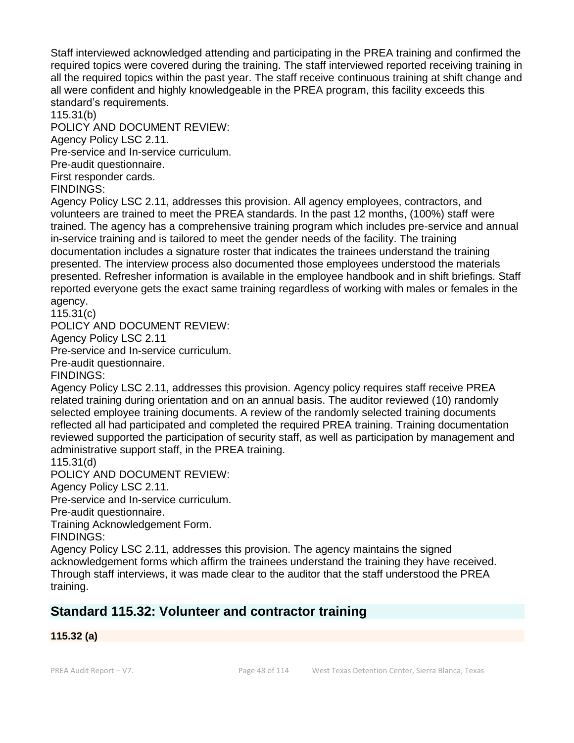Staff interviewed acknowledged attending and participating in the PREA training and confirmed the required topics were covered during the training. The staff interviewed reported receiving training in all the required topics within the past year. The staff receive continuous training at shift change and all were confident and highly knowledgeable in the PREA program, this facility exceeds this standard's requirements.

115.31(b)

POLICY AND DOCUMENT REVIEW:

Agency Policy LSC 2.11.

Pre-service and In-service curriculum.

Pre-audit questionnaire.

First responder cards.

FINDINGS:

Agency Policy LSC 2.11, addresses this provision. All agency employees, contractors, and volunteers are trained to meet the PREA standards. In the past 12 months, (100%) staff were trained. The agency has a comprehensive training program which includes pre-service and annual in-service training and is tailored to meet the gender needs of the facility. The training documentation includes a signature roster that indicates the trainees understand the training presented. The interview process also documented those employees understood the materials presented. Refresher information is available in the employee handbook and in shift briefings. Staff reported everyone gets the exact same training regardless of working with males or females in the agency.

115.31(c)

POLICY AND DOCUMENT REVIEW:

Agency Policy LSC 2.11

Pre-service and In-service curriculum.

Pre-audit questionnaire.

FINDINGS:

Agency Policy LSC 2.11, addresses this provision. Agency policy requires staff receive PREA related training during orientation and on an annual basis. The auditor reviewed (10) randomly selected employee training documents. A review of the randomly selected training documents reflected all had participated and completed the required PREA training. Training documentation reviewed supported the participation of security staff, as well as participation by management and administrative support staff, in the PREA training.

115.31(d)

POLICY AND DOCUMENT REVIEW:

Agency Policy LSC 2.11.

Pre-service and In-service curriculum.

Pre-audit questionnaire.

Training Acknowledgement Form.

FINDINGS:

Agency Policy LSC 2.11, addresses this provision. The agency maintains the signed acknowledgement forms which affirm the trainees understand the training they have received. Through staff interviews, it was made clear to the auditor that the staff understood the PREA training.

## Standard 115.32: Volunteer and contractor training

**115.32 (a)**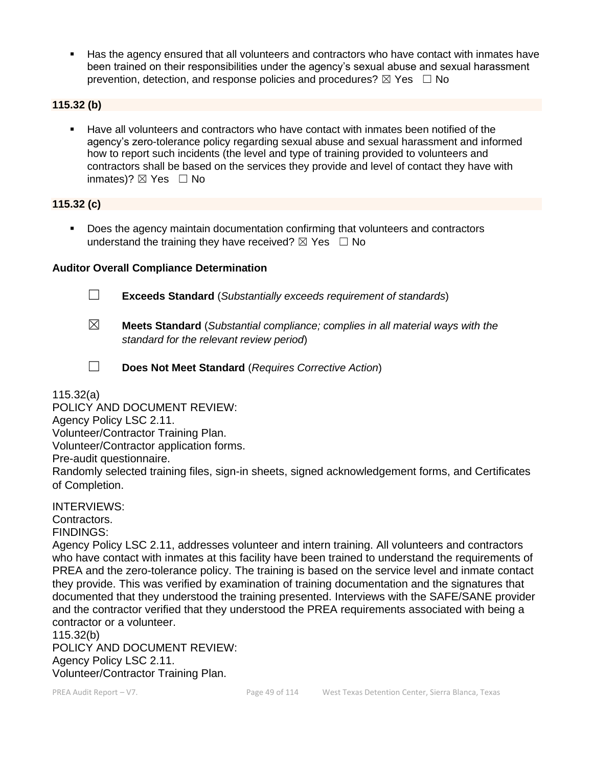- Has the agency ensured that all volunteers and contractors who have contact with inmates have been trained on their responsibilities under the agency's sexual abuse and sexual harassment prevention, detection, and response policies and procedures? ☒ Yes ☐ No

**115.32 (b)**

- Have all volunteers and contractors who have contact with inmates been notified of the agency's zero-tolerance policy regarding sexual abuse and sexual harassment and informed how to report such incidents (the level and type of training provided to volunteers and contractors shall be based on the services they provide and level of contact they have with inmates)? ☒ Yes ☐ No

**115.32 (c)**

- Does the agency maintain documentation confirming that volunteers and contractors understand the training they have received? ☒ Yes ☐ No

**Auditor Overall Compliance Determination**

☐ **Exceeds Standard** (*Substantially exceeds requirement of standards*)

☒ **Meets Standard** (*Substantial compliance; complies in all material ways with the standard for the relevant review period*)

☐ **Does Not Meet Standard** (*Requires Corrective Action*)

115.32(a)
POLICY AND DOCUMENT REVIEW:
Agency Policy LSC 2.11.
Volunteer/Contractor Training Plan.
Volunteer/Contractor application forms.
Pre-audit questionnaire.
Randomly selected training files, sign-in sheets, signed acknowledgement forms, and Certificates of Completion.

INTERVIEWS:
Contractors.
FINDINGS:
Agency Policy LSC 2.11, addresses volunteer and intern training. All volunteers and contractors who have contact with inmates at this facility have been trained to understand the requirements of PREA and the zero-tolerance policy. The training is based on the service level and inmate contact they provide. This was verified by examination of training documentation and the signatures that documented that they understood the training presented. Interviews with the SAFE/SANE provider and the contractor verified that they understood the PREA requirements associated with being a contractor or a volunteer.
115.32(b)
POLICY AND DOCUMENT REVIEW:
Agency Policy LSC 2.11.
Volunteer/Contractor Training Plan.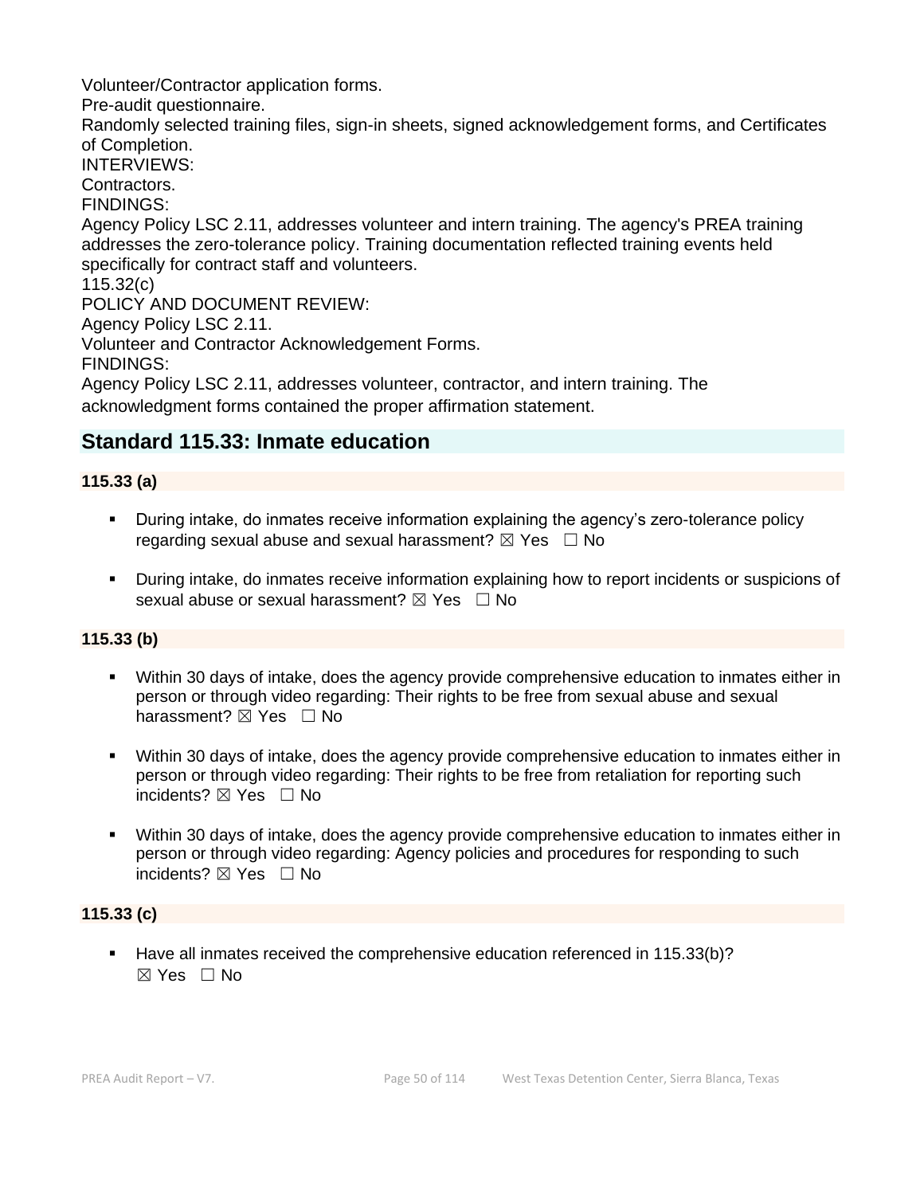Volunteer/Contractor application forms.
Pre-audit questionnaire.
Randomly selected training files, sign-in sheets, signed acknowledgement forms, and Certificates of Completion.
INTERVIEWS:
Contractors.
FINDINGS:
Agency Policy LSC 2.11, addresses volunteer and intern training. The agency's PREA training addresses the zero-tolerance policy. Training documentation reflected training events held specifically for contract staff and volunteers.
115.32(c)
POLICY AND DOCUMENT REVIEW:
Agency Policy LSC 2.11.
Volunteer and Contractor Acknowledgement Forms.
FINDINGS:
Agency Policy LSC 2.11, addresses volunteer, contractor, and intern training. The acknowledgment forms contained the proper affirmation statement.

## Standard 115.33: Inmate education

**115.33 (a)**

- During intake, do inmates receive information explaining the agency's zero-tolerance policy regarding sexual abuse and sexual harassment? ☒ Yes ☐ No
- During intake, do inmates receive information explaining how to report incidents or suspicions of sexual abuse or sexual harassment? ☒ Yes ☐ No

**115.33 (b)**

- Within 30 days of intake, does the agency provide comprehensive education to inmates either in person or through video regarding: Their rights to be free from sexual abuse and sexual harassment? ☒ Yes ☐ No
- Within 30 days of intake, does the agency provide comprehensive education to inmates either in person or through video regarding: Their rights to be free from retaliation for reporting such incidents? ☒ Yes ☐ No
- Within 30 days of intake, does the agency provide comprehensive education to inmates either in person or through video regarding: Agency policies and procedures for responding to such incidents? ☒ Yes ☐ No

**115.33 (c)**

- Have all inmates received the comprehensive education referenced in 115.33(b)? ☒ Yes ☐ No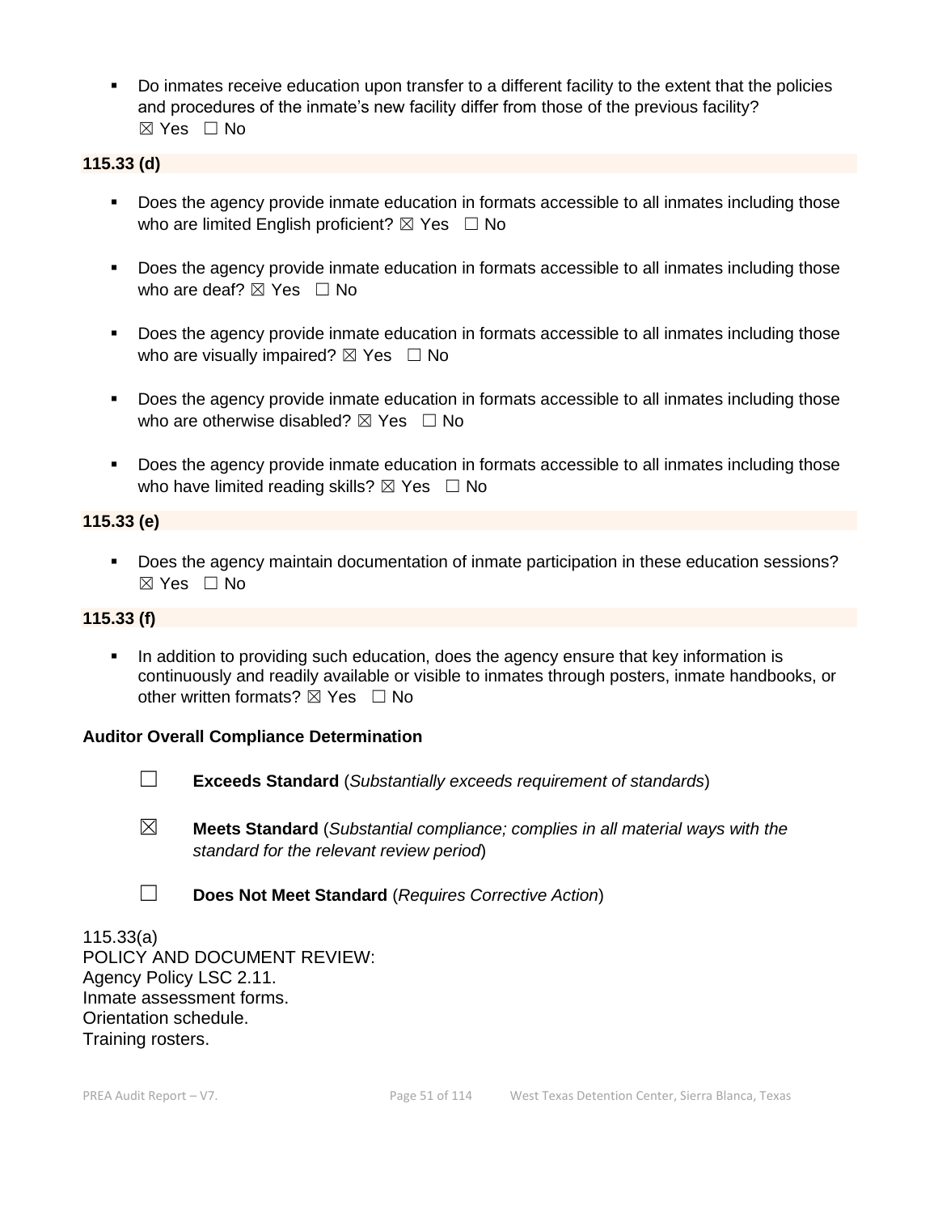- Do inmates receive education upon transfer to a different facility to the extent that the policies and procedures of the inmate's new facility differ from those of the previous facility? ☒ Yes ☐ No

**115.33 (d)**

- Does the agency provide inmate education in formats accessible to all inmates including those who are limited English proficient? ☒ Yes ☐ No
- Does the agency provide inmate education in formats accessible to all inmates including those who are deaf? ☒ Yes ☐ No
- Does the agency provide inmate education in formats accessible to all inmates including those who are visually impaired? ☒ Yes ☐ No
- Does the agency provide inmate education in formats accessible to all inmates including those who are otherwise disabled? ☒ Yes ☐ No
- Does the agency provide inmate education in formats accessible to all inmates including those who have limited reading skills? ☒ Yes ☐ No

**115.33 (e)**

- Does the agency maintain documentation of inmate participation in these education sessions? ☒ Yes ☐ No

**115.33 (f)**

- In addition to providing such education, does the agency ensure that key information is continuously and readily available or visible to inmates through posters, inmate handbooks, or other written formats? ☒ Yes ☐ No

**Auditor Overall Compliance Determination**

☐ **Exceeds Standard** (*Substantially exceeds requirement of standards*)

☒ **Meets Standard** (*Substantial compliance; complies in all material ways with the standard for the relevant review period*)

☐ **Does Not Meet Standard** (*Requires Corrective Action*)

115.33(a)
POLICY AND DOCUMENT REVIEW:
Agency Policy LSC 2.11.
Inmate assessment forms.
Orientation schedule.
Training rosters.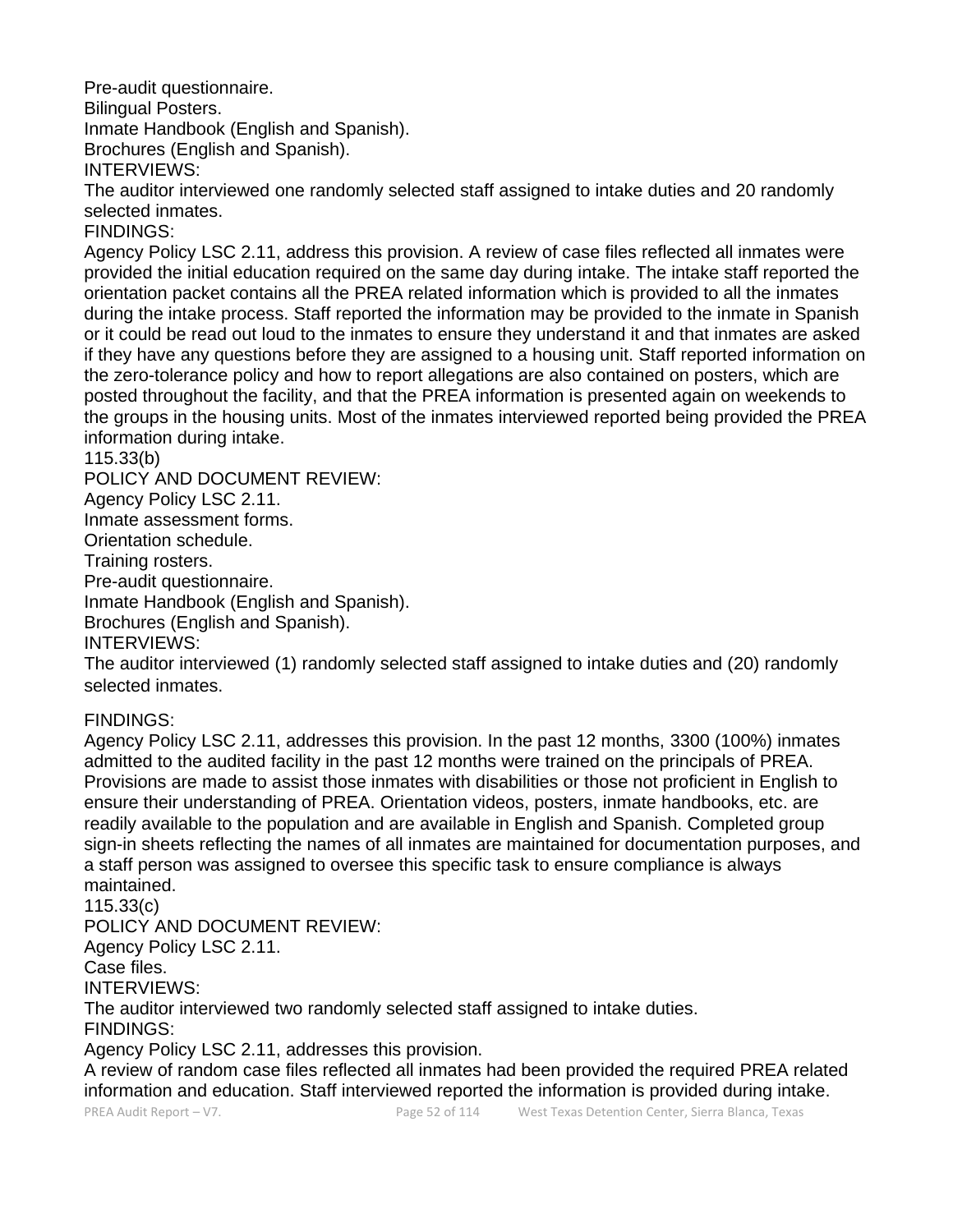Pre-audit questionnaire.
Bilingual Posters.
Inmate Handbook (English and Spanish).
Brochures (English and Spanish).
INTERVIEWS:
The auditor interviewed one randomly selected staff assigned to intake duties and 20 randomly selected inmates.
FINDINGS:
Agency Policy LSC 2.11, address this provision. A review of case files reflected all inmates were provided the initial education required on the same day during intake. The intake staff reported the orientation packet contains all the PREA related information which is provided to all the inmates during the intake process. Staff reported the information may be provided to the inmate in Spanish or it could be read out loud to the inmates to ensure they understand it and that inmates are asked if they have any questions before they are assigned to a housing unit. Staff reported information on the zero-tolerance policy and how to report allegations are also contained on posters, which are posted throughout the facility, and that the PREA information is presented again on weekends to the groups in the housing units. Most of the inmates interviewed reported being provided the PREA information during intake.
115.33(b)
POLICY AND DOCUMENT REVIEW:
Agency Policy LSC 2.11.
Inmate assessment forms.
Orientation schedule.
Training rosters.
Pre-audit questionnaire.
Inmate Handbook (English and Spanish).
Brochures (English and Spanish).
INTERVIEWS:
The auditor interviewed (1) randomly selected staff assigned to intake duties and (20) randomly selected inmates.

FINDINGS:
Agency Policy LSC 2.11, addresses this provision. In the past 12 months, 3300 (100%) inmates admitted to the audited facility in the past 12 months were trained on the principals of PREA. Provisions are made to assist those inmates with disabilities or those not proficient in English to ensure their understanding of PREA. Orientation videos, posters, inmate handbooks, etc. are readily available to the population and are available in English and Spanish. Completed group sign-in sheets reflecting the names of all inmates are maintained for documentation purposes, and a staff person was assigned to oversee this specific task to ensure compliance is always maintained.
115.33(c)
POLICY AND DOCUMENT REVIEW:
Agency Policy LSC 2.11.
Case files.
INTERVIEWS:
The auditor interviewed two randomly selected staff assigned to intake duties.
FINDINGS:
Agency Policy LSC 2.11, addresses this provision.
A review of random case files reflected all inmates had been provided the required PREA related information and education. Staff interviewed reported the information is provided during intake.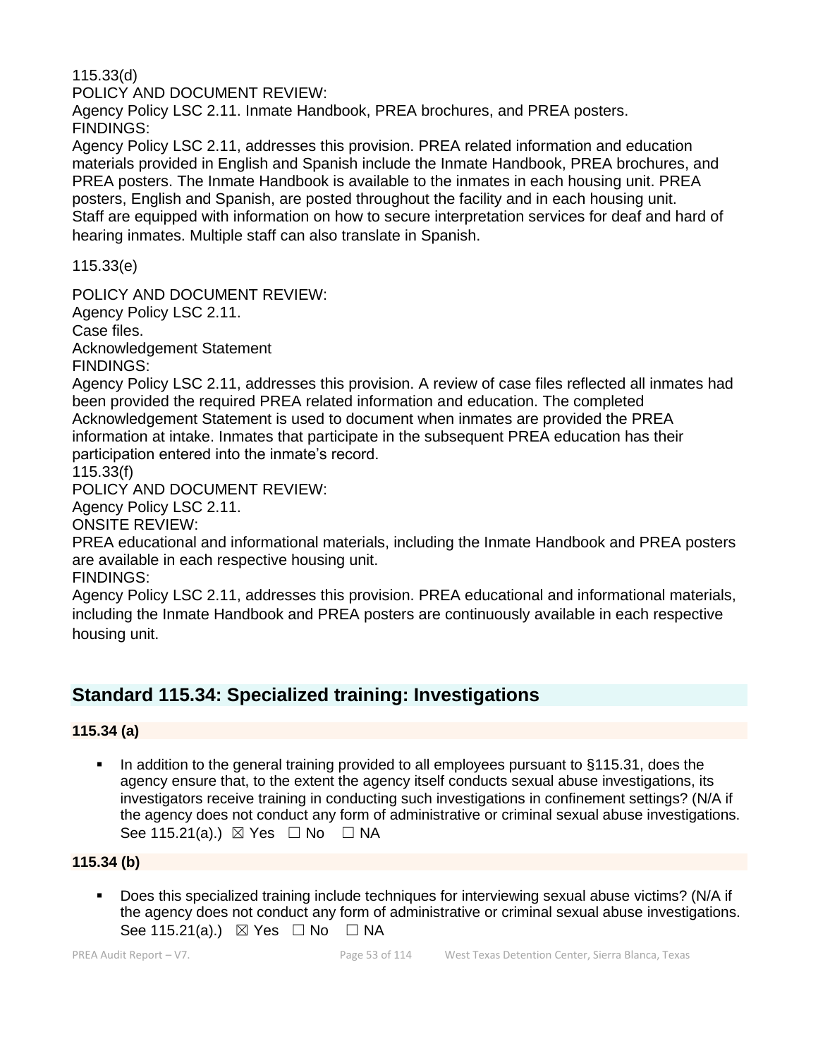115.33(d)
POLICY AND DOCUMENT REVIEW:
Agency Policy LSC 2.11. Inmate Handbook, PREA brochures, and PREA posters.
FINDINGS:
Agency Policy LSC 2.11, addresses this provision. PREA related information and education materials provided in English and Spanish include the Inmate Handbook, PREA brochures, and PREA posters. The Inmate Handbook is available to the inmates in each housing unit. PREA posters, English and Spanish, are posted throughout the facility and in each housing unit. Staff are equipped with information on how to secure interpretation services for deaf and hard of hearing inmates. Multiple staff can also translate in Spanish.

115.33(e)

POLICY AND DOCUMENT REVIEW:
Agency Policy LSC 2.11.
Case files.
Acknowledgement Statement
FINDINGS:
Agency Policy LSC 2.11, addresses this provision. A review of case files reflected all inmates had been provided the required PREA related information and education. The completed Acknowledgement Statement is used to document when inmates are provided the PREA information at intake. Inmates that participate in the subsequent PREA education has their participation entered into the inmate's record.

115.33(f)
POLICY AND DOCUMENT REVIEW:
Agency Policy LSC 2.11.
ONSITE REVIEW:
PREA educational and informational materials, including the Inmate Handbook and PREA posters are available in each respective housing unit.
FINDINGS:
Agency Policy LSC 2.11, addresses this provision. PREA educational and informational materials, including the Inmate Handbook and PREA posters are continuously available in each respective housing unit.

## Standard 115.34: Specialized training: Investigations

**115.34 (a)**

- In addition to the general training provided to all employees pursuant to §115.31, does the agency ensure that, to the extent the agency itself conducts sexual abuse investigations, its investigators receive training in conducting such investigations in confinement settings? (N/A if the agency does not conduct any form of administrative or criminal sexual abuse investigations. See 115.21(a).) ☒ Yes ☐ No ☐ NA

**115.34 (b)**

- Does this specialized training include techniques for interviewing sexual abuse victims? (N/A if the agency does not conduct any form of administrative or criminal sexual abuse investigations. See 115.21(a).) ☒ Yes ☐ No ☐ NA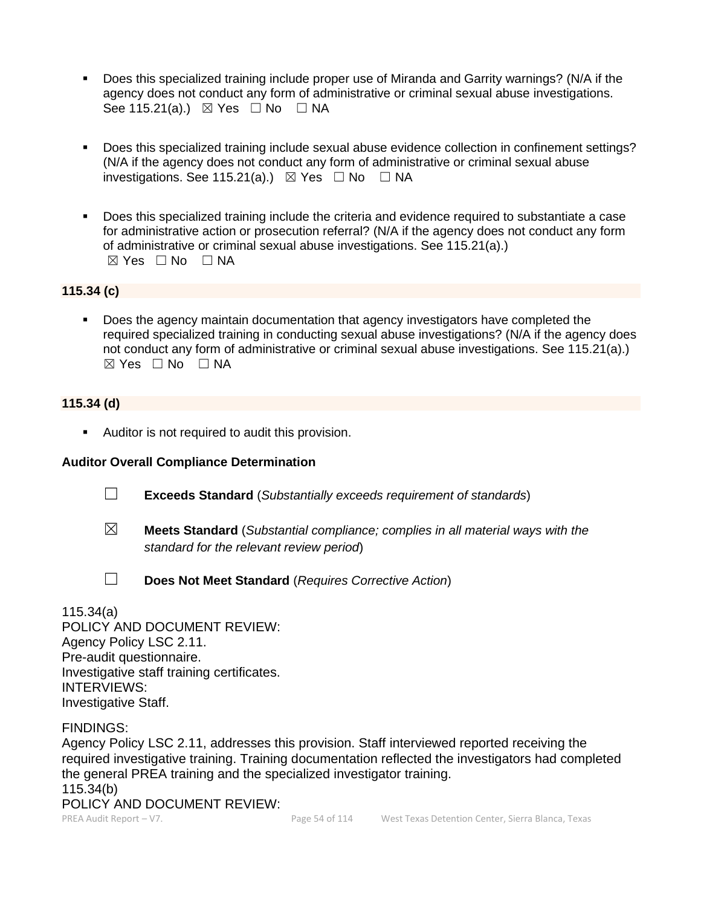- Does this specialized training include proper use of Miranda and Garrity warnings? (N/A if the agency does not conduct any form of administrative or criminal sexual abuse investigations. See 115.21(a).) ☒ Yes ☐ No ☐ NA

- Does this specialized training include sexual abuse evidence collection in confinement settings? (N/A if the agency does not conduct any form of administrative or criminal sexual abuse investigations. See 115.21(a).) ☒ Yes ☐ No ☐ NA

- Does this specialized training include the criteria and evidence required to substantiate a case for administrative action or prosecution referral? (N/A if the agency does not conduct any form of administrative or criminal sexual abuse investigations. See 115.21(a).) ☒ Yes ☐ No ☐ NA

**115.34 (c)**

- Does the agency maintain documentation that agency investigators have completed the required specialized training in conducting sexual abuse investigations? (N/A if the agency does not conduct any form of administrative or criminal sexual abuse investigations. See 115.21(a).) ☒ Yes ☐ No ☐ NA

**115.34 (d)**

- Auditor is not required to audit this provision.

**Auditor Overall Compliance Determination**

☐ **Exceeds Standard** (*Substantially exceeds requirement of standards*)

☒ **Meets Standard** (*Substantial compliance; complies in all material ways with the standard for the relevant review period*)

☐ **Does Not Meet Standard** (*Requires Corrective Action*)

115.34(a)
POLICY AND DOCUMENT REVIEW:
Agency Policy LSC 2.11.
Pre-audit questionnaire.
Investigative staff training certificates.
INTERVIEWS:
Investigative Staff.

FINDINGS:
Agency Policy LSC 2.11, addresses this provision. Staff interviewed reported receiving the required investigative training. Training documentation reflected the investigators had completed the general PREA training and the specialized investigator training.
115.34(b)
POLICY AND DOCUMENT REVIEW: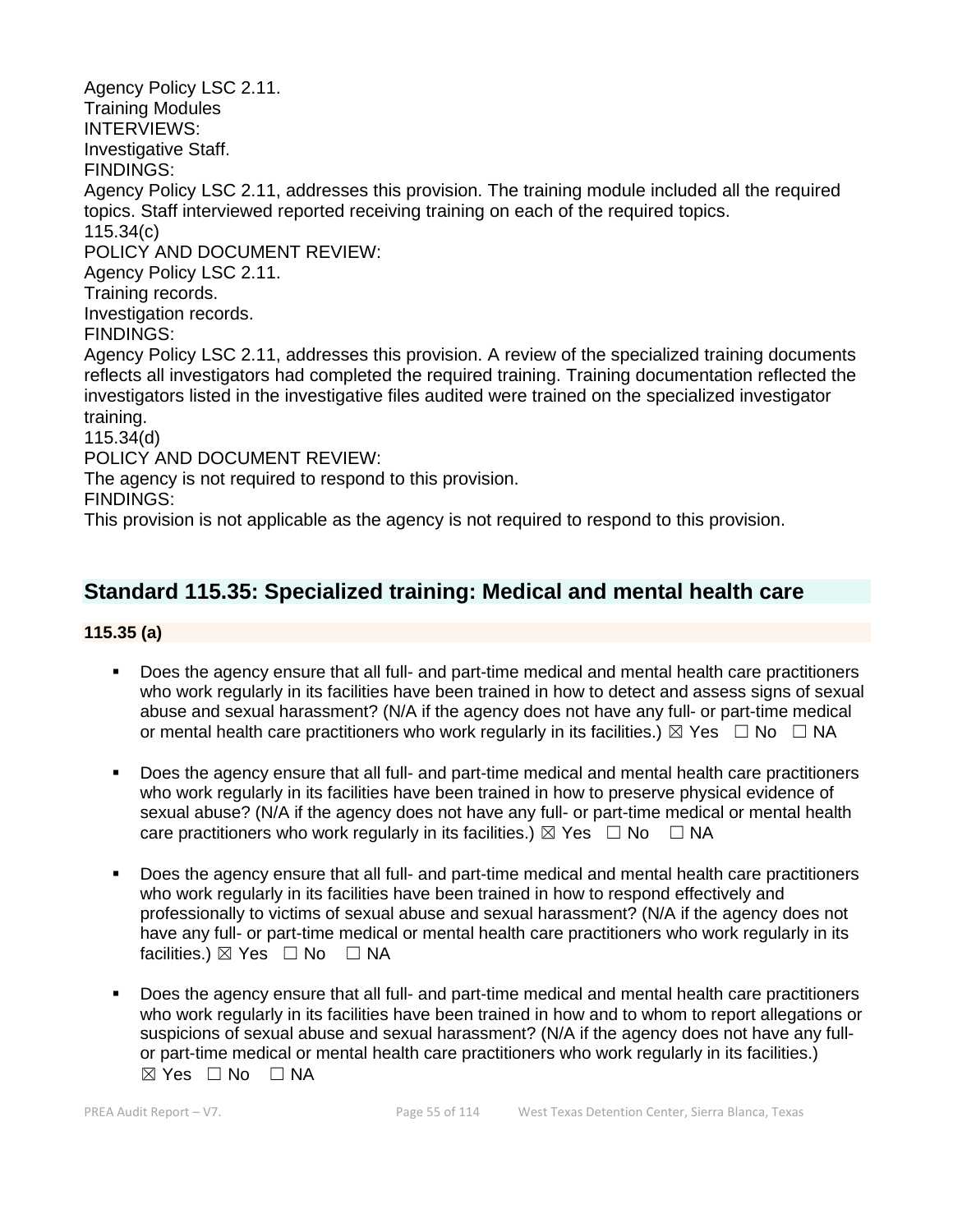Agency Policy LSC 2.11.
Training Modules
INTERVIEWS:
Investigative Staff.
FINDINGS:
Agency Policy LSC 2.11, addresses this provision. The training module included all the required topics. Staff interviewed reported receiving training on each of the required topics.
115.34(c)
POLICY AND DOCUMENT REVIEW:
Agency Policy LSC 2.11.
Training records.
Investigation records.
FINDINGS:
Agency Policy LSC 2.11, addresses this provision. A review of the specialized training documents reflects all investigators had completed the required training. Training documentation reflected the investigators listed in the investigative files audited were trained on the specialized investigator training.
115.34(d)
POLICY AND DOCUMENT REVIEW:
The agency is not required to respond to this provision.
FINDINGS:
This provision is not applicable as the agency is not required to respond to this provision.

## Standard 115.35: Specialized training: Medical and mental health care

**115.35 (a)**

- Does the agency ensure that all full- and part-time medical and mental health care practitioners who work regularly in its facilities have been trained in how to detect and assess signs of sexual abuse and sexual harassment? (N/A if the agency does not have any full- or part-time medical or mental health care practitioners who work regularly in its facilities.) ☒ Yes ☐ No ☐ NA
- Does the agency ensure that all full- and part-time medical and mental health care practitioners who work regularly in its facilities have been trained in how to preserve physical evidence of sexual abuse? (N/A if the agency does not have any full- or part-time medical or mental health care practitioners who work regularly in its facilities.) ☒ Yes ☐ No ☐ NA
- Does the agency ensure that all full- and part-time medical and mental health care practitioners who work regularly in its facilities have been trained in how to respond effectively and professionally to victims of sexual abuse and sexual harassment? (N/A if the agency does not have any full- or part-time medical or mental health care practitioners who work regularly in its facilities.) ☒ Yes ☐ No ☐ NA
- Does the agency ensure that all full- and part-time medical and mental health care practitioners who work regularly in its facilities have been trained in how and to whom to report allegations or suspicions of sexual abuse and sexual harassment? (N/A if the agency does not have any full- or part-time medical or mental health care practitioners who work regularly in its facilities.) ☒ Yes ☐ No ☐ NA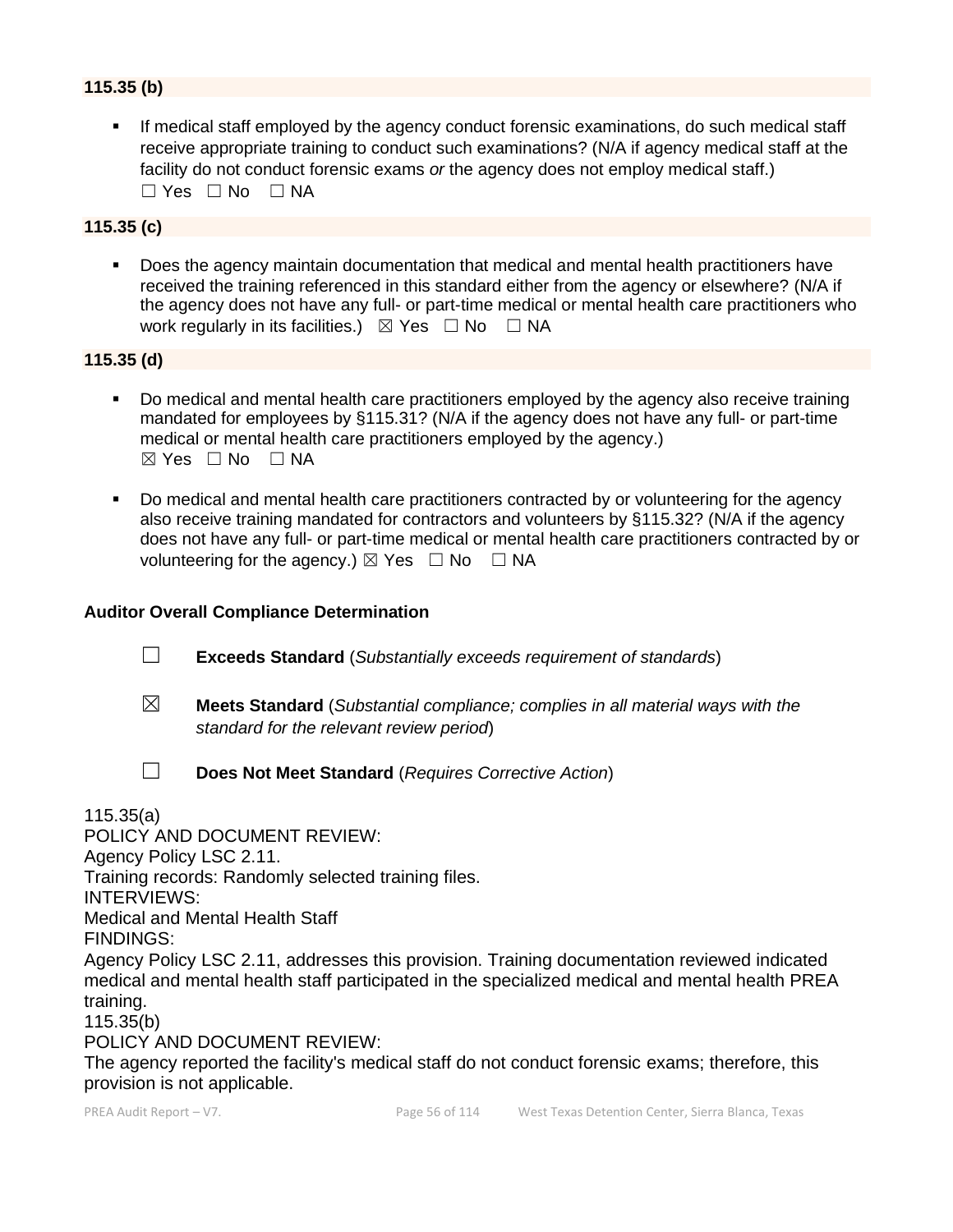**115.35 (b)**

- If medical staff employed by the agency conduct forensic examinations, do such medical staff receive appropriate training to conduct such examinations? (N/A if agency medical staff at the facility do not conduct forensic exams *or* the agency does not employ medical staff.) ☐ Yes ☐ No ☐ NA

**115.35 (c)**

- Does the agency maintain documentation that medical and mental health practitioners have received the training referenced in this standard either from the agency or elsewhere? (N/A if the agency does not have any full- or part-time medical or mental health care practitioners who work regularly in its facilities.) ☒ Yes ☐ No ☐ NA

**115.35 (d)**

- Do medical and mental health care practitioners employed by the agency also receive training mandated for employees by §115.31? (N/A if the agency does not have any full- or part-time medical or mental health care practitioners employed by the agency.) ☒ Yes ☐ No ☐ NA
- Do medical and mental health care practitioners contracted by or volunteering for the agency also receive training mandated for contractors and volunteers by §115.32? (N/A if the agency does not have any full- or part-time medical or mental health care practitioners contracted by or volunteering for the agency.) ☒ Yes ☐ No ☐ NA

**Auditor Overall Compliance Determination**

☐ **Exceeds Standard** (*Substantially exceeds requirement of standards*)

☒ **Meets Standard** (*Substantial compliance; complies in all material ways with the standard for the relevant review period*)

☐ **Does Not Meet Standard** (*Requires Corrective Action*)

115.35(a)
POLICY AND DOCUMENT REVIEW:
Agency Policy LSC 2.11.
Training records: Randomly selected training files.
INTERVIEWS:
Medical and Mental Health Staff
FINDINGS:
Agency Policy LSC 2.11, addresses this provision. Training documentation reviewed indicated medical and mental health staff participated in the specialized medical and mental health PREA training.
115.35(b)
POLICY AND DOCUMENT REVIEW:
The agency reported the facility's medical staff do not conduct forensic exams; therefore, this provision is not applicable.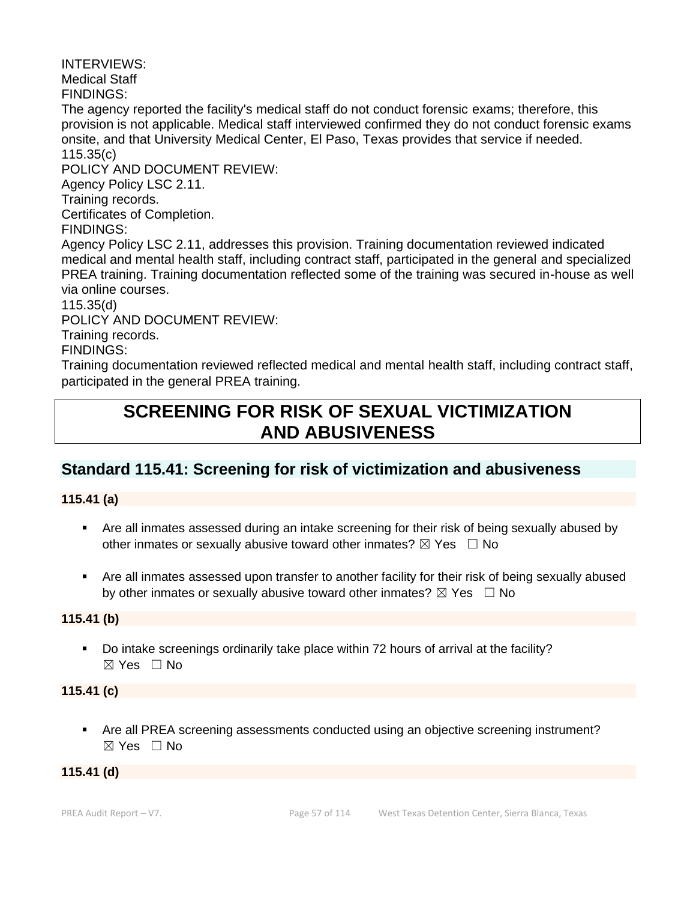INTERVIEWS:
Medical Staff
FINDINGS:
The agency reported the facility's medical staff do not conduct forensic exams; therefore, this provision is not applicable. Medical staff interviewed confirmed they do not conduct forensic exams onsite, and that University Medical Center, El Paso, Texas provides that service if needed.
115.35(c)
POLICY AND DOCUMENT REVIEW:
Agency Policy LSC 2.11.
Training records.
Certificates of Completion.
FINDINGS:
Agency Policy LSC 2.11, addresses this provision. Training documentation reviewed indicated medical and mental health staff, including contract staff, participated in the general and specialized PREA training. Training documentation reflected some of the training was secured in-house as well via online courses.
115.35(d)
POLICY AND DOCUMENT REVIEW:
Training records.
FINDINGS:
Training documentation reviewed reflected medical and mental health staff, including contract staff, participated in the general PREA training.

# SCREENING FOR RISK OF SEXUAL VICTIMIZATION AND ABUSIVENESS

## Standard 115.41: Screening for risk of victimization and abusiveness

**115.41 (a)**

- Are all inmates assessed during an intake screening for their risk of being sexually abused by other inmates or sexually abusive toward other inmates? ☒ Yes ☐ No

- Are all inmates assessed upon transfer to another facility for their risk of being sexually abused by other inmates or sexually abusive toward other inmates? ☒ Yes ☐ No

**115.41 (b)**

- Do intake screenings ordinarily take place within 72 hours of arrival at the facility? ☒ Yes ☐ No

**115.41 (c)**

- Are all PREA screening assessments conducted using an objective screening instrument? ☒ Yes ☐ No

**115.41 (d)**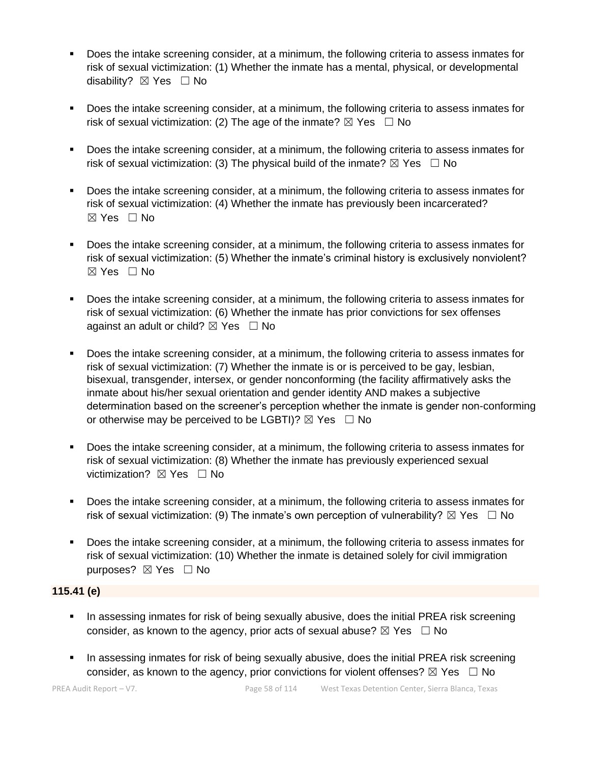- Does the intake screening consider, at a minimum, the following criteria to assess inmates for risk of sexual victimization: (1) Whether the inmate has a mental, physical, or developmental disability? ☒ Yes ☐ No

- Does the intake screening consider, at a minimum, the following criteria to assess inmates for risk of sexual victimization: (2) The age of the inmate? ☒ Yes ☐ No

- Does the intake screening consider, at a minimum, the following criteria to assess inmates for risk of sexual victimization: (3) The physical build of the inmate? ☒ Yes ☐ No

- Does the intake screening consider, at a minimum, the following criteria to assess inmates for risk of sexual victimization: (4) Whether the inmate has previously been incarcerated? ☒ Yes ☐ No

- Does the intake screening consider, at a minimum, the following criteria to assess inmates for risk of sexual victimization: (5) Whether the inmate's criminal history is exclusively nonviolent? ☒ Yes ☐ No

- Does the intake screening consider, at a minimum, the following criteria to assess inmates for risk of sexual victimization: (6) Whether the inmate has prior convictions for sex offenses against an adult or child? ☒ Yes ☐ No

- Does the intake screening consider, at a minimum, the following criteria to assess inmates for risk of sexual victimization: (7) Whether the inmate is or is perceived to be gay, lesbian, bisexual, transgender, intersex, or gender nonconforming (the facility affirmatively asks the inmate about his/her sexual orientation and gender identity AND makes a subjective determination based on the screener's perception whether the inmate is gender non-conforming or otherwise may be perceived to be LGBTI)? ☒ Yes ☐ No

- Does the intake screening consider, at a minimum, the following criteria to assess inmates for risk of sexual victimization: (8) Whether the inmate has previously experienced sexual victimization? ☒ Yes ☐ No

- Does the intake screening consider, at a minimum, the following criteria to assess inmates for risk of sexual victimization: (9) The inmate's own perception of vulnerability? ☒ Yes ☐ No

- Does the intake screening consider, at a minimum, the following criteria to assess inmates for risk of sexual victimization: (10) Whether the inmate is detained solely for civil immigration purposes? ☒ Yes ☐ No

**115.41 (e)**

- In assessing inmates for risk of being sexually abusive, does the initial PREA risk screening consider, as known to the agency, prior acts of sexual abuse? ☒ Yes ☐ No

- In assessing inmates for risk of being sexually abusive, does the initial PREA risk screening consider, as known to the agency, prior convictions for violent offenses? ☒ Yes ☐ No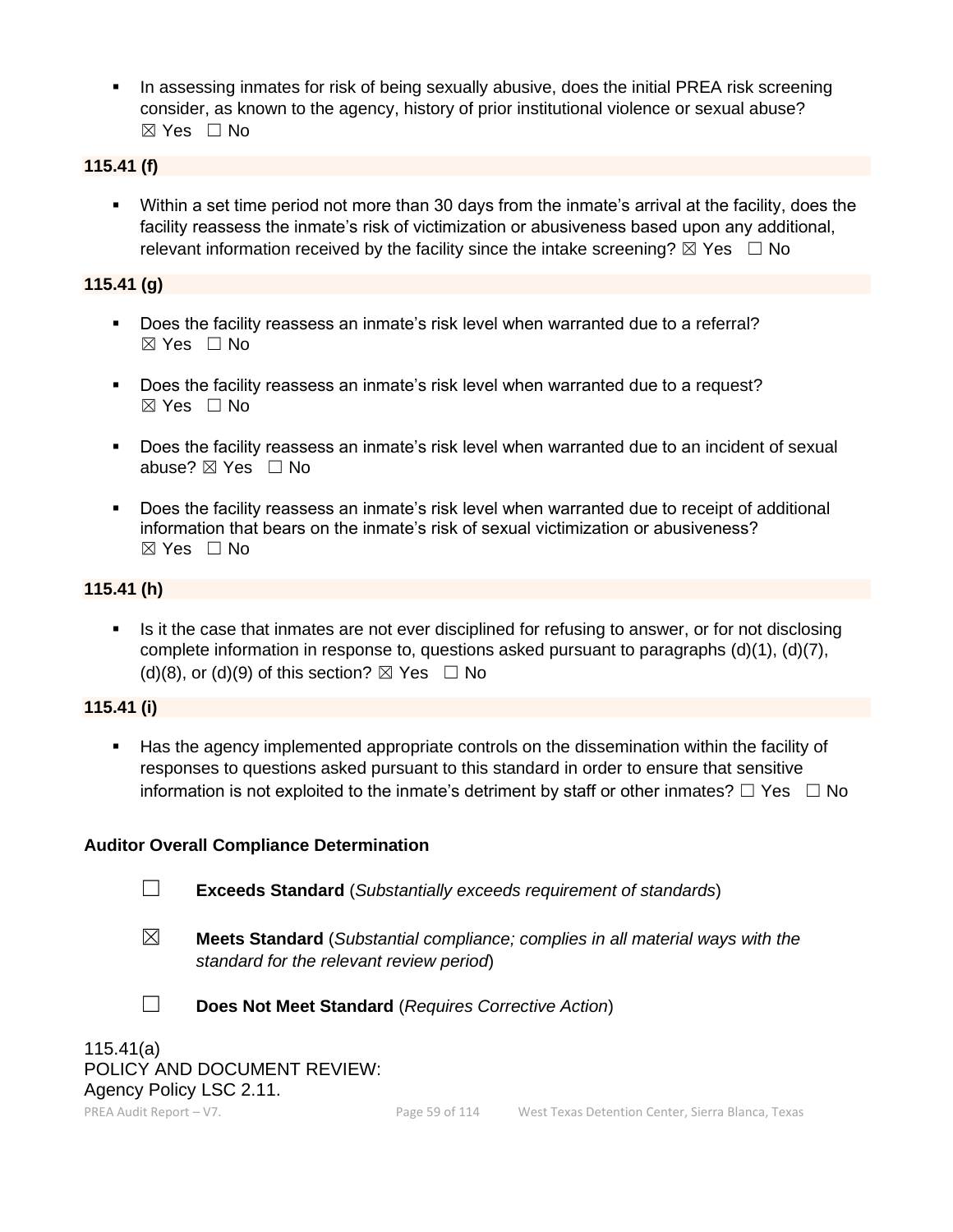- In assessing inmates for risk of being sexually abusive, does the initial PREA risk screening consider, as known to the agency, history of prior institutional violence or sexual abuse? ☒ Yes ☐ No

**115.41 (f)**

- Within a set time period not more than 30 days from the inmate's arrival at the facility, does the facility reassess the inmate's risk of victimization or abusiveness based upon any additional, relevant information received by the facility since the intake screening? ☒ Yes ☐ No

**115.41 (g)**

- Does the facility reassess an inmate's risk level when warranted due to a referral? ☒ Yes ☐ No
- Does the facility reassess an inmate's risk level when warranted due to a request? ☒ Yes ☐ No
- Does the facility reassess an inmate's risk level when warranted due to an incident of sexual abuse? ☒ Yes ☐ No
- Does the facility reassess an inmate's risk level when warranted due to receipt of additional information that bears on the inmate's risk of sexual victimization or abusiveness? ☒ Yes ☐ No

**115.41 (h)**

- Is it the case that inmates are not ever disciplined for refusing to answer, or for not disclosing complete information in response to, questions asked pursuant to paragraphs (d)(1), (d)(7), (d)(8), or (d)(9) of this section? ☒ Yes ☐ No

**115.41 (i)**

- Has the agency implemented appropriate controls on the dissemination within the facility of responses to questions asked pursuant to this standard in order to ensure that sensitive information is not exploited to the inmate's detriment by staff or other inmates? ☐ Yes ☐ No

**Auditor Overall Compliance Determination**

☐ **Exceeds Standard** (*Substantially exceeds requirement of standards*)

☒ **Meets Standard** (*Substantial compliance; complies in all material ways with the standard for the relevant review period*)

☐ **Does Not Meet Standard** (*Requires Corrective Action*)

115.41(a)
POLICY AND DOCUMENT REVIEW:
Agency Policy LSC 2.11.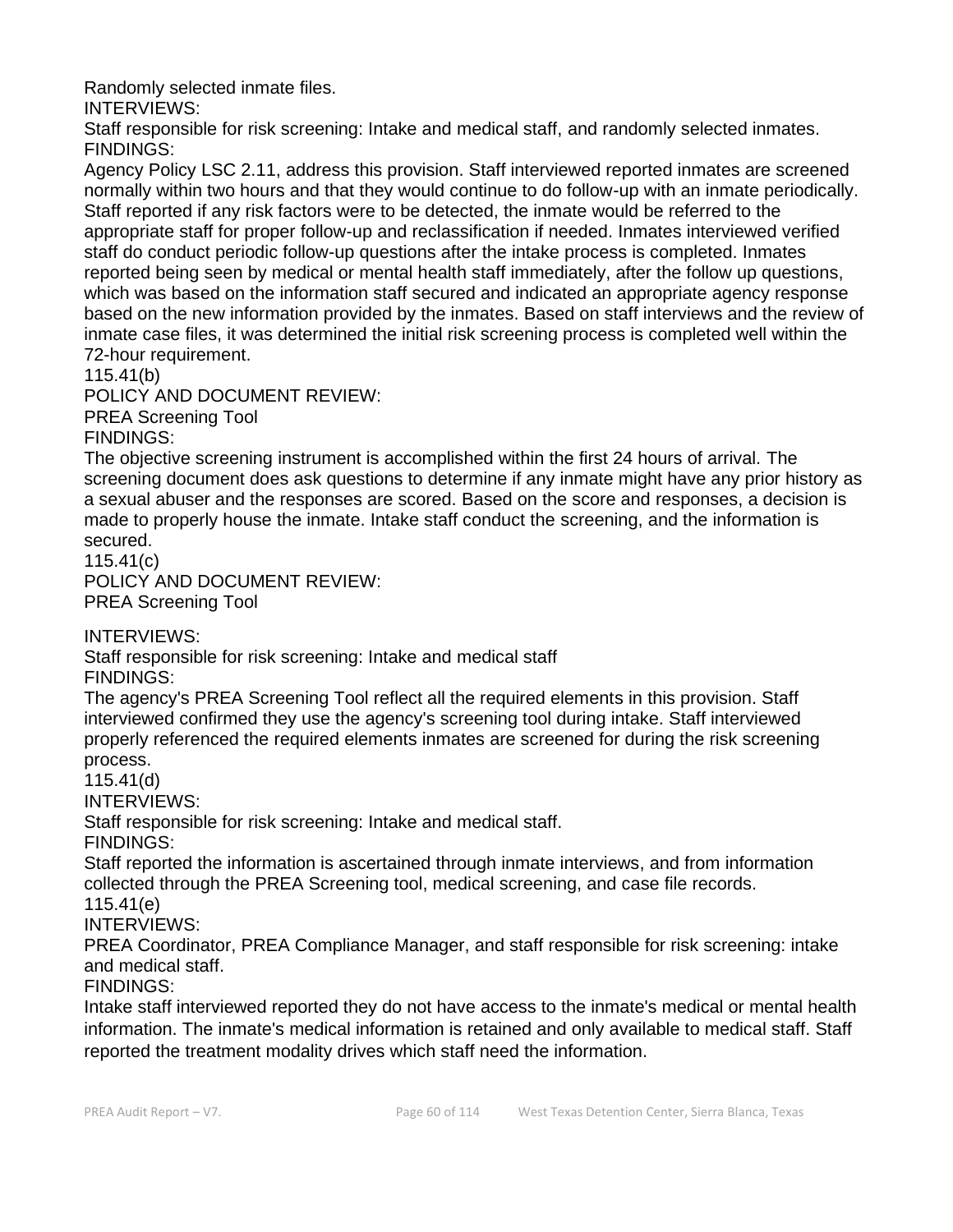Randomly selected inmate files.

INTERVIEWS:

Staff responsible for risk screening: Intake and medical staff, and randomly selected inmates.

FINDINGS:

Agency Policy LSC 2.11, address this provision. Staff interviewed reported inmates are screened normally within two hours and that they would continue to do follow-up with an inmate periodically. Staff reported if any risk factors were to be detected, the inmate would be referred to the appropriate staff for proper follow-up and reclassification if needed. Inmates interviewed verified staff do conduct periodic follow-up questions after the intake process is completed. Inmates reported being seen by medical or mental health staff immediately, after the follow up questions, which was based on the information staff secured and indicated an appropriate agency response based on the new information provided by the inmates. Based on staff interviews and the review of inmate case files, it was determined the initial risk screening process is completed well within the 72-hour requirement.

115.41(b)

POLICY AND DOCUMENT REVIEW:

PREA Screening Tool

FINDINGS:

The objective screening instrument is accomplished within the first 24 hours of arrival. The screening document does ask questions to determine if any inmate might have any prior history as a sexual abuser and the responses are scored. Based on the score and responses, a decision is made to properly house the inmate. Intake staff conduct the screening, and the information is secured.

115.41(c)

POLICY AND DOCUMENT REVIEW:

PREA Screening Tool

INTERVIEWS:

Staff responsible for risk screening: Intake and medical staff

FINDINGS:

The agency's PREA Screening Tool reflect all the required elements in this provision. Staff interviewed confirmed they use the agency's screening tool during intake. Staff interviewed properly referenced the required elements inmates are screened for during the risk screening process.

115.41(d)

INTERVIEWS:

Staff responsible for risk screening: Intake and medical staff.

FINDINGS:

Staff reported the information is ascertained through inmate interviews, and from information collected through the PREA Screening tool, medical screening, and case file records.

115.41(e)

INTERVIEWS:

PREA Coordinator, PREA Compliance Manager, and staff responsible for risk screening: intake and medical staff.

FINDINGS:

Intake staff interviewed reported they do not have access to the inmate's medical or mental health information. The inmate's medical information is retained and only available to medical staff. Staff reported the treatment modality drives which staff need the information.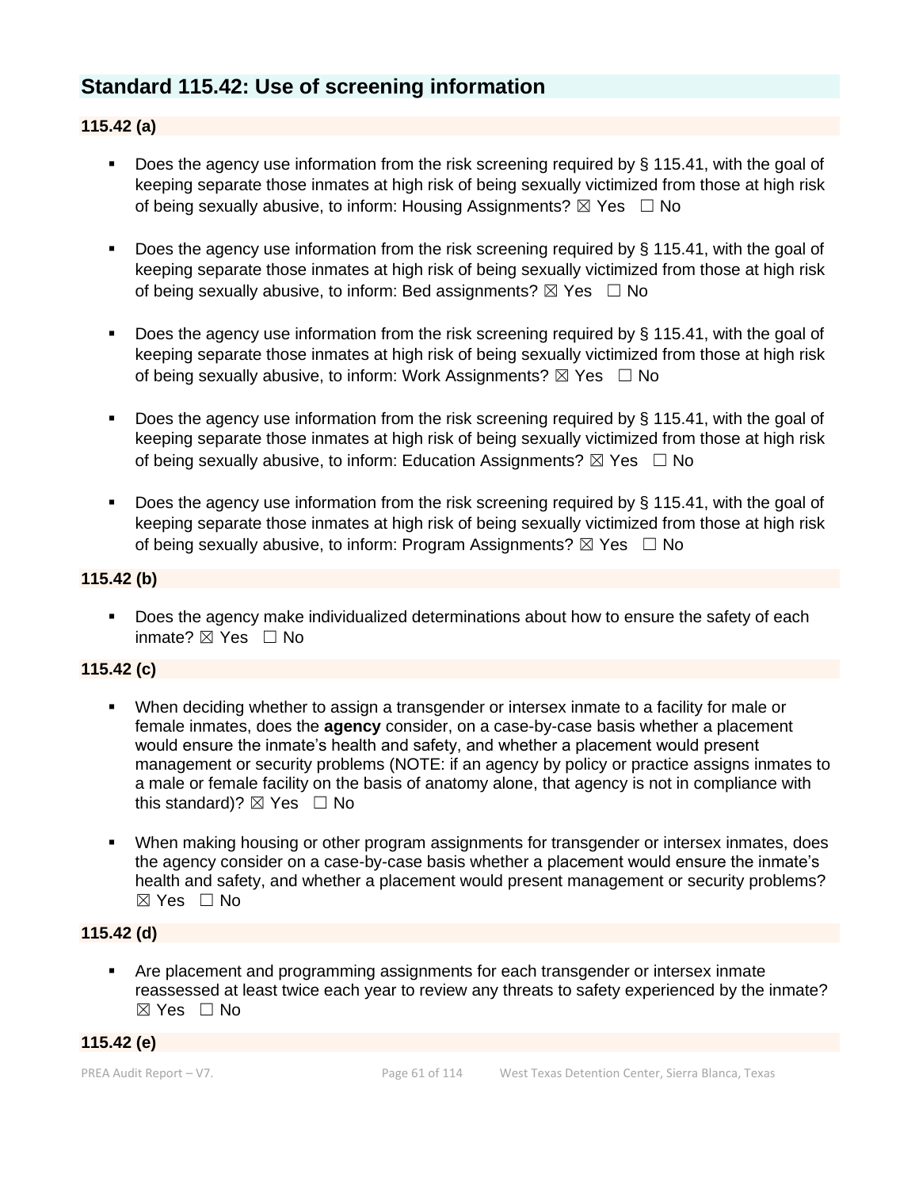## Standard 115.42: Use of screening information

### 115.42 (a)

- Does the agency use information from the risk screening required by § 115.41, with the goal of keeping separate those inmates at high risk of being sexually victimized from those at high risk of being sexually abusive, to inform: Housing Assignments? ☒ Yes ☐ No
- Does the agency use information from the risk screening required by § 115.41, with the goal of keeping separate those inmates at high risk of being sexually victimized from those at high risk of being sexually abusive, to inform: Bed assignments? ☒ Yes ☐ No
- Does the agency use information from the risk screening required by § 115.41, with the goal of keeping separate those inmates at high risk of being sexually victimized from those at high risk of being sexually abusive, to inform: Work Assignments? ☒ Yes ☐ No
- Does the agency use information from the risk screening required by § 115.41, with the goal of keeping separate those inmates at high risk of being sexually victimized from those at high risk of being sexually abusive, to inform: Education Assignments? ☒ Yes ☐ No
- Does the agency use information from the risk screening required by § 115.41, with the goal of keeping separate those inmates at high risk of being sexually victimized from those at high risk of being sexually abusive, to inform: Program Assignments? ☒ Yes ☐ No

### 115.42 (b)

- Does the agency make individualized determinations about how to ensure the safety of each inmate? ☒ Yes ☐ No

### 115.42 (c)

- When deciding whether to assign a transgender or intersex inmate to a facility for male or female inmates, does the **agency** consider, on a case-by-case basis whether a placement would ensure the inmate's health and safety, and whether a placement would present management or security problems (NOTE: if an agency by policy or practice assigns inmates to a male or female facility on the basis of anatomy alone, that agency is not in compliance with this standard)? ☒ Yes ☐ No
- When making housing or other program assignments for transgender or intersex inmates, does the agency consider on a case-by-case basis whether a placement would ensure the inmate's health and safety, and whether a placement would present management or security problems? ☒ Yes ☐ No

### 115.42 (d)

- Are placement and programming assignments for each transgender or intersex inmate reassessed at least twice each year to review any threats to safety experienced by the inmate? ☒ Yes ☐ No

### 115.42 (e)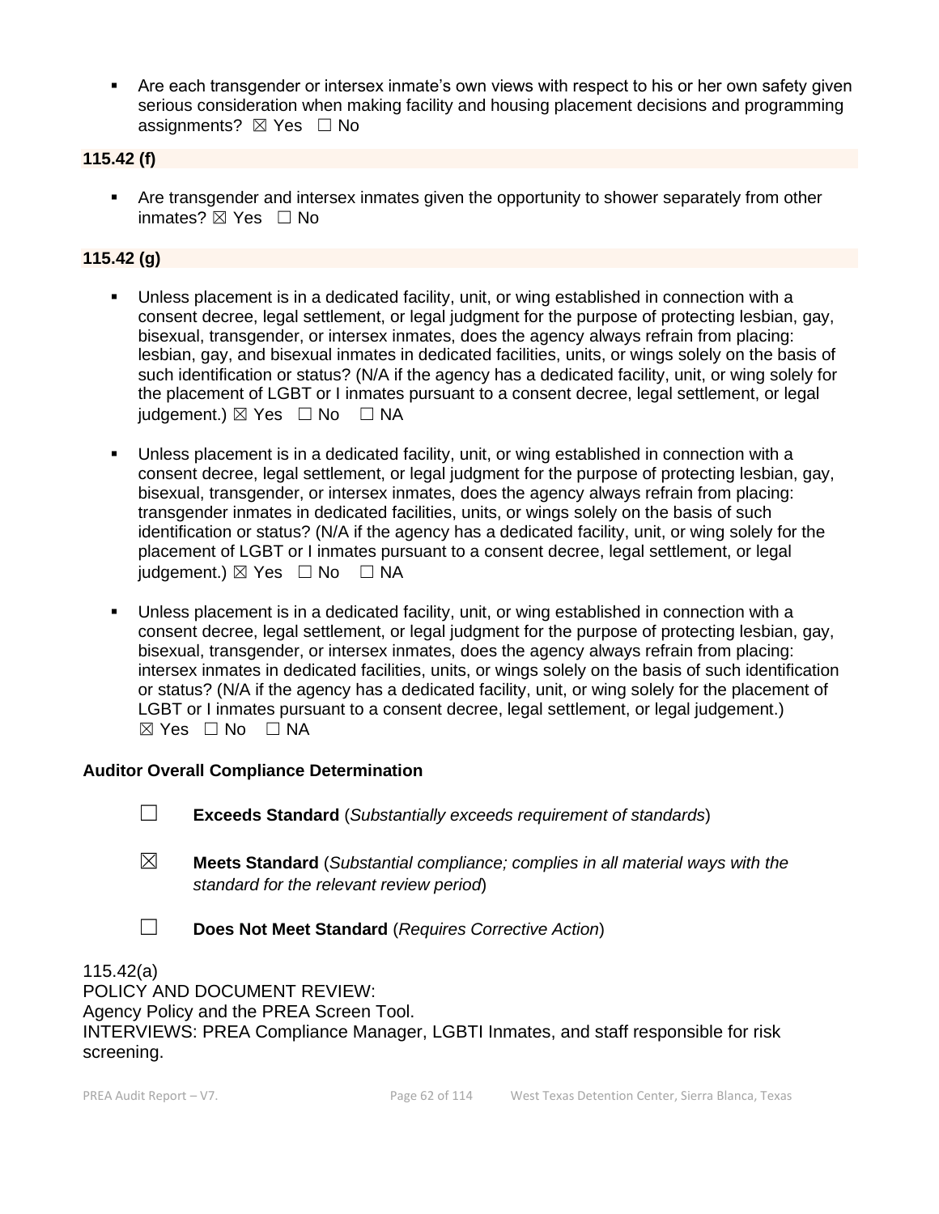- Are each transgender or intersex inmate's own views with respect to his or her own safety given serious consideration when making facility and housing placement decisions and programming assignments? ☒ Yes ☐ No

**115.42 (f)**

- Are transgender and intersex inmates given the opportunity to shower separately from other inmates? ☒ Yes ☐ No

**115.42 (g)**

- Unless placement is in a dedicated facility, unit, or wing established in connection with a consent decree, legal settlement, or legal judgment for the purpose of protecting lesbian, gay, bisexual, transgender, or intersex inmates, does the agency always refrain from placing: lesbian, gay, and bisexual inmates in dedicated facilities, units, or wings solely on the basis of such identification or status? (N/A if the agency has a dedicated facility, unit, or wing solely for the placement of LGBT or I inmates pursuant to a consent decree, legal settlement, or legal judgement.) ☒ Yes ☐ No ☐ NA

- Unless placement is in a dedicated facility, unit, or wing established in connection with a consent decree, legal settlement, or legal judgment for the purpose of protecting lesbian, gay, bisexual, transgender, or intersex inmates, does the agency always refrain from placing: transgender inmates in dedicated facilities, units, or wings solely on the basis of such identification or status? (N/A if the agency has a dedicated facility, unit, or wing solely for the placement of LGBT or I inmates pursuant to a consent decree, legal settlement, or legal judgement.) ☒ Yes ☐ No ☐ NA

- Unless placement is in a dedicated facility, unit, or wing established in connection with a consent decree, legal settlement, or legal judgment for the purpose of protecting lesbian, gay, bisexual, transgender, or intersex inmates, does the agency always refrain from placing: intersex inmates in dedicated facilities, units, or wings solely on the basis of such identification or status? (N/A if the agency has a dedicated facility, unit, or wing solely for the placement of LGBT or I inmates pursuant to a consent decree, legal settlement, or legal judgement.) ☒ Yes ☐ No ☐ NA

**Auditor Overall Compliance Determination**

☐ **Exceeds Standard** (*Substantially exceeds requirement of standards*)

☒ **Meets Standard** (*Substantial compliance; complies in all material ways with the standard for the relevant review period*)

☐ **Does Not Meet Standard** (*Requires Corrective Action*)

115.42(a)
POLICY AND DOCUMENT REVIEW:
Agency Policy and the PREA Screen Tool.
INTERVIEWS: PREA Compliance Manager, LGBTI Inmates, and staff responsible for risk screening.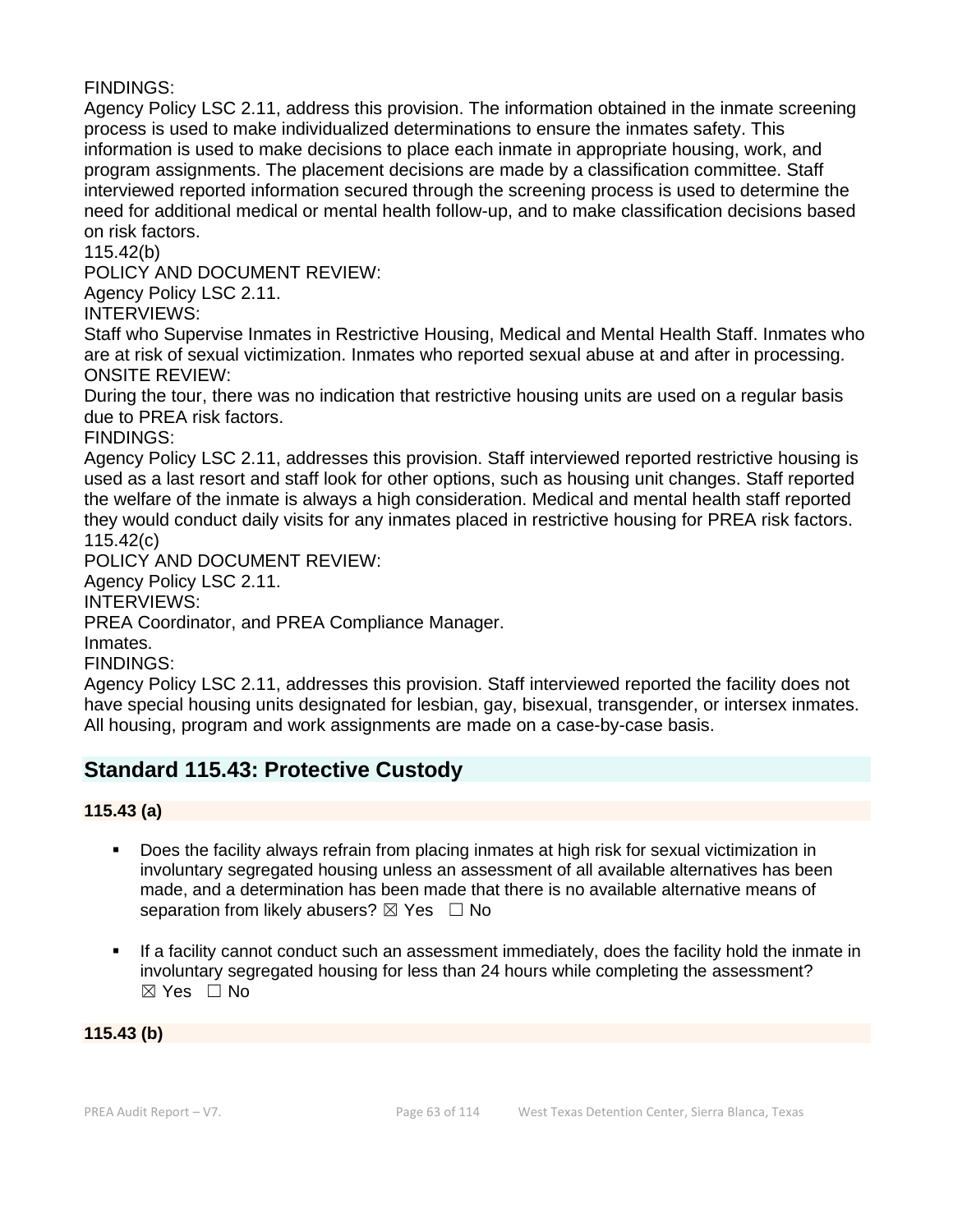FINDINGS:
Agency Policy LSC 2.11, address this provision. The information obtained in the inmate screening process is used to make individualized determinations to ensure the inmates safety. This information is used to make decisions to place each inmate in appropriate housing, work, and program assignments. The placement decisions are made by a classification committee. Staff interviewed reported information secured through the screening process is used to determine the need for additional medical or mental health follow-up, and to make classification decisions based on risk factors.
115.42(b)
POLICY AND DOCUMENT REVIEW:
Agency Policy LSC 2.11.
INTERVIEWS:
Staff who Supervise Inmates in Restrictive Housing, Medical and Mental Health Staff. Inmates who are at risk of sexual victimization. Inmates who reported sexual abuse at and after in processing.
ONSITE REVIEW:
During the tour, there was no indication that restrictive housing units are used on a regular basis due to PREA risk factors.
FINDINGS:
Agency Policy LSC 2.11, addresses this provision. Staff interviewed reported restrictive housing is used as a last resort and staff look for other options, such as housing unit changes. Staff reported the welfare of the inmate is always a high consideration. Medical and mental health staff reported they would conduct daily visits for any inmates placed in restrictive housing for PREA risk factors.
115.42(c)
POLICY AND DOCUMENT REVIEW:
Agency Policy LSC 2.11.
INTERVIEWS:
PREA Coordinator, and PREA Compliance Manager.
Inmates.
FINDINGS:
Agency Policy LSC 2.11, addresses this provision. Staff interviewed reported the facility does not have special housing units designated for lesbian, gay, bisexual, transgender, or intersex inmates. All housing, program and work assignments are made on a case-by-case basis.

## Standard 115.43: Protective Custody

### 115.43 (a)

- Does the facility always refrain from placing inmates at high risk for sexual victimization in involuntary segregated housing unless an assessment of all available alternatives has been made, and a determination has been made that there is no available alternative means of separation from likely abusers? ☒ Yes ☐ No

- If a facility cannot conduct such an assessment immediately, does the facility hold the inmate in involuntary segregated housing for less than 24 hours while completing the assessment? ☒ Yes ☐ No

### 115.43 (b)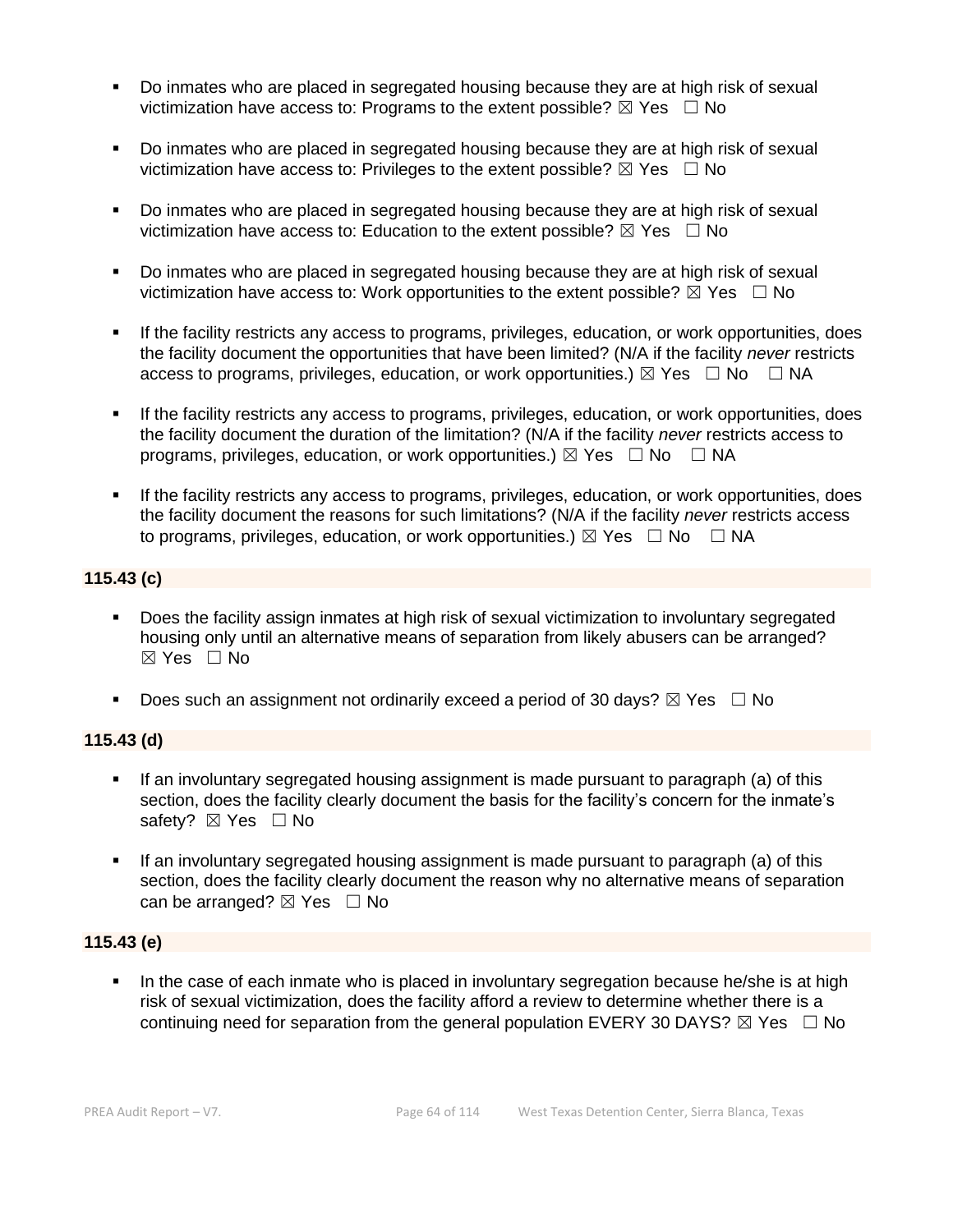- Do inmates who are placed in segregated housing because they are at high risk of sexual victimization have access to: Programs to the extent possible? ☒ Yes ☐ No

- Do inmates who are placed in segregated housing because they are at high risk of sexual victimization have access to: Privileges to the extent possible? ☒ Yes ☐ No

- Do inmates who are placed in segregated housing because they are at high risk of sexual victimization have access to: Education to the extent possible? ☒ Yes ☐ No

- Do inmates who are placed in segregated housing because they are at high risk of sexual victimization have access to: Work opportunities to the extent possible? ☒ Yes ☐ No

- If the facility restricts any access to programs, privileges, education, or work opportunities, does the facility document the opportunities that have been limited? (N/A if the facility *never* restricts access to programs, privileges, education, or work opportunities.) ☒ Yes ☐ No ☐ NA

- If the facility restricts any access to programs, privileges, education, or work opportunities, does the facility document the duration of the limitation? (N/A if the facility *never* restricts access to programs, privileges, education, or work opportunities.) ☒ Yes ☐ No ☐ NA

- If the facility restricts any access to programs, privileges, education, or work opportunities, does the facility document the reasons for such limitations? (N/A if the facility *never* restricts access to programs, privileges, education, or work opportunities.) ☒ Yes ☐ No ☐ NA

**115.43 (c)**

- Does the facility assign inmates at high risk of sexual victimization to involuntary segregated housing only until an alternative means of separation from likely abusers can be arranged? ☒ Yes ☐ No

- Does such an assignment not ordinarily exceed a period of 30 days? ☒ Yes ☐ No

**115.43 (d)**

- If an involuntary segregated housing assignment is made pursuant to paragraph (a) of this section, does the facility clearly document the basis for the facility's concern for the inmate's safety? ☒ Yes ☐ No

- If an involuntary segregated housing assignment is made pursuant to paragraph (a) of this section, does the facility clearly document the reason why no alternative means of separation can be arranged? ☒ Yes ☐ No

**115.43 (e)**

- In the case of each inmate who is placed in involuntary segregation because he/she is at high risk of sexual victimization, does the facility afford a review to determine whether there is a continuing need for separation from the general population EVERY 30 DAYS? ☒ Yes ☐ No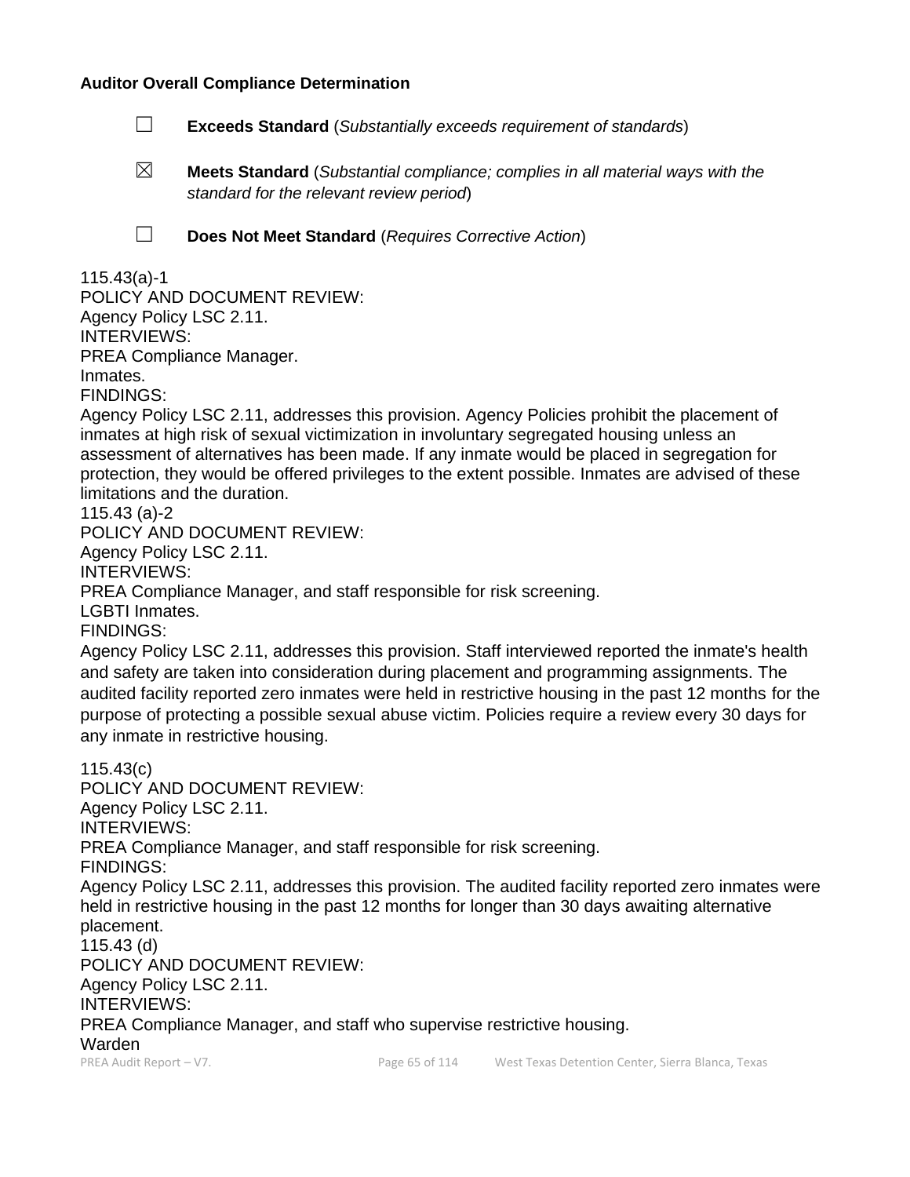**Auditor Overall Compliance Determination**

☐ **Exceeds Standard** (*Substantially exceeds requirement of standards*)

☒ **Meets Standard** (*Substantial compliance; complies in all material ways with the standard for the relevant review period*)

☐ **Does Not Meet Standard** (*Requires Corrective Action*)

115.43(a)-1
POLICY AND DOCUMENT REVIEW:
Agency Policy LSC 2.11.
INTERVIEWS:
PREA Compliance Manager.
Inmates.
FINDINGS:
Agency Policy LSC 2.11, addresses this provision. Agency Policies prohibit the placement of inmates at high risk of sexual victimization in involuntary segregated housing unless an assessment of alternatives has been made. If any inmate would be placed in segregation for protection, they would be offered privileges to the extent possible. Inmates are advised of these limitations and the duration.
115.43 (a)-2
POLICY AND DOCUMENT REVIEW:
Agency Policy LSC 2.11.
INTERVIEWS:
PREA Compliance Manager, and staff responsible for risk screening.
LGBTI Inmates.
FINDINGS:
Agency Policy LSC 2.11, addresses this provision. Staff interviewed reported the inmate's health and safety are taken into consideration during placement and programming assignments. The audited facility reported zero inmates were held in restrictive housing in the past 12 months for the purpose of protecting a possible sexual abuse victim. Policies require a review every 30 days for any inmate in restrictive housing.

115.43(c)
POLICY AND DOCUMENT REVIEW:
Agency Policy LSC 2.11.
INTERVIEWS:
PREA Compliance Manager, and staff responsible for risk screening.
FINDINGS:
Agency Policy LSC 2.11, addresses this provision. The audited facility reported zero inmates were held in restrictive housing in the past 12 months for longer than 30 days awaiting alternative placement.
115.43 (d)
POLICY AND DOCUMENT REVIEW:
Agency Policy LSC 2.11.
INTERVIEWS:
PREA Compliance Manager, and staff who supervise restrictive housing.
Warden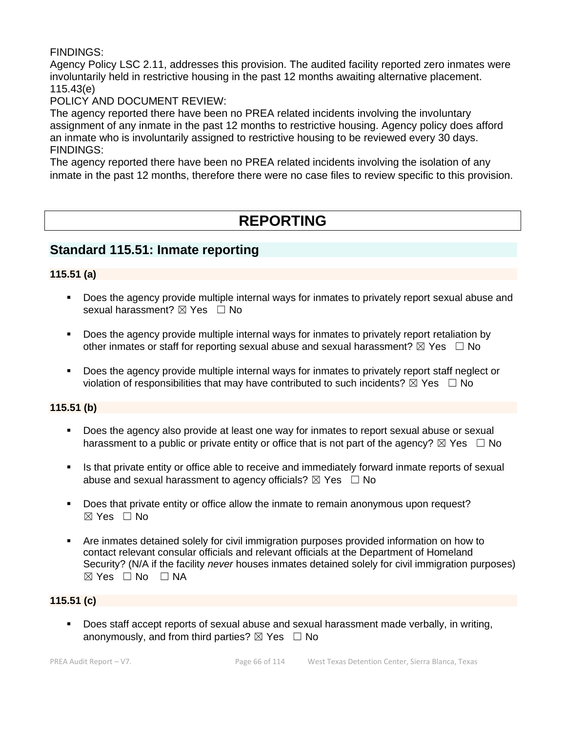FINDINGS:
Agency Policy LSC 2.11, addresses this provision. The audited facility reported zero inmates were involuntarily held in restrictive housing in the past 12 months awaiting alternative placement.
115.43(e)
POLICY AND DOCUMENT REVIEW:
The agency reported there have been no PREA related incidents involving the involuntary assignment of any inmate in the past 12 months to restrictive housing. Agency policy does afford an inmate who is involuntarily assigned to restrictive housing to be reviewed every 30 days.
FINDINGS:
The agency reported there have been no PREA related incidents involving the isolation of any inmate in the past 12 months, therefore there were no case files to review specific to this provision.

# REPORTING

## Standard 115.51: Inmate reporting

**115.51 (a)**

- Does the agency provide multiple internal ways for inmates to privately report sexual abuse and sexual harassment? ☒ Yes ☐ No
- Does the agency provide multiple internal ways for inmates to privately report retaliation by other inmates or staff for reporting sexual abuse and sexual harassment? ☒ Yes ☐ No
- Does the agency provide multiple internal ways for inmates to privately report staff neglect or violation of responsibilities that may have contributed to such incidents? ☒ Yes ☐ No

**115.51 (b)**

- Does the agency also provide at least one way for inmates to report sexual abuse or sexual harassment to a public or private entity or office that is not part of the agency? ☒ Yes ☐ No
- Is that private entity or office able to receive and immediately forward inmate reports of sexual abuse and sexual harassment to agency officials? ☒ Yes ☐ No
- Does that private entity or office allow the inmate to remain anonymous upon request? ☒ Yes ☐ No
- Are inmates detained solely for civil immigration purposes provided information on how to contact relevant consular officials and relevant officials at the Department of Homeland Security? (N/A if the facility *never* houses inmates detained solely for civil immigration purposes) ☒ Yes ☐ No ☐ NA

**115.51 (c)**

- Does staff accept reports of sexual abuse and sexual harassment made verbally, in writing, anonymously, and from third parties? ☒ Yes ☐ No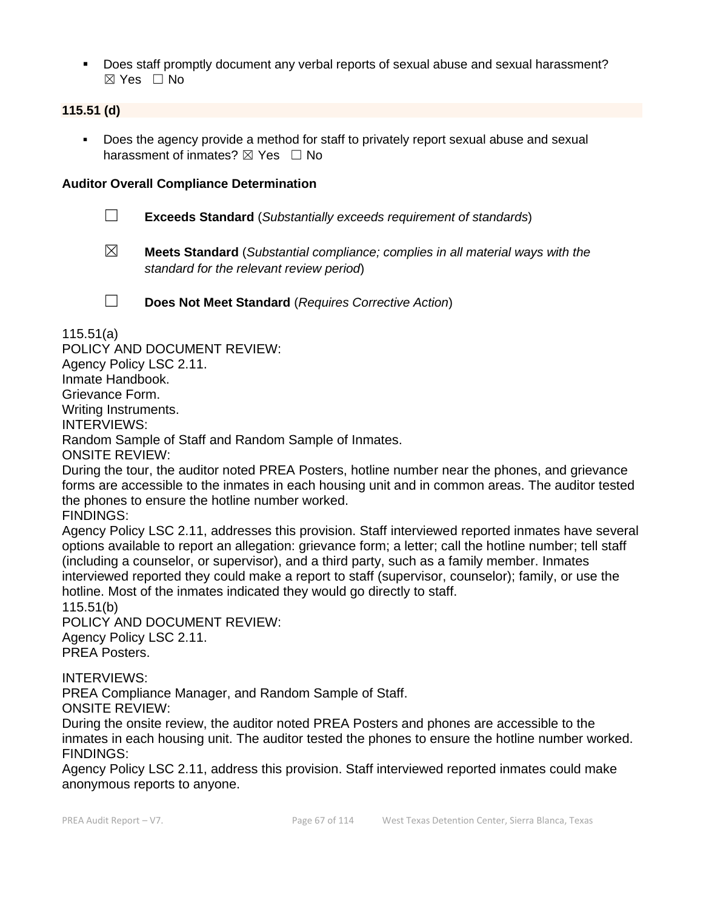- Does staff promptly document any verbal reports of sexual abuse and sexual harassment? ☒ Yes ☐ No

**115.51 (d)**

- Does the agency provide a method for staff to privately report sexual abuse and sexual harassment of inmates? ☒ Yes ☐ No

**Auditor Overall Compliance Determination**

☐ **Exceeds Standard** (*Substantially exceeds requirement of standards*)

☒ **Meets Standard** (*Substantial compliance; complies in all material ways with the standard for the relevant review period*)

☐ **Does Not Meet Standard** (*Requires Corrective Action*)

115.51(a)
POLICY AND DOCUMENT REVIEW:
Agency Policy LSC 2.11.
Inmate Handbook.
Grievance Form.
Writing Instruments.
INTERVIEWS:
Random Sample of Staff and Random Sample of Inmates.
ONSITE REVIEW:
During the tour, the auditor noted PREA Posters, hotline number near the phones, and grievance forms are accessible to the inmates in each housing unit and in common areas. The auditor tested the phones to ensure the hotline number worked.
FINDINGS:
Agency Policy LSC 2.11, addresses this provision. Staff interviewed reported inmates have several options available to report an allegation: grievance form; a letter; call the hotline number; tell staff (including a counselor, or supervisor), and a third party, such as a family member. Inmates interviewed reported they could make a report to staff (supervisor, counselor); family, or use the hotline. Most of the inmates indicated they would go directly to staff.
115.51(b)
POLICY AND DOCUMENT REVIEW:
Agency Policy LSC 2.11.
PREA Posters.

INTERVIEWS:
PREA Compliance Manager, and Random Sample of Staff.
ONSITE REVIEW:
During the onsite review, the auditor noted PREA Posters and phones are accessible to the inmates in each housing unit. The auditor tested the phones to ensure the hotline number worked.
FINDINGS:
Agency Policy LSC 2.11, address this provision. Staff interviewed reported inmates could make anonymous reports to anyone.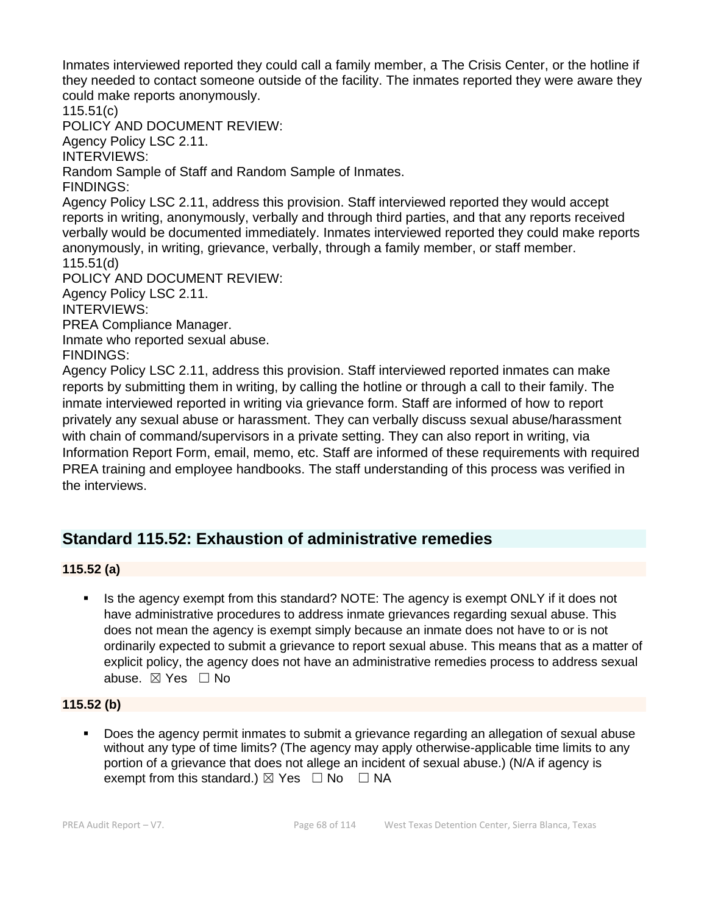Inmates interviewed reported they could call a family member, a The Crisis Center, or the hotline if they needed to contact someone outside of the facility. The inmates reported they were aware they could make reports anonymously.

115.51(c)

POLICY AND DOCUMENT REVIEW:

Agency Policy LSC 2.11.

INTERVIEWS:

Random Sample of Staff and Random Sample of Inmates.

FINDINGS:

Agency Policy LSC 2.11, address this provision. Staff interviewed reported they would accept reports in writing, anonymously, verbally and through third parties, and that any reports received verbally would be documented immediately. Inmates interviewed reported they could make reports anonymously, in writing, grievance, verbally, through a family member, or staff member.

115.51(d)

POLICY AND DOCUMENT REVIEW:

Agency Policy LSC 2.11.

INTERVIEWS:

PREA Compliance Manager.

Inmate who reported sexual abuse.

FINDINGS:

Agency Policy LSC 2.11, address this provision. Staff interviewed reported inmates can make reports by submitting them in writing, by calling the hotline or through a call to their family. The inmate interviewed reported in writing via grievance form. Staff are informed of how to report privately any sexual abuse or harassment. They can verbally discuss sexual abuse/harassment with chain of command/supervisors in a private setting. They can also report in writing, via Information Report Form, email, memo, etc. Staff are informed of these requirements with required PREA training and employee handbooks. The staff understanding of this process was verified in the interviews.

## Standard 115.52: Exhaustion of administrative remedies

### 115.52 (a)

- Is the agency exempt from this standard? NOTE: The agency is exempt ONLY if it does not have administrative procedures to address inmate grievances regarding sexual abuse. This does not mean the agency is exempt simply because an inmate does not have to or is not ordinarily expected to submit a grievance to report sexual abuse. This means that as a matter of explicit policy, the agency does not have an administrative remedies process to address sexual abuse. ☒ Yes ☐ No

### 115.52 (b)

- Does the agency permit inmates to submit a grievance regarding an allegation of sexual abuse without any type of time limits? (The agency may apply otherwise-applicable time limits to any portion of a grievance that does not allege an incident of sexual abuse.) (N/A if agency is exempt from this standard.) ☒ Yes ☐ No ☐ NA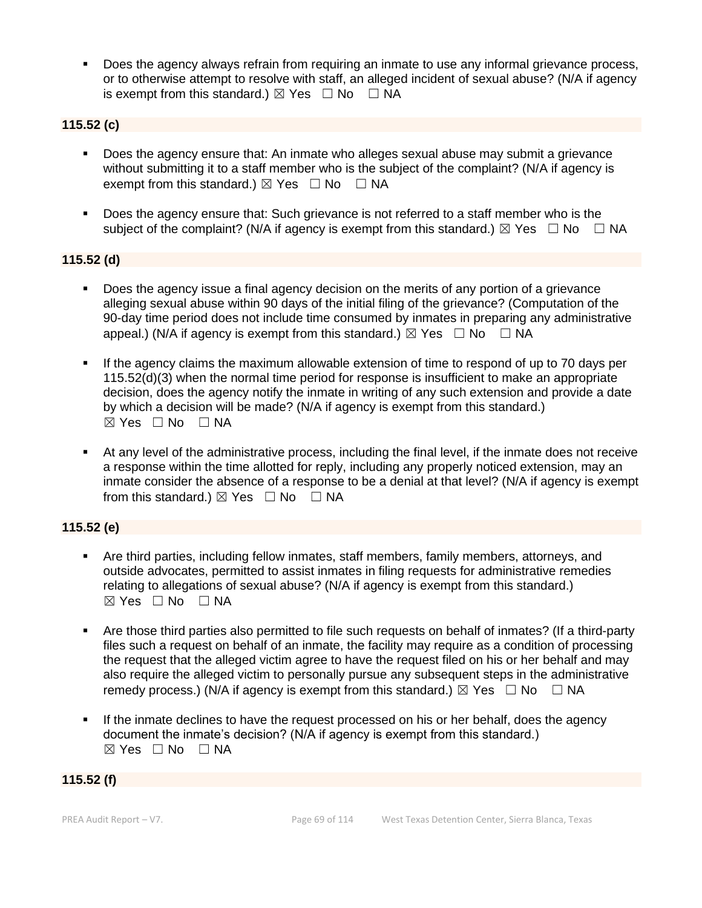- Does the agency always refrain from requiring an inmate to use any informal grievance process, or to otherwise attempt to resolve with staff, an alleged incident of sexual abuse? (N/A if agency is exempt from this standard.) ☒ Yes ☐ No ☐ NA

**115.52 (c)**

- Does the agency ensure that: An inmate who alleges sexual abuse may submit a grievance without submitting it to a staff member who is the subject of the complaint? (N/A if agency is exempt from this standard.) ☒ Yes ☐ No ☐ NA

- Does the agency ensure that: Such grievance is not referred to a staff member who is the subject of the complaint? (N/A if agency is exempt from this standard.) ☒ Yes ☐ No ☐ NA

**115.52 (d)**

- Does the agency issue a final agency decision on the merits of any portion of a grievance alleging sexual abuse within 90 days of the initial filing of the grievance? (Computation of the 90-day time period does not include time consumed by inmates in preparing any administrative appeal.) (N/A if agency is exempt from this standard.) ☒ Yes ☐ No ☐ NA

- If the agency claims the maximum allowable extension of time to respond of up to 70 days per 115.52(d)(3) when the normal time period for response is insufficient to make an appropriate decision, does the agency notify the inmate in writing of any such extension and provide a date by which a decision will be made? (N/A if agency is exempt from this standard.) ☒ Yes ☐ No ☐ NA

- At any level of the administrative process, including the final level, if the inmate does not receive a response within the time allotted for reply, including any properly noticed extension, may an inmate consider the absence of a response to be a denial at that level? (N/A if agency is exempt from this standard.) ☒ Yes ☐ No ☐ NA

**115.52 (e)**

- Are third parties, including fellow inmates, staff members, family members, attorneys, and outside advocates, permitted to assist inmates in filing requests for administrative remedies relating to allegations of sexual abuse? (N/A if agency is exempt from this standard.) ☒ Yes ☐ No ☐ NA

- Are those third parties also permitted to file such requests on behalf of inmates? (If a third-party files such a request on behalf of an inmate, the facility may require as a condition of processing the request that the alleged victim agree to have the request filed on his or her behalf and may also require the alleged victim to personally pursue any subsequent steps in the administrative remedy process.) (N/A if agency is exempt from this standard.) ☒ Yes ☐ No ☐ NA

- If the inmate declines to have the request processed on his or her behalf, does the agency document the inmate's decision? (N/A if agency is exempt from this standard.) ☒ Yes ☐ No ☐ NA

**115.52 (f)**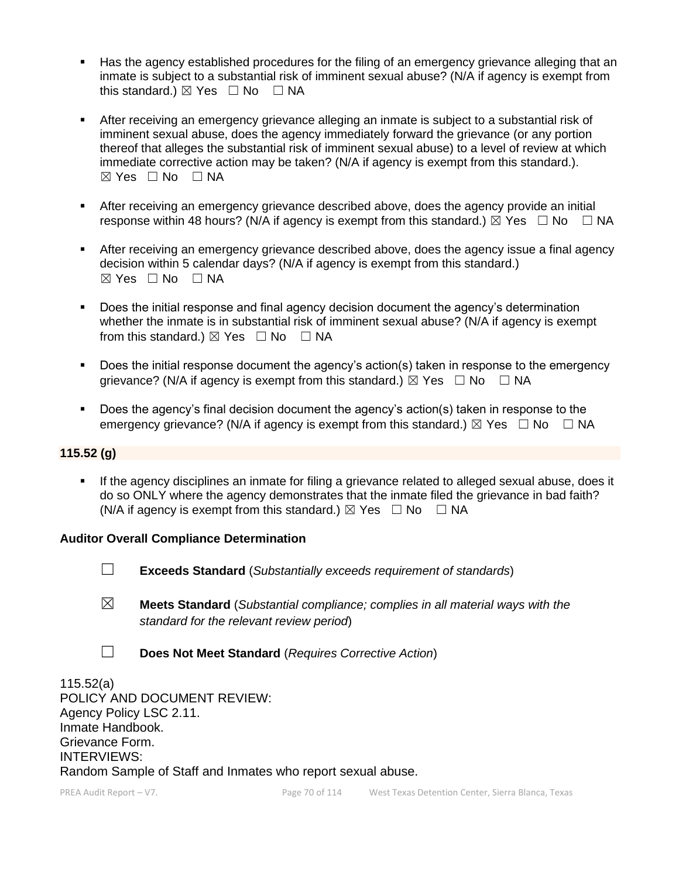- Has the agency established procedures for the filing of an emergency grievance alleging that an inmate is subject to a substantial risk of imminent sexual abuse? (N/A if agency is exempt from this standard.) ☒ Yes ☐ No ☐ NA

- After receiving an emergency grievance alleging an inmate is subject to a substantial risk of imminent sexual abuse, does the agency immediately forward the grievance (or any portion thereof that alleges the substantial risk of imminent sexual abuse) to a level of review at which immediate corrective action may be taken? (N/A if agency is exempt from this standard.). ☒ Yes ☐ No ☐ NA

- After receiving an emergency grievance described above, does the agency provide an initial response within 48 hours? (N/A if agency is exempt from this standard.) ☒ Yes ☐ No ☐ NA

- After receiving an emergency grievance described above, does the agency issue a final agency decision within 5 calendar days? (N/A if agency is exempt from this standard.) ☒ Yes ☐ No ☐ NA

- Does the initial response and final agency decision document the agency's determination whether the inmate is in substantial risk of imminent sexual abuse? (N/A if agency is exempt from this standard.) ☒ Yes ☐ No ☐ NA

- Does the initial response document the agency's action(s) taken in response to the emergency grievance? (N/A if agency is exempt from this standard.) ☒ Yes ☐ No ☐ NA

- Does the agency's final decision document the agency's action(s) taken in response to the emergency grievance? (N/A if agency is exempt from this standard.) ☒ Yes ☐ No ☐ NA

**115.52 (g)**

- If the agency disciplines an inmate for filing a grievance related to alleged sexual abuse, does it do so ONLY where the agency demonstrates that the inmate filed the grievance in bad faith? (N/A if agency is exempt from this standard.) ☒ Yes ☐ No ☐ NA

**Auditor Overall Compliance Determination**

☐ **Exceeds Standard** (*Substantially exceeds requirement of standards*)

☒ **Meets Standard** (*Substantial compliance; complies in all material ways with the standard for the relevant review period*)

☐ **Does Not Meet Standard** (*Requires Corrective Action*)

115.52(a)
POLICY AND DOCUMENT REVIEW:
Agency Policy LSC 2.11.
Inmate Handbook.
Grievance Form.
INTERVIEWS:
Random Sample of Staff and Inmates who report sexual abuse.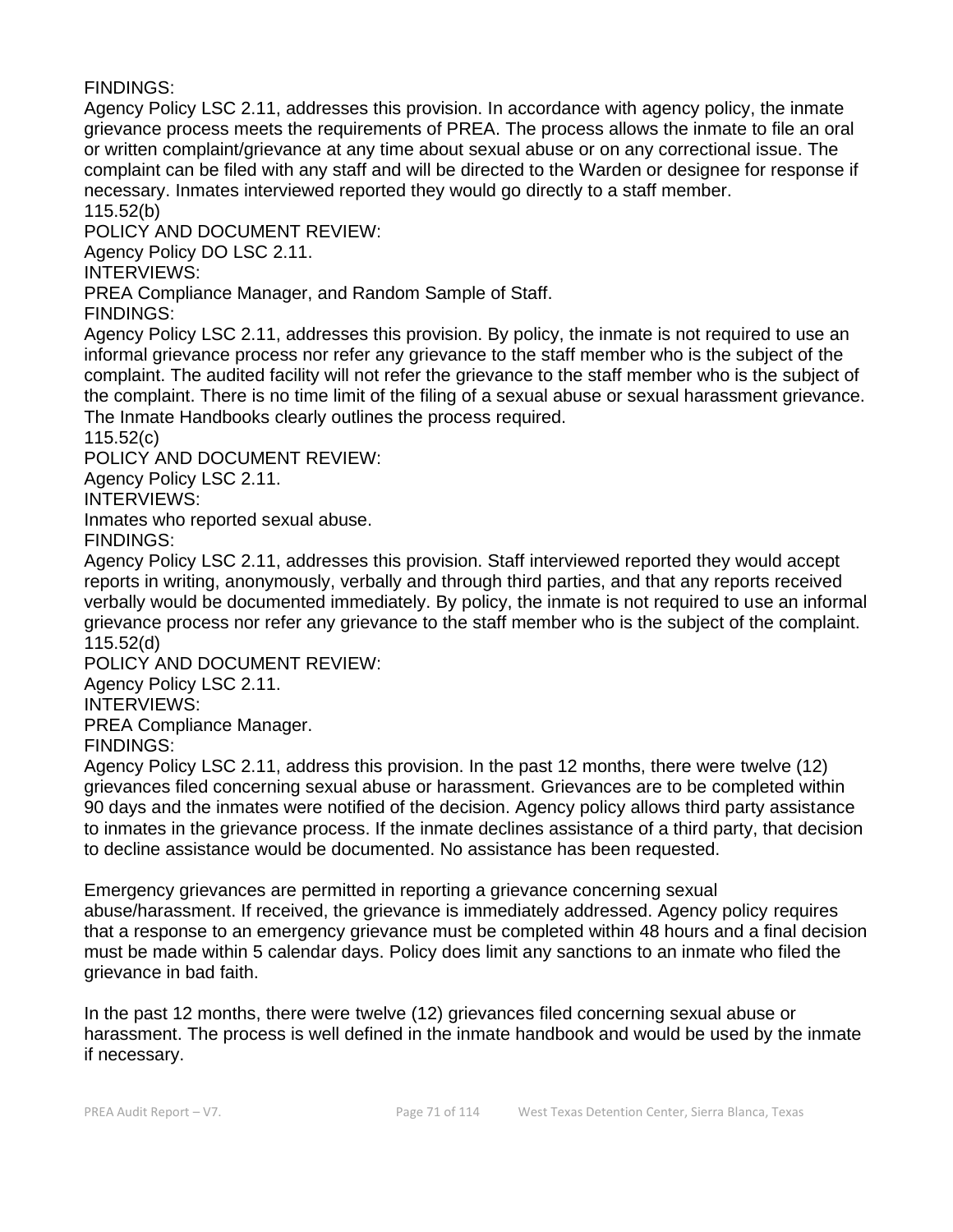FINDINGS:

Agency Policy LSC 2.11, addresses this provision. In accordance with agency policy, the inmate grievance process meets the requirements of PREA. The process allows the inmate to file an oral or written complaint/grievance at any time about sexual abuse or on any correctional issue. The complaint can be filed with any staff and will be directed to the Warden or designee for response if necessary. Inmates interviewed reported they would go directly to a staff member.

115.52(b)

POLICY AND DOCUMENT REVIEW:

Agency Policy DO LSC 2.11.

INTERVIEWS:

PREA Compliance Manager, and Random Sample of Staff.

FINDINGS:

Agency Policy LSC 2.11, addresses this provision. By policy, the inmate is not required to use an informal grievance process nor refer any grievance to the staff member who is the subject of the complaint. The audited facility will not refer the grievance to the staff member who is the subject of the complaint. There is no time limit of the filing of a sexual abuse or sexual harassment grievance. The Inmate Handbooks clearly outlines the process required.

115.52(c)

POLICY AND DOCUMENT REVIEW:

Agency Policy LSC 2.11.

INTERVIEWS:

Inmates who reported sexual abuse.

FINDINGS:

Agency Policy LSC 2.11, addresses this provision. Staff interviewed reported they would accept reports in writing, anonymously, verbally and through third parties, and that any reports received verbally would be documented immediately. By policy, the inmate is not required to use an informal grievance process nor refer any grievance to the staff member who is the subject of the complaint.

115.52(d)

POLICY AND DOCUMENT REVIEW:

Agency Policy LSC 2.11.

INTERVIEWS:

PREA Compliance Manager.

FINDINGS:

Agency Policy LSC 2.11, address this provision. In the past 12 months, there were twelve (12) grievances filed concerning sexual abuse or harassment. Grievances are to be completed within 90 days and the inmates were notified of the decision. Agency policy allows third party assistance to inmates in the grievance process. If the inmate declines assistance of a third party, that decision to decline assistance would be documented. No assistance has been requested.

Emergency grievances are permitted in reporting a grievance concerning sexual abuse/harassment. If received, the grievance is immediately addressed. Agency policy requires that a response to an emergency grievance must be completed within 48 hours and a final decision must be made within 5 calendar days. Policy does limit any sanctions to an inmate who filed the grievance in bad faith.

In the past 12 months, there were twelve (12) grievances filed concerning sexual abuse or harassment. The process is well defined in the inmate handbook and would be used by the inmate if necessary.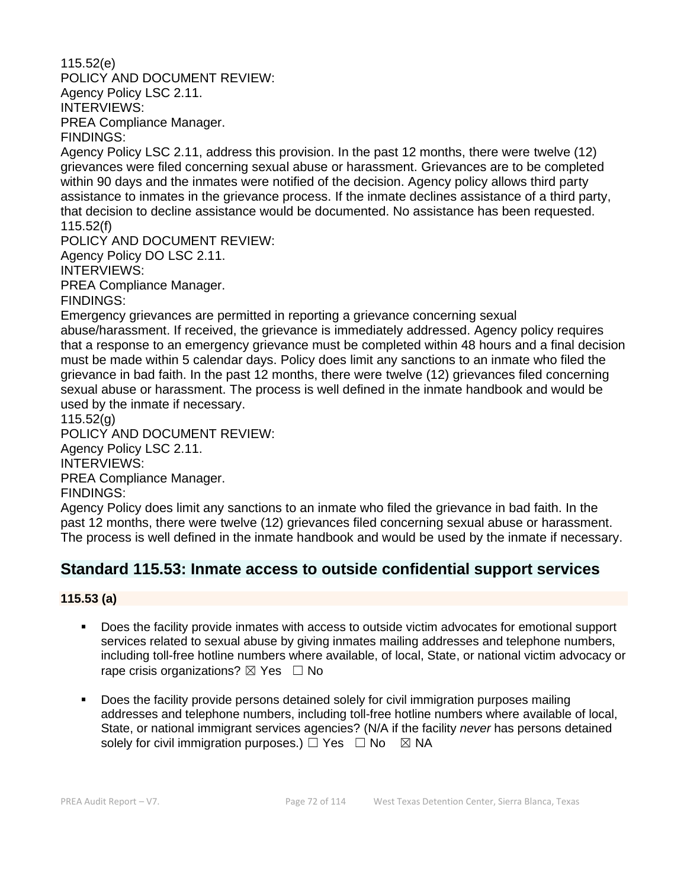115.52(e)
POLICY AND DOCUMENT REVIEW:
Agency Policy LSC 2.11.
INTERVIEWS:
PREA Compliance Manager.
FINDINGS:
Agency Policy LSC 2.11, address this provision. In the past 12 months, there were twelve (12) grievances were filed concerning sexual abuse or harassment. Grievances are to be completed within 90 days and the inmates were notified of the decision. Agency policy allows third party assistance to inmates in the grievance process. If the inmate declines assistance of a third party, that decision to decline assistance would be documented. No assistance has been requested.
115.52(f)
POLICY AND DOCUMENT REVIEW:
Agency Policy DO LSC 2.11.
INTERVIEWS:
PREA Compliance Manager.
FINDINGS:
Emergency grievances are permitted in reporting a grievance concerning sexual abuse/harassment. If received, the grievance is immediately addressed. Agency policy requires that a response to an emergency grievance must be completed within 48 hours and a final decision must be made within 5 calendar days. Policy does limit any sanctions to an inmate who filed the grievance in bad faith. In the past 12 months, there were twelve (12) grievances filed concerning sexual abuse or harassment. The process is well defined in the inmate handbook and would be used by the inmate if necessary.
115.52(g)
POLICY AND DOCUMENT REVIEW:
Agency Policy LSC 2.11.
INTERVIEWS:
PREA Compliance Manager.
FINDINGS:
Agency Policy does limit any sanctions to an inmate who filed the grievance in bad faith. In the past 12 months, there were twelve (12) grievances filed concerning sexual abuse or harassment. The process is well defined in the inmate handbook and would be used by the inmate if necessary.

## Standard 115.53: Inmate access to outside confidential support services

**115.53 (a)**

- Does the facility provide inmates with access to outside victim advocates for emotional support services related to sexual abuse by giving inmates mailing addresses and telephone numbers, including toll-free hotline numbers where available, of local, State, or national victim advocacy or rape crisis organizations? ☒ Yes ☐ No

- Does the facility provide persons detained solely for civil immigration purposes mailing addresses and telephone numbers, including toll-free hotline numbers where available of local, State, or national immigrant services agencies? (N/A if the facility *never* has persons detained solely for civil immigration purposes.) ☐ Yes ☐ No ☒ NA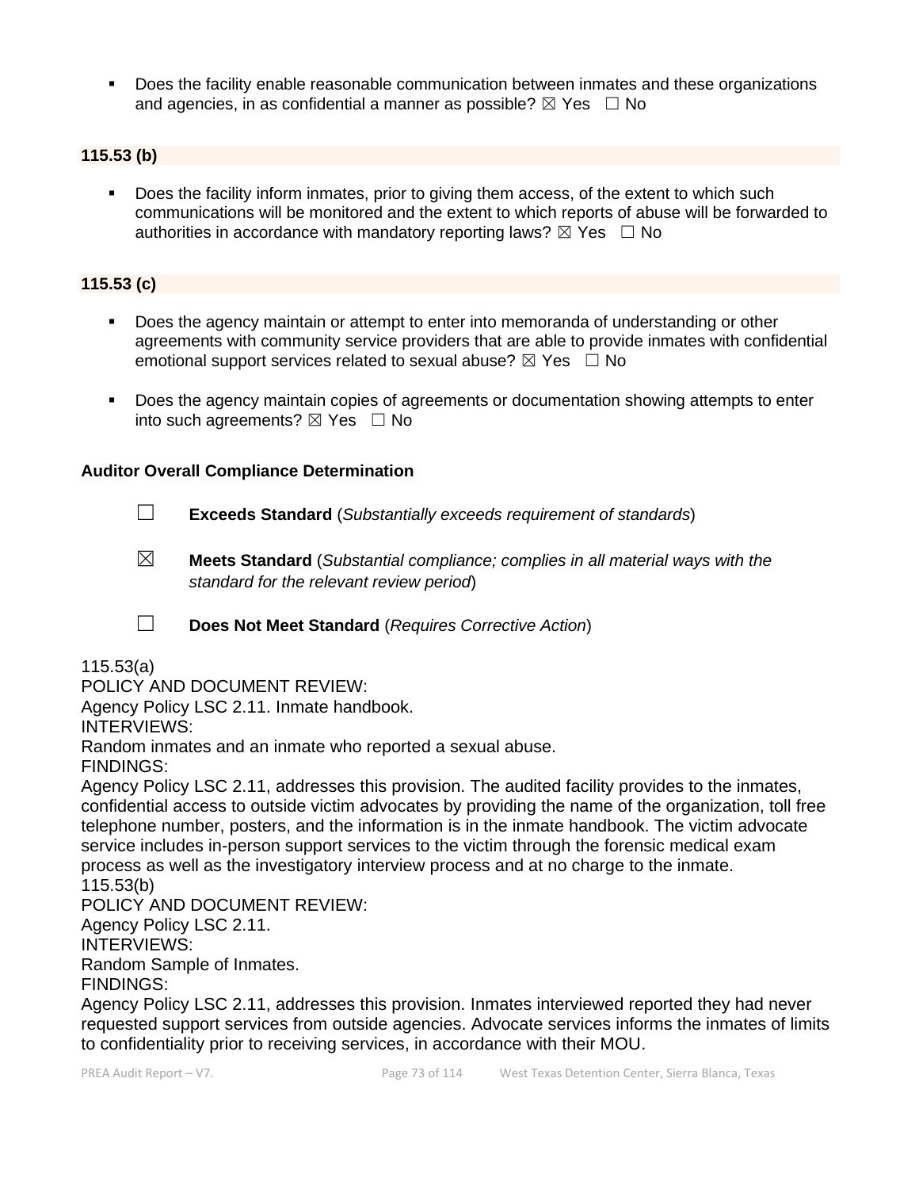- Does the facility enable reasonable communication between inmates and these organizations and agencies, in as confidential a manner as possible? ☒ Yes ☐ No

**115.53 (b)**

- Does the facility inform inmates, prior to giving them access, of the extent to which such communications will be monitored and the extent to which reports of abuse will be forwarded to authorities in accordance with mandatory reporting laws? ☒ Yes ☐ No

**115.53 (c)**

- Does the agency maintain or attempt to enter into memoranda of understanding or other agreements with community service providers that are able to provide inmates with confidential emotional support services related to sexual abuse? ☒ Yes ☐ No
- Does the agency maintain copies of agreements or documentation showing attempts to enter into such agreements? ☒ Yes ☐ No

**Auditor Overall Compliance Determination**

☐ **Exceeds Standard** (*Substantially exceeds requirement of standards*)

☒ **Meets Standard** (*Substantial compliance; complies in all material ways with the standard for the relevant review period*)

☐ **Does Not Meet Standard** (*Requires Corrective Action*)

115.53(a)
POLICY AND DOCUMENT REVIEW:
Agency Policy LSC 2.11. Inmate handbook.
INTERVIEWS:
Random inmates and an inmate who reported a sexual abuse.
FINDINGS:
Agency Policy LSC 2.11, addresses this provision. The audited facility provides to the inmates, confidential access to outside victim advocates by providing the name of the organization, toll free telephone number, posters, and the information is in the inmate handbook. The victim advocate service includes in-person support services to the victim through the forensic medical exam process as well as the investigatory interview process and at no charge to the inmate.
115.53(b)
POLICY AND DOCUMENT REVIEW:
Agency Policy LSC 2.11.
INTERVIEWS:
Random Sample of Inmates.
FINDINGS:
Agency Policy LSC 2.11, addresses this provision. Inmates interviewed reported they had never requested support services from outside agencies. Advocate services informs the inmates of limits to confidentiality prior to receiving services, in accordance with their MOU.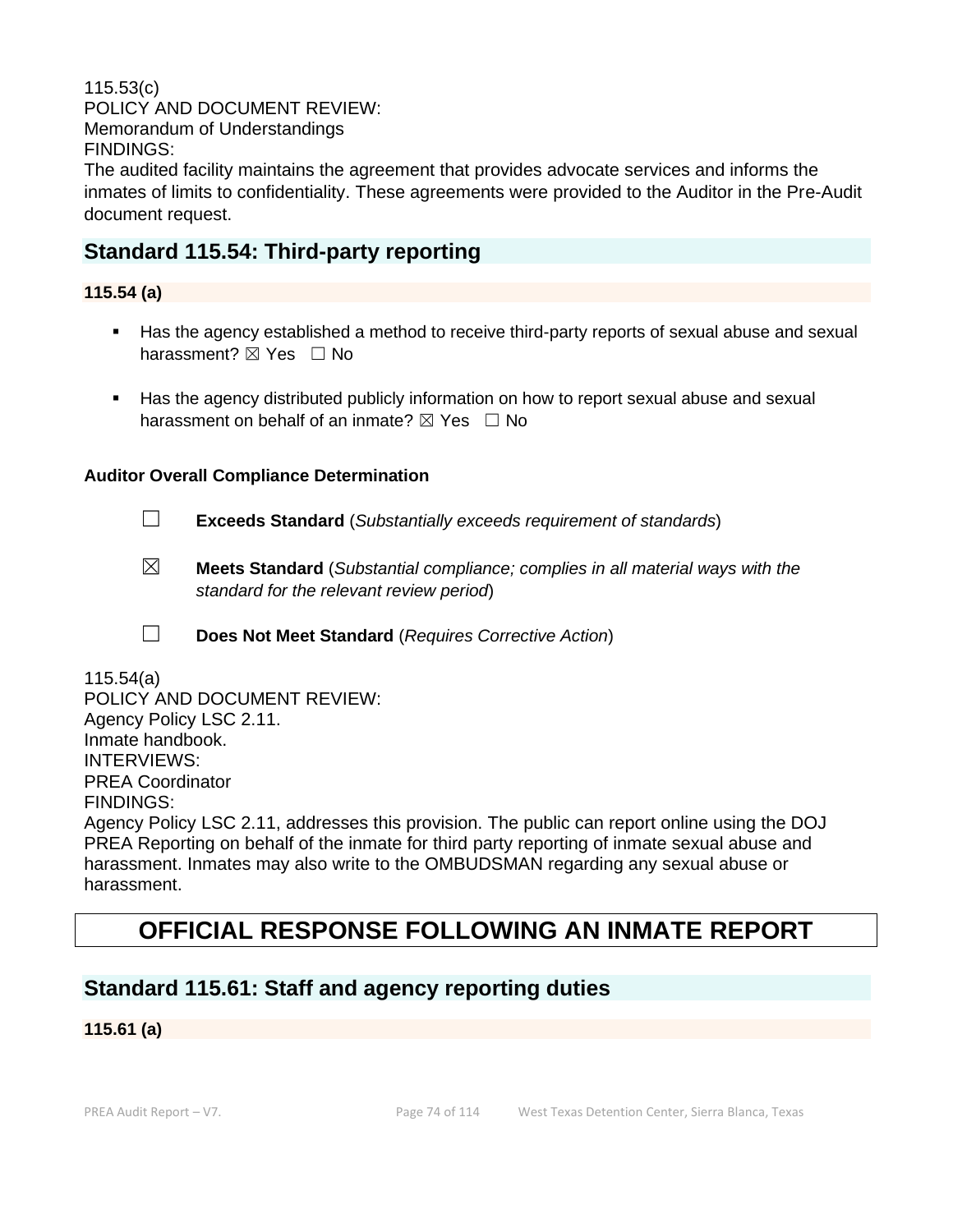115.53(c)
POLICY AND DOCUMENT REVIEW:
Memorandum of Understandings
FINDINGS:
The audited facility maintains the agreement that provides advocate services and informs the inmates of limits to confidentiality. These agreements were provided to the Auditor in the Pre-Audit document request.

## Standard 115.54: Third-party reporting

**115.54 (a)**

- Has the agency established a method to receive third-party reports of sexual abuse and sexual harassment? ☒ Yes ☐ No
- Has the agency distributed publicly information on how to report sexual abuse and sexual harassment on behalf of an inmate? ☒ Yes ☐ No

**Auditor Overall Compliance Determination**

☐ **Exceeds Standard** (*Substantially exceeds requirement of standards*)

☒ **Meets Standard** (*Substantial compliance; complies in all material ways with the standard for the relevant review period*)

☐ **Does Not Meet Standard** (*Requires Corrective Action*)

115.54(a)
POLICY AND DOCUMENT REVIEW:
Agency Policy LSC 2.11.
Inmate handbook.
INTERVIEWS:
PREA Coordinator
FINDINGS:
Agency Policy LSC 2.11, addresses this provision. The public can report online using the DOJ PREA Reporting on behalf of the inmate for third party reporting of inmate sexual abuse and harassment. Inmates may also write to the OMBUDSMAN regarding any sexual abuse or harassment.

# OFFICIAL RESPONSE FOLLOWING AN INMATE REPORT

## Standard 115.61: Staff and agency reporting duties

**115.61 (a)**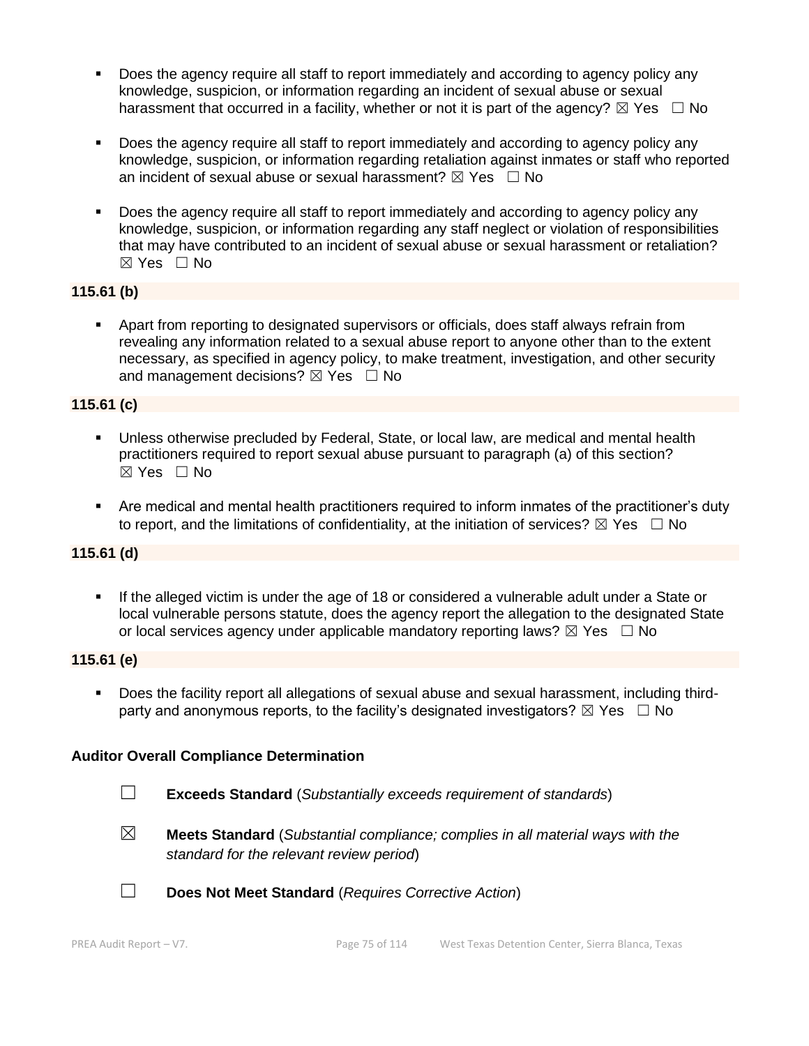- Does the agency require all staff to report immediately and according to agency policy any knowledge, suspicion, or information regarding an incident of sexual abuse or sexual harassment that occurred in a facility, whether or not it is part of the agency? ☒ Yes ☐ No

- Does the agency require all staff to report immediately and according to agency policy any knowledge, suspicion, or information regarding retaliation against inmates or staff who reported an incident of sexual abuse or sexual harassment? ☒ Yes ☐ No

- Does the agency require all staff to report immediately and according to agency policy any knowledge, suspicion, or information regarding any staff neglect or violation of responsibilities that may have contributed to an incident of sexual abuse or sexual harassment or retaliation? ☒ Yes ☐ No

**115.61 (b)**

- Apart from reporting to designated supervisors or officials, does staff always refrain from revealing any information related to a sexual abuse report to anyone other than to the extent necessary, as specified in agency policy, to make treatment, investigation, and other security and management decisions? ☒ Yes ☐ No

**115.61 (c)**

- Unless otherwise precluded by Federal, State, or local law, are medical and mental health practitioners required to report sexual abuse pursuant to paragraph (a) of this section? ☒ Yes ☐ No

- Are medical and mental health practitioners required to inform inmates of the practitioner's duty to report, and the limitations of confidentiality, at the initiation of services? ☒ Yes ☐ No

**115.61 (d)**

- If the alleged victim is under the age of 18 or considered a vulnerable adult under a State or local vulnerable persons statute, does the agency report the allegation to the designated State or local services agency under applicable mandatory reporting laws? ☒ Yes ☐ No

**115.61 (e)**

- Does the facility report all allegations of sexual abuse and sexual harassment, including third-party and anonymous reports, to the facility's designated investigators? ☒ Yes ☐ No

**Auditor Overall Compliance Determination**

☐ **Exceeds Standard** (*Substantially exceeds requirement of standards*)

☒ **Meets Standard** (*Substantial compliance; complies in all material ways with the standard for the relevant review period*)

☐ **Does Not Meet Standard** (*Requires Corrective Action*)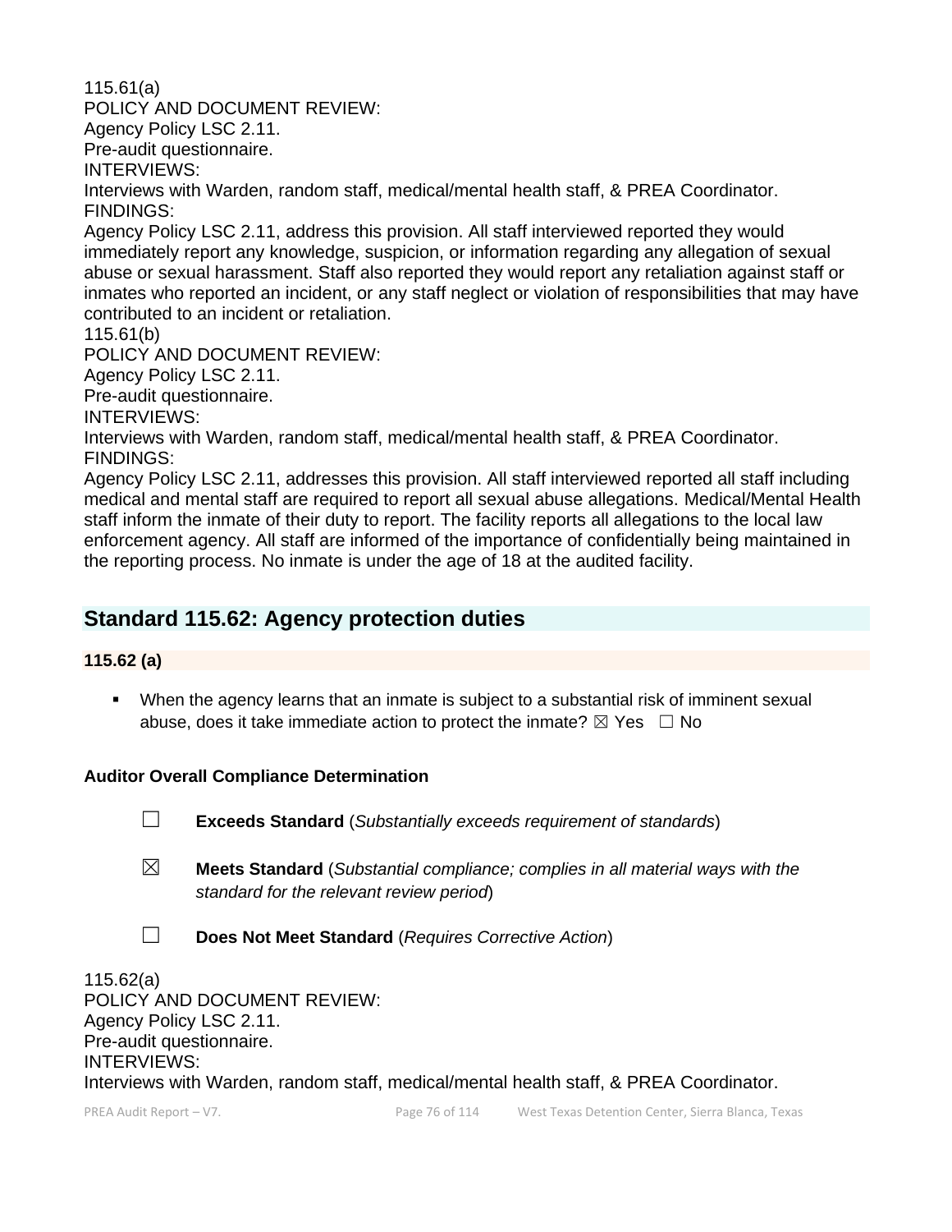115.61(a)
POLICY AND DOCUMENT REVIEW:
Agency Policy LSC 2.11.
Pre-audit questionnaire.
INTERVIEWS:
Interviews with Warden, random staff, medical/mental health staff, & PREA Coordinator.
FINDINGS:
Agency Policy LSC 2.11, address this provision. All staff interviewed reported they would immediately report any knowledge, suspicion, or information regarding any allegation of sexual abuse or sexual harassment. Staff also reported they would report any retaliation against staff or inmates who reported an incident, or any staff neglect or violation of responsibilities that may have contributed to an incident or retaliation.
115.61(b)
POLICY AND DOCUMENT REVIEW:
Agency Policy LSC 2.11.
Pre-audit questionnaire.
INTERVIEWS:
Interviews with Warden, random staff, medical/mental health staff, & PREA Coordinator.
FINDINGS:
Agency Policy LSC 2.11, addresses this provision. All staff interviewed reported all staff including medical and mental staff are required to report all sexual abuse allegations. Medical/Mental Health staff inform the inmate of their duty to report. The facility reports all allegations to the local law enforcement agency. All staff are informed of the importance of confidentially being maintained in the reporting process. No inmate is under the age of 18 at the audited facility.

## Standard 115.62: Agency protection duties

**115.62 (a)**

- When the agency learns that an inmate is subject to a substantial risk of imminent sexual abuse, does it take immediate action to protect the inmate? ☒ Yes ☐ No

**Auditor Overall Compliance Determination**

☐ **Exceeds Standard** (*Substantially exceeds requirement of standards*)

☒ **Meets Standard** (*Substantial compliance; complies in all material ways with the standard for the relevant review period*)

☐ **Does Not Meet Standard** (*Requires Corrective Action*)

115.62(a)
POLICY AND DOCUMENT REVIEW:
Agency Policy LSC 2.11.
Pre-audit questionnaire.
INTERVIEWS:
Interviews with Warden, random staff, medical/mental health staff, & PREA Coordinator.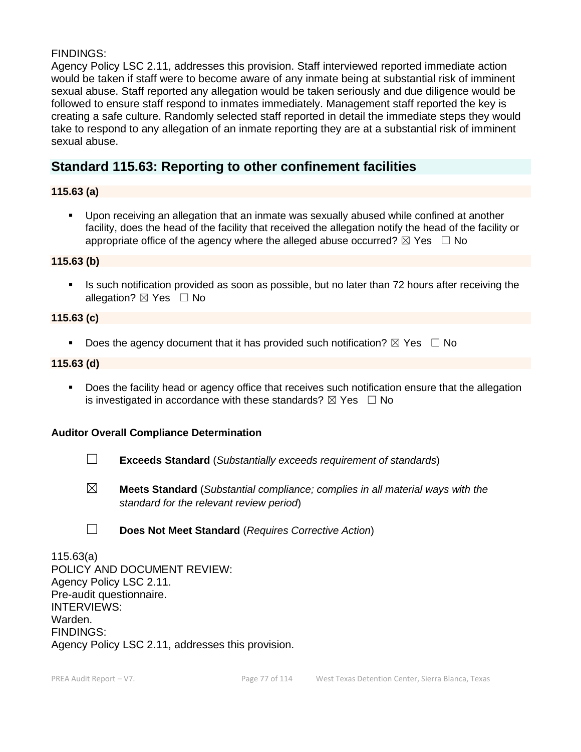FINDINGS:
Agency Policy LSC 2.11, addresses this provision. Staff interviewed reported immediate action would be taken if staff were to become aware of any inmate being at substantial risk of imminent sexual abuse. Staff reported any allegation would be taken seriously and due diligence would be followed to ensure staff respond to inmates immediately. Management staff reported the key is creating a safe culture. Randomly selected staff reported in detail the immediate steps they would take to respond to any allegation of an inmate reporting they are at a substantial risk of imminent sexual abuse.

## Standard 115.63: Reporting to other confinement facilities

### 115.63 (a)

- Upon receiving an allegation that an inmate was sexually abused while confined at another facility, does the head of the facility that received the allegation notify the head of the facility or appropriate office of the agency where the alleged abuse occurred? ☒ Yes ☐ No

### 115.63 (b)

- Is such notification provided as soon as possible, but no later than 72 hours after receiving the allegation? ☒ Yes ☐ No

### 115.63 (c)

- Does the agency document that it has provided such notification? ☒ Yes ☐ No

### 115.63 (d)

- Does the facility head or agency office that receives such notification ensure that the allegation is investigated in accordance with these standards? ☒ Yes ☐ No

**Auditor Overall Compliance Determination**

☐ **Exceeds Standard** (*Substantially exceeds requirement of standards*)

☒ **Meets Standard** (*Substantial compliance; complies in all material ways with the standard for the relevant review period*)

☐ **Does Not Meet Standard** (*Requires Corrective Action*)

115.63(a)
POLICY AND DOCUMENT REVIEW:
Agency Policy LSC 2.11.
Pre-audit questionnaire.
INTERVIEWS:
Warden.
FINDINGS:
Agency Policy LSC 2.11, addresses this provision.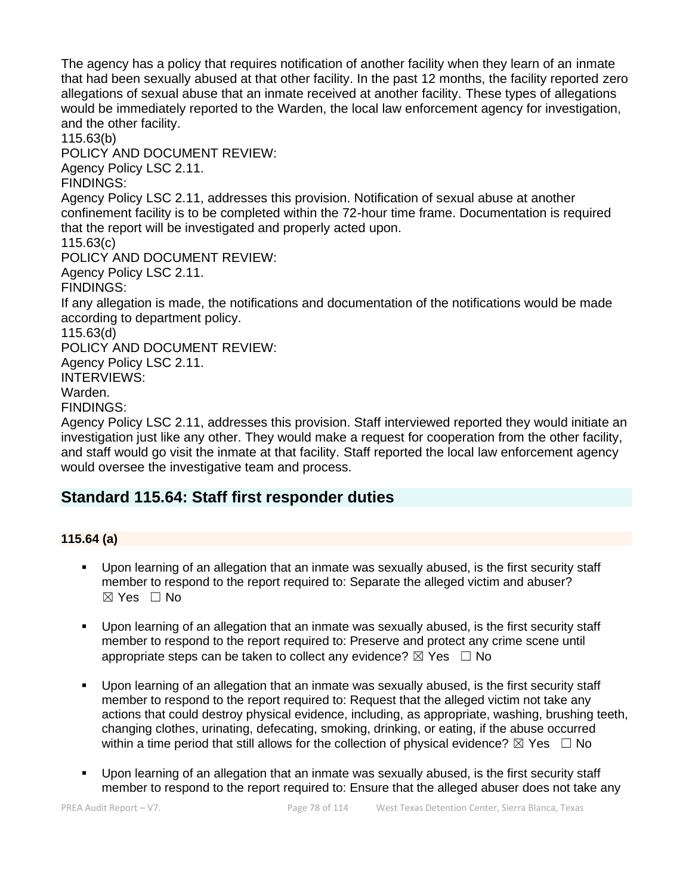The agency has a policy that requires notification of another facility when they learn of an inmate that had been sexually abused at that other facility. In the past 12 months, the facility reported zero allegations of sexual abuse that an inmate received at another facility. These types of allegations would be immediately reported to the Warden, the local law enforcement agency for investigation, and the other facility.

115.63(b)

POLICY AND DOCUMENT REVIEW:

Agency Policy LSC 2.11.

FINDINGS:

Agency Policy LSC 2.11, addresses this provision. Notification of sexual abuse at another confinement facility is to be completed within the 72-hour time frame. Documentation is required that the report will be investigated and properly acted upon.

115.63(c)

POLICY AND DOCUMENT REVIEW:

Agency Policy LSC 2.11.

FINDINGS:

If any allegation is made, the notifications and documentation of the notifications would be made according to department policy.

115.63(d)

POLICY AND DOCUMENT REVIEW:

Agency Policy LSC 2.11.

INTERVIEWS:

Warden.

FINDINGS:

Agency Policy LSC 2.11, addresses this provision. Staff interviewed reported they would initiate an investigation just like any other. They would make a request for cooperation from the other facility, and staff would go visit the inmate at that facility. Staff reported the local law enforcement agency would oversee the investigative team and process.

## Standard 115.64: Staff first responder duties

### 115.64 (a)

- Upon learning of an allegation that an inmate was sexually abused, is the first security staff member to respond to the report required to: Separate the alleged victim and abuser? ☒ Yes ☐ No
- Upon learning of an allegation that an inmate was sexually abused, is the first security staff member to respond to the report required to: Preserve and protect any crime scene until appropriate steps can be taken to collect any evidence? ☒ Yes ☐ No
- Upon learning of an allegation that an inmate was sexually abused, is the first security staff member to respond to the report required to: Request that the alleged victim not take any actions that could destroy physical evidence, including, as appropriate, washing, brushing teeth, changing clothes, urinating, defecating, smoking, drinking, or eating, if the abuse occurred within a time period that still allows for the collection of physical evidence? ☒ Yes ☐ No
- Upon learning of an allegation that an inmate was sexually abused, is the first security staff member to respond to the report required to: Ensure that the alleged abuser does not take any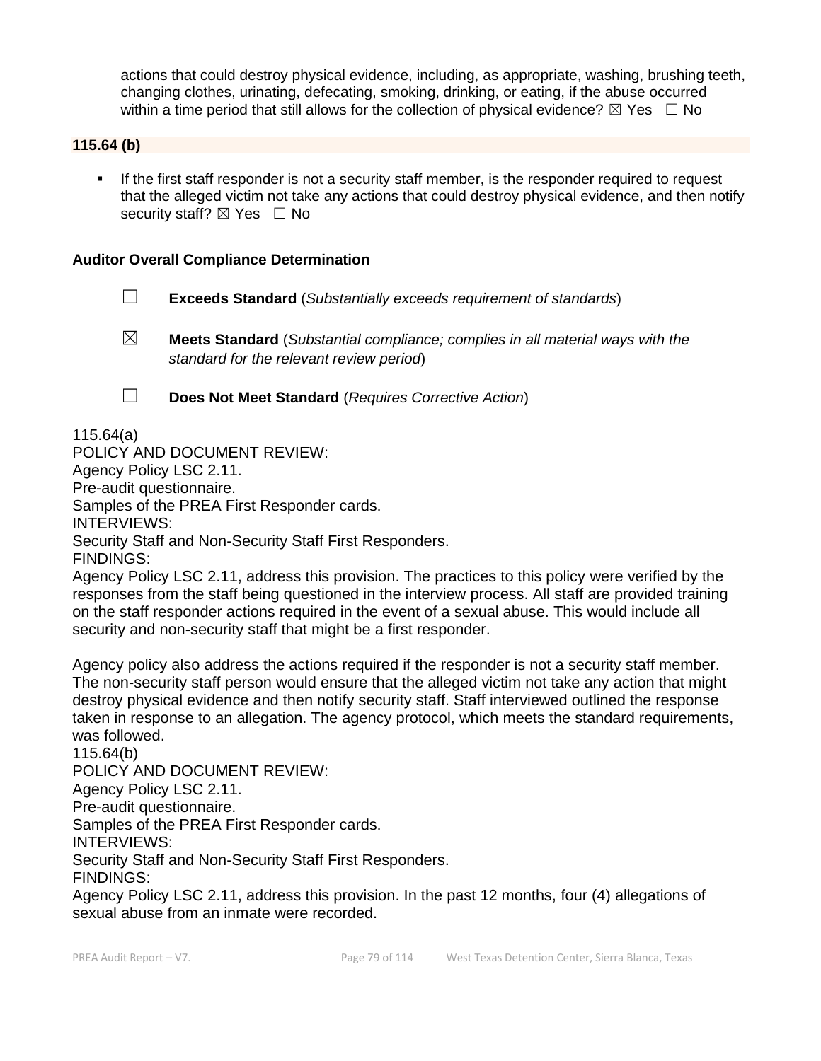actions that could destroy physical evidence, including, as appropriate, washing, brushing teeth, changing clothes, urinating, defecating, smoking, drinking, or eating, if the abuse occurred within a time period that still allows for the collection of physical evidence? ☒ Yes ☐ No

**115.64 (b)**

- If the first staff responder is not a security staff member, is the responder required to request that the alleged victim not take any actions that could destroy physical evidence, and then notify security staff? ☒ Yes ☐ No

**Auditor Overall Compliance Determination**

☐ **Exceeds Standard** (*Substantially exceeds requirement of standards*)

☒ **Meets Standard** (*Substantial compliance; complies in all material ways with the standard for the relevant review period*)

☐ **Does Not Meet Standard** (*Requires Corrective Action*)

115.64(a)
POLICY AND DOCUMENT REVIEW:
Agency Policy LSC 2.11.
Pre-audit questionnaire.
Samples of the PREA First Responder cards.
INTERVIEWS:
Security Staff and Non-Security Staff First Responders.
FINDINGS:
Agency Policy LSC 2.11, address this provision. The practices to this policy were verified by the responses from the staff being questioned in the interview process. All staff are provided training on the staff responder actions required in the event of a sexual abuse. This would include all security and non-security staff that might be a first responder.

Agency policy also address the actions required if the responder is not a security staff member. The non-security staff person would ensure that the alleged victim not take any action that might destroy physical evidence and then notify security staff. Staff interviewed outlined the response taken in response to an allegation. The agency protocol, which meets the standard requirements, was followed.
115.64(b)
POLICY AND DOCUMENT REVIEW:
Agency Policy LSC 2.11.
Pre-audit questionnaire.
Samples of the PREA First Responder cards.
INTERVIEWS:
Security Staff and Non-Security Staff First Responders.
FINDINGS:
Agency Policy LSC 2.11, address this provision. In the past 12 months, four (4) allegations of sexual abuse from an inmate were recorded.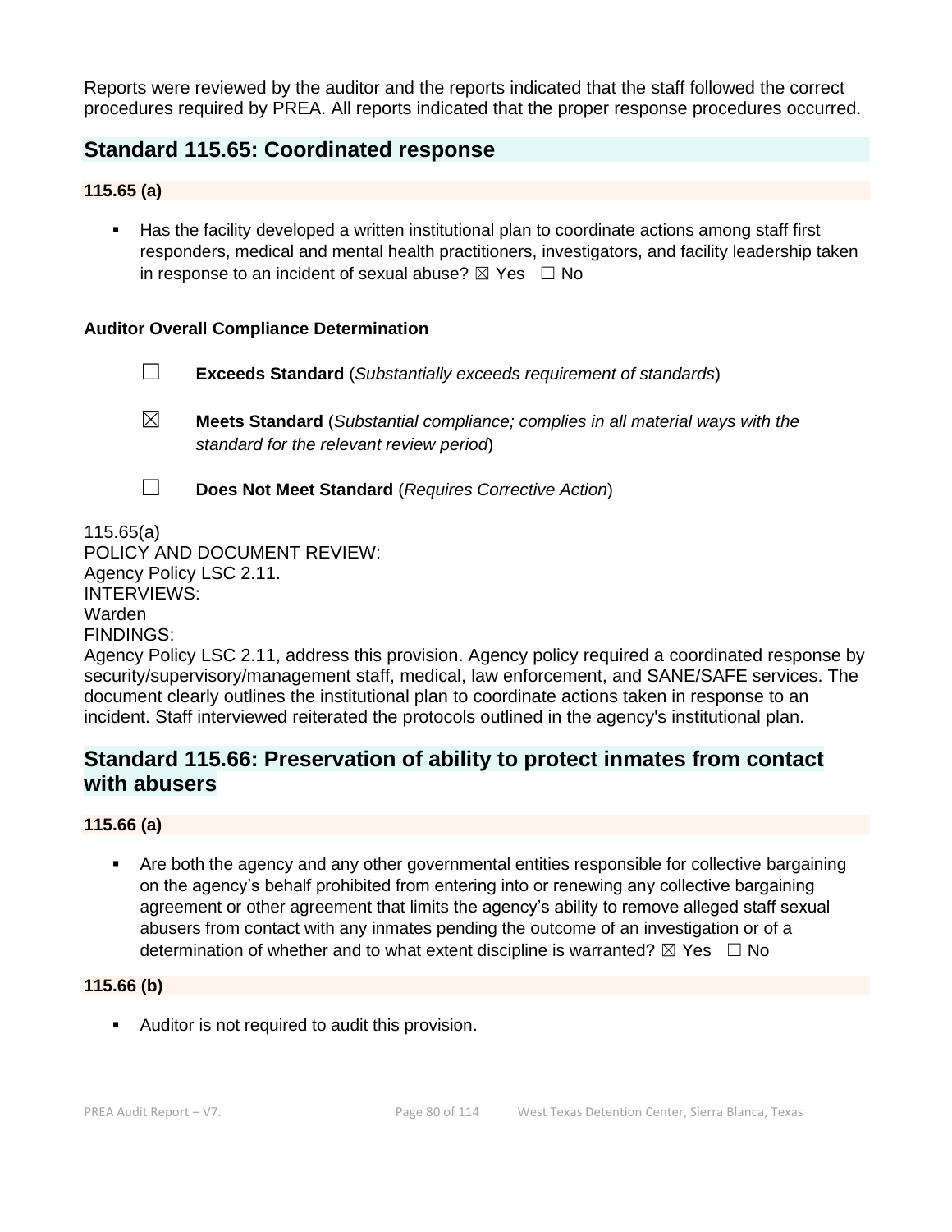Reports were reviewed by the auditor and the reports indicated that the staff followed the correct procedures required by PREA. All reports indicated that the proper response procedures occurred.

## Standard 115.65: Coordinated response

**115.65 (a)**

- Has the facility developed a written institutional plan to coordinate actions among staff first responders, medical and mental health practitioners, investigators, and facility leadership taken in response to an incident of sexual abuse? ☒ Yes ☐ No

**Auditor Overall Compliance Determination**

☐ **Exceeds Standard** (*Substantially exceeds requirement of standards*)

☒ **Meets Standard** (*Substantial compliance; complies in all material ways with the standard for the relevant review period*)

☐ **Does Not Meet Standard** (*Requires Corrective Action*)

115.65(a)
POLICY AND DOCUMENT REVIEW:
Agency Policy LSC 2.11.
INTERVIEWS:
Warden
FINDINGS:
Agency Policy LSC 2.11, address this provision. Agency policy required a coordinated response by security/supervisory/management staff, medical, law enforcement, and SANE/SAFE services. The document clearly outlines the institutional plan to coordinate actions taken in response to an incident. Staff interviewed reiterated the protocols outlined in the agency's institutional plan.

## Standard 115.66: Preservation of ability to protect inmates from contact with abusers

**115.66 (a)**

- Are both the agency and any other governmental entities responsible for collective bargaining on the agency's behalf prohibited from entering into or renewing any collective bargaining agreement or other agreement that limits the agency's ability to remove alleged staff sexual abusers from contact with any inmates pending the outcome of an investigation or of a determination of whether and to what extent discipline is warranted? ☒ Yes ☐ No

**115.66 (b)**

- Auditor is not required to audit this provision.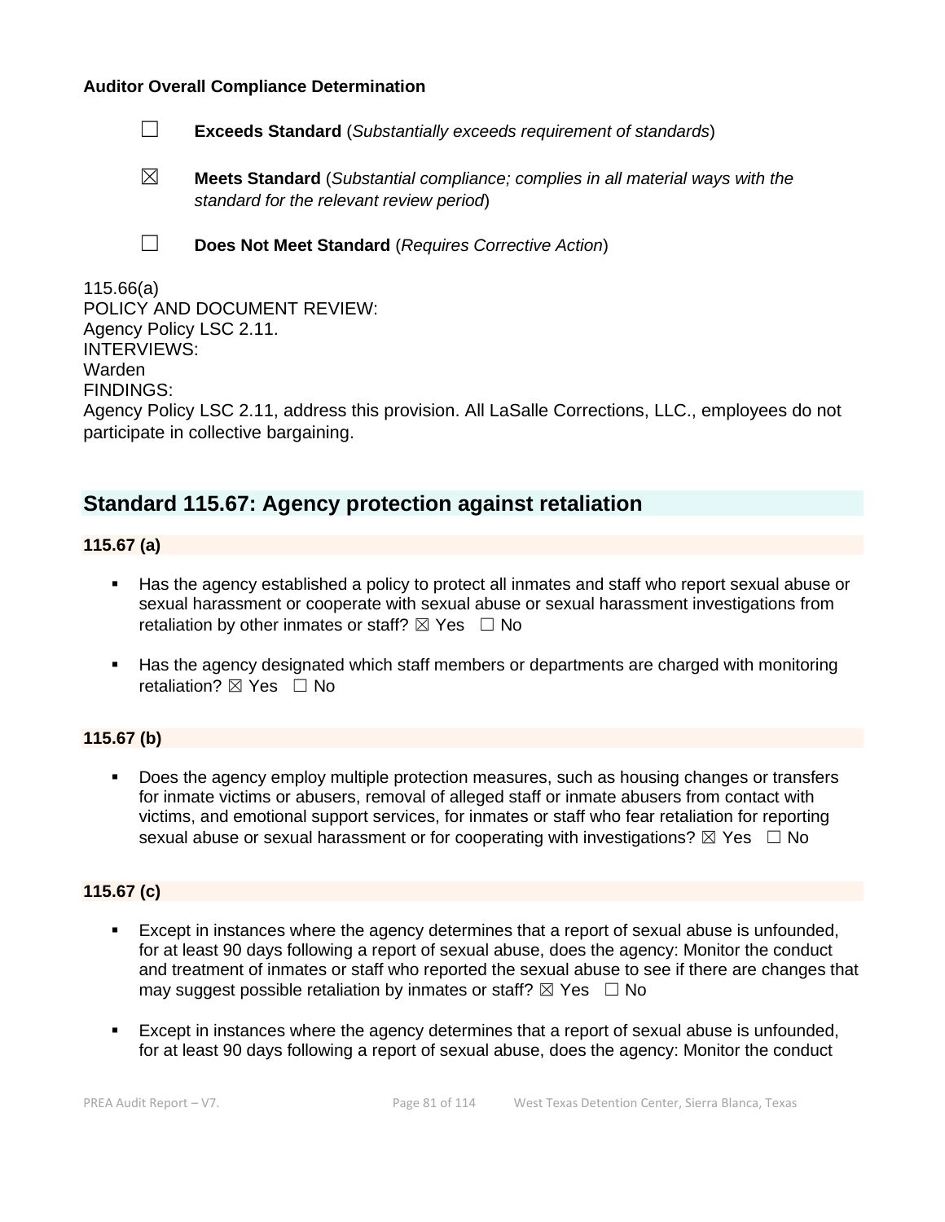**Auditor Overall Compliance Determination**

☐ **Exceeds Standard** (*Substantially exceeds requirement of standards*)

☒ **Meets Standard** (*Substantial compliance; complies in all material ways with the standard for the relevant review period*)

☐ **Does Not Meet Standard** (*Requires Corrective Action*)

115.66(a)
POLICY AND DOCUMENT REVIEW:
Agency Policy LSC 2.11.
INTERVIEWS:
Warden
FINDINGS:
Agency Policy LSC 2.11, address this provision. All LaSalle Corrections, LLC., employees do not participate in collective bargaining.

## Standard 115.67: Agency protection against retaliation

### 115.67 (a)

- Has the agency established a policy to protect all inmates and staff who report sexual abuse or sexual harassment or cooperate with sexual abuse or sexual harassment investigations from retaliation by other inmates or staff? ☒ Yes ☐ No
- Has the agency designated which staff members or departments are charged with monitoring retaliation? ☒ Yes ☐ No

### 115.67 (b)

- Does the agency employ multiple protection measures, such as housing changes or transfers for inmate victims or abusers, removal of alleged staff or inmate abusers from contact with victims, and emotional support services, for inmates or staff who fear retaliation for reporting sexual abuse or sexual harassment or for cooperating with investigations? ☒ Yes ☐ No

### 115.67 (c)

- Except in instances where the agency determines that a report of sexual abuse is unfounded, for at least 90 days following a report of sexual abuse, does the agency: Monitor the conduct and treatment of inmates or staff who reported the sexual abuse to see if there are changes that may suggest possible retaliation by inmates or staff? ☒ Yes ☐ No
- Except in instances where the agency determines that a report of sexual abuse is unfounded, for at least 90 days following a report of sexual abuse, does the agency: Monitor the conduct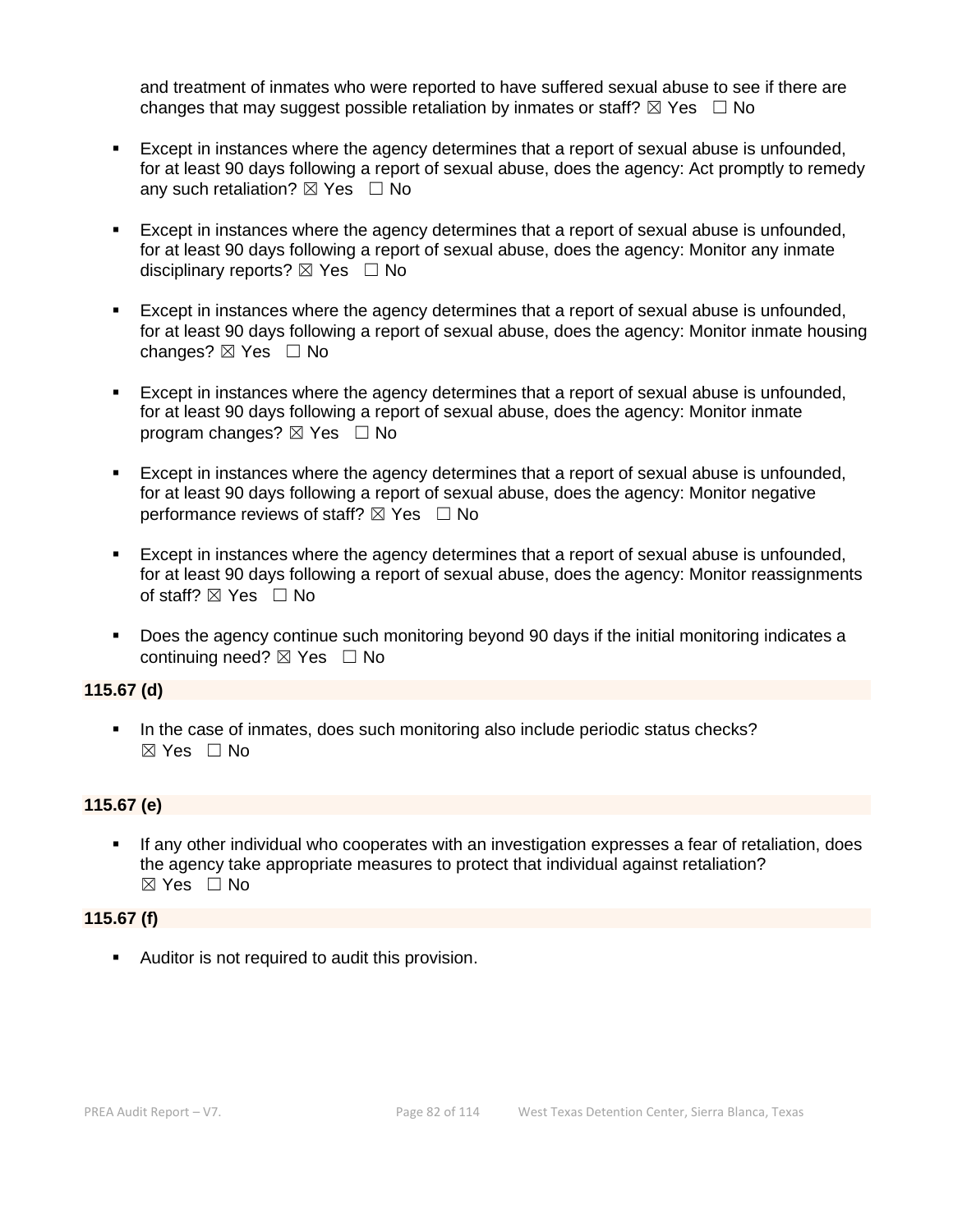and treatment of inmates who were reported to have suffered sexual abuse to see if there are changes that may suggest possible retaliation by inmates or staff? ☒ Yes ☐ No

- Except in instances where the agency determines that a report of sexual abuse is unfounded, for at least 90 days following a report of sexual abuse, does the agency: Act promptly to remedy any such retaliation? ☒ Yes ☐ No
- Except in instances where the agency determines that a report of sexual abuse is unfounded, for at least 90 days following a report of sexual abuse, does the agency: Monitor any inmate disciplinary reports? ☒ Yes ☐ No
- Except in instances where the agency determines that a report of sexual abuse is unfounded, for at least 90 days following a report of sexual abuse, does the agency: Monitor inmate housing changes? ☒ Yes ☐ No
- Except in instances where the agency determines that a report of sexual abuse is unfounded, for at least 90 days following a report of sexual abuse, does the agency: Monitor inmate program changes? ☒ Yes ☐ No
- Except in instances where the agency determines that a report of sexual abuse is unfounded, for at least 90 days following a report of sexual abuse, does the agency: Monitor negative performance reviews of staff? ☒ Yes ☐ No
- Except in instances where the agency determines that a report of sexual abuse is unfounded, for at least 90 days following a report of sexual abuse, does the agency: Monitor reassignments of staff? ☒ Yes ☐ No
- Does the agency continue such monitoring beyond 90 days if the initial monitoring indicates a continuing need? ☒ Yes ☐ No

**115.67 (d)**

- In the case of inmates, does such monitoring also include periodic status checks? ☒ Yes ☐ No

**115.67 (e)**

- If any other individual who cooperates with an investigation expresses a fear of retaliation, does the agency take appropriate measures to protect that individual against retaliation? ☒ Yes ☐ No

**115.67 (f)**

- Auditor is not required to audit this provision.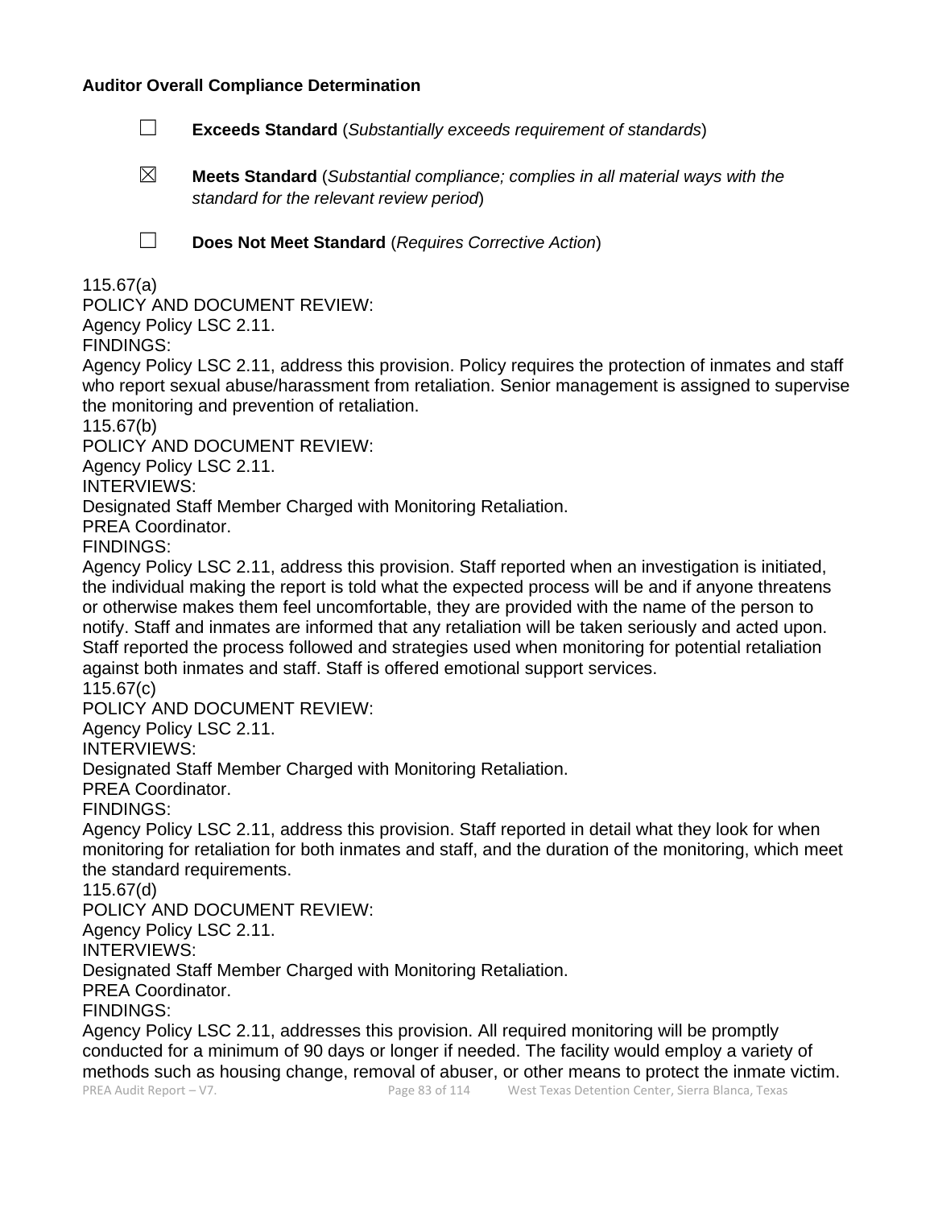**Auditor Overall Compliance Determination**

☐ **Exceeds Standard** (*Substantially exceeds requirement of standards*)

☒ **Meets Standard** (*Substantial compliance; complies in all material ways with the standard for the relevant review period*)

☐ **Does Not Meet Standard** (*Requires Corrective Action*)

115.67(a)
POLICY AND DOCUMENT REVIEW:
Agency Policy LSC 2.11.
FINDINGS:
Agency Policy LSC 2.11, address this provision. Policy requires the protection of inmates and staff who report sexual abuse/harassment from retaliation. Senior management is assigned to supervise the monitoring and prevention of retaliation.
115.67(b)
POLICY AND DOCUMENT REVIEW:
Agency Policy LSC 2.11.
INTERVIEWS:
Designated Staff Member Charged with Monitoring Retaliation.
PREA Coordinator.
FINDINGS:
Agency Policy LSC 2.11, address this provision. Staff reported when an investigation is initiated, the individual making the report is told what the expected process will be and if anyone threatens or otherwise makes them feel uncomfortable, they are provided with the name of the person to notify. Staff and inmates are informed that any retaliation will be taken seriously and acted upon. Staff reported the process followed and strategies used when monitoring for potential retaliation against both inmates and staff. Staff is offered emotional support services.
115.67(c)
POLICY AND DOCUMENT REVIEW:
Agency Policy LSC 2.11.
INTERVIEWS:
Designated Staff Member Charged with Monitoring Retaliation.
PREA Coordinator.
FINDINGS:
Agency Policy LSC 2.11, address this provision. Staff reported in detail what they look for when monitoring for retaliation for both inmates and staff, and the duration of the monitoring, which meet the standard requirements.
115.67(d)
POLICY AND DOCUMENT REVIEW:
Agency Policy LSC 2.11.
INTERVIEWS:
Designated Staff Member Charged with Monitoring Retaliation.
PREA Coordinator.
FINDINGS:
Agency Policy LSC 2.11, addresses this provision. All required monitoring will be promptly conducted for a minimum of 90 days or longer if needed. The facility would employ a variety of methods such as housing change, removal of abuser, or other means to protect the inmate victim.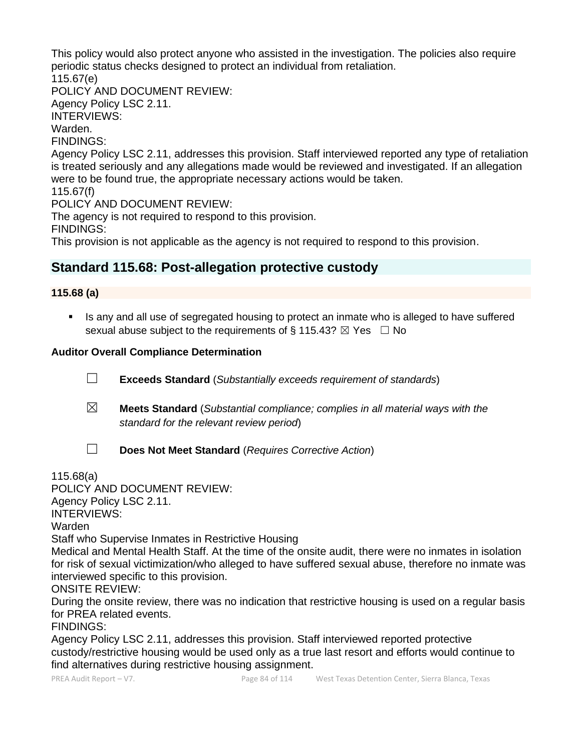This policy would also protect anyone who assisted in the investigation. The policies also require periodic status checks designed to protect an individual from retaliation.

115.67(e)

POLICY AND DOCUMENT REVIEW:

Agency Policy LSC 2.11.

INTERVIEWS:

Warden.

FINDINGS:

Agency Policy LSC 2.11, addresses this provision. Staff interviewed reported any type of retaliation is treated seriously and any allegations made would be reviewed and investigated. If an allegation were to be found true, the appropriate necessary actions would be taken.

115.67(f)

POLICY AND DOCUMENT REVIEW:

The agency is not required to respond to this provision.

FINDINGS:

This provision is not applicable as the agency is not required to respond to this provision.

## Standard 115.68: Post-allegation protective custody

**115.68 (a)**

- Is any and all use of segregated housing to protect an inmate who is alleged to have suffered sexual abuse subject to the requirements of § 115.43? ☒ Yes ☐ No

**Auditor Overall Compliance Determination**

☐ **Exceeds Standard** (*Substantially exceeds requirement of standards*)

☒ **Meets Standard** (*Substantial compliance; complies in all material ways with the standard for the relevant review period*)

☐ **Does Not Meet Standard** (*Requires Corrective Action*)

115.68(a)

POLICY AND DOCUMENT REVIEW:

Agency Policy LSC 2.11.

INTERVIEWS:

Warden

Staff who Supervise Inmates in Restrictive Housing

Medical and Mental Health Staff. At the time of the onsite audit, there were no inmates in isolation for risk of sexual victimization/who alleged to have suffered sexual abuse, therefore no inmate was interviewed specific to this provision.

ONSITE REVIEW:

During the onsite review, there was no indication that restrictive housing is used on a regular basis for PREA related events.

FINDINGS:

Agency Policy LSC 2.11, addresses this provision. Staff interviewed reported protective custody/restrictive housing would be used only as a true last resort and efforts would continue to find alternatives during restrictive housing assignment.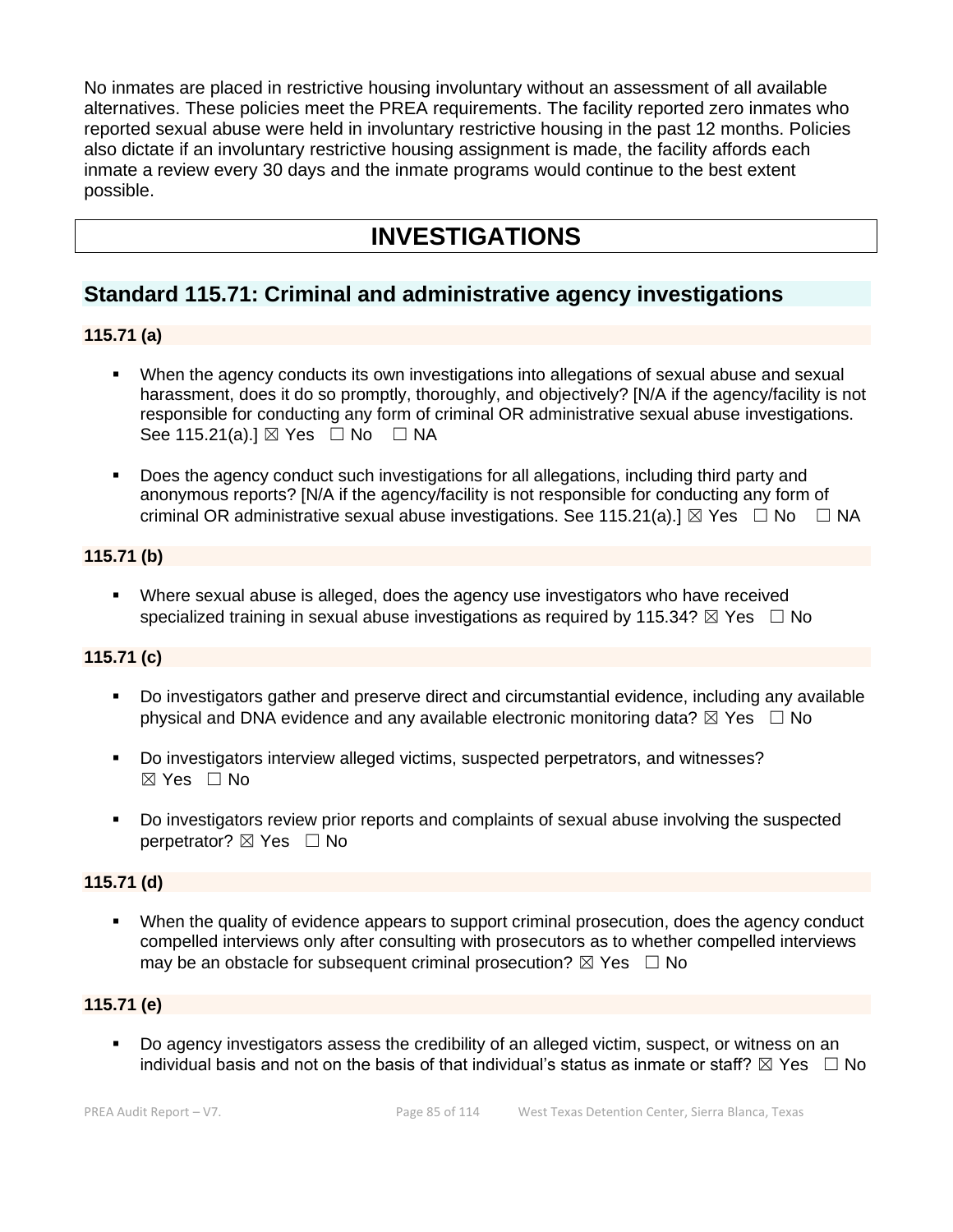No inmates are placed in restrictive housing involuntary without an assessment of all available alternatives. These policies meet the PREA requirements. The facility reported zero inmates who reported sexual abuse were held in involuntary restrictive housing in the past 12 months. Policies also dictate if an involuntary restrictive housing assignment is made, the facility affords each inmate a review every 30 days and the inmate programs would continue to the best extent possible.

# INVESTIGATIONS

## Standard 115.71: Criminal and administrative agency investigations

**115.71 (a)**

- When the agency conducts its own investigations into allegations of sexual abuse and sexual harassment, does it do so promptly, thoroughly, and objectively? [N/A if the agency/facility is not responsible for conducting any form of criminal OR administrative sexual abuse investigations. See 115.21(a).] ☒ Yes ☐ No ☐ NA

- Does the agency conduct such investigations for all allegations, including third party and anonymous reports? [N/A if the agency/facility is not responsible for conducting any form of criminal OR administrative sexual abuse investigations. See 115.21(a).] ☒ Yes ☐ No ☐ NA

**115.71 (b)**

- Where sexual abuse is alleged, does the agency use investigators who have received specialized training in sexual abuse investigations as required by 115.34? ☒ Yes ☐ No

**115.71 (c)**

- Do investigators gather and preserve direct and circumstantial evidence, including any available physical and DNA evidence and any available electronic monitoring data? ☒ Yes ☐ No

- Do investigators interview alleged victims, suspected perpetrators, and witnesses? ☒ Yes ☐ No

- Do investigators review prior reports and complaints of sexual abuse involving the suspected perpetrator? ☒ Yes ☐ No

**115.71 (d)**

- When the quality of evidence appears to support criminal prosecution, does the agency conduct compelled interviews only after consulting with prosecutors as to whether compelled interviews may be an obstacle for subsequent criminal prosecution? ☒ Yes ☐ No

**115.71 (e)**

- Do agency investigators assess the credibility of an alleged victim, suspect, or witness on an individual basis and not on the basis of that individual's status as inmate or staff? ☒ Yes ☐ No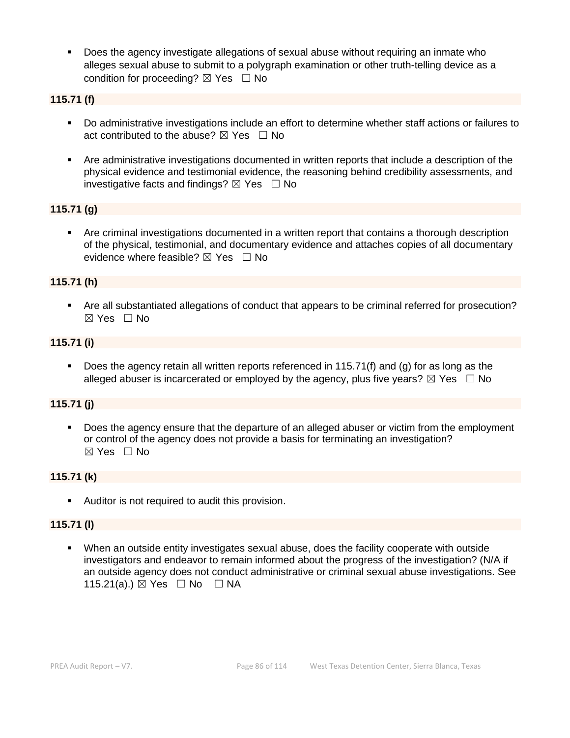- Does the agency investigate allegations of sexual abuse without requiring an inmate who alleges sexual abuse to submit to a polygraph examination or other truth-telling device as a condition for proceeding? ☒ Yes ☐ No

**115.71 (f)**

- Do administrative investigations include an effort to determine whether staff actions or failures to act contributed to the abuse? ☒ Yes ☐ No

- Are administrative investigations documented in written reports that include a description of the physical evidence and testimonial evidence, the reasoning behind credibility assessments, and investigative facts and findings? ☒ Yes ☐ No

**115.71 (g)**

- Are criminal investigations documented in a written report that contains a thorough description of the physical, testimonial, and documentary evidence and attaches copies of all documentary evidence where feasible? ☒ Yes ☐ No

**115.71 (h)**

- Are all substantiated allegations of conduct that appears to be criminal referred for prosecution? ☒ Yes ☐ No

**115.71 (i)**

- Does the agency retain all written reports referenced in 115.71(f) and (g) for as long as the alleged abuser is incarcerated or employed by the agency, plus five years? ☒ Yes ☐ No

**115.71 (j)**

- Does the agency ensure that the departure of an alleged abuser or victim from the employment or control of the agency does not provide a basis for terminating an investigation? ☒ Yes ☐ No

**115.71 (k)**

- Auditor is not required to audit this provision.

**115.71 (l)**

- When an outside entity investigates sexual abuse, does the facility cooperate with outside investigators and endeavor to remain informed about the progress of the investigation? (N/A if an outside agency does not conduct administrative or criminal sexual abuse investigations. See 115.21(a).) ☒ Yes ☐ No ☐ NA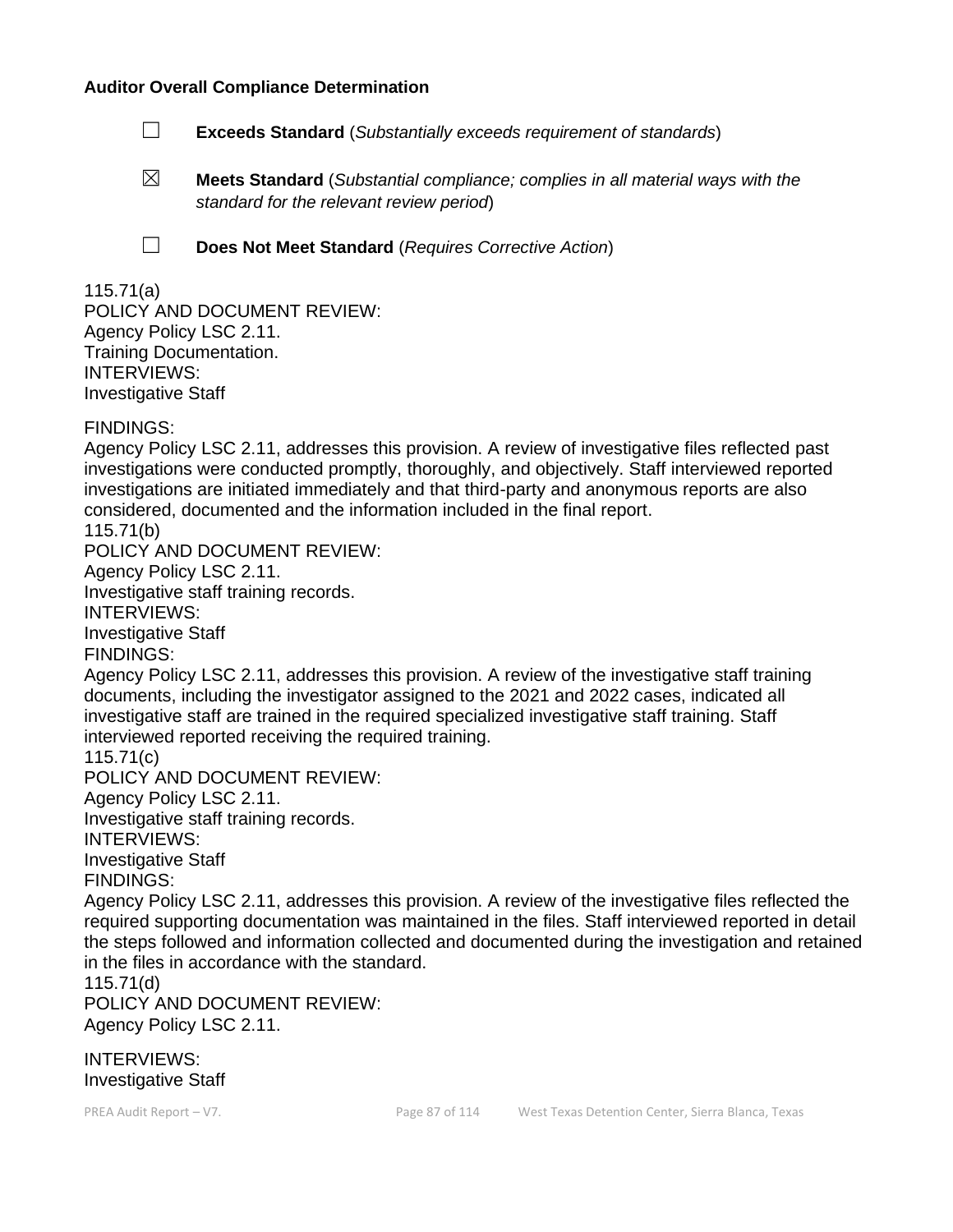**Auditor Overall Compliance Determination**

☐ **Exceeds Standard** (*Substantially exceeds requirement of standards*)

☒ **Meets Standard** (*Substantial compliance; complies in all material ways with the standard for the relevant review period*)

☐ **Does Not Meet Standard** (*Requires Corrective Action*)

115.71(a)
POLICY AND DOCUMENT REVIEW:
Agency Policy LSC 2.11.
Training Documentation.
INTERVIEWS:
Investigative Staff

FINDINGS:
Agency Policy LSC 2.11, addresses this provision. A review of investigative files reflected past investigations were conducted promptly, thoroughly, and objectively. Staff interviewed reported investigations are initiated immediately and that third-party and anonymous reports are also considered, documented and the information included in the final report.

115.71(b)
POLICY AND DOCUMENT REVIEW:
Agency Policy LSC 2.11.
Investigative staff training records.
INTERVIEWS:
Investigative Staff
FINDINGS:
Agency Policy LSC 2.11, addresses this provision. A review of the investigative staff training documents, including the investigator assigned to the 2021 and 2022 cases, indicated all investigative staff are trained in the required specialized investigative staff training. Staff interviewed reported receiving the required training.

115.71(c)
POLICY AND DOCUMENT REVIEW:
Agency Policy LSC 2.11.
Investigative staff training records.
INTERVIEWS:
Investigative Staff
FINDINGS:
Agency Policy LSC 2.11, addresses this provision. A review of the investigative files reflected the required supporting documentation was maintained in the files. Staff interviewed reported in detail the steps followed and information collected and documented during the investigation and retained in the files in accordance with the standard.

115.71(d)
POLICY AND DOCUMENT REVIEW:
Agency Policy LSC 2.11.

INTERVIEWS:
Investigative Staff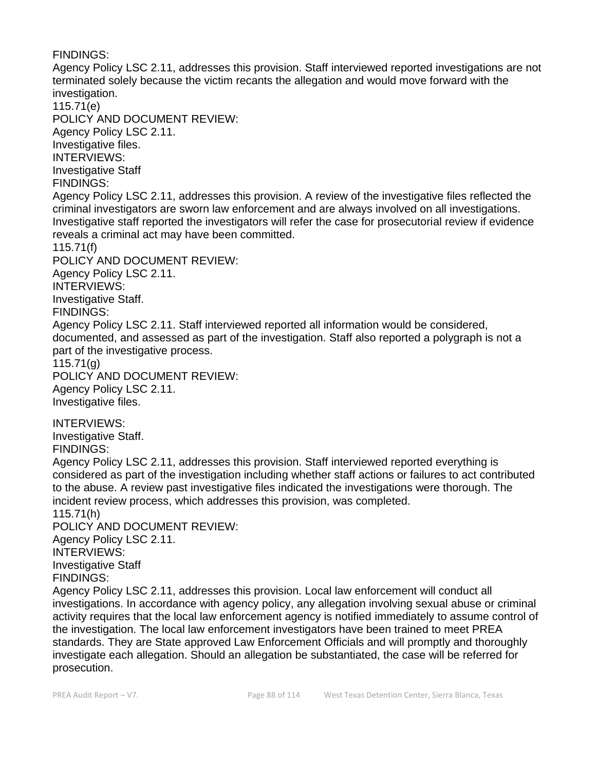FINDINGS:

Agency Policy LSC 2.11, addresses this provision. Staff interviewed reported investigations are not terminated solely because the victim recants the allegation and would move forward with the investigation.

115.71(e)

POLICY AND DOCUMENT REVIEW:

Agency Policy LSC 2.11.

Investigative files.

INTERVIEWS:

Investigative Staff

FINDINGS:

Agency Policy LSC 2.11, addresses this provision. A review of the investigative files reflected the criminal investigators are sworn law enforcement and are always involved on all investigations. Investigative staff reported the investigators will refer the case for prosecutorial review if evidence reveals a criminal act may have been committed.

115.71(f)

POLICY AND DOCUMENT REVIEW:

Agency Policy LSC 2.11.

INTERVIEWS:

Investigative Staff.

FINDINGS:

Agency Policy LSC 2.11. Staff interviewed reported all information would be considered, documented, and assessed as part of the investigation. Staff also reported a polygraph is not a part of the investigative process.

115.71(g)

POLICY AND DOCUMENT REVIEW:

Agency Policy LSC 2.11.

Investigative files.

INTERVIEWS:

Investigative Staff.

FINDINGS:

Agency Policy LSC 2.11, addresses this provision. Staff interviewed reported everything is considered as part of the investigation including whether staff actions or failures to act contributed to the abuse. A review past investigative files indicated the investigations were thorough. The incident review process, which addresses this provision, was completed.

115.71(h)

POLICY AND DOCUMENT REVIEW:

Agency Policy LSC 2.11.

INTERVIEWS:

Investigative Staff

FINDINGS:

Agency Policy LSC 2.11, addresses this provision. Local law enforcement will conduct all investigations. In accordance with agency policy, any allegation involving sexual abuse or criminal activity requires that the local law enforcement agency is notified immediately to assume control of the investigation. The local law enforcement investigators have been trained to meet PREA standards. They are State approved Law Enforcement Officials and will promptly and thoroughly investigate each allegation. Should an allegation be substantiated, the case will be referred for prosecution.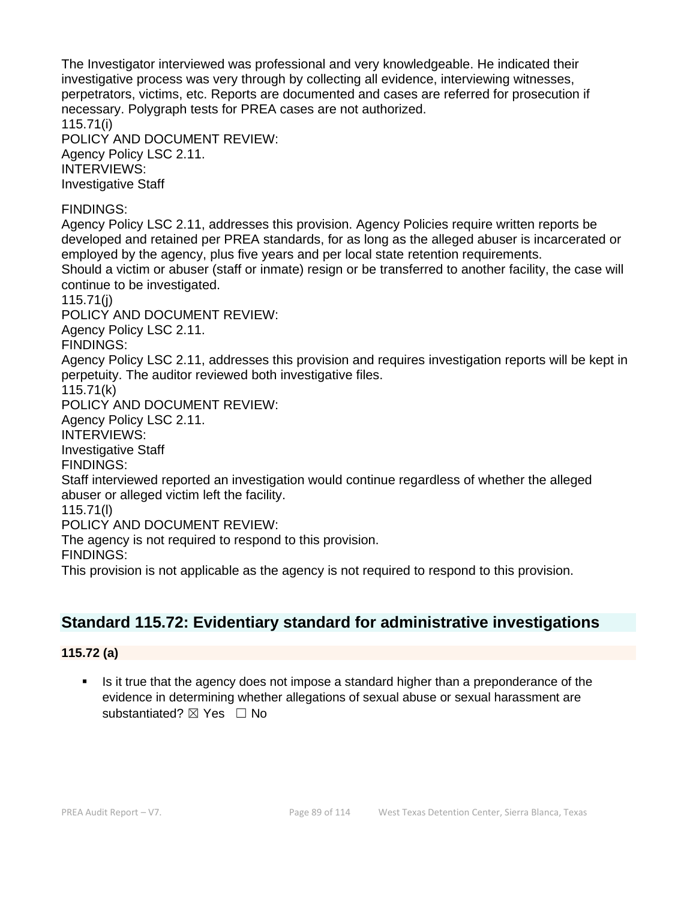The Investigator interviewed was professional and very knowledgeable. He indicated their investigative process was very through by collecting all evidence, interviewing witnesses, perpetrators, victims, etc. Reports are documented and cases are referred for prosecution if necessary. Polygraph tests for PREA cases are not authorized.

115.71(i)

POLICY AND DOCUMENT REVIEW:

Agency Policy LSC 2.11.

INTERVIEWS:

Investigative Staff

FINDINGS:

Agency Policy LSC 2.11, addresses this provision. Agency Policies require written reports be developed and retained per PREA standards, for as long as the alleged abuser is incarcerated or employed by the agency, plus five years and per local state retention requirements.

Should a victim or abuser (staff or inmate) resign or be transferred to another facility, the case will continue to be investigated.

115.71(j)

POLICY AND DOCUMENT REVIEW:

Agency Policy LSC 2.11.

FINDINGS:

Agency Policy LSC 2.11, addresses this provision and requires investigation reports will be kept in perpetuity. The auditor reviewed both investigative files.

115.71(k)

POLICY AND DOCUMENT REVIEW:

Agency Policy LSC 2.11.

INTERVIEWS:

Investigative Staff

FINDINGS:

Staff interviewed reported an investigation would continue regardless of whether the alleged abuser or alleged victim left the facility.

115.71(l)

POLICY AND DOCUMENT REVIEW:

The agency is not required to respond to this provision.

FINDINGS:

This provision is not applicable as the agency is not required to respond to this provision.

## Standard 115.72: Evidentiary standard for administrative investigations

**115.72 (a)**

- Is it true that the agency does not impose a standard higher than a preponderance of the evidence in determining whether allegations of sexual abuse or sexual harassment are substantiated? ☒ Yes ☐ No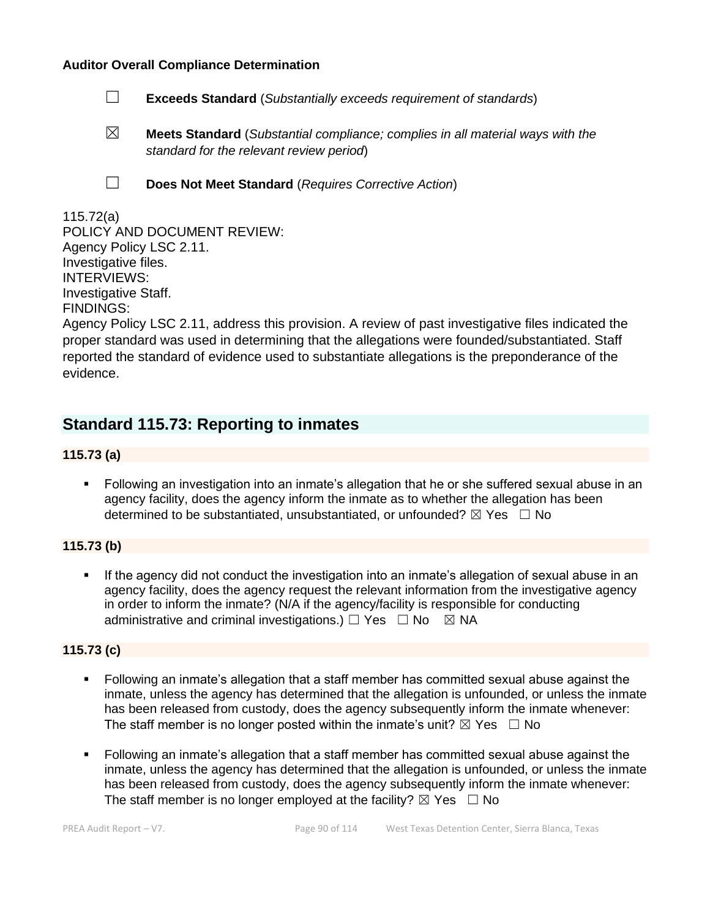**Auditor Overall Compliance Determination**

☐ **Exceeds Standard** (*Substantially exceeds requirement of standards*)

☒ **Meets Standard** (*Substantial compliance; complies in all material ways with the standard for the relevant review period*)

☐ **Does Not Meet Standard** (*Requires Corrective Action*)

115.72(a)
POLICY AND DOCUMENT REVIEW:
Agency Policy LSC 2.11.
Investigative files.
INTERVIEWS:
Investigative Staff.
FINDINGS:
Agency Policy LSC 2.11, address this provision. A review of past investigative files indicated the proper standard was used in determining that the allegations were founded/substantiated. Staff reported the standard of evidence used to substantiate allegations is the preponderance of the evidence.

## Standard 115.73: Reporting to inmates

**115.73 (a)**

- Following an investigation into an inmate's allegation that he or she suffered sexual abuse in an agency facility, does the agency inform the inmate as to whether the allegation has been determined to be substantiated, unsubstantiated, or unfounded? ☒ Yes ☐ No

**115.73 (b)**

- If the agency did not conduct the investigation into an inmate's allegation of sexual abuse in an agency facility, does the agency request the relevant information from the investigative agency in order to inform the inmate? (N/A if the agency/facility is responsible for conducting administrative and criminal investigations.) ☐ Yes ☐ No ☒ NA

**115.73 (c)**

- Following an inmate's allegation that a staff member has committed sexual abuse against the inmate, unless the agency has determined that the allegation is unfounded, or unless the inmate has been released from custody, does the agency subsequently inform the inmate whenever: The staff member is no longer posted within the inmate's unit? ☒ Yes ☐ No

- Following an inmate's allegation that a staff member has committed sexual abuse against the inmate, unless the agency has determined that the allegation is unfounded, or unless the inmate has been released from custody, does the agency subsequently inform the inmate whenever: The staff member is no longer employed at the facility? ☒ Yes ☐ No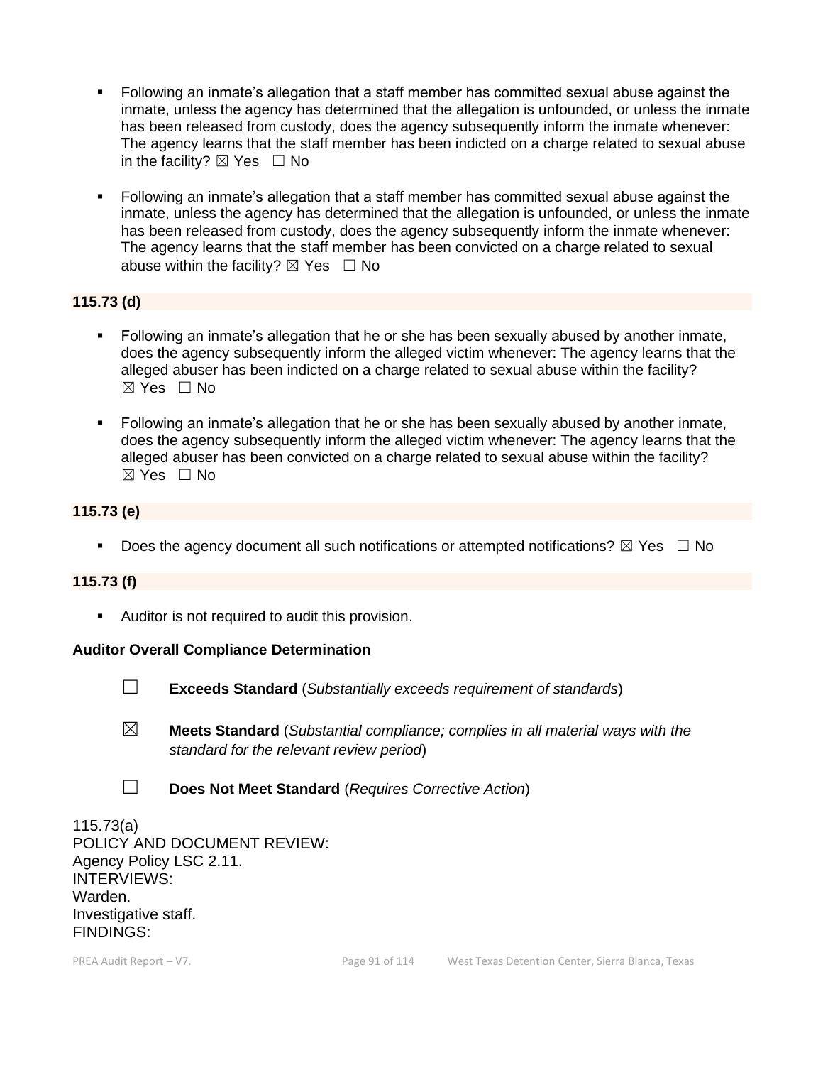- Following an inmate's allegation that a staff member has committed sexual abuse against the inmate, unless the agency has determined that the allegation is unfounded, or unless the inmate has been released from custody, does the agency subsequently inform the inmate whenever: The agency learns that the staff member has been indicted on a charge related to sexual abuse in the facility? ☒ Yes ☐ No

- Following an inmate's allegation that a staff member has committed sexual abuse against the inmate, unless the agency has determined that the allegation is unfounded, or unless the inmate has been released from custody, does the agency subsequently inform the inmate whenever: The agency learns that the staff member has been convicted on a charge related to sexual abuse within the facility? ☒ Yes ☐ No

**115.73 (d)**

- Following an inmate's allegation that he or she has been sexually abused by another inmate, does the agency subsequently inform the alleged victim whenever: The agency learns that the alleged abuser has been indicted on a charge related to sexual abuse within the facility? ☒ Yes ☐ No

- Following an inmate's allegation that he or she has been sexually abused by another inmate, does the agency subsequently inform the alleged victim whenever: The agency learns that the alleged abuser has been convicted on a charge related to sexual abuse within the facility? ☒ Yes ☐ No

**115.73 (e)**

- Does the agency document all such notifications or attempted notifications? ☒ Yes ☐ No

**115.73 (f)**

- Auditor is not required to audit this provision.

**Auditor Overall Compliance Determination**

☐ **Exceeds Standard** (*Substantially exceeds requirement of standards*)

☒ **Meets Standard** (*Substantial compliance; complies in all material ways with the standard for the relevant review period*)

☐ **Does Not Meet Standard** (*Requires Corrective Action*)

115.73(a)
POLICY AND DOCUMENT REVIEW:
Agency Policy LSC 2.11.
INTERVIEWS:
Warden.
Investigative staff.
FINDINGS: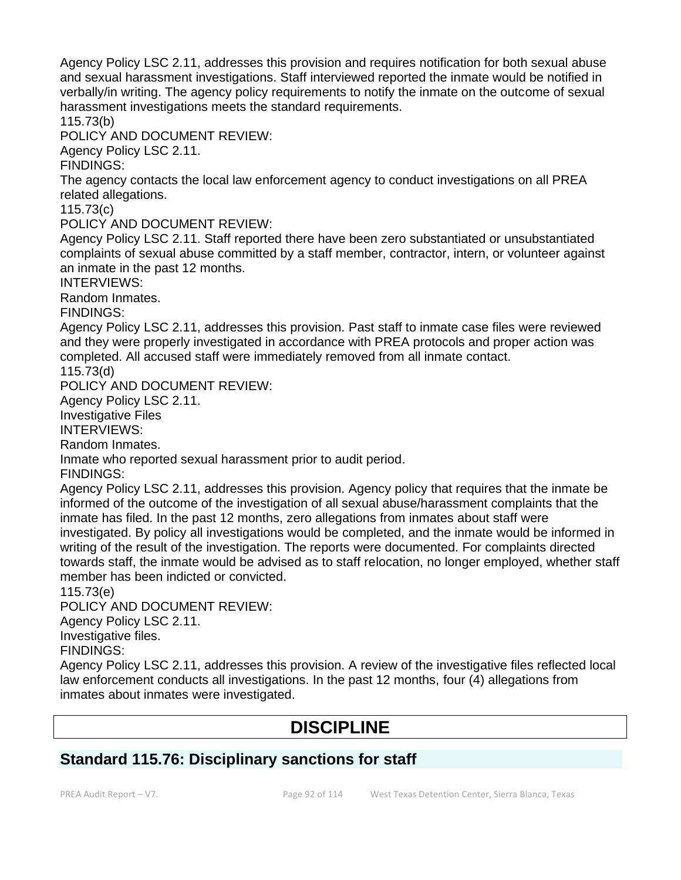Agency Policy LSC 2.11, addresses this provision and requires notification for both sexual abuse and sexual harassment investigations. Staff interviewed reported the inmate would be notified in verbally/in writing. The agency policy requirements to notify the inmate on the outcome of sexual harassment investigations meets the standard requirements.

115.73(b)

POLICY AND DOCUMENT REVIEW:

Agency Policy LSC 2.11.

FINDINGS:

The agency contacts the local law enforcement agency to conduct investigations on all PREA related allegations.

115.73(c)

POLICY AND DOCUMENT REVIEW:

Agency Policy LSC 2.11. Staff reported there have been zero substantiated or unsubstantiated complaints of sexual abuse committed by a staff member, contractor, intern, or volunteer against an inmate in the past 12 months.

INTERVIEWS:

Random Inmates.

FINDINGS:

Agency Policy LSC 2.11, addresses this provision. Past staff to inmate case files were reviewed and they were properly investigated in accordance with PREA protocols and proper action was completed. All accused staff were immediately removed from all inmate contact.

115.73(d)

POLICY AND DOCUMENT REVIEW:

Agency Policy LSC 2.11.

Investigative Files

INTERVIEWS:

Random Inmates.

Inmate who reported sexual harassment prior to audit period.

FINDINGS:

Agency Policy LSC 2.11, addresses this provision. Agency policy that requires that the inmate be informed of the outcome of the investigation of all sexual abuse/harassment complaints that the inmate has filed. In the past 12 months, zero allegations from inmates about staff were investigated. By policy all investigations would be completed, and the inmate would be informed in writing of the result of the investigation. The reports were documented. For complaints directed towards staff, the inmate would be advised as to staff relocation, no longer employed, whether staff member has been indicted or convicted.

115.73(e)

POLICY AND DOCUMENT REVIEW:

Agency Policy LSC 2.11.

Investigative files.

FINDINGS:

Agency Policy LSC 2.11, addresses this provision. A review of the investigative files reflected local law enforcement conducts all investigations. In the past 12 months, four (4) allegations from inmates about inmates were investigated.

# DISCIPLINE

## Standard 115.76: Disciplinary sanctions for staff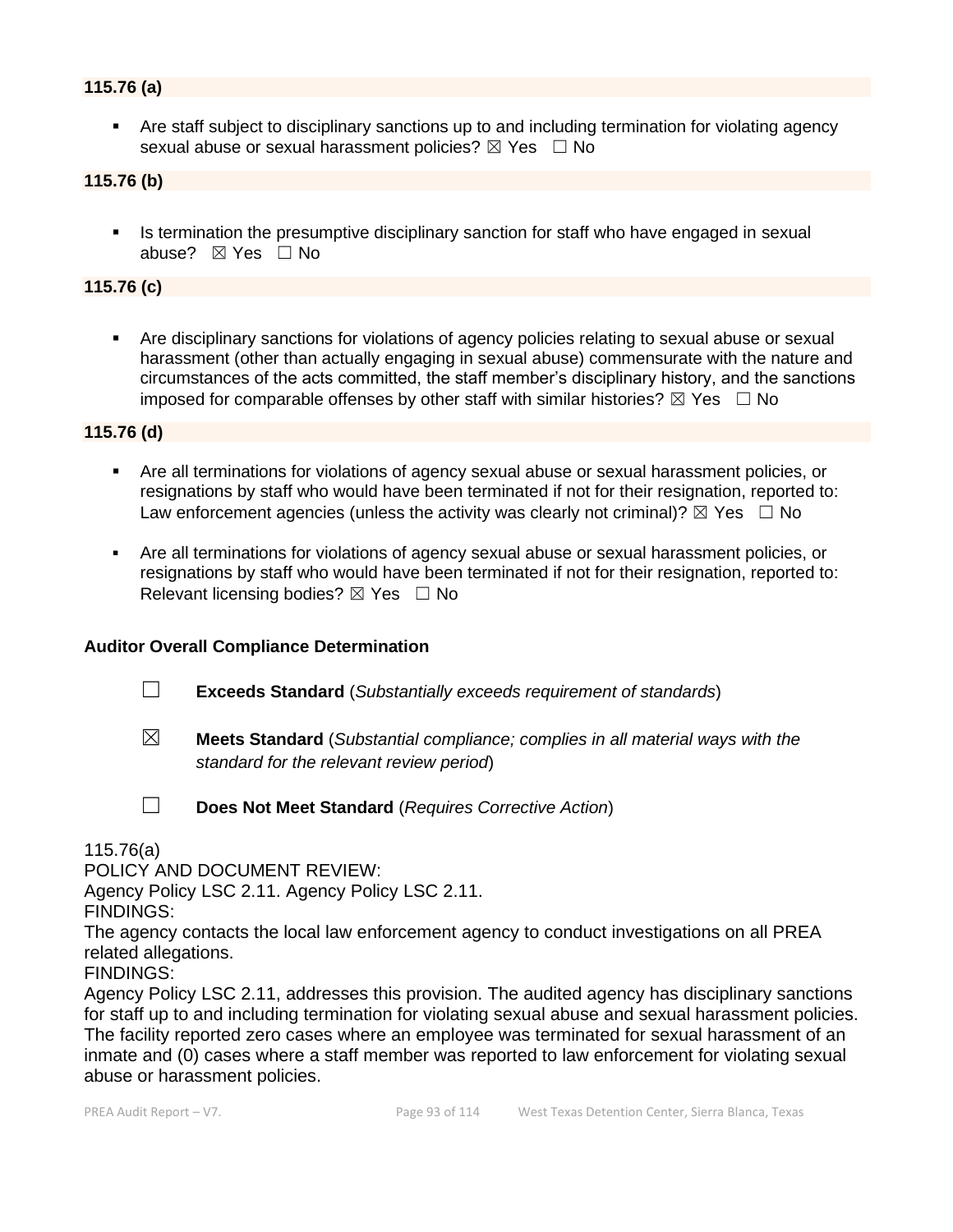**115.76 (a)**

- Are staff subject to disciplinary sanctions up to and including termination for violating agency sexual abuse or sexual harassment policies? ☒ Yes ☐ No

**115.76 (b)**

- Is termination the presumptive disciplinary sanction for staff who have engaged in sexual abuse? ☒ Yes ☐ No

**115.76 (c)**

- Are disciplinary sanctions for violations of agency policies relating to sexual abuse or sexual harassment (other than actually engaging in sexual abuse) commensurate with the nature and circumstances of the acts committed, the staff member's disciplinary history, and the sanctions imposed for comparable offenses by other staff with similar histories? ☒ Yes ☐ No

**115.76 (d)**

- Are all terminations for violations of agency sexual abuse or sexual harassment policies, or resignations by staff who would have been terminated if not for their resignation, reported to: Law enforcement agencies (unless the activity was clearly not criminal)? ☒ Yes ☐ No
- Are all terminations for violations of agency sexual abuse or sexual harassment policies, or resignations by staff who would have been terminated if not for their resignation, reported to: Relevant licensing bodies? ☒ Yes ☐ No

**Auditor Overall Compliance Determination**

☐ **Exceeds Standard** (*Substantially exceeds requirement of standards*)

☒ **Meets Standard** (*Substantial compliance; complies in all material ways with the standard for the relevant review period*)

☐ **Does Not Meet Standard** (*Requires Corrective Action*)

115.76(a)
POLICY AND DOCUMENT REVIEW:
Agency Policy LSC 2.11. Agency Policy LSC 2.11.
FINDINGS:
The agency contacts the local law enforcement agency to conduct investigations on all PREA related allegations.
FINDINGS:
Agency Policy LSC 2.11, addresses this provision. The audited agency has disciplinary sanctions for staff up to and including termination for violating sexual abuse and sexual harassment policies. The facility reported zero cases where an employee was terminated for sexual harassment of an inmate and (0) cases where a staff member was reported to law enforcement for violating sexual abuse or harassment policies.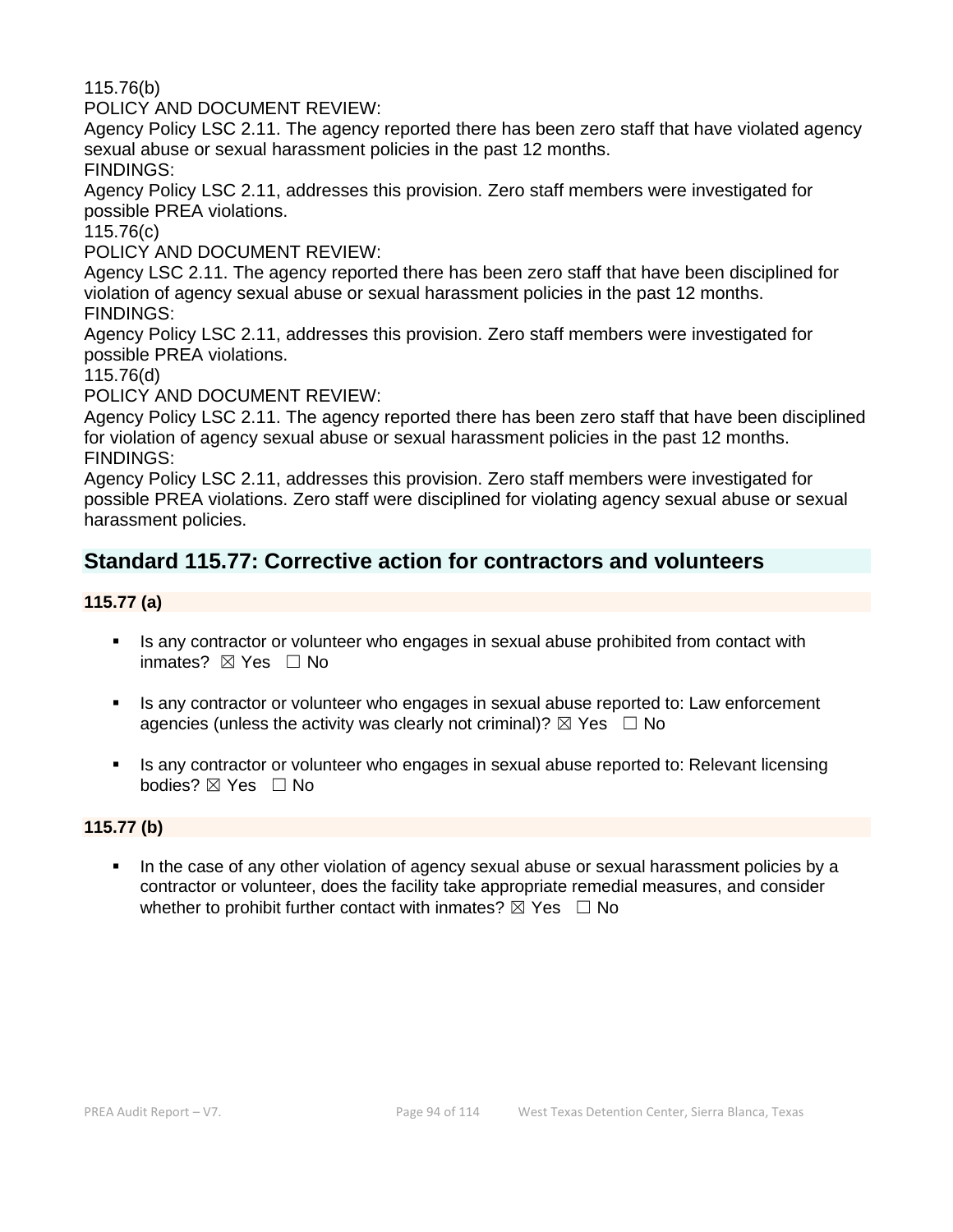115.76(b)
POLICY AND DOCUMENT REVIEW:
Agency Policy LSC 2.11. The agency reported there has been zero staff that have violated agency sexual abuse or sexual harassment policies in the past 12 months.
FINDINGS:
Agency Policy LSC 2.11, addresses this provision. Zero staff members were investigated for possible PREA violations.
115.76(c)
POLICY AND DOCUMENT REVIEW:
Agency LSC 2.11. The agency reported there has been zero staff that have been disciplined for violation of agency sexual abuse or sexual harassment policies in the past 12 months.
FINDINGS:
Agency Policy LSC 2.11, addresses this provision. Zero staff members were investigated for possible PREA violations.
115.76(d)
POLICY AND DOCUMENT REVIEW:
Agency Policy LSC 2.11. The agency reported there has been zero staff that have been disciplined for violation of agency sexual abuse or sexual harassment policies in the past 12 months.
FINDINGS:
Agency Policy LSC 2.11, addresses this provision. Zero staff members were investigated for possible PREA violations. Zero staff were disciplined for violating agency sexual abuse or sexual harassment policies.

## Standard 115.77: Corrective action for contractors and volunteers

### 115.77 (a)

- Is any contractor or volunteer who engages in sexual abuse prohibited from contact with inmates? ☒ Yes ☐ No
- Is any contractor or volunteer who engages in sexual abuse reported to: Law enforcement agencies (unless the activity was clearly not criminal)? ☒ Yes ☐ No
- Is any contractor or volunteer who engages in sexual abuse reported to: Relevant licensing bodies? ☒ Yes ☐ No

### 115.77 (b)

- In the case of any other violation of agency sexual abuse or sexual harassment policies by a contractor or volunteer, does the facility take appropriate remedial measures, and consider whether to prohibit further contact with inmates? ☒ Yes ☐ No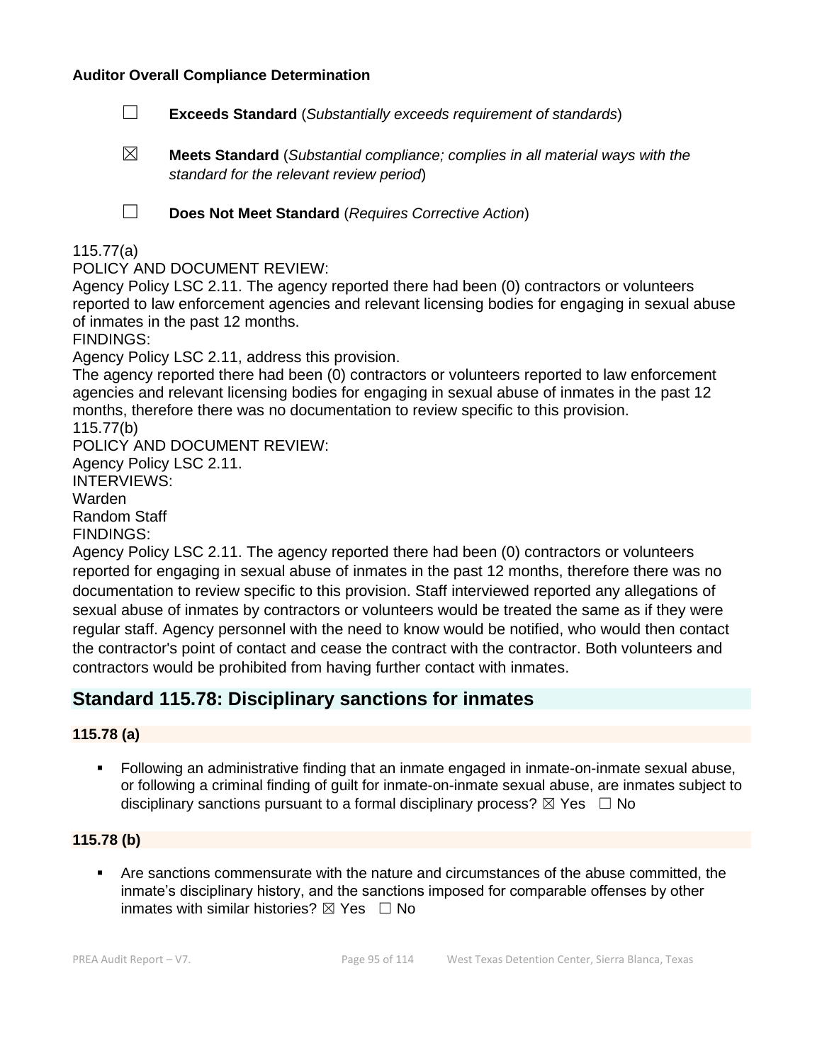**Auditor Overall Compliance Determination**

☐ **Exceeds Standard** (*Substantially exceeds requirement of standards*)

☒ **Meets Standard** (*Substantial compliance; complies in all material ways with the standard for the relevant review period*)

☐ **Does Not Meet Standard** (*Requires Corrective Action*)

115.77(a)
POLICY AND DOCUMENT REVIEW:
Agency Policy LSC 2.11. The agency reported there had been (0) contractors or volunteers reported to law enforcement agencies and relevant licensing bodies for engaging in sexual abuse of inmates in the past 12 months.
FINDINGS:
Agency Policy LSC 2.11, address this provision.
The agency reported there had been (0) contractors or volunteers reported to law enforcement agencies and relevant licensing bodies for engaging in sexual abuse of inmates in the past 12 months, therefore there was no documentation to review specific to this provision.
115.77(b)
POLICY AND DOCUMENT REVIEW:
Agency Policy LSC 2.11.
INTERVIEWS:
Warden
Random Staff
FINDINGS:
Agency Policy LSC 2.11. The agency reported there had been (0) contractors or volunteers reported for engaging in sexual abuse of inmates in the past 12 months, therefore there was no documentation to review specific to this provision. Staff interviewed reported any allegations of sexual abuse of inmates by contractors or volunteers would be treated the same as if they were regular staff. Agency personnel with the need to know would be notified, who would then contact the contractor's point of contact and cease the contract with the contractor. Both volunteers and contractors would be prohibited from having further contact with inmates.

## Standard 115.78: Disciplinary sanctions for inmates

**115.78 (a)**

- Following an administrative finding that an inmate engaged in inmate-on-inmate sexual abuse, or following a criminal finding of guilt for inmate-on-inmate sexual abuse, are inmates subject to disciplinary sanctions pursuant to a formal disciplinary process? ☒ Yes ☐ No

**115.78 (b)**

- Are sanctions commensurate with the nature and circumstances of the abuse committed, the inmate's disciplinary history, and the sanctions imposed for comparable offenses by other inmates with similar histories? ☒ Yes ☐ No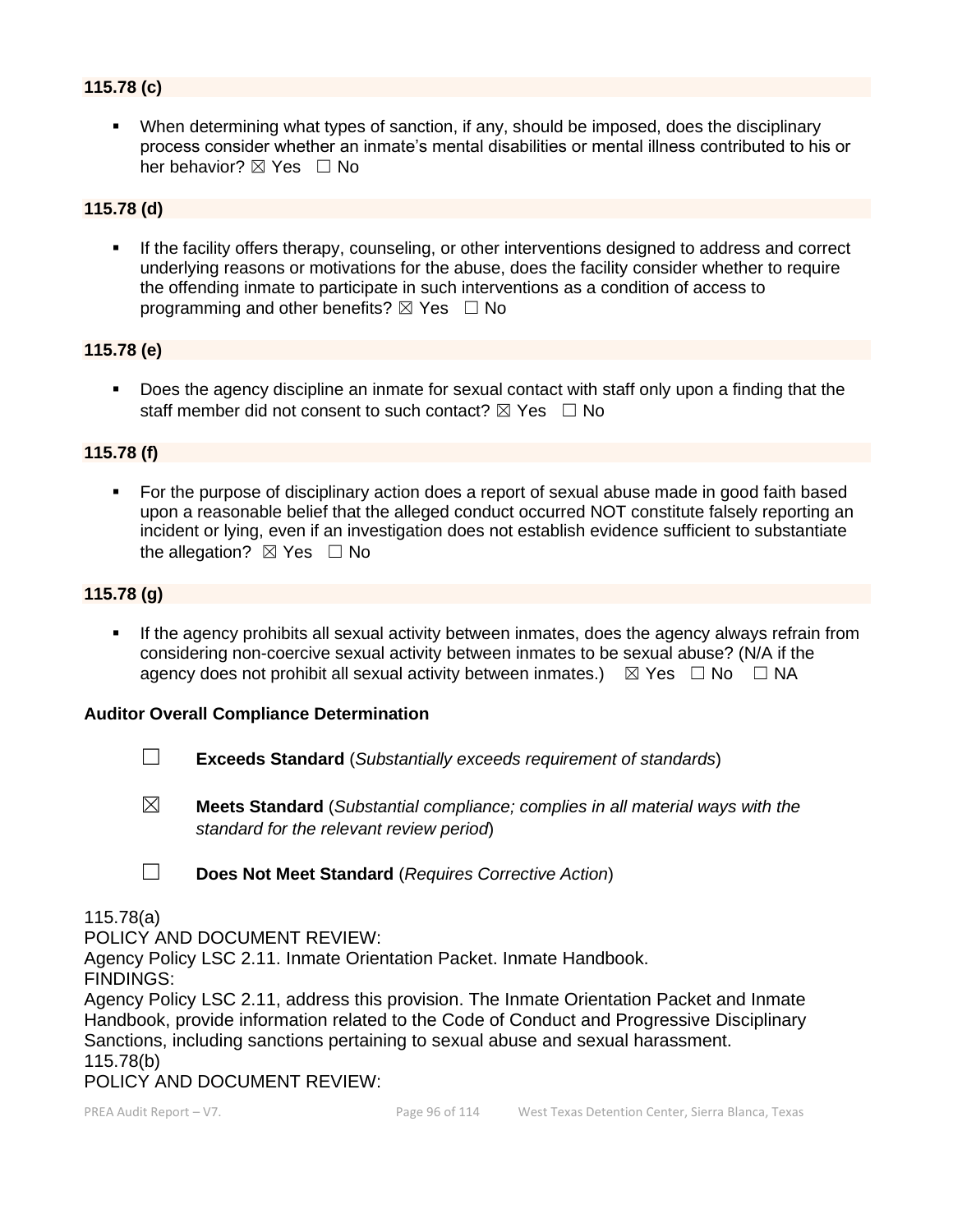**115.78 (c)**

- When determining what types of sanction, if any, should be imposed, does the disciplinary process consider whether an inmate's mental disabilities or mental illness contributed to his or her behavior? ☒ Yes ☐ No

**115.78 (d)**

- If the facility offers therapy, counseling, or other interventions designed to address and correct underlying reasons or motivations for the abuse, does the facility consider whether to require the offending inmate to participate in such interventions as a condition of access to programming and other benefits? ☒ Yes ☐ No

**115.78 (e)**

- Does the agency discipline an inmate for sexual contact with staff only upon a finding that the staff member did not consent to such contact? ☒ Yes ☐ No

**115.78 (f)**

- For the purpose of disciplinary action does a report of sexual abuse made in good faith based upon a reasonable belief that the alleged conduct occurred NOT constitute falsely reporting an incident or lying, even if an investigation does not establish evidence sufficient to substantiate the allegation? ☒ Yes ☐ No

**115.78 (g)**

- If the agency prohibits all sexual activity between inmates, does the agency always refrain from considering non-coercive sexual activity between inmates to be sexual abuse? (N/A if the agency does not prohibit all sexual activity between inmates.) ☒ Yes ☐ No ☐ NA

**Auditor Overall Compliance Determination**

☐ **Exceeds Standard** (*Substantially exceeds requirement of standards*)

☒ **Meets Standard** (*Substantial compliance; complies in all material ways with the standard for the relevant review period*)

☐ **Does Not Meet Standard** (*Requires Corrective Action*)

115.78(a)
POLICY AND DOCUMENT REVIEW:
Agency Policy LSC 2.11. Inmate Orientation Packet. Inmate Handbook.
FINDINGS:
Agency Policy LSC 2.11, address this provision. The Inmate Orientation Packet and Inmate Handbook, provide information related to the Code of Conduct and Progressive Disciplinary Sanctions, including sanctions pertaining to sexual abuse and sexual harassment.
115.78(b)
POLICY AND DOCUMENT REVIEW: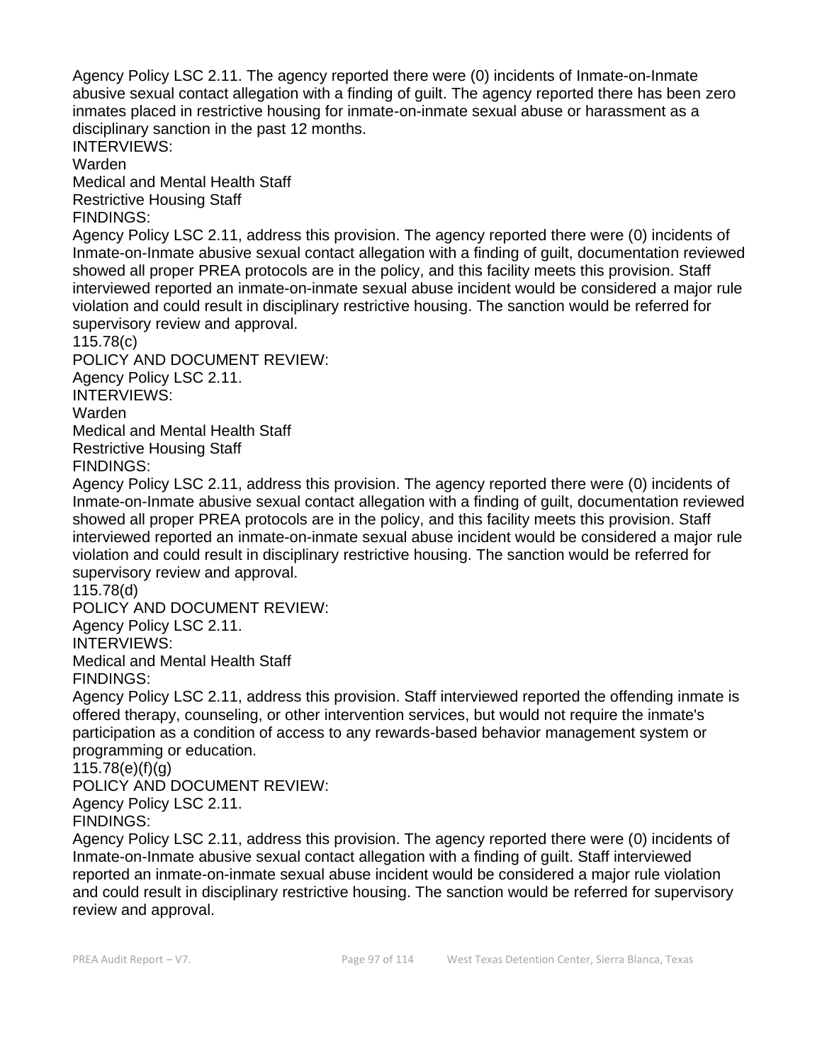Agency Policy LSC 2.11. The agency reported there were (0) incidents of Inmate-on-Inmate abusive sexual contact allegation with a finding of guilt. The agency reported there has been zero inmates placed in restrictive housing for inmate-on-inmate sexual abuse or harassment as a disciplinary sanction in the past 12 months.

INTERVIEWS:

Warden

Medical and Mental Health Staff

Restrictive Housing Staff

FINDINGS:

Agency Policy LSC 2.11, address this provision. The agency reported there were (0) incidents of Inmate-on-Inmate abusive sexual contact allegation with a finding of guilt, documentation reviewed showed all proper PREA protocols are in the policy, and this facility meets this provision. Staff interviewed reported an inmate-on-inmate sexual abuse incident would be considered a major rule violation and could result in disciplinary restrictive housing. The sanction would be referred for supervisory review and approval.

115.78(c)

POLICY AND DOCUMENT REVIEW:

Agency Policy LSC 2.11.

INTERVIEWS:

Warden

Medical and Mental Health Staff

Restrictive Housing Staff

FINDINGS:

Agency Policy LSC 2.11, address this provision. The agency reported there were (0) incidents of Inmate-on-Inmate abusive sexual contact allegation with a finding of guilt, documentation reviewed showed all proper PREA protocols are in the policy, and this facility meets this provision. Staff interviewed reported an inmate-on-inmate sexual abuse incident would be considered a major rule violation and could result in disciplinary restrictive housing. The sanction would be referred for supervisory review and approval.

115.78(d)

POLICY AND DOCUMENT REVIEW:

Agency Policy LSC 2.11.

INTERVIEWS:

Medical and Mental Health Staff

FINDINGS:

Agency Policy LSC 2.11, address this provision. Staff interviewed reported the offending inmate is offered therapy, counseling, or other intervention services, but would not require the inmate's participation as a condition of access to any rewards-based behavior management system or programming or education.

115.78(e)(f)(g)

POLICY AND DOCUMENT REVIEW:

Agency Policy LSC 2.11.

FINDINGS:

Agency Policy LSC 2.11, address this provision. The agency reported there were (0) incidents of Inmate-on-Inmate abusive sexual contact allegation with a finding of guilt. Staff interviewed reported an inmate-on-inmate sexual abuse incident would be considered a major rule violation and could result in disciplinary restrictive housing. The sanction would be referred for supervisory review and approval.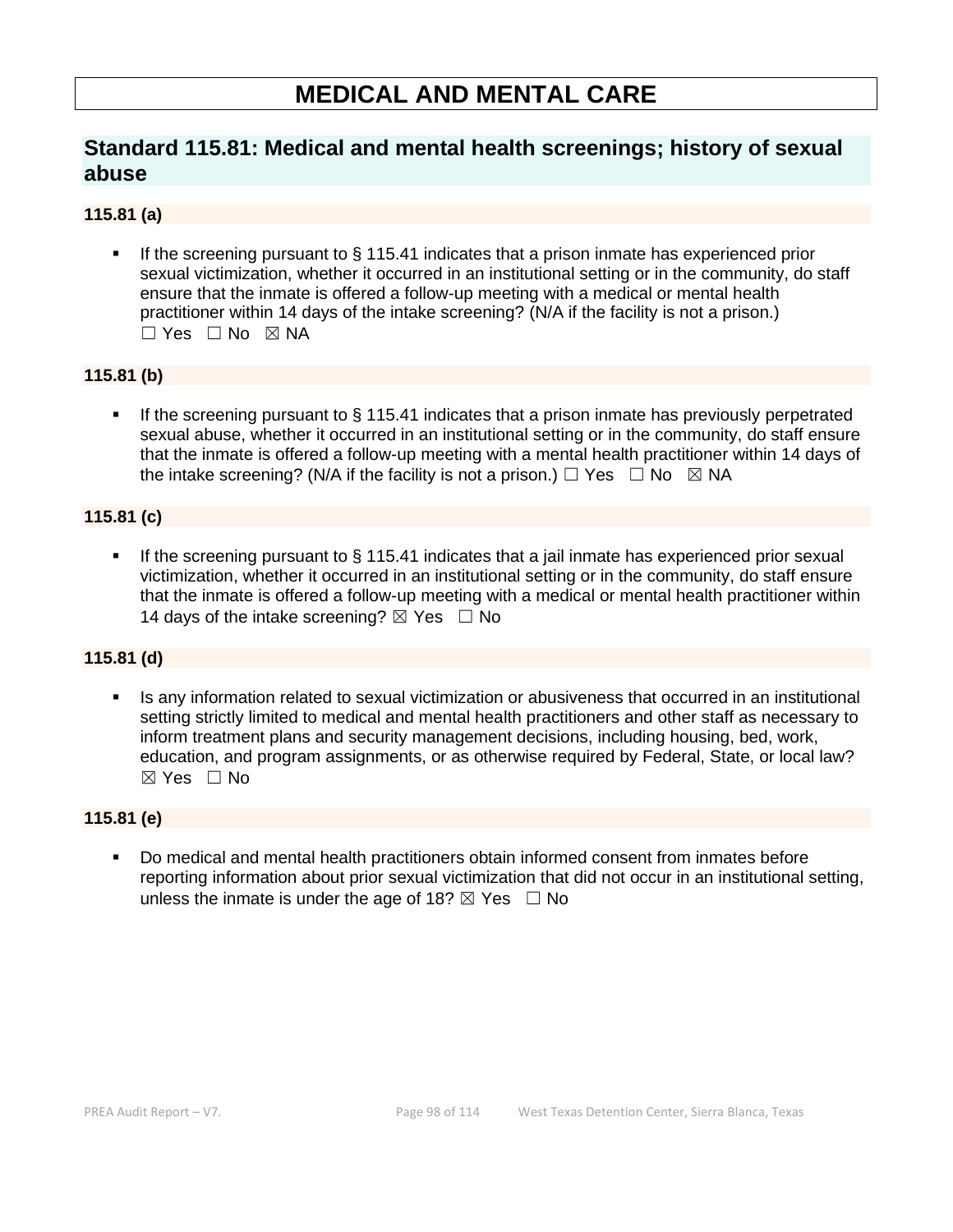# MEDICAL AND MENTAL CARE

## Standard 115.81: Medical and mental health screenings; history of sexual abuse

### 115.81 (a)

- If the screening pursuant to § 115.41 indicates that a prison inmate has experienced prior sexual victimization, whether it occurred in an institutional setting or in the community, do staff ensure that the inmate is offered a follow-up meeting with a medical or mental health practitioner within 14 days of the intake screening? (N/A if the facility is not a prison.) ☐ Yes ☐ No ☒ NA

### 115.81 (b)

- If the screening pursuant to § 115.41 indicates that a prison inmate has previously perpetrated sexual abuse, whether it occurred in an institutional setting or in the community, do staff ensure that the inmate is offered a follow-up meeting with a mental health practitioner within 14 days of the intake screening? (N/A if the facility is not a prison.) ☐ Yes ☐ No ☒ NA

### 115.81 (c)

- If the screening pursuant to § 115.41 indicates that a jail inmate has experienced prior sexual victimization, whether it occurred in an institutional setting or in the community, do staff ensure that the inmate is offered a follow-up meeting with a medical or mental health practitioner within 14 days of the intake screening? ☒ Yes ☐ No

### 115.81 (d)

- Is any information related to sexual victimization or abusiveness that occurred in an institutional setting strictly limited to medical and mental health practitioners and other staff as necessary to inform treatment plans and security management decisions, including housing, bed, work, education, and program assignments, or as otherwise required by Federal, State, or local law? ☒ Yes ☐ No

### 115.81 (e)

- Do medical and mental health practitioners obtain informed consent from inmates before reporting information about prior sexual victimization that did not occur in an institutional setting, unless the inmate is under the age of 18? ☒ Yes ☐ No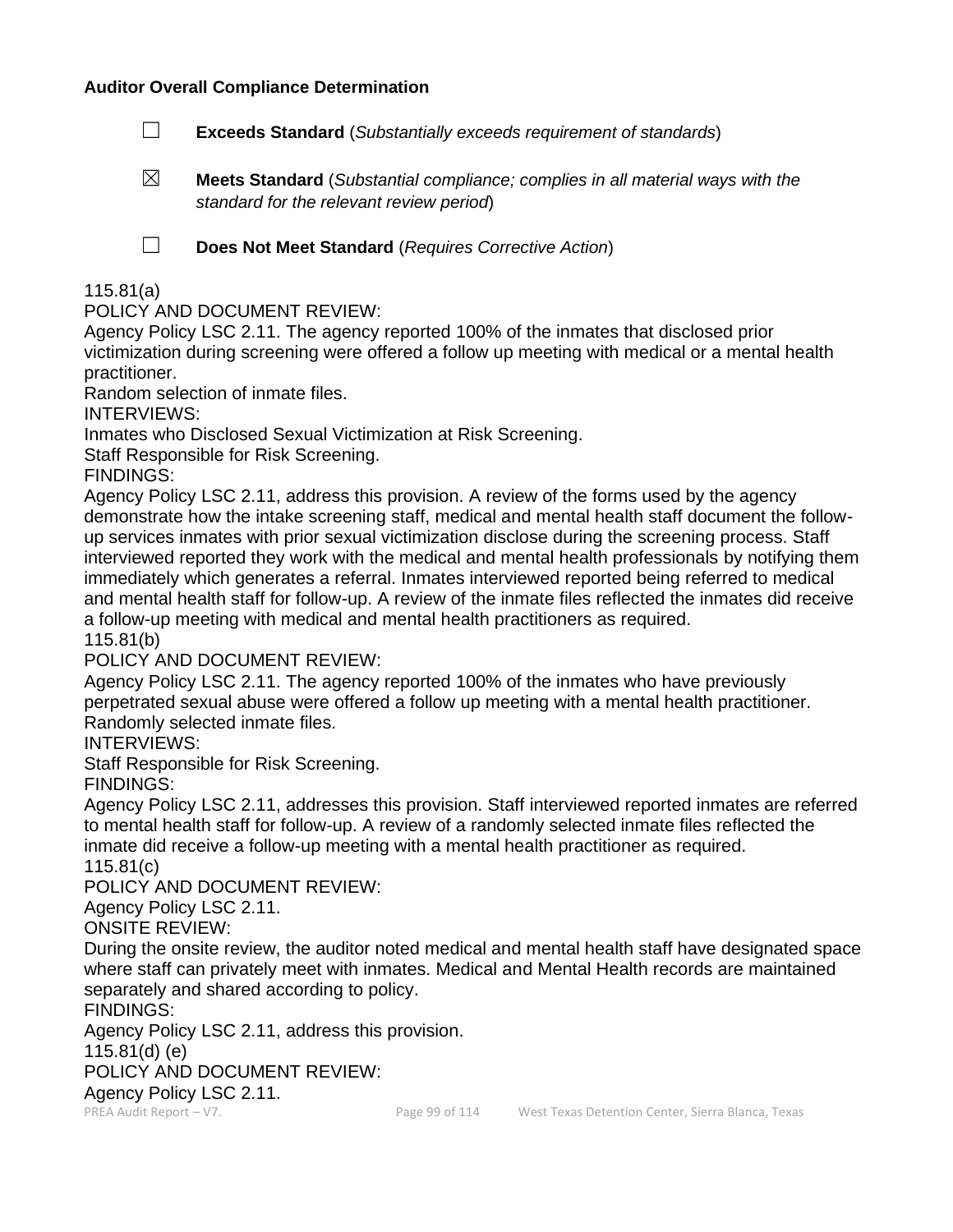**Auditor Overall Compliance Determination**

☐ **Exceeds Standard** (*Substantially exceeds requirement of standards*)

☒ **Meets Standard** (*Substantial compliance; complies in all material ways with the standard for the relevant review period*)

☐ **Does Not Meet Standard** (*Requires Corrective Action*)

115.81(a)

POLICY AND DOCUMENT REVIEW:

Agency Policy LSC 2.11. The agency reported 100% of the inmates that disclosed prior victimization during screening were offered a follow up meeting with medical or a mental health practitioner.

Random selection of inmate files.

INTERVIEWS:

Inmates who Disclosed Sexual Victimization at Risk Screening.

Staff Responsible for Risk Screening.

FINDINGS:

Agency Policy LSC 2.11, address this provision. A review of the forms used by the agency demonstrate how the intake screening staff, medical and mental health staff document the follow-up services inmates with prior sexual victimization disclose during the screening process. Staff interviewed reported they work with the medical and mental health professionals by notifying them immediately which generates a referral. Inmates interviewed reported being referred to medical and mental health staff for follow-up. A review of the inmate files reflected the inmates did receive a follow-up meeting with medical and mental health practitioners as required.

115.81(b)

POLICY AND DOCUMENT REVIEW:

Agency Policy LSC 2.11. The agency reported 100% of the inmates who have previously perpetrated sexual abuse were offered a follow up meeting with a mental health practitioner.

Randomly selected inmate files.

INTERVIEWS:

Staff Responsible for Risk Screening.

FINDINGS:

Agency Policy LSC 2.11, addresses this provision. Staff interviewed reported inmates are referred to mental health staff for follow-up. A review of a randomly selected inmate files reflected the inmate did receive a follow-up meeting with a mental health practitioner as required.

115.81(c)

POLICY AND DOCUMENT REVIEW:

Agency Policy LSC 2.11.

ONSITE REVIEW:

During the onsite review, the auditor noted medical and mental health staff have designated space where staff can privately meet with inmates. Medical and Mental Health records are maintained separately and shared according to policy.

FINDINGS:

Agency Policy LSC 2.11, address this provision.

115.81(d) (e)

POLICY AND DOCUMENT REVIEW:

Agency Policy LSC 2.11.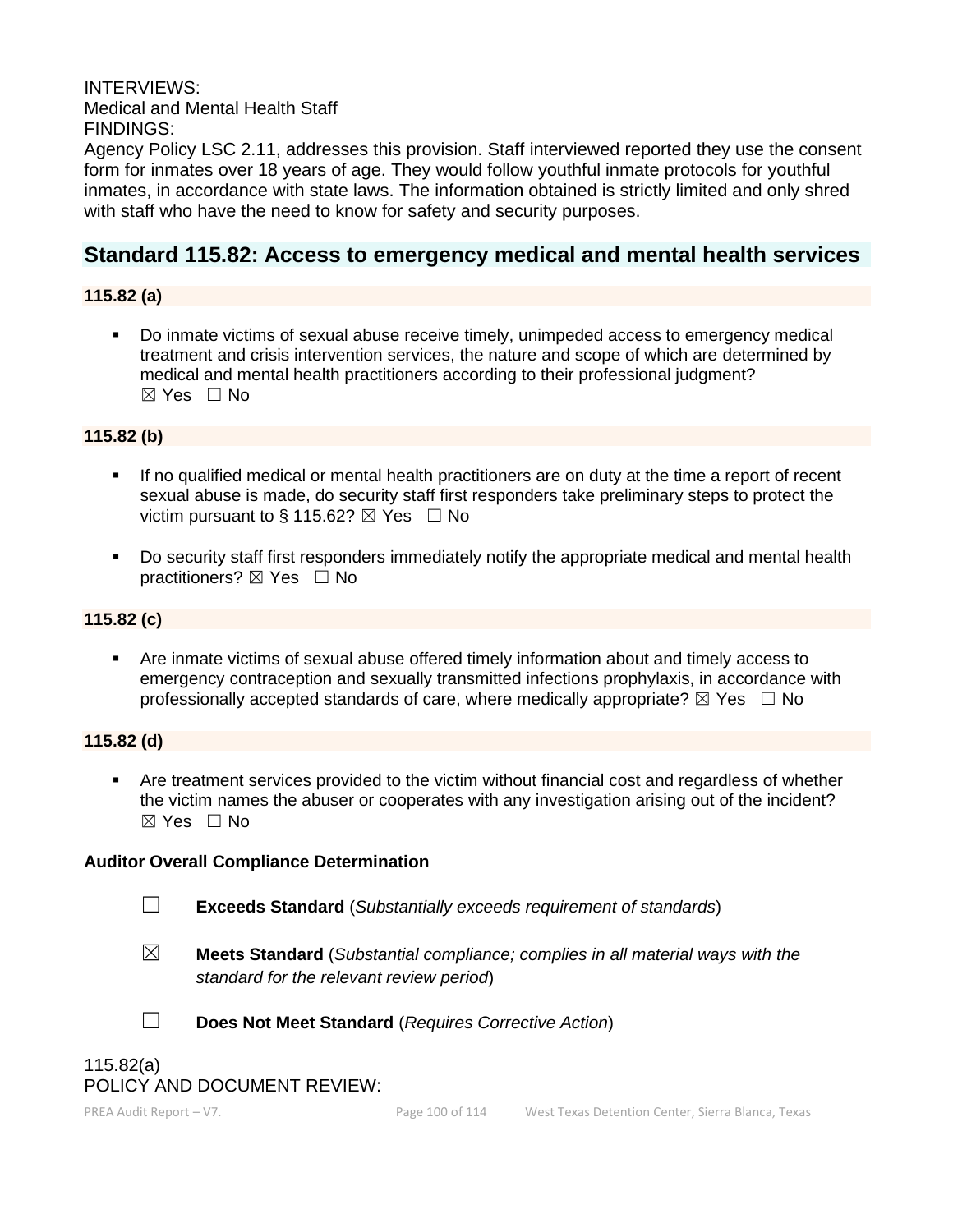INTERVIEWS:
Medical and Mental Health Staff
FINDINGS:
Agency Policy LSC 2.11, addresses this provision. Staff interviewed reported they use the consent form for inmates over 18 years of age. They would follow youthful inmate protocols for youthful inmates, in accordance with state laws. The information obtained is strictly limited and only shred with staff who have the need to know for safety and security purposes.

## Standard 115.82: Access to emergency medical and mental health services

**115.82 (a)**

- Do inmate victims of sexual abuse receive timely, unimpeded access to emergency medical treatment and crisis intervention services, the nature and scope of which are determined by medical and mental health practitioners according to their professional judgment? ☒ Yes ☐ No

**115.82 (b)**

- If no qualified medical or mental health practitioners are on duty at the time a report of recent sexual abuse is made, do security staff first responders take preliminary steps to protect the victim pursuant to § 115.62? ☒ Yes ☐ No
- Do security staff first responders immediately notify the appropriate medical and mental health practitioners? ☒ Yes ☐ No

**115.82 (c)**

- Are inmate victims of sexual abuse offered timely information about and timely access to emergency contraception and sexually transmitted infections prophylaxis, in accordance with professionally accepted standards of care, where medically appropriate? ☒ Yes ☐ No

**115.82 (d)**

- Are treatment services provided to the victim without financial cost and regardless of whether the victim names the abuser or cooperates with any investigation arising out of the incident? ☒ Yes ☐ No

**Auditor Overall Compliance Determination**

☐ **Exceeds Standard** (*Substantially exceeds requirement of standards*)

☒ **Meets Standard** (*Substantial compliance; complies in all material ways with the standard for the relevant review period*)

☐ **Does Not Meet Standard** (*Requires Corrective Action*)

115.82(a)
POLICY AND DOCUMENT REVIEW: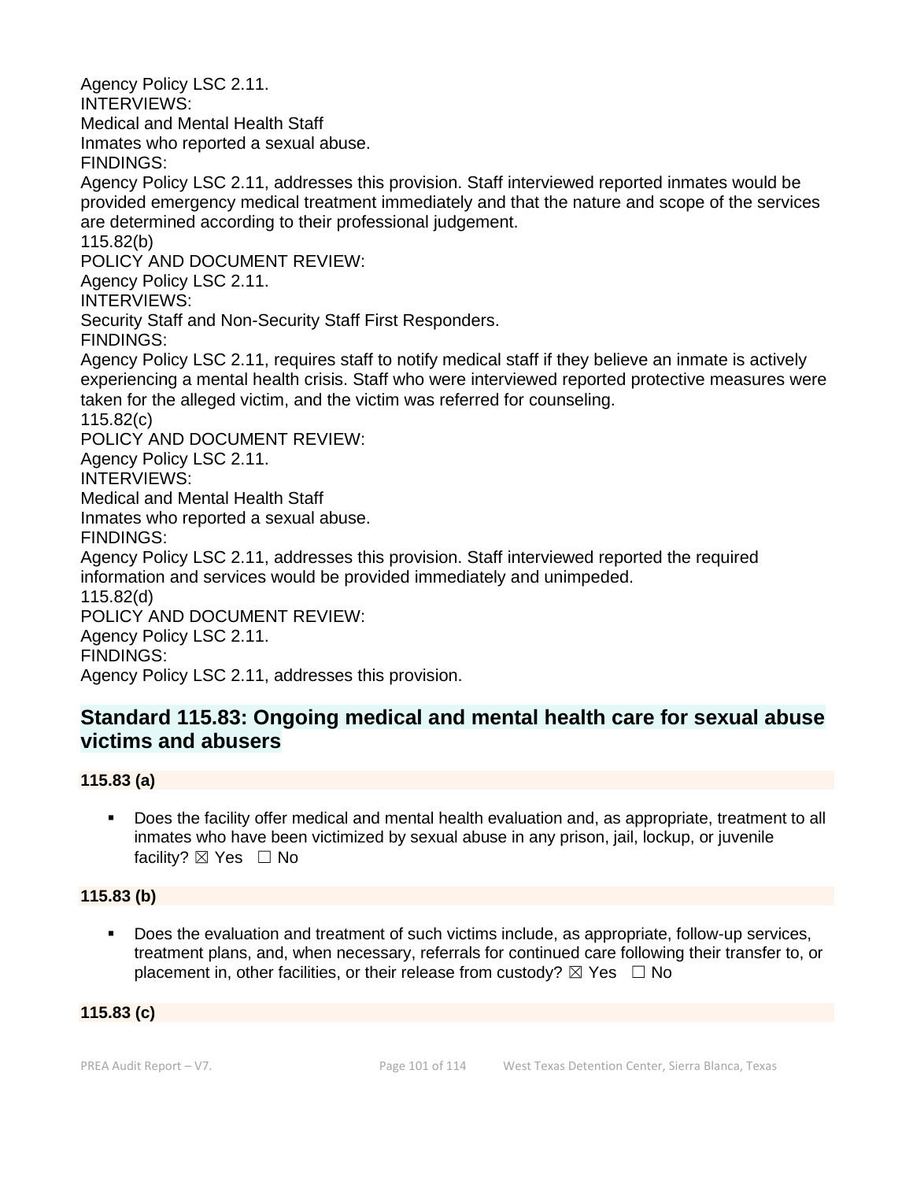Agency Policy LSC 2.11.
INTERVIEWS:
Medical and Mental Health Staff
Inmates who reported a sexual abuse.
FINDINGS:
Agency Policy LSC 2.11, addresses this provision. Staff interviewed reported inmates would be provided emergency medical treatment immediately and that the nature and scope of the services are determined according to their professional judgement.
115.82(b)
POLICY AND DOCUMENT REVIEW:
Agency Policy LSC 2.11.
INTERVIEWS:
Security Staff and Non-Security Staff First Responders.
FINDINGS:
Agency Policy LSC 2.11, requires staff to notify medical staff if they believe an inmate is actively experiencing a mental health crisis. Staff who were interviewed reported protective measures were taken for the alleged victim, and the victim was referred for counseling.
115.82(c)
POLICY AND DOCUMENT REVIEW:
Agency Policy LSC 2.11.
INTERVIEWS:
Medical and Mental Health Staff
Inmates who reported a sexual abuse.
FINDINGS:
Agency Policy LSC 2.11, addresses this provision. Staff interviewed reported the required information and services would be provided immediately and unimpeded.
115.82(d)
POLICY AND DOCUMENT REVIEW:
Agency Policy LSC 2.11.
FINDINGS:
Agency Policy LSC 2.11, addresses this provision.

## Standard 115.83: Ongoing medical and mental health care for sexual abuse victims and abusers

**115.83 (a)**

- Does the facility offer medical and mental health evaluation and, as appropriate, treatment to all inmates who have been victimized by sexual abuse in any prison, jail, lockup, or juvenile facility? ☒ Yes ☐ No

**115.83 (b)**

- Does the evaluation and treatment of such victims include, as appropriate, follow-up services, treatment plans, and, when necessary, referrals for continued care following their transfer to, or placement in, other facilities, or their release from custody? ☒ Yes ☐ No

**115.83 (c)**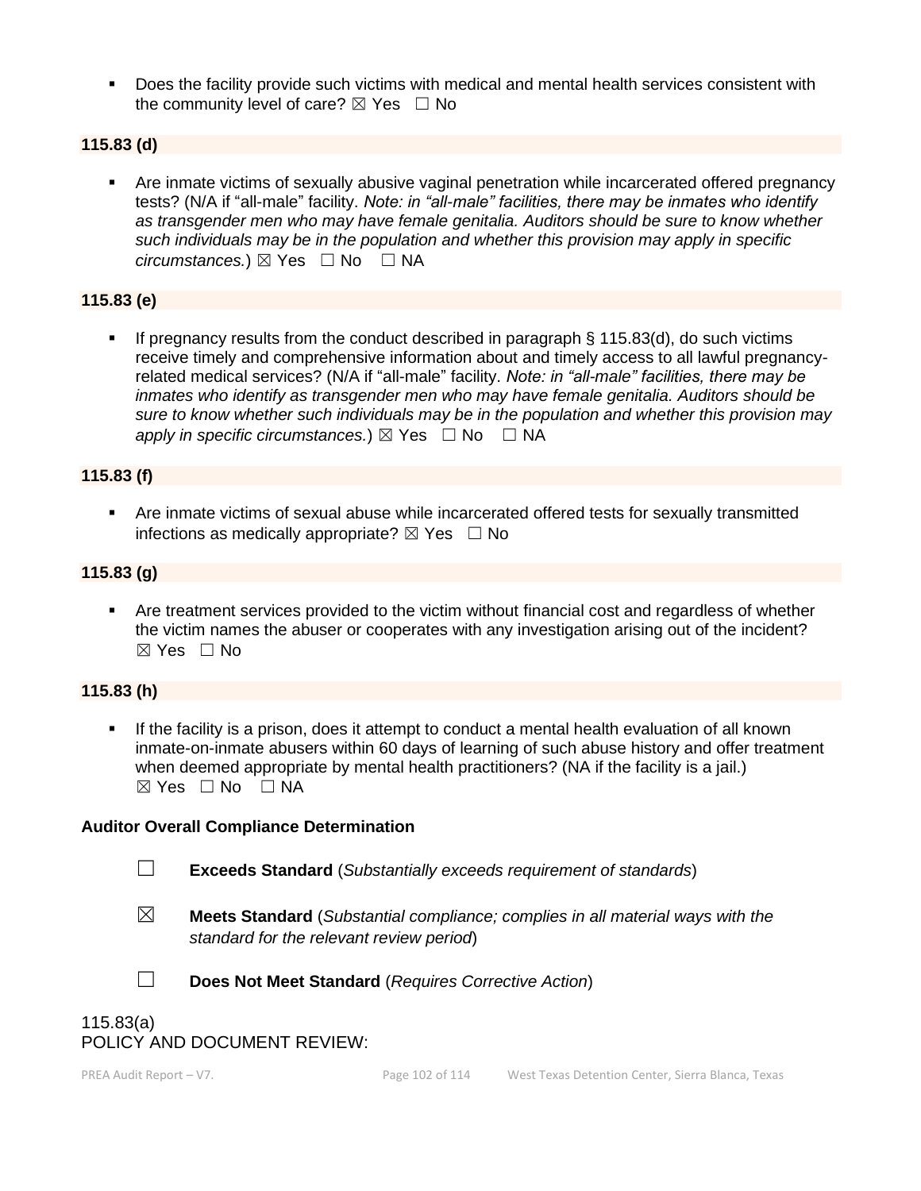- Does the facility provide such victims with medical and mental health services consistent with the community level of care? ☒ Yes ☐ No

**115.83 (d)**

- Are inmate victims of sexually abusive vaginal penetration while incarcerated offered pregnancy tests? (N/A if "all-male" facility. *Note: in "all-male" facilities, there may be inmates who identify as transgender men who may have female genitalia. Auditors should be sure to know whether such individuals may be in the population and whether this provision may apply in specific circumstances.*) ☒ Yes ☐ No ☐ NA

**115.83 (e)**

- If pregnancy results from the conduct described in paragraph § 115.83(d), do such victims receive timely and comprehensive information about and timely access to all lawful pregnancy-related medical services? (N/A if "all-male" facility. *Note: in "all-male" facilities, there may be inmates who identify as transgender men who may have female genitalia. Auditors should be sure to know whether such individuals may be in the population and whether this provision may apply in specific circumstances.*) ☒ Yes ☐ No ☐ NA

**115.83 (f)**

- Are inmate victims of sexual abuse while incarcerated offered tests for sexually transmitted infections as medically appropriate? ☒ Yes ☐ No

**115.83 (g)**

- Are treatment services provided to the victim without financial cost and regardless of whether the victim names the abuser or cooperates with any investigation arising out of the incident? ☒ Yes ☐ No

**115.83 (h)**

- If the facility is a prison, does it attempt to conduct a mental health evaluation of all known inmate-on-inmate abusers within 60 days of learning of such abuse history and offer treatment when deemed appropriate by mental health practitioners? (NA if the facility is a jail.) ☒ Yes ☐ No ☐ NA

**Auditor Overall Compliance Determination**

☐ **Exceeds Standard** (*Substantially exceeds requirement of standards*)

☒ **Meets Standard** (*Substantial compliance; complies in all material ways with the standard for the relevant review period*)

☐ **Does Not Meet Standard** (*Requires Corrective Action*)

115.83(a)
POLICY AND DOCUMENT REVIEW: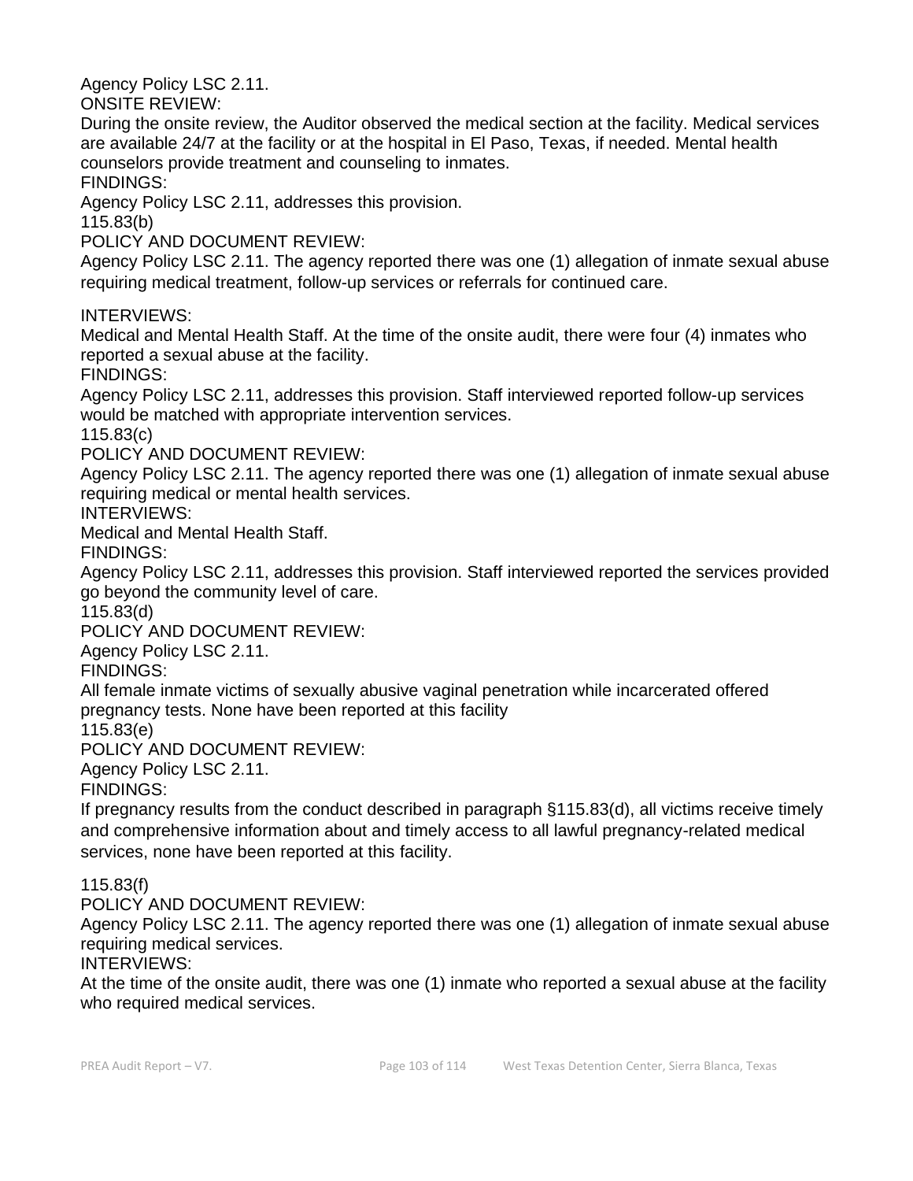Agency Policy LSC 2.11.

ONSITE REVIEW:

During the onsite review, the Auditor observed the medical section at the facility. Medical services are available 24/7 at the facility or at the hospital in El Paso, Texas, if needed. Mental health counselors provide treatment and counseling to inmates.

FINDINGS:

Agency Policy LSC 2.11, addresses this provision.

115.83(b)

POLICY AND DOCUMENT REVIEW:

Agency Policy LSC 2.11. The agency reported there was one (1) allegation of inmate sexual abuse requiring medical treatment, follow-up services or referrals for continued care.

INTERVIEWS:

Medical and Mental Health Staff. At the time of the onsite audit, there were four (4) inmates who reported a sexual abuse at the facility.

FINDINGS:

Agency Policy LSC 2.11, addresses this provision. Staff interviewed reported follow-up services would be matched with appropriate intervention services.

115.83(c)

POLICY AND DOCUMENT REVIEW:

Agency Policy LSC 2.11. The agency reported there was one (1) allegation of inmate sexual abuse requiring medical or mental health services.

INTERVIEWS:

Medical and Mental Health Staff.

FINDINGS:

Agency Policy LSC 2.11, addresses this provision. Staff interviewed reported the services provided go beyond the community level of care.

115.83(d)

POLICY AND DOCUMENT REVIEW:

Agency Policy LSC 2.11.

FINDINGS:

All female inmate victims of sexually abusive vaginal penetration while incarcerated offered pregnancy tests. None have been reported at this facility

115.83(e)

POLICY AND DOCUMENT REVIEW:

Agency Policy LSC 2.11.

FINDINGS:

If pregnancy results from the conduct described in paragraph §115.83(d), all victims receive timely and comprehensive information about and timely access to all lawful pregnancy-related medical services, none have been reported at this facility.

115.83(f)

POLICY AND DOCUMENT REVIEW:

Agency Policy LSC 2.11. The agency reported there was one (1) allegation of inmate sexual abuse requiring medical services.

INTERVIEWS:

At the time of the onsite audit, there was one (1) inmate who reported a sexual abuse at the facility who required medical services.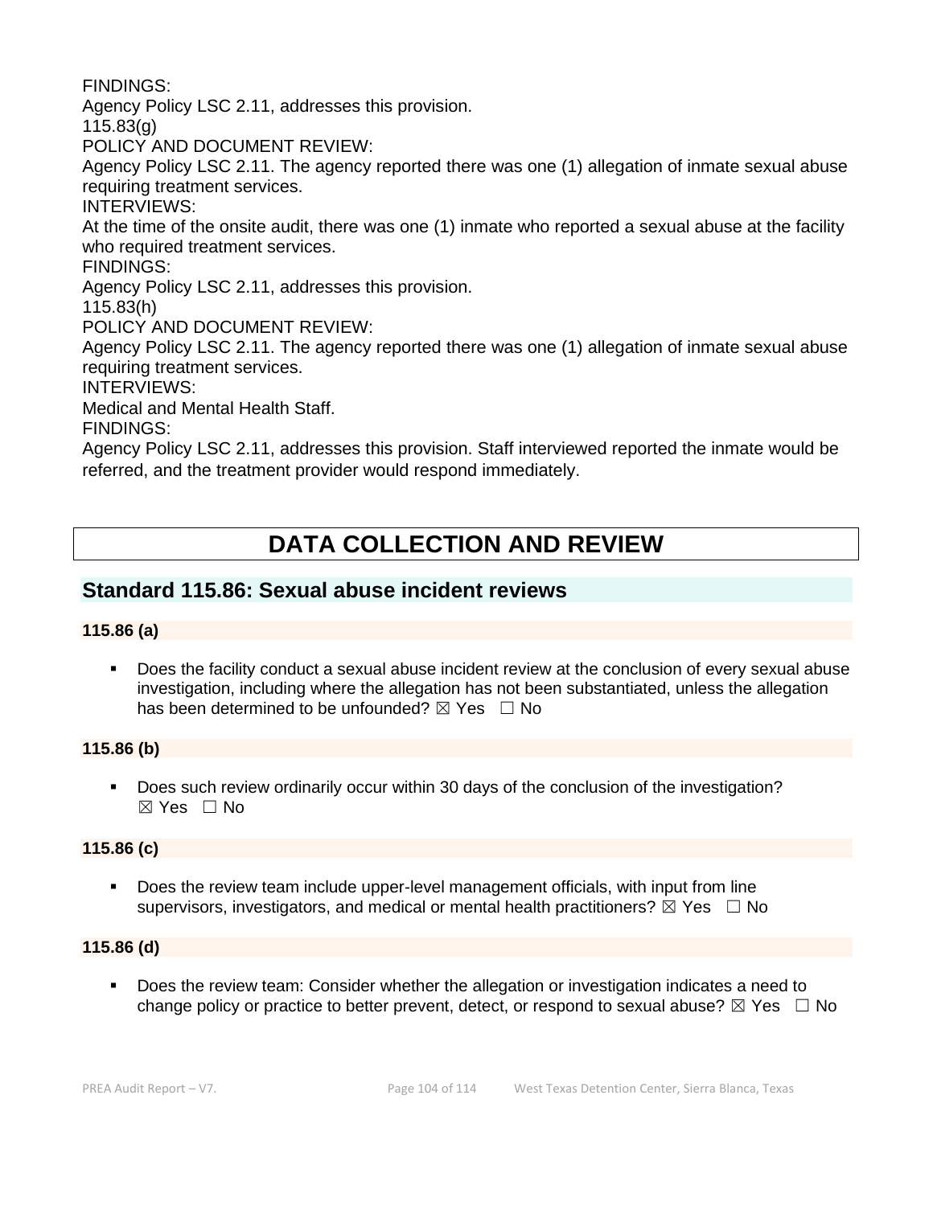FINDINGS:

Agency Policy LSC 2.11, addresses this provision.

115.83(g)

POLICY AND DOCUMENT REVIEW:

Agency Policy LSC 2.11. The agency reported there was one (1) allegation of inmate sexual abuse requiring treatment services.

INTERVIEWS:

At the time of the onsite audit, there was one (1) inmate who reported a sexual abuse at the facility who required treatment services.

FINDINGS:

Agency Policy LSC 2.11, addresses this provision.

115.83(h)

POLICY AND DOCUMENT REVIEW:

Agency Policy LSC 2.11. The agency reported there was one (1) allegation of inmate sexual abuse requiring treatment services.

INTERVIEWS:

Medical and Mental Health Staff.

FINDINGS:

Agency Policy LSC 2.11, addresses this provision. Staff interviewed reported the inmate would be referred, and the treatment provider would respond immediately.

# DATA COLLECTION AND REVIEW

## Standard 115.86: Sexual abuse incident reviews

**115.86 (a)**

- Does the facility conduct a sexual abuse incident review at the conclusion of every sexual abuse investigation, including where the allegation has not been substantiated, unless the allegation has been determined to be unfounded? ☒ Yes ☐ No

**115.86 (b)**

- Does such review ordinarily occur within 30 days of the conclusion of the investigation? ☒ Yes ☐ No

**115.86 (c)**

- Does the review team include upper-level management officials, with input from line supervisors, investigators, and medical or mental health practitioners? ☒ Yes ☐ No

**115.86 (d)**

- Does the review team: Consider whether the allegation or investigation indicates a need to change policy or practice to better prevent, detect, or respond to sexual abuse? ☒ Yes ☐ No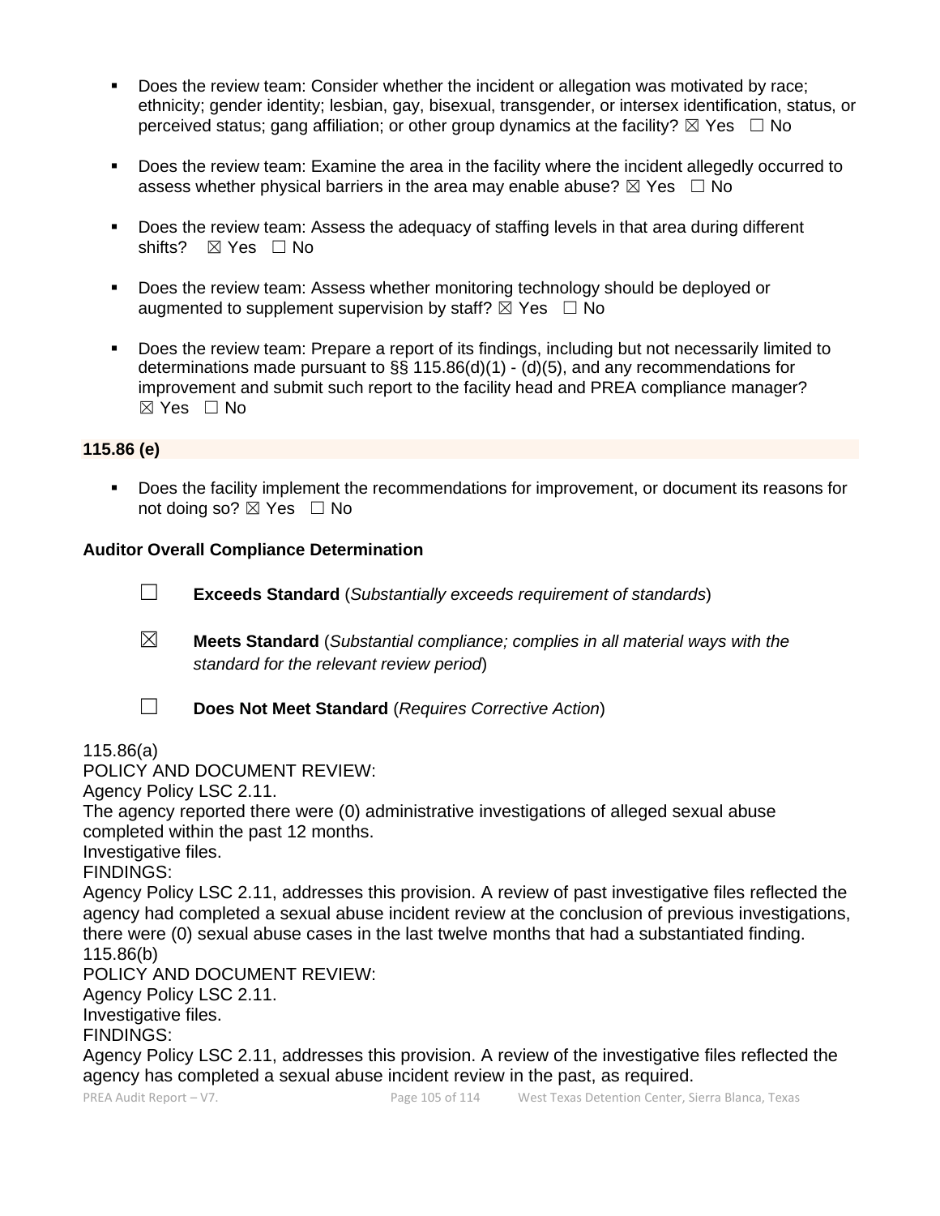- Does the review team: Consider whether the incident or allegation was motivated by race; ethnicity; gender identity; lesbian, gay, bisexual, transgender, or intersex identification, status, or perceived status; gang affiliation; or other group dynamics at the facility? ☒ Yes ☐ No

- Does the review team: Examine the area in the facility where the incident allegedly occurred to assess whether physical barriers in the area may enable abuse? ☒ Yes ☐ No

- Does the review team: Assess the adequacy of staffing levels in that area during different shifts? ☒ Yes ☐ No

- Does the review team: Assess whether monitoring technology should be deployed or augmented to supplement supervision by staff? ☒ Yes ☐ No

- Does the review team: Prepare a report of its findings, including but not necessarily limited to determinations made pursuant to §§ 115.86(d)(1) - (d)(5), and any recommendations for improvement and submit such report to the facility head and PREA compliance manager? ☒ Yes ☐ No

**115.86 (e)**

- Does the facility implement the recommendations for improvement, or document its reasons for not doing so? ☒ Yes ☐ No

**Auditor Overall Compliance Determination**

☐ **Exceeds Standard** (*Substantially exceeds requirement of standards*)

☒ **Meets Standard** (*Substantial compliance; complies in all material ways with the standard for the relevant review period*)

☐ **Does Not Meet Standard** (*Requires Corrective Action*)

115.86(a)
POLICY AND DOCUMENT REVIEW:
Agency Policy LSC 2.11.
The agency reported there were (0) administrative investigations of alleged sexual abuse completed within the past 12 months.
Investigative files.
FINDINGS:
Agency Policy LSC 2.11, addresses this provision. A review of past investigative files reflected the agency had completed a sexual abuse incident review at the conclusion of previous investigations, there were (0) sexual abuse cases in the last twelve months that had a substantiated finding.
115.86(b)
POLICY AND DOCUMENT REVIEW:
Agency Policy LSC 2.11.
Investigative files.
FINDINGS:
Agency Policy LSC 2.11, addresses this provision. A review of the investigative files reflected the agency has completed a sexual abuse incident review in the past, as required.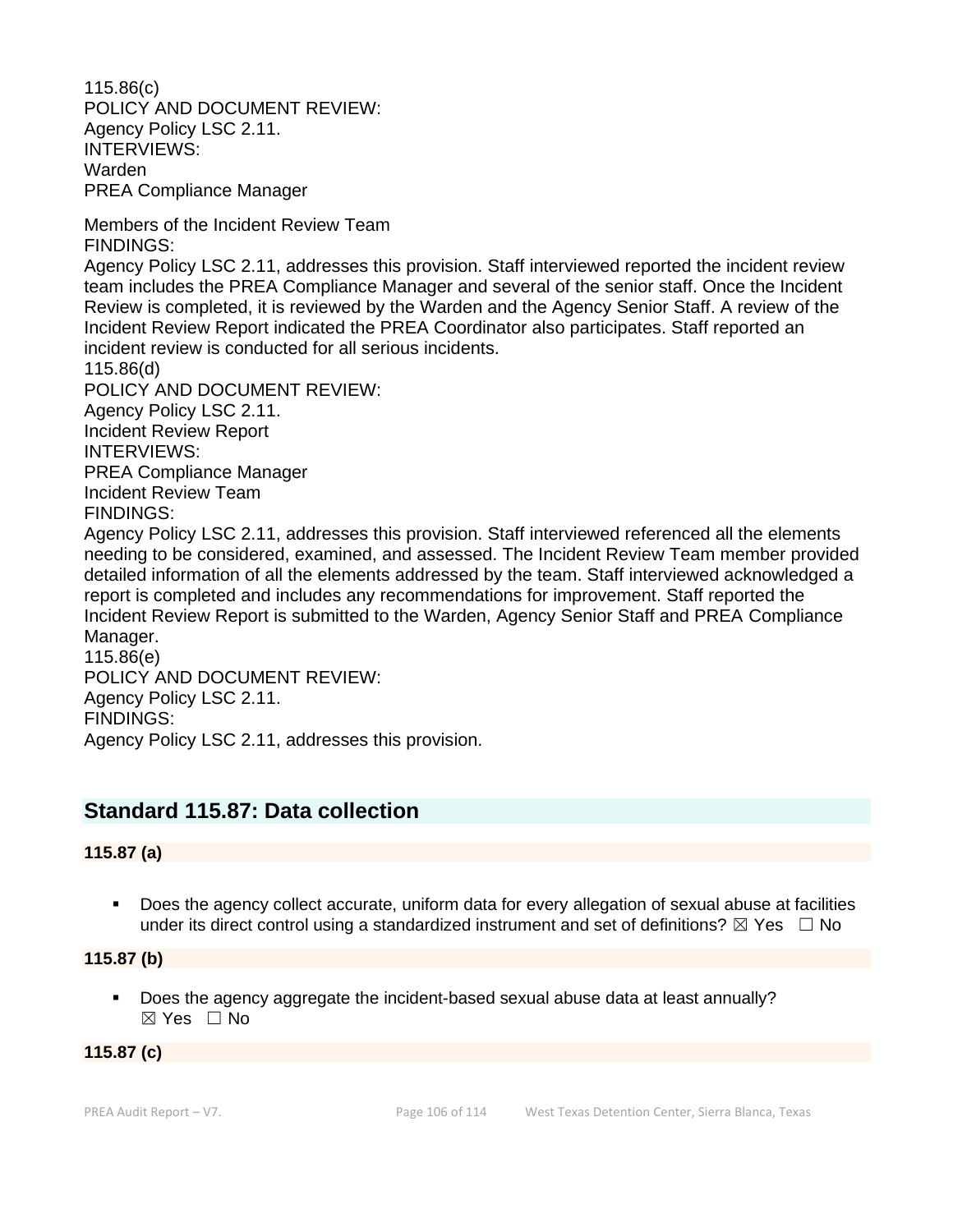115.86(c)
POLICY AND DOCUMENT REVIEW:
Agency Policy LSC 2.11.
INTERVIEWS:
Warden
PREA Compliance Manager

Members of the Incident Review Team
FINDINGS:
Agency Policy LSC 2.11, addresses this provision. Staff interviewed reported the incident review team includes the PREA Compliance Manager and several of the senior staff. Once the Incident Review is completed, it is reviewed by the Warden and the Agency Senior Staff. A review of the Incident Review Report indicated the PREA Coordinator also participates. Staff reported an incident review is conducted for all serious incidents.
115.86(d)
POLICY AND DOCUMENT REVIEW:
Agency Policy LSC 2.11.
Incident Review Report
INTERVIEWS:
PREA Compliance Manager
Incident Review Team
FINDINGS:
Agency Policy LSC 2.11, addresses this provision. Staff interviewed referenced all the elements needing to be considered, examined, and assessed. The Incident Review Team member provided detailed information of all the elements addressed by the team. Staff interviewed acknowledged a report is completed and includes any recommendations for improvement. Staff reported the Incident Review Report is submitted to the Warden, Agency Senior Staff and PREA Compliance Manager.
115.86(e)
POLICY AND DOCUMENT REVIEW:
Agency Policy LSC 2.11.
FINDINGS:
Agency Policy LSC 2.11, addresses this provision.

## Standard 115.87: Data collection

**115.87 (a)**

- Does the agency collect accurate, uniform data for every allegation of sexual abuse at facilities under its direct control using a standardized instrument and set of definitions? ☒ Yes ☐ No

**115.87 (b)**

- Does the agency aggregate the incident-based sexual abuse data at least annually? ☒ Yes ☐ No

**115.87 (c)**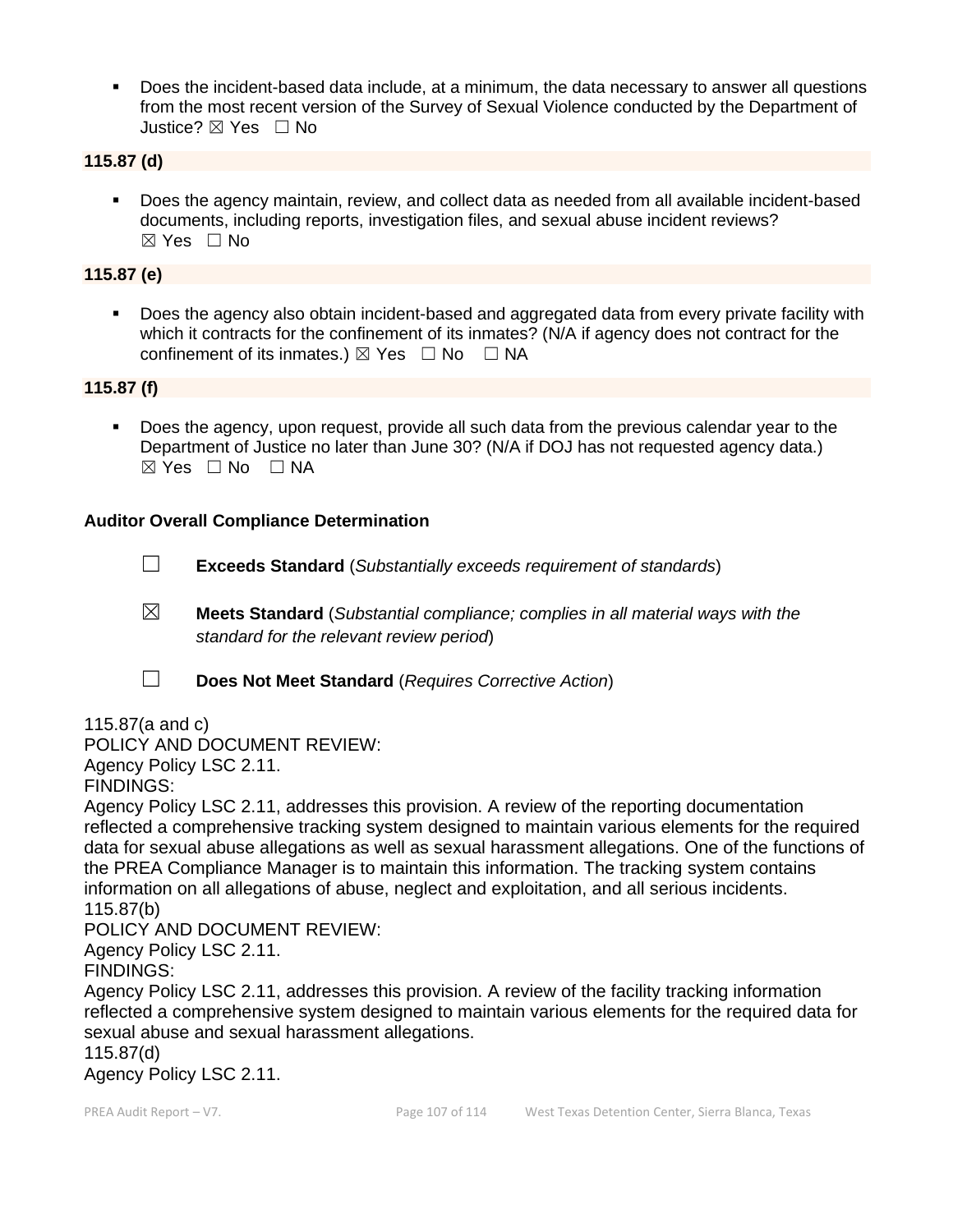- Does the incident-based data include, at a minimum, the data necessary to answer all questions from the most recent version of the Survey of Sexual Violence conducted by the Department of Justice? ☒ Yes ☐ No

**115.87 (d)**

- Does the agency maintain, review, and collect data as needed from all available incident-based documents, including reports, investigation files, and sexual abuse incident reviews? ☒ Yes ☐ No

**115.87 (e)**

- Does the agency also obtain incident-based and aggregated data from every private facility with which it contracts for the confinement of its inmates? (N/A if agency does not contract for the confinement of its inmates.) ☒ Yes ☐ No ☐ NA

**115.87 (f)**

- Does the agency, upon request, provide all such data from the previous calendar year to the Department of Justice no later than June 30? (N/A if DOJ has not requested agency data.) ☒ Yes ☐ No ☐ NA

**Auditor Overall Compliance Determination**

☐ **Exceeds Standard** (*Substantially exceeds requirement of standards*)

☒ **Meets Standard** (*Substantial compliance; complies in all material ways with the standard for the relevant review period*)

☐ **Does Not Meet Standard** (*Requires Corrective Action*)

115.87(a and c)
POLICY AND DOCUMENT REVIEW:
Agency Policy LSC 2.11.
FINDINGS:
Agency Policy LSC 2.11, addresses this provision. A review of the reporting documentation reflected a comprehensive tracking system designed to maintain various elements for the required data for sexual abuse allegations as well as sexual harassment allegations. One of the functions of the PREA Compliance Manager is to maintain this information. The tracking system contains information on all allegations of abuse, neglect and exploitation, and all serious incidents.
115.87(b)
POLICY AND DOCUMENT REVIEW:
Agency Policy LSC 2.11.
FINDINGS:
Agency Policy LSC 2.11, addresses this provision. A review of the facility tracking information reflected a comprehensive system designed to maintain various elements for the required data for sexual abuse and sexual harassment allegations.
115.87(d)
Agency Policy LSC 2.11.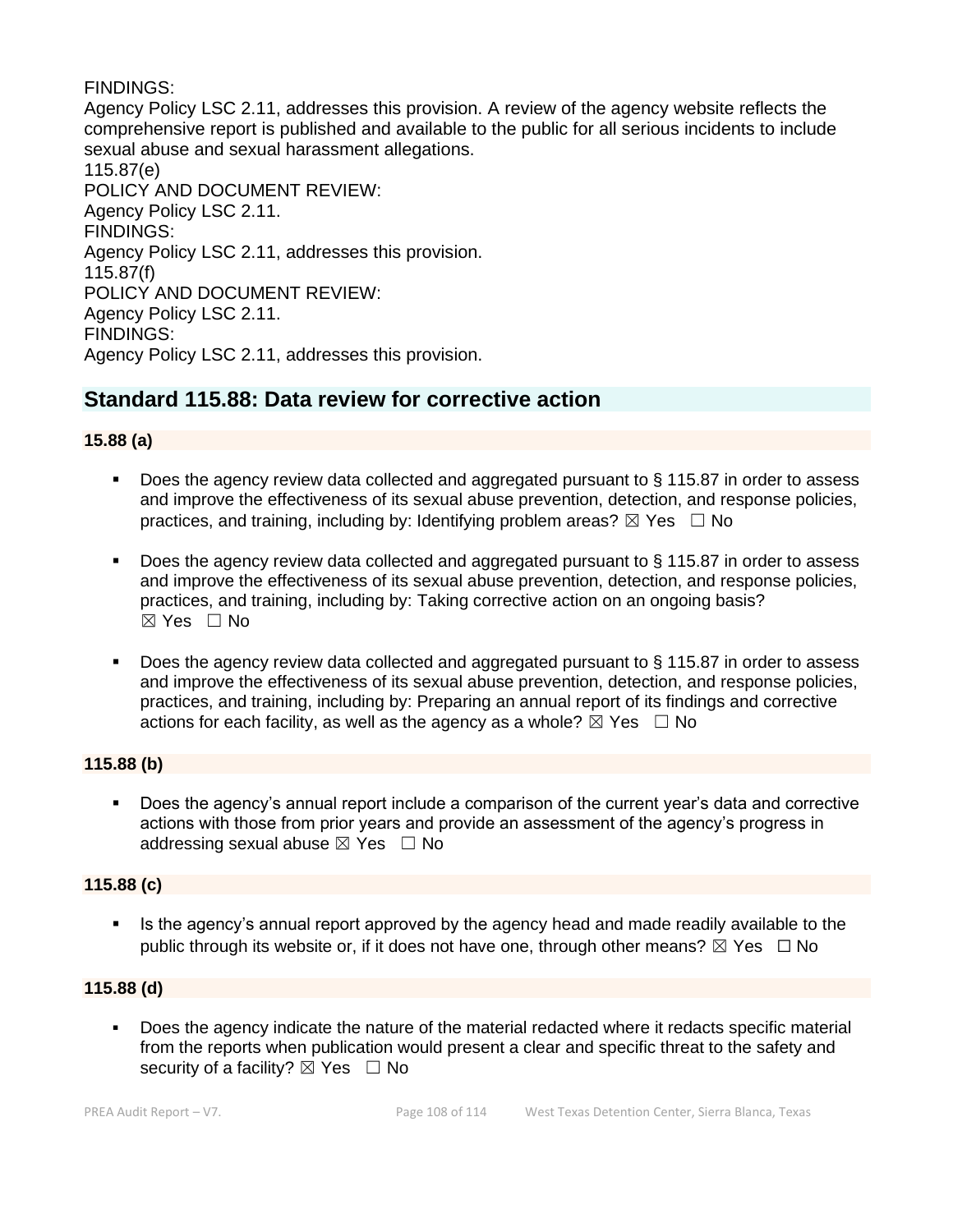FINDINGS:
Agency Policy LSC 2.11, addresses this provision. A review of the agency website reflects the comprehensive report is published and available to the public for all serious incidents to include sexual abuse and sexual harassment allegations.
115.87(e)
POLICY AND DOCUMENT REVIEW:
Agency Policy LSC 2.11.
FINDINGS:
Agency Policy LSC 2.11, addresses this provision.
115.87(f)
POLICY AND DOCUMENT REVIEW:
Agency Policy LSC 2.11.
FINDINGS:
Agency Policy LSC 2.11, addresses this provision.

## Standard 115.88: Data review for corrective action

**15.88 (a)**

- Does the agency review data collected and aggregated pursuant to § 115.87 in order to assess and improve the effectiveness of its sexual abuse prevention, detection, and response policies, practices, and training, including by: Identifying problem areas? ☒ Yes ☐ No
- Does the agency review data collected and aggregated pursuant to § 115.87 in order to assess and improve the effectiveness of its sexual abuse prevention, detection, and response policies, practices, and training, including by: Taking corrective action on an ongoing basis? ☒ Yes ☐ No
- Does the agency review data collected and aggregated pursuant to § 115.87 in order to assess and improve the effectiveness of its sexual abuse prevention, detection, and response policies, practices, and training, including by: Preparing an annual report of its findings and corrective actions for each facility, as well as the agency as a whole? ☒ Yes ☐ No

**115.88 (b)**

- Does the agency's annual report include a comparison of the current year's data and corrective actions with those from prior years and provide an assessment of the agency's progress in addressing sexual abuse ☒ Yes ☐ No

**115.88 (c)**

- Is the agency's annual report approved by the agency head and made readily available to the public through its website or, if it does not have one, through other means? ☒ Yes ☐ No

**115.88 (d)**

- Does the agency indicate the nature of the material redacted where it redacts specific material from the reports when publication would present a clear and specific threat to the safety and security of a facility? ☒ Yes ☐ No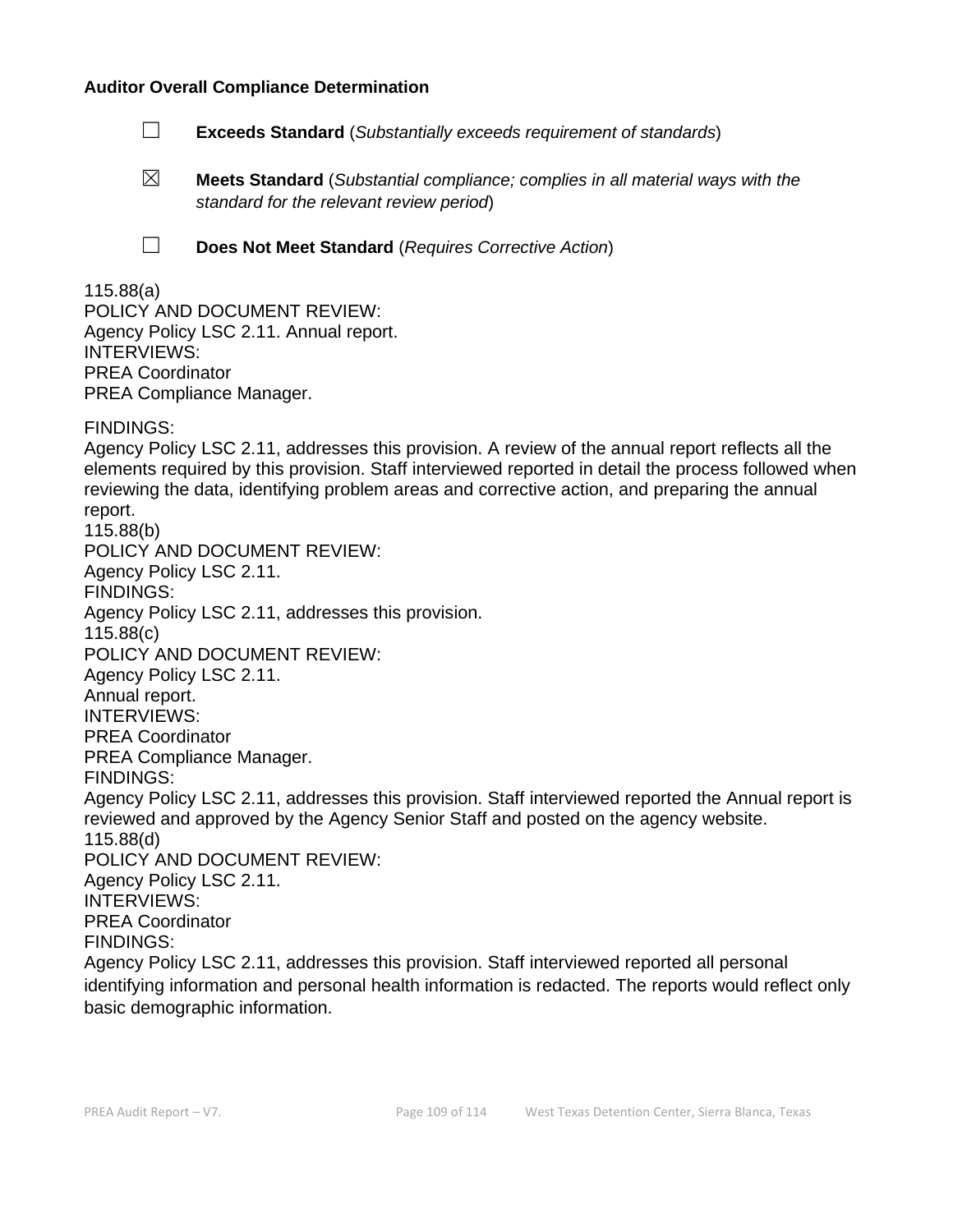**Auditor Overall Compliance Determination**

☐ **Exceeds Standard** (*Substantially exceeds requirement of standards*)

☒ **Meets Standard** (*Substantial compliance; complies in all material ways with the standard for the relevant review period*)

☐ **Does Not Meet Standard** (*Requires Corrective Action*)

115.88(a)
POLICY AND DOCUMENT REVIEW:
Agency Policy LSC 2.11. Annual report.
INTERVIEWS:
PREA Coordinator
PREA Compliance Manager.

FINDINGS:
Agency Policy LSC 2.11, addresses this provision. A review of the annual report reflects all the elements required by this provision. Staff interviewed reported in detail the process followed when reviewing the data, identifying problem areas and corrective action, and preparing the annual report.
115.88(b)
POLICY AND DOCUMENT REVIEW:
Agency Policy LSC 2.11.
FINDINGS:
Agency Policy LSC 2.11, addresses this provision.
115.88(c)
POLICY AND DOCUMENT REVIEW:
Agency Policy LSC 2.11.
Annual report.
INTERVIEWS:
PREA Coordinator
PREA Compliance Manager.
FINDINGS:
Agency Policy LSC 2.11, addresses this provision. Staff interviewed reported the Annual report is reviewed and approved by the Agency Senior Staff and posted on the agency website.
115.88(d)
POLICY AND DOCUMENT REVIEW:
Agency Policy LSC 2.11.
INTERVIEWS:
PREA Coordinator
FINDINGS:
Agency Policy LSC 2.11, addresses this provision. Staff interviewed reported all personal identifying information and personal health information is redacted. The reports would reflect only basic demographic information.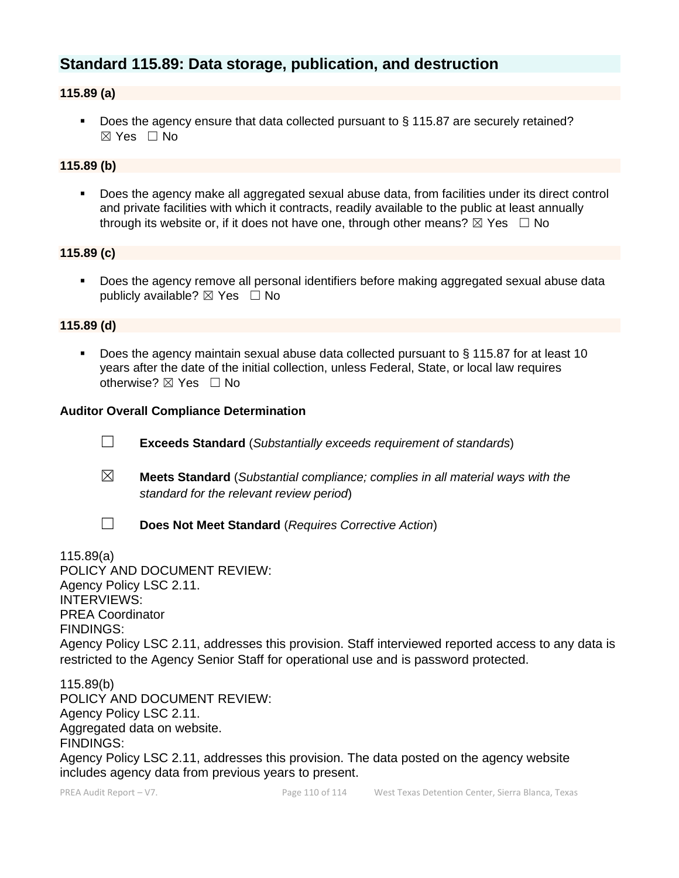## Standard 115.89: Data storage, publication, and destruction

### 115.89 (a)

- Does the agency ensure that data collected pursuant to § 115.87 are securely retained? ☒ Yes ☐ No

### 115.89 (b)

- Does the agency make all aggregated sexual abuse data, from facilities under its direct control and private facilities with which it contracts, readily available to the public at least annually through its website or, if it does not have one, through other means? ☒ Yes ☐ No

### 115.89 (c)

- Does the agency remove all personal identifiers before making aggregated sexual abuse data publicly available? ☒ Yes ☐ No

### 115.89 (d)

- Does the agency maintain sexual abuse data collected pursuant to § 115.87 for at least 10 years after the date of the initial collection, unless Federal, State, or local law requires otherwise? ☒ Yes ☐ No

**Auditor Overall Compliance Determination**

☐ **Exceeds Standard** (*Substantially exceeds requirement of standards*)

☒ **Meets Standard** (*Substantial compliance; complies in all material ways with the standard for the relevant review period*)

☐ **Does Not Meet Standard** (*Requires Corrective Action*)

115.89(a)
POLICY AND DOCUMENT REVIEW:
Agency Policy LSC 2.11.
INTERVIEWS:
PREA Coordinator
FINDINGS:
Agency Policy LSC 2.11, addresses this provision. Staff interviewed reported access to any data is restricted to the Agency Senior Staff for operational use and is password protected.

115.89(b)
POLICY AND DOCUMENT REVIEW:
Agency Policy LSC 2.11.
Aggregated data on website.
FINDINGS:
Agency Policy LSC 2.11, addresses this provision. The data posted on the agency website includes agency data from previous years to present.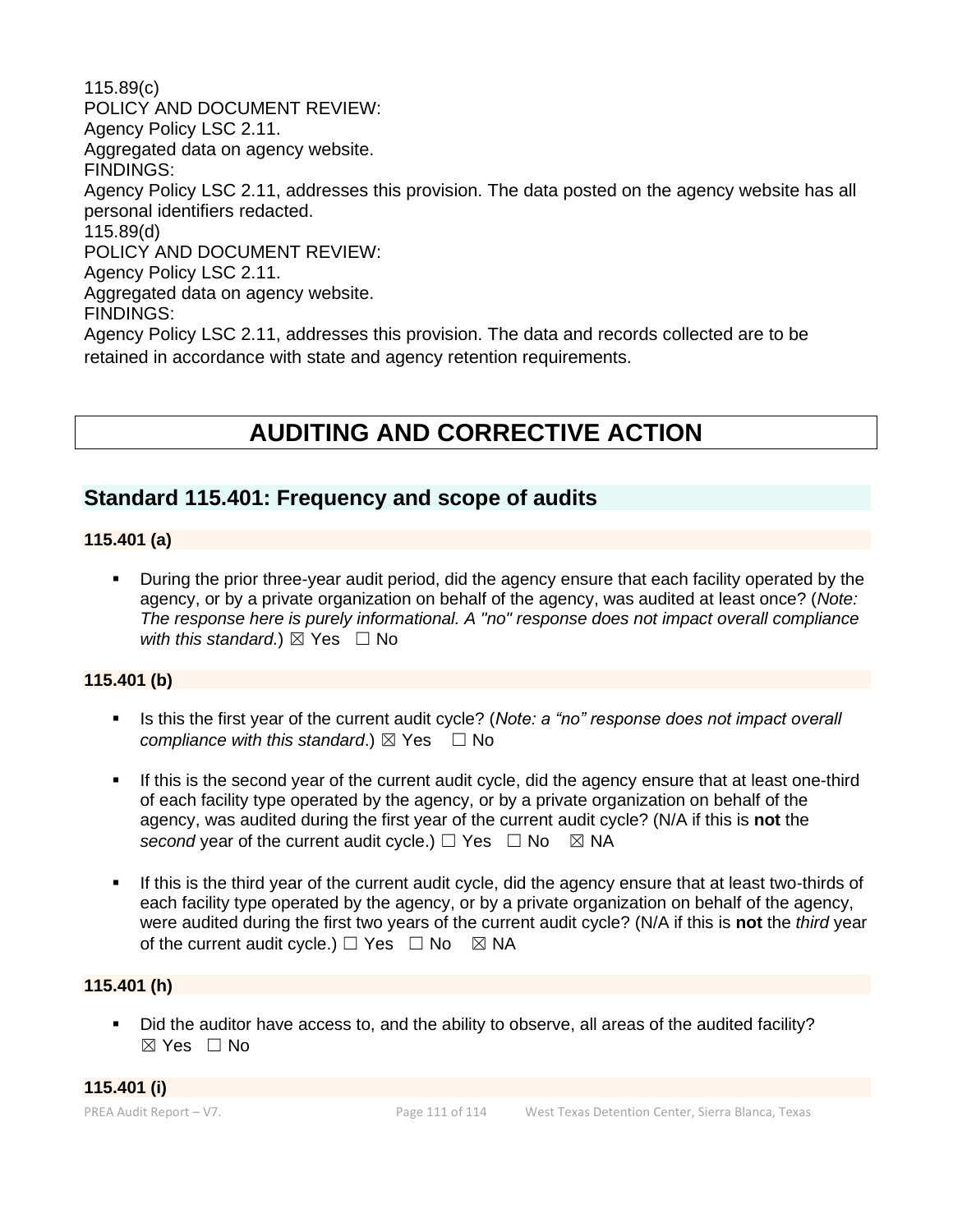115.89(c)
POLICY AND DOCUMENT REVIEW:
Agency Policy LSC 2.11.
Aggregated data on agency website.
FINDINGS:
Agency Policy LSC 2.11, addresses this provision. The data posted on the agency website has all personal identifiers redacted.
115.89(d)
POLICY AND DOCUMENT REVIEW:
Agency Policy LSC 2.11.
Aggregated data on agency website.
FINDINGS:
Agency Policy LSC 2.11, addresses this provision. The data and records collected are to be retained in accordance with state and agency retention requirements.

# AUDITING AND CORRECTIVE ACTION

## Standard 115.401: Frequency and scope of audits

### 115.401 (a)

- During the prior three-year audit period, did the agency ensure that each facility operated by the agency, or by a private organization on behalf of the agency, was audited at least once? (*Note: The response here is purely informational. A "no" response does not impact overall compliance with this standard.*) ☒ Yes ☐ No

### 115.401 (b)

- Is this the first year of the current audit cycle? (*Note: a "no" response does not impact overall compliance with this standard*.) ☒ Yes ☐ No

- If this is the second year of the current audit cycle, did the agency ensure that at least one-third of each facility type operated by the agency, or by a private organization on behalf of the agency, was audited during the first year of the current audit cycle? (N/A if this is **not** the *second* year of the current audit cycle.) ☐ Yes ☐ No ☒ NA

- If this is the third year of the current audit cycle, did the agency ensure that at least two-thirds of each facility type operated by the agency, or by a private organization on behalf of the agency, were audited during the first two years of the current audit cycle? (N/A if this is **not** the *third* year of the current audit cycle.) ☐ Yes ☐ No ☒ NA

### 115.401 (h)

- Did the auditor have access to, and the ability to observe, all areas of the audited facility? ☒ Yes ☐ No

### 115.401 (i)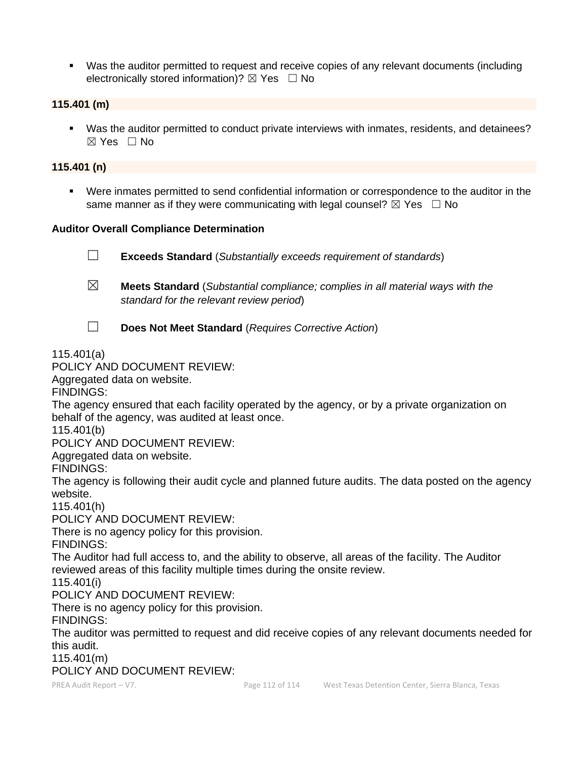- Was the auditor permitted to request and receive copies of any relevant documents (including electronically stored information)? ☒ Yes ☐ No

**115.401 (m)**

- Was the auditor permitted to conduct private interviews with inmates, residents, and detainees? ☒ Yes ☐ No

**115.401 (n)**

- Were inmates permitted to send confidential information or correspondence to the auditor in the same manner as if they were communicating with legal counsel? ☒ Yes ☐ No

**Auditor Overall Compliance Determination**

☐ **Exceeds Standard** (*Substantially exceeds requirement of standards*)

☒ **Meets Standard** (*Substantial compliance; complies in all material ways with the standard for the relevant review period*)

☐ **Does Not Meet Standard** (*Requires Corrective Action*)

115.401(a)
POLICY AND DOCUMENT REVIEW:
Aggregated data on website.
FINDINGS:
The agency ensured that each facility operated by the agency, or by a private organization on behalf of the agency, was audited at least once.
115.401(b)
POLICY AND DOCUMENT REVIEW:
Aggregated data on website.
FINDINGS:
The agency is following their audit cycle and planned future audits. The data posted on the agency website.
115.401(h)
POLICY AND DOCUMENT REVIEW:
There is no agency policy for this provision.
FINDINGS:
The Auditor had full access to, and the ability to observe, all areas of the facility. The Auditor reviewed areas of this facility multiple times during the onsite review.
115.401(i)
POLICY AND DOCUMENT REVIEW:
There is no agency policy for this provision.
FINDINGS:
The auditor was permitted to request and did receive copies of any relevant documents needed for this audit.
115.401(m)
POLICY AND DOCUMENT REVIEW: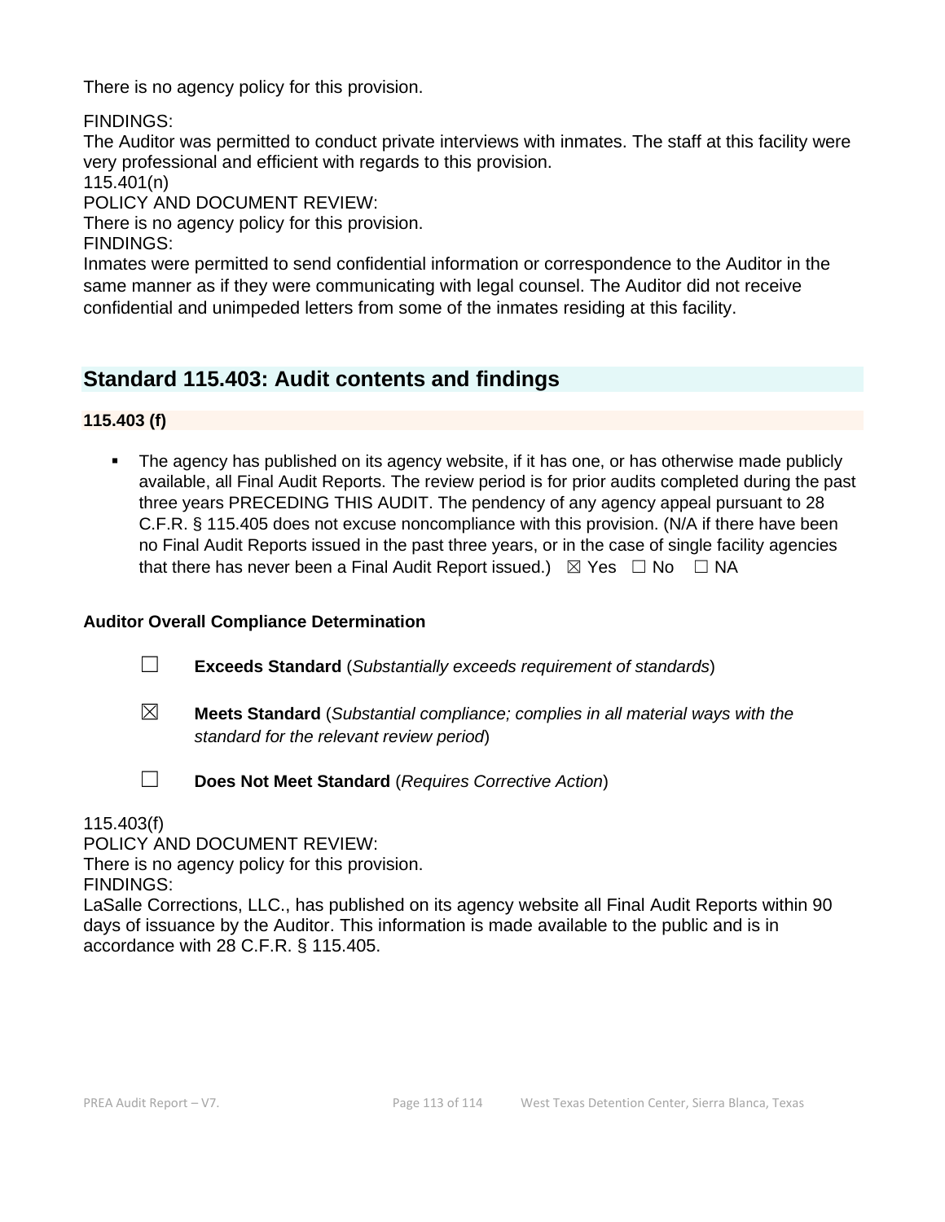There is no agency policy for this provision.

FINDINGS:
The Auditor was permitted to conduct private interviews with inmates. The staff at this facility were very professional and efficient with regards to this provision.
115.401(n)
POLICY AND DOCUMENT REVIEW:
There is no agency policy for this provision.
FINDINGS:
Inmates were permitted to send confidential information or correspondence to the Auditor in the same manner as if they were communicating with legal counsel. The Auditor did not receive confidential and unimpeded letters from some of the inmates residing at this facility.

## Standard 115.403: Audit contents and findings

### 115.403 (f)

- The agency has published on its agency website, if it has one, or has otherwise made publicly available, all Final Audit Reports. The review period is for prior audits completed during the past three years PRECEDING THIS AUDIT. The pendency of any agency appeal pursuant to 28 C.F.R. § 115.405 does not excuse noncompliance with this provision. (N/A if there have been no Final Audit Reports issued in the past three years, or in the case of single facility agencies that there has never been a Final Audit Report issued.) ☒ Yes ☐ No ☐ NA

**Auditor Overall Compliance Determination**

☐ **Exceeds Standard** (*Substantially exceeds requirement of standards*)

☒ **Meets Standard** (*Substantial compliance; complies in all material ways with the standard for the relevant review period*)

☐ **Does Not Meet Standard** (*Requires Corrective Action*)

115.403(f)
POLICY AND DOCUMENT REVIEW:
There is no agency policy for this provision.
FINDINGS:
LaSalle Corrections, LLC., has published on its agency website all Final Audit Reports within 90 days of issuance by the Auditor. This information is made available to the public and is in accordance with 28 C.F.R. § 115.405.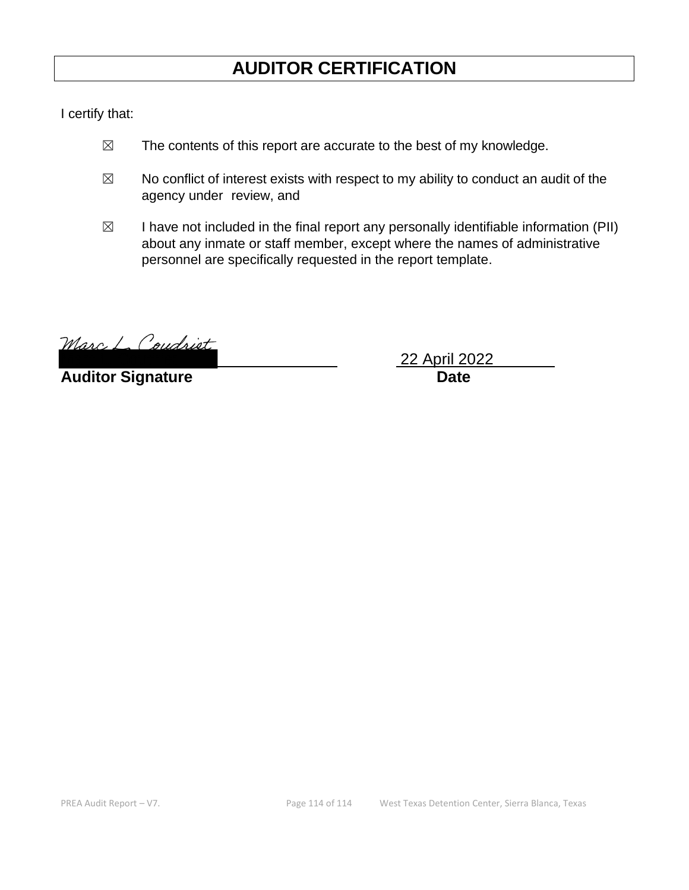# AUDITOR CERTIFICATION

I certify that:

☒ The contents of this report are accurate to the best of my knowledge.

☒ No conflict of interest exists with respect to my ability to conduct an audit of the agency under review, and

☒ I have not included in the final report any personally identifiable information (PII) about any inmate or staff member, except where the names of administrative personnel are specifically requested in the report template.

Marc L. Coudriet ______________________ 22 April 2022

**Auditor Signature** **Date**